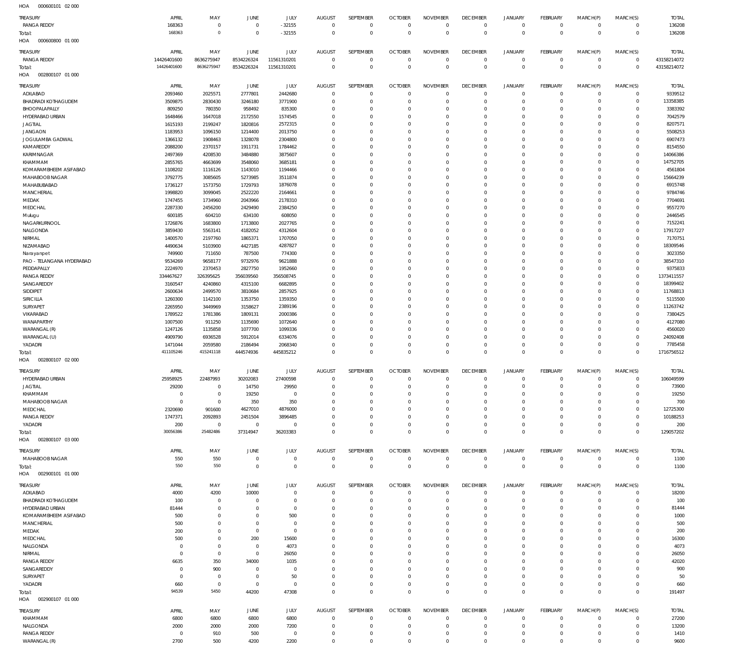HOA 000600101 02 000

| TREASURY | APRIL | MAY | JUNE | JULY | AUGUST | SEPTEMBER | OCTOBER | NOVEMBER | DECEMBER | JANUARY | FEBRUARY | MARCH(P) | MARCH(S) | TOTAL |
|---|---|---|---|---|---|---|---|---|---|---|---|---|---|---|
| RANGA REDDY | 168363 | 0 | 0 | - 32155 | 0 | 0 | 0 | 0 | 0 | 0 | 0 | 0 | 0 | 136208 |
| Total: | 168363 | 0 | 0 | - 32155 | 0 | 0 | 0 | 0 | 0 | 0 | 0 | 0 | 0 | 136208 |

HOA 000600800 01 000

| TREASURY | APRIL | MAY | JUNE | JULY | AUGUST | SEPTEMBER | OCTOBER | NOVEMBER | DECEMBER | JANUARY | FEBRUARY | MARCH(P) | MARCH(S) | TOTAL |
|---|---|---|---|---|---|---|---|---|---|---|---|---|---|---|
| RANGA REDDY | 14426401600 | 8636275947 | 8534226324 | 11561310201 | 0 | 0 | 0 | 0 | 0 | 0 | 0 | 0 | 0 | 43158214072 |
| Total: | 14426401600 | 8636275947 | 8534226324 | 11561310201 | 0 | 0 | 0 | 0 | 0 | 0 | 0 | 0 | 0 | 43158214072 |

HOA 002800107 01 000

| TREASURY | APRIL | MAY | JUNE | JULY | AUGUST | SEPTEMBER | OCTOBER | NOVEMBER | DECEMBER | JANUARY | FEBRUARY | MARCH(P) | MARCH(S) | TOTAL |
|---|---|---|---|---|---|---|---|---|---|---|---|---|---|---|
| ADILABAD | 2093460 | 2025571 | 2777801 | 2442680 | 0 | 0 | 0 | 0 | 0 | 0 | 0 | 0 | 0 | 9339512 |
| BHADRADI KOTHAGUDEM | 3509875 | 2830430 | 3246180 | 3771900 | 0 | 0 | 0 | 0 | 0 | 0 | 0 | 0 | 0 | 13358385 |
| BHOOPALAPALLY | 809250 | 780350 | 958492 | 835300 | 0 | 0 | 0 | 0 | 0 | 0 | 0 | 0 | 0 | 3383392 |
| HYDERABAD URBAN | 1648466 | 1647018 | 2172550 | 1574545 | 0 | 0 | 0 | 0 | 0 | 0 | 0 | 0 | 0 | 7042579 |
| JAGTIAL | 1615193 | 2199247 | 1820816 | 2572315 | 0 | 0 | 0 | 0 | 0 | 0 | 0 | 0 | 0 | 8207571 |
| JANGAON | 1183953 | 1096150 | 1214400 | 2013750 | 0 | 0 | 0 | 0 | 0 | 0 | 0 | 0 | 0 | 5508253 |
| JOGULAMBA GADWAL | 1366132 | 1908463 | 1328078 | 2304800 | 0 | 0 | 0 | 0 | 0 | 0 | 0 | 0 | 0 | 6907473 |
| KAMAREDDY | 2088200 | 2370157 | 1911731 | 1784462 | 0 | 0 | 0 | 0 | 0 | 0 | 0 | 0 | 0 | 8154550 |
| KARIMNAGAR | 2497369 | 4208530 | 3484880 | 3875607 | 0 | 0 | 0 | 0 | 0 | 0 | 0 | 0 | 0 | 14066386 |
| KHAMMAM | 2855765 | 4663699 | 3548060 | 3685181 | 0 | 0 | 0 | 0 | 0 | 0 | 0 | 0 | 0 | 14752705 |
| KOMARAMBHEEM ASIFABAD | 1108202 | 1116126 | 1143010 | 1194466 | 0 | 0 | 0 | 0 | 0 | 0 | 0 | 0 | 0 | 4561804 |
| MAHABOOB NAGAR | 3792775 | 3085605 | 5273985 | 3511874 | 0 | 0 | 0 | 0 | 0 | 0 | 0 | 0 | 0 | 15664239 |
| MAHABUBABAD | 1736127 | 1573750 | 1729793 | 1876078 | 0 | 0 | 0 | 0 | 0 | 0 | 0 | 0 | 0 | 6915748 |
| MANCHERIAL | 1998820 | 3099045 | 2522220 | 2164661 | 0 | 0 | 0 | 0 | 0 | 0 | 0 | 0 | 0 | 9784746 |
| MEDAK | 1747455 | 1734960 | 2043966 | 2178310 | 0 | 0 | 0 | 0 | 0 | 0 | 0 | 0 | 0 | 7704691 |
| MEDCHAL | 2287330 | 2456200 | 2429490 | 2384250 | 0 | 0 | 0 | 0 | 0 | 0 | 0 | 0 | 0 | 9557270 |
| Mulugu | 600185 | 604210 | 634100 | 608050 | 0 | 0 | 0 | 0 | 0 | 0 | 0 | 0 | 0 | 2446545 |
| NAGARKURNOOL | 1726876 | 1683800 | 1713800 | 2027765 | 0 | 0 | 0 | 0 | 0 | 0 | 0 | 0 | 0 | 7152241 |
| NALGONDA | 3859430 | 5563141 | 4182052 | 4312604 | 0 | 0 | 0 | 0 | 0 | 0 | 0 | 0 | 0 | 17917227 |
| NIRMAL | 1400570 | 2197760 | 1865371 | 1707050 | 0 | 0 | 0 | 0 | 0 | 0 | 0 | 0 | 0 | 7170751 |
| NIZAMABAD | 4490634 | 5103900 | 4427185 | 4287827 | 0 | 0 | 0 | 0 | 0 | 0 | 0 | 0 | 0 | 18309546 |
| Narayanpet | 749900 | 711650 | 787500 | 774300 | 0 | 0 | 0 | 0 | 0 | 0 | 0 | 0 | 0 | 3023350 |
| PAO - TELANGANA HYDERABAD | 9534269 | 9658177 | 9732976 | 9621888 | 0 | 0 | 0 | 0 | 0 | 0 | 0 | 0 | 0 | 38547310 |
| PEDDAPALLY | 2224970 | 2370453 | 2827750 | 1952660 | 0 | 0 | 0 | 0 | 0 | 0 | 0 | 0 | 0 | 9375833 |
| RANGA REDDY | 334467627 | 326395625 | 356039560 | 356508745 | 0 | 0 | 0 | 0 | 0 | 0 | 0 | 0 | 0 | 1373411557 |
| SANGAREDDY | 3160547 | 4240860 | 4315100 | 6682895 | 0 | 0 | 0 | 0 | 0 | 0 | 0 | 0 | 0 | 18399402 |
| SIDDIPET | 2600634 | 2499570 | 3810684 | 2857925 | 0 | 0 | 0 | 0 | 0 | 0 | 0 | 0 | 0 | 11768813 |
| SIRICILLA | 1260300 | 1142100 | 1353750 | 1359350 | 0 | 0 | 0 | 0 | 0 | 0 | 0 | 0 | 0 | 5115500 |
| SURYAPET | 2265950 | 3449969 | 3158627 | 2389196 | 0 | 0 | 0 | 0 | 0 | 0 | 0 | 0 | 0 | 11263742 |
| VIKARABAD | 1789522 | 1781386 | 1809131 | 2000386 | 0 | 0 | 0 | 0 | 0 | 0 | 0 | 0 | 0 | 7380425 |
| WANAPARTHY | 1007500 | 911250 | 1135690 | 1072640 | 0 | 0 | 0 | 0 | 0 | 0 | 0 | 0 | 0 | 4127080 |
| WARANGAL (R) | 1247126 | 1135858 | 1077700 | 1099336 | 0 | 0 | 0 | 0 | 0 | 0 | 0 | 0 | 0 | 4560020 |
| WARANGAL (U) | 4909790 | 6936528 | 5912014 | 6334076 | 0 | 0 | 0 | 0 | 0 | 0 | 0 | 0 | 0 | 24092408 |
| YADADRI | 1471044 | 2059580 | 2186494 | 2068340 | 0 | 0 | 0 | 0 | 0 | 0 | 0 | 0 | 0 | 7785458 |
| Total: | 411105246 | 415241118 | 444574936 | 445835212 | 0 | 0 | 0 | 0 | 0 | 0 | 0 | 0 | 0 | 1716756512 |

HOA 002800107 02 000

| TREASURY | APRIL | MAY | JUNE | JULY | AUGUST | SEPTEMBER | OCTOBER | NOVEMBER | DECEMBER | JANUARY | FEBRUARY | MARCH(P) | MARCH(S) | TOTAL |
|---|---|---|---|---|---|---|---|---|---|---|---|---|---|---|
| HYDERABAD URBAN | 25958925 | 22487993 | 30202083 | 27400598 | 0 | 0 | 0 | 0 | 0 | 0 | 0 | 0 | 0 | 106049599 |
| JAGTIAL | 29200 | 0 | 14750 | 29950 | 0 | 0 | 0 | 0 | 0 | 0 | 0 | 0 | 0 | 73900 |
| KHAMMAM | 0 | 0 | 19250 | 0 | 0 | 0 | 0 | 0 | 0 | 0 | 0 | 0 | 0 | 19250 |
| MAHABOOB NAGAR | 0 | 0 | 350 | 350 | 0 | 0 | 0 | 0 | 0 | 0 | 0 | 0 | 0 | 700 |
| MEDCHAL | 2320690 | 901600 | 4627010 | 4876000 | 0 | 0 | 0 | 0 | 0 | 0 | 0 | 0 | 0 | 12725300 |
| RANGA REDDY | 1747371 | 2092893 | 2451504 | 3896485 | 0 | 0 | 0 | 0 | 0 | 0 | 0 | 0 | 0 | 10188253 |
| YADADRI | 200 | 0 | 0 | 0 | 0 | 0 | 0 | 0 | 0 | 0 | 0 | 0 | 0 | 200 |
| Total: | 30056386 | 25482486 | 37314947 | 36203383 | 0 | 0 | 0 | 0 | 0 | 0 | 0 | 0 | 0 | 129057202 |

HOA 002800107 03 000

| TREASURY | APRIL | MAY | JUNE | JULY | AUGUST | SEPTEMBER | OCTOBER | NOVEMBER | DECEMBER | JANUARY | FEBRUARY | MARCH(P) | MARCH(S) | TOTAL |
|---|---|---|---|---|---|---|---|---|---|---|---|---|---|---|
| MAHABOOB NAGAR | 550 | 550 | 0 | 0 | 0 | 0 | 0 | 0 | 0 | 0 | 0 | 0 | 0 | 1100 |
| Total: | 550 | 550 | 0 | 0 | 0 | 0 | 0 | 0 | 0 | 0 | 0 | 0 | 0 | 1100 |

HOA 002900101 01 000

| TREASURY | APRIL | MAY | JUNE | JULY | AUGUST | SEPTEMBER | OCTOBER | NOVEMBER | DECEMBER | JANUARY | FEBRUARY | MARCH(P) | MARCH(S) | TOTAL |
|---|---|---|---|---|---|---|---|---|---|---|---|---|---|---|
| ADILABAD | 4000 | 4200 | 10000 | 0 | 0 | 0 | 0 | 0 | 0 | 0 | 0 | 0 | 0 | 18200 |
| BHADRADI KOTHAGUDEM | 100 | 0 | 0 | 0 | 0 | 0 | 0 | 0 | 0 | 0 | 0 | 0 | 0 | 100 |
| HYDERABAD URBAN | 81444 | 0 | 0 | 0 | 0 | 0 | 0 | 0 | 0 | 0 | 0 | 0 | 0 | 81444 |
| KOMARAMBHEEM ASIFABAD | 500 | 0 | 0 | 500 | 0 | 0 | 0 | 0 | 0 | 0 | 0 | 0 | 0 | 1000 |
| MANCHERIAL | 500 | 0 | 0 | 0 | 0 | 0 | 0 | 0 | 0 | 0 | 0 | 0 | 0 | 500 |
| MEDAK | 200 | 0 | 0 | 0 | 0 | 0 | 0 | 0 | 0 | 0 | 0 | 0 | 0 | 200 |
| MEDCHAL | 500 | 0 | 200 | 15600 | 0 | 0 | 0 | 0 | 0 | 0 | 0 | 0 | 0 | 16300 |
| NALGONDA | 0 | 0 | 0 | 4073 | 0 | 0 | 0 | 0 | 0 | 0 | 0 | 0 | 0 | 4073 |
| NIRMAL | 0 | 0 | 0 | 26050 | 0 | 0 | 0 | 0 | 0 | 0 | 0 | 0 | 0 | 26050 |
| RANGA REDDY | 6635 | 350 | 34000 | 1035 | 0 | 0 | 0 | 0 | 0 | 0 | 0 | 0 | 0 | 42020 |
| SANGAREDDY | 0 | 900 | 0 | 0 | 0 | 0 | 0 | 0 | 0 | 0 | 0 | 0 | 0 | 900 |
| SURYAPET | 0 | 0 | 0 | 50 | 0 | 0 | 0 | 0 | 0 | 0 | 0 | 0 | 0 | 50 |
| YADADRI | 660 | 0 | 0 | 0 | 0 | 0 | 0 | 0 | 0 | 0 | 0 | 0 | 0 | 660 |
| Total: | 94539 | 5450 | 44200 | 47308 | 0 | 0 | 0 | 0 | 0 | 0 | 0 | 0 | 0 | 191497 |

HOA 002900107 01 000

| TREASURY | APRIL | MAY | JUNE | JULY | AUGUST | SEPTEMBER | OCTOBER | NOVEMBER | DECEMBER | JANUARY | FEBRUARY | MARCH(P) | MARCH(S) | TOTAL |
|---|---|---|---|---|---|---|---|---|---|---|---|---|---|---|
| KHAMMAM | 6800 | 6800 | 6800 | 6800 | 0 | 0 | 0 | 0 | 0 | 0 | 0 | 0 | 0 | 27200 |
| NALGONDA | 2000 | 2000 | 2000 | 7200 | 0 | 0 | 0 | 0 | 0 | 0 | 0 | 0 | 0 | 13200 |
| RANGA REDDY | 0 | 910 | 500 | 0 | 0 | 0 | 0 | 0 | 0 | 0 | 0 | 0 | 0 | 1410 |
| WARANGAL (R) | 2700 | 500 | 4200 | 2200 | 0 | 0 | 0 | 0 | 0 | 0 | 0 | 0 | 0 | 9600 |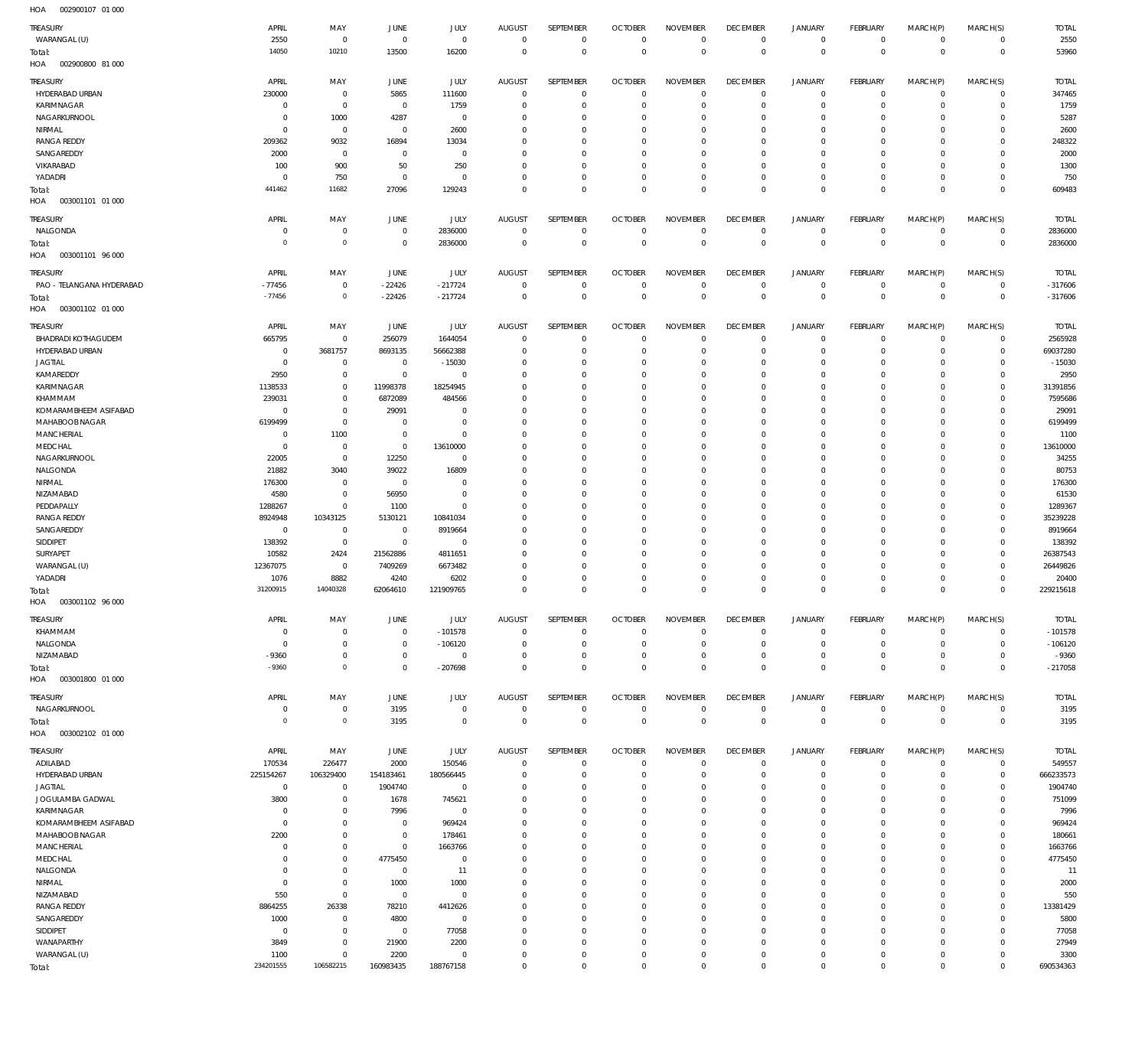HOA 002900107 01 000

| TREASURY | APRIL | MAY | JUNE | JULY | AUGUST | SEPTEMBER | OCTOBER | NOVEMBER | DECEMBER | JANUARY | FEBRUARY | MARCH(P) | MARCH(S) | TOTAL |
|---|---|---|---|---|---|---|---|---|---|---|---|---|---|---|
| WARANGAL (U) | 2550 | 0 | 0 | 0 | 0 | 0 | 0 | 0 | 0 | 0 | 0 | 0 | 0 | 2550 |
| Total: | 14050 | 10210 | 13500 | 16200 | 0 | 0 | 0 | 0 | 0 | 0 | 0 | 0 | 0 | 53960 |

HOA 002900800 81 000

| TREASURY | APRIL | MAY | JUNE | JULY | AUGUST | SEPTEMBER | OCTOBER | NOVEMBER | DECEMBER | JANUARY | FEBRUARY | MARCH(P) | MARCH(S) | TOTAL |
|---|---|---|---|---|---|---|---|---|---|---|---|---|---|---|
| HYDERABAD URBAN | 230000 | 0 | 5865 | 111600 | 0 | 0 | 0 | 0 | 0 | 0 | 0 | 0 | 0 | 347465 |
| KARIMNAGAR | 0 | 0 | 0 | 1759 | 0 | 0 | 0 | 0 | 0 | 0 | 0 | 0 | 0 | 1759 |
| NAGARKURNOOL | 0 | 1000 | 4287 | 0 | 0 | 0 | 0 | 0 | 0 | 0 | 0 | 0 | 0 | 5287 |
| NIRMAL | 0 | 0 | 0 | 2600 | 0 | 0 | 0 | 0 | 0 | 0 | 0 | 0 | 0 | 2600 |
| RANGA REDDY | 209362 | 9032 | 16894 | 13034 | 0 | 0 | 0 | 0 | 0 | 0 | 0 | 0 | 0 | 248322 |
| SANGAREDDY | 2000 | 0 | 0 | 0 | 0 | 0 | 0 | 0 | 0 | 0 | 0 | 0 | 0 | 2000 |
| VIKARABAD | 100 | 900 | 50 | 250 | 0 | 0 | 0 | 0 | 0 | 0 | 0 | 0 | 0 | 1300 |
| YADADRI | 0 | 750 | 0 | 0 | 0 | 0 | 0 | 0 | 0 | 0 | 0 | 0 | 0 | 750 |
| Total: | 441462 | 11682 | 27096 | 129243 | 0 | 0 | 0 | 0 | 0 | 0 | 0 | 0 | 0 | 609483 |

HOA 003001101 01 000

| TREASURY | APRIL | MAY | JUNE | JULY | AUGUST | SEPTEMBER | OCTOBER | NOVEMBER | DECEMBER | JANUARY | FEBRUARY | MARCH(P) | MARCH(S) | TOTAL |
|---|---|---|---|---|---|---|---|---|---|---|---|---|---|---|
| NALGONDA | 0 | 0 | 0 | 2836000 | 0 | 0 | 0 | 0 | 0 | 0 | 0 | 0 | 0 | 2836000 |
| Total: | 0 | 0 | 0 | 2836000 | 0 | 0 | 0 | 0 | 0 | 0 | 0 | 0 | 0 | 2836000 |

HOA 003001101 96 000

| TREASURY | APRIL | MAY | JUNE | JULY | AUGUST | SEPTEMBER | OCTOBER | NOVEMBER | DECEMBER | JANUARY | FEBRUARY | MARCH(P) | MARCH(S) | TOTAL |
|---|---|---|---|---|---|---|---|---|---|---|---|---|---|---|
| PAO - TELANGANA HYDERABAD | -77456 | 0 | -22426 | -217724 | 0 | 0 | 0 | 0 | 0 | 0 | 0 | 0 | 0 | -317606 |
| Total: | -77456 | 0 | -22426 | -217724 | 0 | 0 | 0 | 0 | 0 | 0 | 0 | 0 | 0 | -317606 |

HOA 003001102 01 000

| TREASURY | APRIL | MAY | JUNE | JULY | AUGUST | SEPTEMBER | OCTOBER | NOVEMBER | DECEMBER | JANUARY | FEBRUARY | MARCH(P) | MARCH(S) | TOTAL |
|---|---|---|---|---|---|---|---|---|---|---|---|---|---|---|
| BHADRADI KOTHAGUDEM | 665795 | 0 | 256079 | 1644054 | 0 | 0 | 0 | 0 | 0 | 0 | 0 | 0 | 0 | 2565928 |
| HYDERABAD URBAN | 0 | 3681757 | 8693135 | 56662388 | 0 | 0 | 0 | 0 | 0 | 0 | 0 | 0 | 0 | 69037280 |
| JAGTIAL | 0 | 0 | 0 | -15030 | 0 | 0 | 0 | 0 | 0 | 0 | 0 | 0 | 0 | -15030 |
| KAMAREDDY | 2950 | 0 | 0 | 0 | 0 | 0 | 0 | 0 | 0 | 0 | 0 | 0 | 0 | 2950 |
| KARIMNAGAR | 1138533 | 0 | 11998378 | 18254945 | 0 | 0 | 0 | 0 | 0 | 0 | 0 | 0 | 0 | 31391856 |
| KHAMMAM | 239031 | 0 | 6872089 | 484566 | 0 | 0 | 0 | 0 | 0 | 0 | 0 | 0 | 0 | 7595686 |
| KOMARAMBHEEM ASIFABAD | 0 | 0 | 29091 | 0 | 0 | 0 | 0 | 0 | 0 | 0 | 0 | 0 | 0 | 29091 |
| MAHABOOBNAGAR | 6199499 | 0 | 0 | 0 | 0 | 0 | 0 | 0 | 0 | 0 | 0 | 0 | 0 | 6199499 |
| MANCHERIAL | 0 | 1100 | 0 | 0 | 0 | 0 | 0 | 0 | 0 | 0 | 0 | 0 | 0 | 1100 |
| MEDCHAL | 0 | 0 | 0 | 13610000 | 0 | 0 | 0 | 0 | 0 | 0 | 0 | 0 | 0 | 13610000 |
| NAGARKURNOOL | 22005 | 0 | 12250 | 0 | 0 | 0 | 0 | 0 | 0 | 0 | 0 | 0 | 0 | 34255 |
| NALGONDA | 21882 | 3040 | 39022 | 16809 | 0 | 0 | 0 | 0 | 0 | 0 | 0 | 0 | 0 | 80753 |
| NIRMAL | 176300 | 0 | 0 | 0 | 0 | 0 | 0 | 0 | 0 | 0 | 0 | 0 | 0 | 176300 |
| NIZAMABAD | 4580 | 0 | 56950 | 0 | 0 | 0 | 0 | 0 | 0 | 0 | 0 | 0 | 0 | 61530 |
| PEDDAPALLY | 1288267 | 0 | 1100 | 0 | 0 | 0 | 0 | 0 | 0 | 0 | 0 | 0 | 0 | 1289367 |
| RANGA REDDY | 8924948 | 10343125 | 5130121 | 10841034 | 0 | 0 | 0 | 0 | 0 | 0 | 0 | 0 | 0 | 35239228 |
| SANGAREDDY | 0 | 0 | 0 | 8919664 | 0 | 0 | 0 | 0 | 0 | 0 | 0 | 0 | 0 | 8919664 |
| SIDDIPET | 138392 | 0 | 0 | 0 | 0 | 0 | 0 | 0 | 0 | 0 | 0 | 0 | 0 | 138392 |
| SURYAPET | 10582 | 2424 | 21562886 | 4811651 | 0 | 0 | 0 | 0 | 0 | 0 | 0 | 0 | 0 | 26387543 |
| WARANGAL (U) | 12367075 | 0 | 7409269 | 6673482 | 0 | 0 | 0 | 0 | 0 | 0 | 0 | 0 | 0 | 26449826 |
| YADADRI | 1076 | 8882 | 4240 | 6202 | 0 | 0 | 0 | 0 | 0 | 0 | 0 | 0 | 0 | 20400 |
| Total: | 31200915 | 14040328 | 62064610 | 121909765 | 0 | 0 | 0 | 0 | 0 | 0 | 0 | 0 | 0 | 229215618 |

HOA 003001102 96 000

| TREASURY | APRIL | MAY | JUNE | JULY | AUGUST | SEPTEMBER | OCTOBER | NOVEMBER | DECEMBER | JANUARY | FEBRUARY | MARCH(P) | MARCH(S) | TOTAL |
|---|---|---|---|---|---|---|---|---|---|---|---|---|---|---|
| KHAMMAM | 0 | 0 | 0 | -101578 | 0 | 0 | 0 | 0 | 0 | 0 | 0 | 0 | 0 | -101578 |
| NALGONDA | 0 | 0 | 0 | -106120 | 0 | 0 | 0 | 0 | 0 | 0 | 0 | 0 | 0 | -106120 |
| NIZAMABAD | -9360 | 0 | 0 | 0 | 0 | 0 | 0 | 0 | 0 | 0 | 0 | 0 | 0 | -9360 |
| Total: | -9360 | 0 | 0 | -207698 | 0 | 0 | 0 | 0 | 0 | 0 | 0 | 0 | 0 | -217058 |

HOA 003001800 01 000

| TREASURY | APRIL | MAY | JUNE | JULY | AUGUST | SEPTEMBER | OCTOBER | NOVEMBER | DECEMBER | JANUARY | FEBRUARY | MARCH(P) | MARCH(S) | TOTAL |
|---|---|---|---|---|---|---|---|---|---|---|---|---|---|---|
| NAGARKURNOOL | 0 | 0 | 3195 | 0 | 0 | 0 | 0 | 0 | 0 | 0 | 0 | 0 | 0 | 3195 |
| Total: | 0 | 0 | 3195 | 0 | 0 | 0 | 0 | 0 | 0 | 0 | 0 | 0 | 0 | 3195 |

HOA 003002102 01 000

| TREASURY | APRIL | MAY | JUNE | JULY | AUGUST | SEPTEMBER | OCTOBER | NOVEMBER | DECEMBER | JANUARY | FEBRUARY | MARCH(P) | MARCH(S) | TOTAL |
|---|---|---|---|---|---|---|---|---|---|---|---|---|---|---|
| ADILABAD | 170534 | 226477 | 2000 | 150546 | 0 | 0 | 0 | 0 | 0 | 0 | 0 | 0 | 0 | 549557 |
| HYDERABAD URBAN | 225154267 | 106329400 | 154183461 | 180566445 | 0 | 0 | 0 | 0 | 0 | 0 | 0 | 0 | 0 | 666233573 |
| JAGTIAL | 0 | 0 | 1904740 | 0 | 0 | 0 | 0 | 0 | 0 | 0 | 0 | 0 | 0 | 1904740 |
| JOGULAMBA GADWAL | 3800 | 0 | 1678 | 745621 | 0 | 0 | 0 | 0 | 0 | 0 | 0 | 0 | 0 | 751099 |
| KARIMNAGAR | 0 | 0 | 7996 | 0 | 0 | 0 | 0 | 0 | 0 | 0 | 0 | 0 | 0 | 7996 |
| KOMARAMBHEEM ASIFABAD | 0 | 0 | 0 | 969424 | 0 | 0 | 0 | 0 | 0 | 0 | 0 | 0 | 0 | 969424 |
| MAHABOOBNAGAR | 2200 | 0 | 0 | 178461 | 0 | 0 | 0 | 0 | 0 | 0 | 0 | 0 | 0 | 180661 |
| MANCHERIAL | 0 | 0 | 0 | 1663766 | 0 | 0 | 0 | 0 | 0 | 0 | 0 | 0 | 0 | 1663766 |
| MEDCHAL | 0 | 0 | 4775450 | 0 | 0 | 0 | 0 | 0 | 0 | 0 | 0 | 0 | 0 | 4775450 |
| NALGONDA | 0 | 0 | 0 | 11 | 0 | 0 | 0 | 0 | 0 | 0 | 0 | 0 | 0 | 11 |
| NIRMAL | 0 | 0 | 1000 | 1000 | 0 | 0 | 0 | 0 | 0 | 0 | 0 | 0 | 0 | 2000 |
| NIZAMABAD | 550 | 0 | 0 | 0 | 0 | 0 | 0 | 0 | 0 | 0 | 0 | 0 | 0 | 550 |
| RANGA REDDY | 8864255 | 26338 | 78210 | 4412626 | 0 | 0 | 0 | 0 | 0 | 0 | 0 | 0 | 0 | 13381429 |
| SANGAREDDY | 1000 | 0 | 4800 | 0 | 0 | 0 | 0 | 0 | 0 | 0 | 0 | 0 | 0 | 5800 |
| SIDDIPET | 0 | 0 | 0 | 77058 | 0 | 0 | 0 | 0 | 0 | 0 | 0 | 0 | 0 | 77058 |
| WANAPARTHY | 3849 | 0 | 21900 | 2200 | 0 | 0 | 0 | 0 | 0 | 0 | 0 | 0 | 0 | 27949 |
| WARANGAL (U) | 1100 | 0 | 2200 | 0 | 0 | 0 | 0 | 0 | 0 | 0 | 0 | 0 | 0 | 3300 |
| Total: | 234201555 | 106582215 | 160983435 | 188767158 | 0 | 0 | 0 | 0 | 0 | 0 | 0 | 0 | 0 | 690534363 |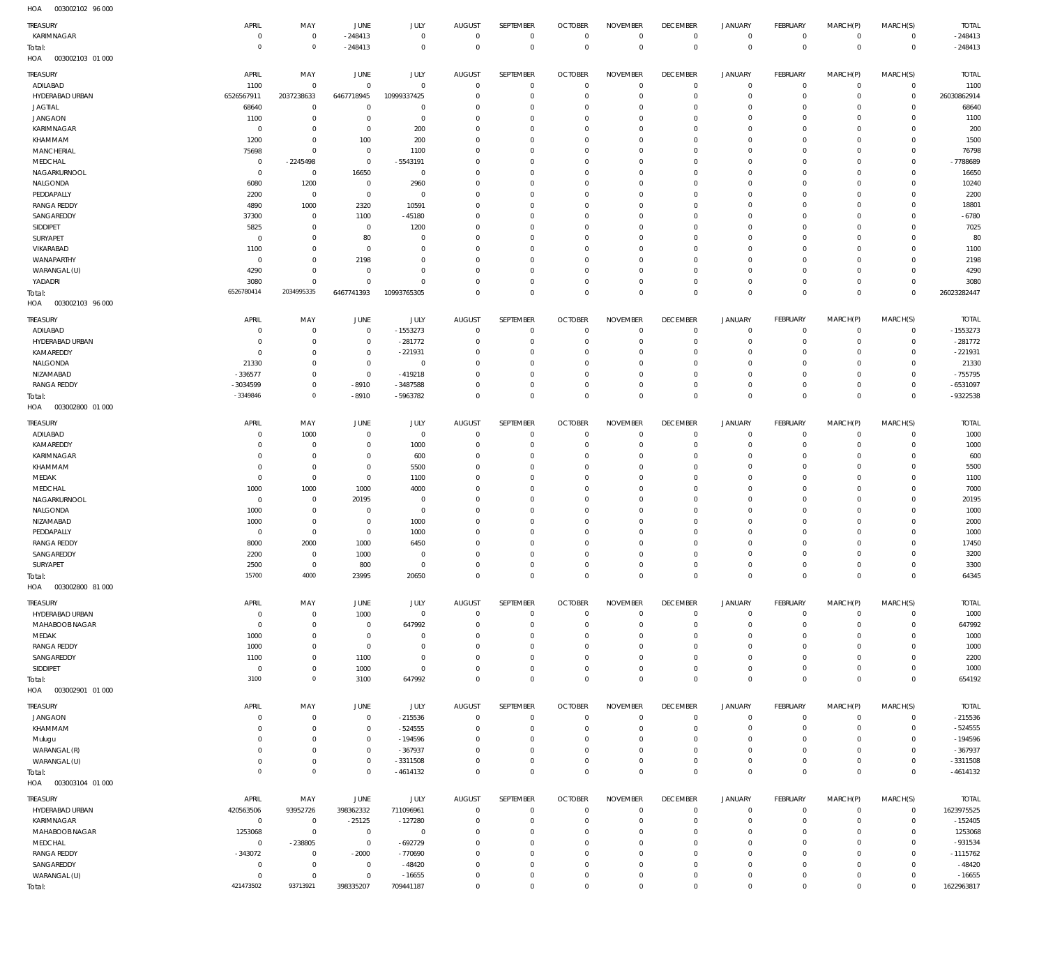HOA 003002102 96 000

| TREASURY | APRIL | MAY | JUNE | JULY | AUGUST | SEPTEMBER | OCTOBER | NOVEMBER | DECEMBER | JANUARY | FEBRUARY | MARCH(P) | MARCH(S) | TOTAL |
|---|---|---|---|---|---|---|---|---|---|---|---|---|---|---|
| KARIMNAGAR | 0 | 0 | -248413 | 0 | 0 | 0 | 0 | 0 | 0 | 0 | 0 | 0 | 0 | -248413 |
| Total: | 0 | 0 | -248413 | 0 | 0 | 0 | 0 | 0 | 0 | 0 | 0 | 0 | 0 | -248413 |

HOA 003002103 01 000

| TREASURY | APRIL | MAY | JUNE | JULY | AUGUST | SEPTEMBER | OCTOBER | NOVEMBER | DECEMBER | JANUARY | FEBRUARY | MARCH(P) | MARCH(S) | TOTAL |
|---|---|---|---|---|---|---|---|---|---|---|---|---|---|---|
| ADILABAD | 1100 | 0 | 0 | 0 | 0 | 0 | 0 | 0 | 0 | 0 | 0 | 0 | 0 | 1100 |
| HYDERABAD URBAN | 6526567911 | 2037238633 | 6467718945 | 10999337425 | 0 | 0 | 0 | 0 | 0 | 0 | 0 | 0 | 0 | 26030862914 |
| JAGTIAL | 68640 | 0 | 0 | 0 | 0 | 0 | 0 | 0 | 0 | 0 | 0 | 0 | 0 | 68640 |
| JANGAON | 1100 | 0 | 0 | 0 | 0 | 0 | 0 | 0 | 0 | 0 | 0 | 0 | 0 | 1100 |
| KARIMNAGAR | 0 | 0 | 0 | 200 | 0 | 0 | 0 | 0 | 0 | 0 | 0 | 0 | 0 | 200 |
| KHAMMAM | 1200 | 0 | 100 | 200 | 0 | 0 | 0 | 0 | 0 | 0 | 0 | 0 | 0 | 1500 |
| MANCHERIAL | 75698 | 0 | 0 | 1100 | 0 | 0 | 0 | 0 | 0 | 0 | 0 | 0 | 0 | 76798 |
| MEDCHAL | 0 | -2245498 | 0 | -5543191 | 0 | 0 | 0 | 0 | 0 | 0 | 0 | 0 | 0 | -7788689 |
| NAGARKURNOOL | 0 | 0 | 16650 | 0 | 0 | 0 | 0 | 0 | 0 | 0 | 0 | 0 | 0 | 16650 |
| NALGONDA | 6080 | 1200 | 0 | 2960 | 0 | 0 | 0 | 0 | 0 | 0 | 0 | 0 | 0 | 10240 |
| PEDDAPALLY | 2200 | 0 | 0 | 0 | 0 | 0 | 0 | 0 | 0 | 0 | 0 | 0 | 0 | 2200 |
| RANGA REDDY | 4890 | 1000 | 2320 | 10591 | 0 | 0 | 0 | 0 | 0 | 0 | 0 | 0 | 0 | 18801 |
| SANGAREDDY | 37300 | 0 | 1100 | -45180 | 0 | 0 | 0 | 0 | 0 | 0 | 0 | 0 | 0 | -6780 |
| SIDDIPET | 5825 | 0 | 0 | 1200 | 0 | 0 | 0 | 0 | 0 | 0 | 0 | 0 | 0 | 7025 |
| SURYAPET | 0 | 0 | 80 | 0 | 0 | 0 | 0 | 0 | 0 | 0 | 0 | 0 | 0 | 80 |
| VIKARABAD | 1100 | 0 | 0 | 0 | 0 | 0 | 0 | 0 | 0 | 0 | 0 | 0 | 0 | 1100 |
| WANAPARTHY | 0 | 0 | 2198 | 0 | 0 | 0 | 0 | 0 | 0 | 0 | 0 | 0 | 0 | 2198 |
| WARANGAL (U) | 4290 | 0 | 0 | 0 | 0 | 0 | 0 | 0 | 0 | 0 | 0 | 0 | 0 | 4290 |
| YADADRI | 3080 | 0 | 0 | 0 | 0 | 0 | 0 | 0 | 0 | 0 | 0 | 0 | 0 | 3080 |
| Total: | 6526780414 | 2034995335 | 6467741393 | 10993765305 | 0 | 0 | 0 | 0 | 0 | 0 | 0 | 0 | 0 | 26023282447 |

HOA 003002103 96 000

| TREASURY | APRIL | MAY | JUNE | JULY | AUGUST | SEPTEMBER | OCTOBER | NOVEMBER | DECEMBER | JANUARY | FEBRUARY | MARCH(P) | MARCH(S) | TOTAL |
|---|---|---|---|---|---|---|---|---|---|---|---|---|---|---|
| ADILABAD | 0 | 0 | 0 | -1553273 | 0 | 0 | 0 | 0 | 0 | 0 | 0 | 0 | 0 | -1553273 |
| HYDERABAD URBAN | 0 | 0 | 0 | -281772 | 0 | 0 | 0 | 0 | 0 | 0 | 0 | 0 | 0 | -281772 |
| KAMAREDDY | 0 | 0 | 0 | -221931 | 0 | 0 | 0 | 0 | 0 | 0 | 0 | 0 | 0 | -221931 |
| NALGONDA | 21330 | 0 | 0 | 0 | 0 | 0 | 0 | 0 | 0 | 0 | 0 | 0 | 0 | 21330 |
| NIZAMABAD | -336577 | 0 | 0 | -419218 | 0 | 0 | 0 | 0 | 0 | 0 | 0 | 0 | 0 | -755795 |
| RANGA REDDY | -3034599 | 0 | -8910 | -3487588 | 0 | 0 | 0 | 0 | 0 | 0 | 0 | 0 | 0 | -6531097 |
| Total: | -3349846 | 0 | -8910 | -5963782 | 0 | 0 | 0 | 0 | 0 | 0 | 0 | 0 | 0 | -9322538 |

HOA 003002800 01 000

| TREASURY | APRIL | MAY | JUNE | JULY | AUGUST | SEPTEMBER | OCTOBER | NOVEMBER | DECEMBER | JANUARY | FEBRUARY | MARCH(P) | MARCH(S) | TOTAL |
|---|---|---|---|---|---|---|---|---|---|---|---|---|---|---|
| ADILABAD | 0 | 1000 | 0 | 0 | 0 | 0 | 0 | 0 | 0 | 0 | 0 | 0 | 0 | 1000 |
| KAMAREDDY | 0 | 0 | 0 | 1000 | 0 | 0 | 0 | 0 | 0 | 0 | 0 | 0 | 0 | 1000 |
| KARIMNAGAR | 0 | 0 | 0 | 600 | 0 | 0 | 0 | 0 | 0 | 0 | 0 | 0 | 0 | 600 |
| KHAMMAM | 0 | 0 | 0 | 5500 | 0 | 0 | 0 | 0 | 0 | 0 | 0 | 0 | 0 | 5500 |
| MEDAK | 0 | 0 | 0 | 1100 | 0 | 0 | 0 | 0 | 0 | 0 | 0 | 0 | 0 | 1100 |
| MEDCHAL | 1000 | 1000 | 1000 | 4000 | 0 | 0 | 0 | 0 | 0 | 0 | 0 | 0 | 0 | 7000 |
| NAGARKURNOOL | 0 | 0 | 20195 | 0 | 0 | 0 | 0 | 0 | 0 | 0 | 0 | 0 | 0 | 20195 |
| NALGONDA | 1000 | 0 | 0 | 0 | 0 | 0 | 0 | 0 | 0 | 0 | 0 | 0 | 0 | 1000 |
| NIZAMABAD | 1000 | 0 | 0 | 1000 | 0 | 0 | 0 | 0 | 0 | 0 | 0 | 0 | 0 | 2000 |
| PEDDAPALLY | 0 | 0 | 0 | 1000 | 0 | 0 | 0 | 0 | 0 | 0 | 0 | 0 | 0 | 1000 |
| RANGA REDDY | 8000 | 2000 | 1000 | 6450 | 0 | 0 | 0 | 0 | 0 | 0 | 0 | 0 | 0 | 17450 |
| SANGAREDDY | 2200 | 0 | 1000 | 0 | 0 | 0 | 0 | 0 | 0 | 0 | 0 | 0 | 0 | 3200 |
| SURYAPET | 2500 | 0 | 800 | 0 | 0 | 0 | 0 | 0 | 0 | 0 | 0 | 0 | 0 | 3300 |
| Total: | 15700 | 4000 | 23995 | 20650 | 0 | 0 | 0 | 0 | 0 | 0 | 0 | 0 | 0 | 64345 |

HOA 003002800 81 000

| TREASURY | APRIL | MAY | JUNE | JULY | AUGUST | SEPTEMBER | OCTOBER | NOVEMBER | DECEMBER | JANUARY | FEBRUARY | MARCH(P) | MARCH(S) | TOTAL |
|---|---|---|---|---|---|---|---|---|---|---|---|---|---|---|
| HYDERABAD URBAN | 0 | 0 | 1000 | 0 | 0 | 0 | 0 | 0 | 0 | 0 | 0 | 0 | 0 | 1000 |
| MAHABOOBNAGAR | 0 | 0 | 0 | 647992 | 0 | 0 | 0 | 0 | 0 | 0 | 0 | 0 | 0 | 647992 |
| MEDAK | 1000 | 0 | 0 | 0 | 0 | 0 | 0 | 0 | 0 | 0 | 0 | 0 | 0 | 1000 |
| RANGA REDDY | 1000 | 0 | 0 | 0 | 0 | 0 | 0 | 0 | 0 | 0 | 0 | 0 | 0 | 1000 |
| SANGAREDDY | 1100 | 0 | 1100 | 0 | 0 | 0 | 0 | 0 | 0 | 0 | 0 | 0 | 0 | 2200 |
| SIDDIPET | 0 | 0 | 1000 | 0 | 0 | 0 | 0 | 0 | 0 | 0 | 0 | 0 | 0 | 1000 |
| Total: | 3100 | 0 | 3100 | 647992 | 0 | 0 | 0 | 0 | 0 | 0 | 0 | 0 | 0 | 654192 |

HOA 003002901 01 000

| TREASURY | APRIL | MAY | JUNE | JULY | AUGUST | SEPTEMBER | OCTOBER | NOVEMBER | DECEMBER | JANUARY | FEBRUARY | MARCH(P) | MARCH(S) | TOTAL |
|---|---|---|---|---|---|---|---|---|---|---|---|---|---|---|
| JANGAON | 0 | 0 | 0 | -215536 | 0 | 0 | 0 | 0 | 0 | 0 | 0 | 0 | 0 | -215536 |
| KHAMMAM | 0 | 0 | 0 | -524555 | 0 | 0 | 0 | 0 | 0 | 0 | 0 | 0 | 0 | -524555 |
| Mulugu | 0 | 0 | 0 | -194596 | 0 | 0 | 0 | 0 | 0 | 0 | 0 | 0 | 0 | -194596 |
| WARANGAL (R) | 0 | 0 | 0 | -367937 | 0 | 0 | 0 | 0 | 0 | 0 | 0 | 0 | 0 | -367937 |
| WARANGAL (U) | 0 | 0 | 0 | -3311508 | 0 | 0 | 0 | 0 | 0 | 0 | 0 | 0 | 0 | -3311508 |
| Total: | 0 | 0 | 0 | -4614132 | 0 | 0 | 0 | 0 | 0 | 0 | 0 | 0 | 0 | -4614132 |

HOA 003003104 01 000

| TREASURY | APRIL | MAY | JUNE | JULY | AUGUST | SEPTEMBER | OCTOBER | NOVEMBER | DECEMBER | JANUARY | FEBRUARY | MARCH(P) | MARCH(S) | TOTAL |
|---|---|---|---|---|---|---|---|---|---|---|---|---|---|---|
| HYDERABAD URBAN | 420563506 | 93952726 | 398362332 | 711096961 | 0 | 0 | 0 | 0 | 0 | 0 | 0 | 0 | 0 | 1623975525 |
| KARIMNAGAR | 0 | 0 | -25125 | -127280 | 0 | 0 | 0 | 0 | 0 | 0 | 0 | 0 | 0 | -152405 |
| MAHABOOBNAGAR | 1253068 | 0 | 0 | 0 | 0 | 0 | 0 | 0 | 0 | 0 | 0 | 0 | 0 | 1253068 |
| MEDCHAL | 0 | -238805 | 0 | -692729 | 0 | 0 | 0 | 0 | 0 | 0 | 0 | 0 | 0 | -931534 |
| RANGA REDDY | -343072 | 0 | -2000 | -770690 | 0 | 0 | 0 | 0 | 0 | 0 | 0 | 0 | 0 | -1115762 |
| SANGAREDDY | 0 | 0 | 0 | -48420 | 0 | 0 | 0 | 0 | 0 | 0 | 0 | 0 | 0 | -48420 |
| WARANGAL (U) | 0 | 0 | 0 | -16655 | 0 | 0 | 0 | 0 | 0 | 0 | 0 | 0 | 0 | -16655 |
| Total: | 421473502 | 93713921 | 398335207 | 709441187 | 0 | 0 | 0 | 0 | 0 | 0 | 0 | 0 | 0 | 1622963817 |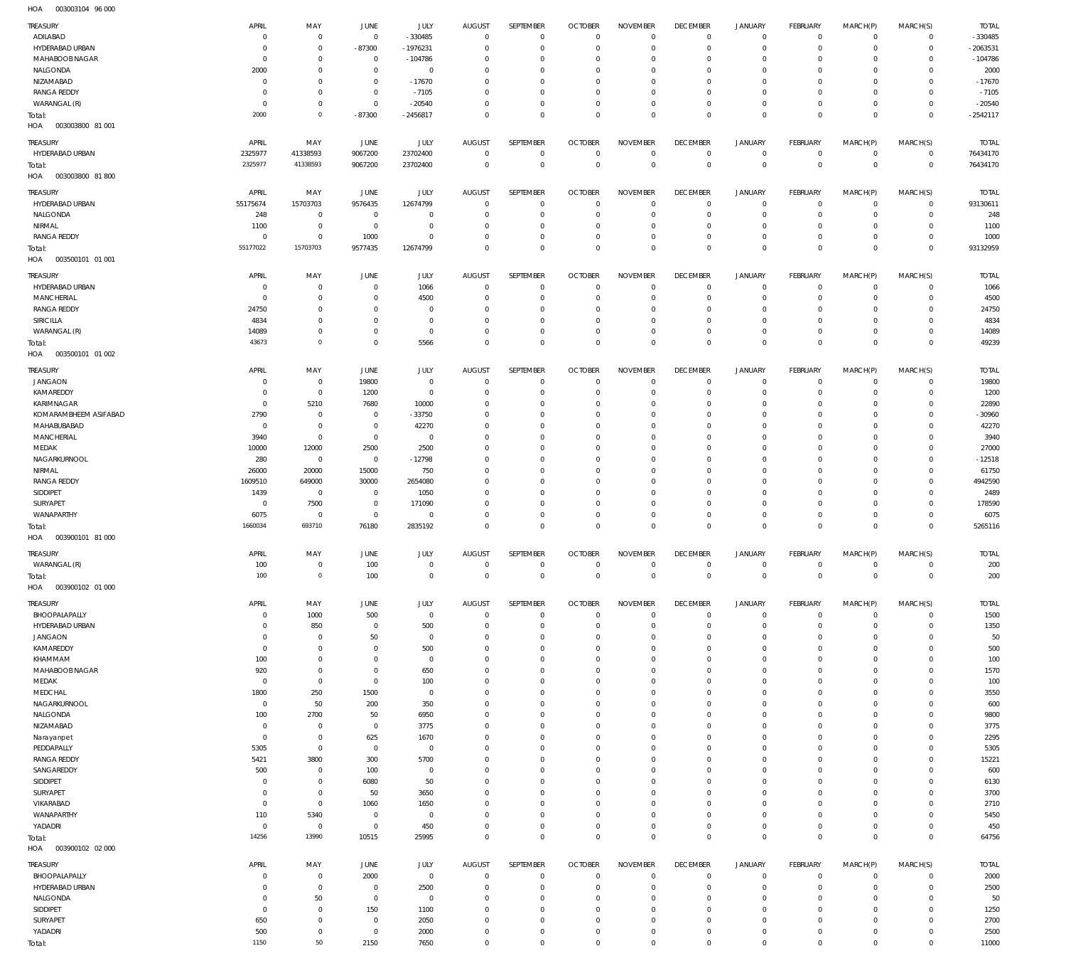HOA 003003104 96 000

| TREASURY | APRIL | MAY | JUNE | JULY | AUGUST | SEPTEMBER | OCTOBER | NOVEMBER | DECEMBER | JANUARY | FEBRUARY | MARCH(P) | MARCH(S) | TOTAL |
|---|---|---|---|---|---|---|---|---|---|---|---|---|---|---|
| ADILABAD | 0 | 0 | 0 | - 330485 | 0 | 0 | 0 | 0 | 0 | 0 | 0 | 0 | 0 | - 330485 |
| HYDERABAD URBAN | 0 | 0 | - 87300 | - 1976231 | 0 | 0 | 0 | 0 | 0 | 0 | 0 | 0 | 0 | - 2063531 |
| MAHABOOB NAGAR | 0 | 0 | 0 | - 104786 | 0 | 0 | 0 | 0 | 0 | 0 | 0 | 0 | 0 | - 104786 |
| NALGONDA | 2000 | 0 | 0 | 0 | 0 | 0 | 0 | 0 | 0 | 0 | 0 | 0 | 0 | 2000 |
| NIZAMABAD | 0 | 0 | 0 | - 17670 | 0 | 0 | 0 | 0 | 0 | 0 | 0 | 0 | 0 | - 17670 |
| RANGA REDDY | 0 | 0 | 0 | - 7105 | 0 | 0 | 0 | 0 | 0 | 0 | 0 | 0 | 0 | - 7105 |
| WARANGAL (R) | 0 | 0 | 0 | - 20540 | 0 | 0 | 0 | 0 | 0 | 0 | 0 | 0 | 0 | - 20540 |
| Total: | 2000 | 0 | - 87300 | - 2456817 | 0 | 0 | 0 | 0 | 0 | 0 | 0 | 0 | 0 | - 2542117 |

HOA 003003800 81 001

| TREASURY | APRIL | MAY | JUNE | JULY | AUGUST | SEPTEMBER | OCTOBER | NOVEMBER | DECEMBER | JANUARY | FEBRUARY | MARCH(P) | MARCH(S) | TOTAL |
|---|---|---|---|---|---|---|---|---|---|---|---|---|---|---|
| HYDERABAD URBAN | 2325977 | 41338593 | 9067200 | 23702400 | 0 | 0 | 0 | 0 | 0 | 0 | 0 | 0 | 0 | 76434170 |
| Total: | 2325977 | 41338593 | 9067200 | 23702400 | 0 | 0 | 0 | 0 | 0 | 0 | 0 | 0 | 0 | 76434170 |

HOA 003003800 81 800

| TREASURY | APRIL | MAY | JUNE | JULY | AUGUST | SEPTEMBER | OCTOBER | NOVEMBER | DECEMBER | JANUARY | FEBRUARY | MARCH(P) | MARCH(S) | TOTAL |
|---|---|---|---|---|---|---|---|---|---|---|---|---|---|---|
| HYDERABAD URBAN | 55175674 | 15703703 | 9576435 | 12674799 | 0 | 0 | 0 | 0 | 0 | 0 | 0 | 0 | 0 | 93130611 |
| NALGONDA | 248 | 0 | 0 | 0 | 0 | 0 | 0 | 0 | 0 | 0 | 0 | 0 | 0 | 248 |
| NIRMAL | 1100 | 0 | 0 | 0 | 0 | 0 | 0 | 0 | 0 | 0 | 0 | 0 | 0 | 1100 |
| RANGA REDDY | 0 | 0 | 1000 | 0 | 0 | 0 | 0 | 0 | 0 | 0 | 0 | 0 | 0 | 1000 |
| Total: | 55177022 | 15703703 | 9577435 | 12674799 | 0 | 0 | 0 | 0 | 0 | 0 | 0 | 0 | 0 | 93132959 |

HOA 003500101 01 001

| TREASURY | APRIL | MAY | JUNE | JULY | AUGUST | SEPTEMBER | OCTOBER | NOVEMBER | DECEMBER | JANUARY | FEBRUARY | MARCH(P) | MARCH(S) | TOTAL |
|---|---|---|---|---|---|---|---|---|---|---|---|---|---|---|
| HYDERABAD URBAN | 0 | 0 | 0 | 1066 | 0 | 0 | 0 | 0 | 0 | 0 | 0 | 0 | 0 | 1066 |
| MANCHERIAL | 0 | 0 | 0 | 4500 | 0 | 0 | 0 | 0 | 0 | 0 | 0 | 0 | 0 | 4500 |
| RANGA REDDY | 24750 | 0 | 0 | 0 | 0 | 0 | 0 | 0 | 0 | 0 | 0 | 0 | 0 | 24750 |
| SIRICILLA | 4834 | 0 | 0 | 0 | 0 | 0 | 0 | 0 | 0 | 0 | 0 | 0 | 0 | 4834 |
| WARANGAL (R) | 14089 | 0 | 0 | 0 | 0 | 0 | 0 | 0 | 0 | 0 | 0 | 0 | 0 | 14089 |
| Total: | 43673 | 0 | 0 | 5566 | 0 | 0 | 0 | 0 | 0 | 0 | 0 | 0 | 0 | 49239 |

HOA 003500101 01 002

| TREASURY | APRIL | MAY | JUNE | JULY | AUGUST | SEPTEMBER | OCTOBER | NOVEMBER | DECEMBER | JANUARY | FEBRUARY | MARCH(P) | MARCH(S) | TOTAL |
|---|---|---|---|---|---|---|---|---|---|---|---|---|---|---|
| JANGAON | 0 | 0 | 19800 | 0 | 0 | 0 | 0 | 0 | 0 | 0 | 0 | 0 | 0 | 19800 |
| KAMAREDDY | 0 | 0 | 1200 | 0 | 0 | 0 | 0 | 0 | 0 | 0 | 0 | 0 | 0 | 1200 |
| KARIMNAGAR | 0 | 5210 | 7680 | 10000 | 0 | 0 | 0 | 0 | 0 | 0 | 0 | 0 | 0 | 22890 |
| KOMARAMBHEEM ASIFABAD | 2790 | 0 | 0 | - 33750 | 0 | 0 | 0 | 0 | 0 | 0 | 0 | 0 | 0 | - 30960 |
| MAHABUBABAD | 0 | 0 | 0 | 42270 | 0 | 0 | 0 | 0 | 0 | 0 | 0 | 0 | 0 | 42270 |
| MANCHERIAL | 3940 | 0 | 0 | 0 | 0 | 0 | 0 | 0 | 0 | 0 | 0 | 0 | 0 | 3940 |
| MEDAK | 10000 | 12000 | 2500 | 2500 | 0 | 0 | 0 | 0 | 0 | 0 | 0 | 0 | 0 | 27000 |
| NAGARKURNOOL | 280 | 0 | 0 | - 12798 | 0 | 0 | 0 | 0 | 0 | 0 | 0 | 0 | 0 | - 12518 |
| NIRMAL | 26000 | 20000 | 15000 | 750 | 0 | 0 | 0 | 0 | 0 | 0 | 0 | 0 | 0 | 61750 |
| RANGA REDDY | 1609510 | 649000 | 30000 | 2654080 | 0 | 0 | 0 | 0 | 0 | 0 | 0 | 0 | 0 | 4942590 |
| SIDDIPET | 1439 | 0 | 0 | 1050 | 0 | 0 | 0 | 0 | 0 | 0 | 0 | 0 | 0 | 2489 |
| SURYAPET | 0 | 7500 | 0 | 171090 | 0 | 0 | 0 | 0 | 0 | 0 | 0 | 0 | 0 | 178590 |
| WANAPARTHY | 6075 | 0 | 0 | 0 | 0 | 0 | 0 | 0 | 0 | 0 | 0 | 0 | 0 | 6075 |
| Total: | 1660034 | 693710 | 76180 | 2835192 | 0 | 0 | 0 | 0 | 0 | 0 | 0 | 0 | 0 | 5265116 |

HOA 003900101 81 000

| TREASURY | APRIL | MAY | JUNE | JULY | AUGUST | SEPTEMBER | OCTOBER | NOVEMBER | DECEMBER | JANUARY | FEBRUARY | MARCH(P) | MARCH(S) | TOTAL |
|---|---|---|---|---|---|---|---|---|---|---|---|---|---|---|
| WARANGAL (R) | 100 | 0 | 100 | 0 | 0 | 0 | 0 | 0 | 0 | 0 | 0 | 0 | 0 | 200 |
| Total: | 100 | 0 | 100 | 0 | 0 | 0 | 0 | 0 | 0 | 0 | 0 | 0 | 0 | 200 |

HOA 003900102 01 000

| TREASURY | APRIL | MAY | JUNE | JULY | AUGUST | SEPTEMBER | OCTOBER | NOVEMBER | DECEMBER | JANUARY | FEBRUARY | MARCH(P) | MARCH(S) | TOTAL |
|---|---|---|---|---|---|---|---|---|---|---|---|---|---|---|
| BHOOPALAPALLY | 0 | 1000 | 500 | 0 | 0 | 0 | 0 | 0 | 0 | 0 | 0 | 0 | 0 | 1500 |
| HYDERABAD URBAN | 0 | 850 | 0 | 500 | 0 | 0 | 0 | 0 | 0 | 0 | 0 | 0 | 0 | 1350 |
| JANGAON | 0 | 0 | 50 | 0 | 0 | 0 | 0 | 0 | 0 | 0 | 0 | 0 | 0 | 50 |
| KAMAREDDY | 0 | 0 | 0 | 500 | 0 | 0 | 0 | 0 | 0 | 0 | 0 | 0 | 0 | 500 |
| KHAMMAM | 100 | 0 | 0 | 0 | 0 | 0 | 0 | 0 | 0 | 0 | 0 | 0 | 0 | 100 |
| MAHABOOB NAGAR | 920 | 0 | 0 | 650 | 0 | 0 | 0 | 0 | 0 | 0 | 0 | 0 | 0 | 1570 |
| MEDAK | 0 | 0 | 0 | 100 | 0 | 0 | 0 | 0 | 0 | 0 | 0 | 0 | 0 | 100 |
| MEDCHAL | 1800 | 250 | 1500 | 0 | 0 | 0 | 0 | 0 | 0 | 0 | 0 | 0 | 0 | 3550 |
| NAGARKURNOOL | 0 | 50 | 200 | 350 | 0 | 0 | 0 | 0 | 0 | 0 | 0 | 0 | 0 | 600 |
| NALGONDA | 100 | 2700 | 50 | 6950 | 0 | 0 | 0 | 0 | 0 | 0 | 0 | 0 | 0 | 9800 |
| NIZAMABAD | 0 | 0 | 0 | 3775 | 0 | 0 | 0 | 0 | 0 | 0 | 0 | 0 | 0 | 3775 |
| Narayanpet | 0 | 0 | 625 | 1670 | 0 | 0 | 0 | 0 | 0 | 0 | 0 | 0 | 0 | 2295 |
| PEDDAPALLY | 5305 | 0 | 0 | 0 | 0 | 0 | 0 | 0 | 0 | 0 | 0 | 0 | 0 | 5305 |
| RANGA REDDY | 5421 | 3800 | 300 | 5700 | 0 | 0 | 0 | 0 | 0 | 0 | 0 | 0 | 0 | 15221 |
| SANGAREDDY | 500 | 0 | 100 | 0 | 0 | 0 | 0 | 0 | 0 | 0 | 0 | 0 | 0 | 600 |
| SIDDIPET | 0 | 0 | 6080 | 50 | 0 | 0 | 0 | 0 | 0 | 0 | 0 | 0 | 0 | 6130 |
| SURYAPET | 0 | 0 | 50 | 3650 | 0 | 0 | 0 | 0 | 0 | 0 | 0 | 0 | 0 | 3700 |
| VIKARABAD | 0 | 0 | 1060 | 1650 | 0 | 0 | 0 | 0 | 0 | 0 | 0 | 0 | 0 | 2710 |
| WANAPARTHY | 110 | 5340 | 0 | 0 | 0 | 0 | 0 | 0 | 0 | 0 | 0 | 0 | 0 | 5450 |
| YADADRI | 0 | 0 | 0 | 450 | 0 | 0 | 0 | 0 | 0 | 0 | 0 | 0 | 0 | 450 |
| Total: | 14256 | 13990 | 10515 | 25995 | 0 | 0 | 0 | 0 | 0 | 0 | 0 | 0 | 0 | 64756 |

HOA 003900102 02 000

| TREASURY | APRIL | MAY | JUNE | JULY | AUGUST | SEPTEMBER | OCTOBER | NOVEMBER | DECEMBER | JANUARY | FEBRUARY | MARCH(P) | MARCH(S) | TOTAL |
|---|---|---|---|---|---|---|---|---|---|---|---|---|---|---|
| BHOOPALAPALLY | 0 | 0 | 2000 | 0 | 0 | 0 | 0 | 0 | 0 | 0 | 0 | 0 | 0 | 2000 |
| HYDERABAD URBAN | 0 | 0 | 0 | 2500 | 0 | 0 | 0 | 0 | 0 | 0 | 0 | 0 | 0 | 2500 |
| NALGONDA | 0 | 50 | 0 | 0 | 0 | 0 | 0 | 0 | 0 | 0 | 0 | 0 | 0 | 50 |
| SIDDIPET | 0 | 0 | 150 | 1100 | 0 | 0 | 0 | 0 | 0 | 0 | 0 | 0 | 0 | 1250 |
| SURYAPET | 650 | 0 | 0 | 2050 | 0 | 0 | 0 | 0 | 0 | 0 | 0 | 0 | 0 | 2700 |
| YADADRI | 500 | 0 | 0 | 2000 | 0 | 0 | 0 | 0 | 0 | 0 | 0 | 0 | 0 | 2500 |
| Total: | 1150 | 50 | 2150 | 7650 | 0 | 0 | 0 | 0 | 0 | 0 | 0 | 0 | 0 | 11000 |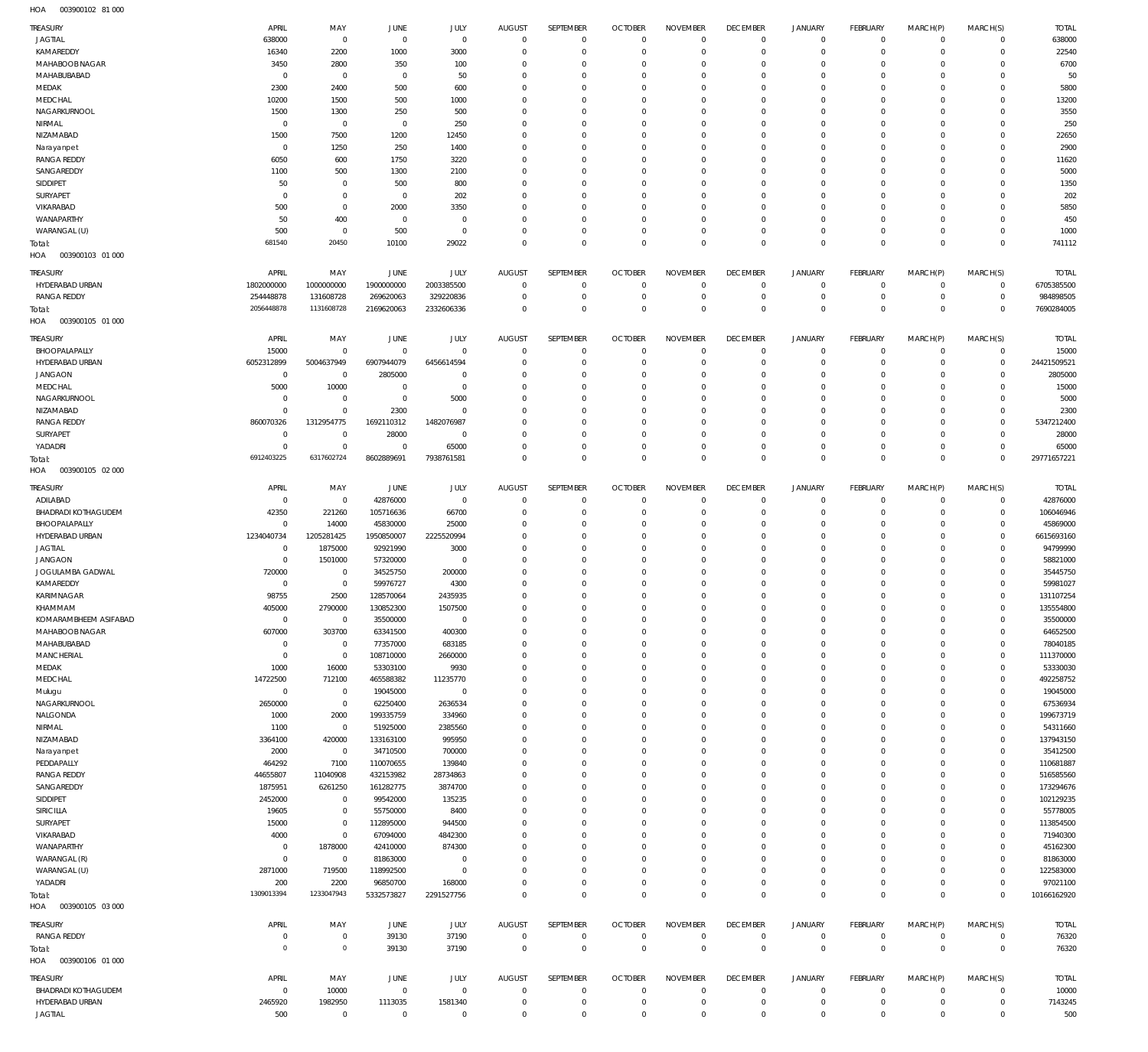HOA 003900102 81 000

| TREASURY | APRIL | MAY | JUNE | JULY | AUGUST | SEPTEMBER | OCTOBER | NOVEMBER | DECEMBER | JANUARY | FEBRUARY | MARCH(P) | MARCH(S) | TOTAL |
|---|---|---|---|---|---|---|---|---|---|---|---|---|---|---|
| JAGTIAL | 638000 | 0 | 0 | 0 | 0 | 0 | 0 | 0 | 0 | 0 | 0 | 0 | 0 | 638000 |
| KAMAREDDY | 16340 | 2200 | 1000 | 3000 | 0 | 0 | 0 | 0 | 0 | 0 | 0 | 0 | 0 | 22540 |
| MAHABOOB NAGAR | 3450 | 2800 | 350 | 100 | 0 | 0 | 0 | 0 | 0 | 0 | 0 | 0 | 0 | 6700 |
| MAHABUBABAD | 0 | 0 | 0 | 50 | 0 | 0 | 0 | 0 | 0 | 0 | 0 | 0 | 0 | 50 |
| MEDAK | 2300 | 2400 | 500 | 600 | 0 | 0 | 0 | 0 | 0 | 0 | 0 | 0 | 0 | 5800 |
| MEDCHAL | 10200 | 1500 | 500 | 1000 | 0 | 0 | 0 | 0 | 0 | 0 | 0 | 0 | 0 | 13200 |
| NAGARKURNOOL | 1500 | 1300 | 250 | 500 | 0 | 0 | 0 | 0 | 0 | 0 | 0 | 0 | 0 | 3550 |
| NIRMAL | 0 | 0 | 0 | 250 | 0 | 0 | 0 | 0 | 0 | 0 | 0 | 0 | 0 | 250 |
| NIZAMABAD | 1500 | 7500 | 1200 | 12450 | 0 | 0 | 0 | 0 | 0 | 0 | 0 | 0 | 0 | 22650 |
| Narayanpet | 0 | 1250 | 250 | 1400 | 0 | 0 | 0 | 0 | 0 | 0 | 0 | 0 | 0 | 2900 |
| RANGA REDDY | 6050 | 600 | 1750 | 3220 | 0 | 0 | 0 | 0 | 0 | 0 | 0 | 0 | 0 | 11620 |
| SANGAREDDY | 1100 | 500 | 1300 | 2100 | 0 | 0 | 0 | 0 | 0 | 0 | 0 | 0 | 0 | 5000 |
| SIDDIPET | 50 | 0 | 500 | 800 | 0 | 0 | 0 | 0 | 0 | 0 | 0 | 0 | 0 | 1350 |
| SURYAPET | 0 | 0 | 0 | 202 | 0 | 0 | 0 | 0 | 0 | 0 | 0 | 0 | 0 | 202 |
| VIKARABAD | 500 | 0 | 2000 | 3350 | 0 | 0 | 0 | 0 | 0 | 0 | 0 | 0 | 0 | 5850 |
| WANAPARTHY | 50 | 400 | 0 | 0 | 0 | 0 | 0 | 0 | 0 | 0 | 0 | 0 | 0 | 450 |
| WARANGAL (U) | 500 | 0 | 500 | 0 | 0 | 0 | 0 | 0 | 0 | 0 | 0 | 0 | 0 | 1000 |
| Total: | 681540 | 20450 | 10100 | 29022 | 0 | 0 | 0 | 0 | 0 | 0 | 0 | 0 | 0 | 741112 |

HOA 003900103 01 000

| TREASURY | APRIL | MAY | JUNE | JULY | AUGUST | SEPTEMBER | OCTOBER | NOVEMBER | DECEMBER | JANUARY | FEBRUARY | MARCH(P) | MARCH(S) | TOTAL |
|---|---|---|---|---|---|---|---|---|---|---|---|---|---|---|
| HYDERABAD URBAN | 1802000000 | 1000000000 | 1900000000 | 2003385500 | 0 | 0 | 0 | 0 | 0 | 0 | 0 | 0 | 0 | 6705385500 |
| RANGA REDDY | 254448878 | 131608728 | 269620063 | 329220836 | 0 | 0 | 0 | 0 | 0 | 0 | 0 | 0 | 0 | 984898505 |
| Total: | 2056448878 | 1131608728 | 2169620063 | 2332606336 | 0 | 0 | 0 | 0 | 0 | 0 | 0 | 0 | 0 | 7690284005 |

HOA 003900105 01 000

| TREASURY | APRIL | MAY | JUNE | JULY | AUGUST | SEPTEMBER | OCTOBER | NOVEMBER | DECEMBER | JANUARY | FEBRUARY | MARCH(P) | MARCH(S) | TOTAL |
|---|---|---|---|---|---|---|---|---|---|---|---|---|---|---|
| BHOOPALAPALLY | 15000 | 0 | 0 | 0 | 0 | 0 | 0 | 0 | 0 | 0 | 0 | 0 | 0 | 15000 |
| HYDERABAD URBAN | 6052312899 | 5004637949 | 6907944079 | 6456614594 | 0 | 0 | 0 | 0 | 0 | 0 | 0 | 0 | 0 | 24421509521 |
| JANGAON | 0 | 0 | 2805000 | 0 | 0 | 0 | 0 | 0 | 0 | 0 | 0 | 0 | 0 | 2805000 |
| MEDCHAL | 5000 | 10000 | 0 | 0 | 0 | 0 | 0 | 0 | 0 | 0 | 0 | 0 | 0 | 15000 |
| NAGARKURNOOL | 0 | 0 | 0 | 5000 | 0 | 0 | 0 | 0 | 0 | 0 | 0 | 0 | 0 | 5000 |
| NIZAMABAD | 0 | 0 | 2300 | 0 | 0 | 0 | 0 | 0 | 0 | 0 | 0 | 0 | 0 | 2300 |
| RANGA REDDY | 860070326 | 1312954775 | 1692110312 | 1482076987 | 0 | 0 | 0 | 0 | 0 | 0 | 0 | 0 | 0 | 5347212400 |
| SURYAPET | 0 | 0 | 28000 | 0 | 0 | 0 | 0 | 0 | 0 | 0 | 0 | 0 | 0 | 28000 |
| YADADRI | 0 | 0 | 0 | 65000 | 0 | 0 | 0 | 0 | 0 | 0 | 0 | 0 | 0 | 65000 |
| Total: | 6912403225 | 6317602724 | 8602889691 | 7938761581 | 0 | 0 | 0 | 0 | 0 | 0 | 0 | 0 | 0 | 29771657221 |

HOA 003900105 02 000

| TREASURY | APRIL | MAY | JUNE | JULY | AUGUST | SEPTEMBER | OCTOBER | NOVEMBER | DECEMBER | JANUARY | FEBRUARY | MARCH(P) | MARCH(S) | TOTAL |
|---|---|---|---|---|---|---|---|---|---|---|---|---|---|---|
| ADILABAD | 0 | 0 | 42876000 | 0 | 0 | 0 | 0 | 0 | 0 | 0 | 0 | 0 | 0 | 42876000 |
| BHADRADI KOTHAGUDEM | 42350 | 221260 | 105716636 | 66700 | 0 | 0 | 0 | 0 | 0 | 0 | 0 | 0 | 0 | 106046946 |
| BHOOPALAPALLY | 0 | 14000 | 45830000 | 25000 | 0 | 0 | 0 | 0 | 0 | 0 | 0 | 0 | 0 | 45869000 |
| HYDERABAD URBAN | 1234040734 | 1205281425 | 1950850007 | 2225520994 | 0 | 0 | 0 | 0 | 0 | 0 | 0 | 0 | 0 | 6615693160 |
| JAGTIAL | 0 | 1875000 | 92921990 | 3000 | 0 | 0 | 0 | 0 | 0 | 0 | 0 | 0 | 0 | 94799990 |
| JANGAON | 0 | 1501000 | 57320000 | 0 | 0 | 0 | 0 | 0 | 0 | 0 | 0 | 0 | 0 | 58821000 |
| JOGULAMBA GADWAL | 720000 | 0 | 34525750 | 200000 | 0 | 0 | 0 | 0 | 0 | 0 | 0 | 0 | 0 | 35445750 |
| KAMAREDDY | 0 | 0 | 59976727 | 4300 | 0 | 0 | 0 | 0 | 0 | 0 | 0 | 0 | 0 | 59981027 |
| KARIMNAGAR | 98755 | 2500 | 128570064 | 2435935 | 0 | 0 | 0 | 0 | 0 | 0 | 0 | 0 | 0 | 131107254 |
| KHAMMAM | 405000 | 2790000 | 130852300 | 1507500 | 0 | 0 | 0 | 0 | 0 | 0 | 0 | 0 | 0 | 135554800 |
| KOMARAMBHEEM ASIFABAD | 0 | 0 | 35500000 | 0 | 0 | 0 | 0 | 0 | 0 | 0 | 0 | 0 | 0 | 35500000 |
| MAHABOOB NAGAR | 607000 | 303700 | 63341500 | 400300 | 0 | 0 | 0 | 0 | 0 | 0 | 0 | 0 | 0 | 64652500 |
| MAHABUBABAD | 0 | 0 | 77357000 | 683185 | 0 | 0 | 0 | 0 | 0 | 0 | 0 | 0 | 0 | 78040185 |
| MANCHERIAL | 0 | 0 | 108710000 | 2660000 | 0 | 0 | 0 | 0 | 0 | 0 | 0 | 0 | 0 | 111370000 |
| MEDAK | 1000 | 16000 | 53303100 | 9930 | 0 | 0 | 0 | 0 | 0 | 0 | 0 | 0 | 0 | 53330030 |
| MEDCHAL | 14722500 | 712100 | 465588382 | 11235770 | 0 | 0 | 0 | 0 | 0 | 0 | 0 | 0 | 0 | 492258752 |
| Mulugu | 0 | 0 | 19045000 | 0 | 0 | 0 | 0 | 0 | 0 | 0 | 0 | 0 | 0 | 19045000 |
| NAGARKURNOOL | 2650000 | 0 | 62250400 | 2636534 | 0 | 0 | 0 | 0 | 0 | 0 | 0 | 0 | 0 | 67536934 |
| NALGONDA | 1000 | 2000 | 199335759 | 334960 | 0 | 0 | 0 | 0 | 0 | 0 | 0 | 0 | 0 | 199673719 |
| NIRMAL | 1100 | 0 | 51925000 | 2385560 | 0 | 0 | 0 | 0 | 0 | 0 | 0 | 0 | 0 | 54311660 |
| NIZAMABAD | 3364100 | 420000 | 133163100 | 995950 | 0 | 0 | 0 | 0 | 0 | 0 | 0 | 0 | 0 | 137943150 |
| Narayanpet | 2000 | 0 | 34710500 | 700000 | 0 | 0 | 0 | 0 | 0 | 0 | 0 | 0 | 0 | 35412500 |
| PEDDAPALLY | 464292 | 7100 | 110070655 | 139840 | 0 | 0 | 0 | 0 | 0 | 0 | 0 | 0 | 0 | 110681887 |
| RANGA REDDY | 44655807 | 11040908 | 432153982 | 28734863 | 0 | 0 | 0 | 0 | 0 | 0 | 0 | 0 | 0 | 516585560 |
| SANGAREDDY | 1875951 | 6261250 | 161282775 | 3874700 | 0 | 0 | 0 | 0 | 0 | 0 | 0 | 0 | 0 | 173294676 |
| SIDDIPET | 2452000 | 0 | 99542000 | 135235 | 0 | 0 | 0 | 0 | 0 | 0 | 0 | 0 | 0 | 102129235 |
| SIRICILLA | 19605 | 0 | 55750000 | 8400 | 0 | 0 | 0 | 0 | 0 | 0 | 0 | 0 | 0 | 55778005 |
| SURYAPET | 15000 | 0 | 112895000 | 944500 | 0 | 0 | 0 | 0 | 0 | 0 | 0 | 0 | 0 | 113854500 |
| VIKARABAD | 4000 | 0 | 67094000 | 4842300 | 0 | 0 | 0 | 0 | 0 | 0 | 0 | 0 | 0 | 71940300 |
| WANAPARTHY | 0 | 1878000 | 42410000 | 874300 | 0 | 0 | 0 | 0 | 0 | 0 | 0 | 0 | 0 | 45162300 |
| WARANGAL (R) | 0 | 0 | 81863000 | 0 | 0 | 0 | 0 | 0 | 0 | 0 | 0 | 0 | 0 | 81863000 |
| WARANGAL (U) | 2871000 | 719500 | 118992500 | 0 | 0 | 0 | 0 | 0 | 0 | 0 | 0 | 0 | 0 | 122583000 |
| YADADRI | 200 | 2200 | 96850700 | 168000 | 0 | 0 | 0 | 0 | 0 | 0 | 0 | 0 | 0 | 97021100 |
| Total: | 1309013394 | 1233047943 | 5332573827 | 2291527756 | 0 | 0 | 0 | 0 | 0 | 0 | 0 | 0 | 0 | 10166162920 |

HOA 003900105 03 000

| TREASURY | APRIL | MAY | JUNE | JULY | AUGUST | SEPTEMBER | OCTOBER | NOVEMBER | DECEMBER | JANUARY | FEBRUARY | MARCH(P) | MARCH(S) | TOTAL |
|---|---|---|---|---|---|---|---|---|---|---|---|---|---|---|
| RANGA REDDY | 0 | 0 | 39130 | 37190 | 0 | 0 | 0 | 0 | 0 | 0 | 0 | 0 | 0 | 76320 |
| Total: | 0 | 0 | 39130 | 37190 | 0 | 0 | 0 | 0 | 0 | 0 | 0 | 0 | 0 | 76320 |

HOA 003900106 01 000

| TREASURY | APRIL | MAY | JUNE | JULY | AUGUST | SEPTEMBER | OCTOBER | NOVEMBER | DECEMBER | JANUARY | FEBRUARY | MARCH(P) | MARCH(S) | TOTAL |
|---|---|---|---|---|---|---|---|---|---|---|---|---|---|---|
| BHADRADI KOTHAGUDEM | 0 | 10000 | 0 | 0 | 0 | 0 | 0 | 0 | 0 | 0 | 0 | 0 | 0 | 10000 |
| HYDERABAD URBAN | 2465920 | 1982950 | 1113035 | 1581340 | 0 | 0 | 0 | 0 | 0 | 0 | 0 | 0 | 0 | 7143245 |
| JAGTIAL | 500 | 0 | 0 | 0 | 0 | 0 | 0 | 0 | 0 | 0 | 0 | 0 | 0 | 500 |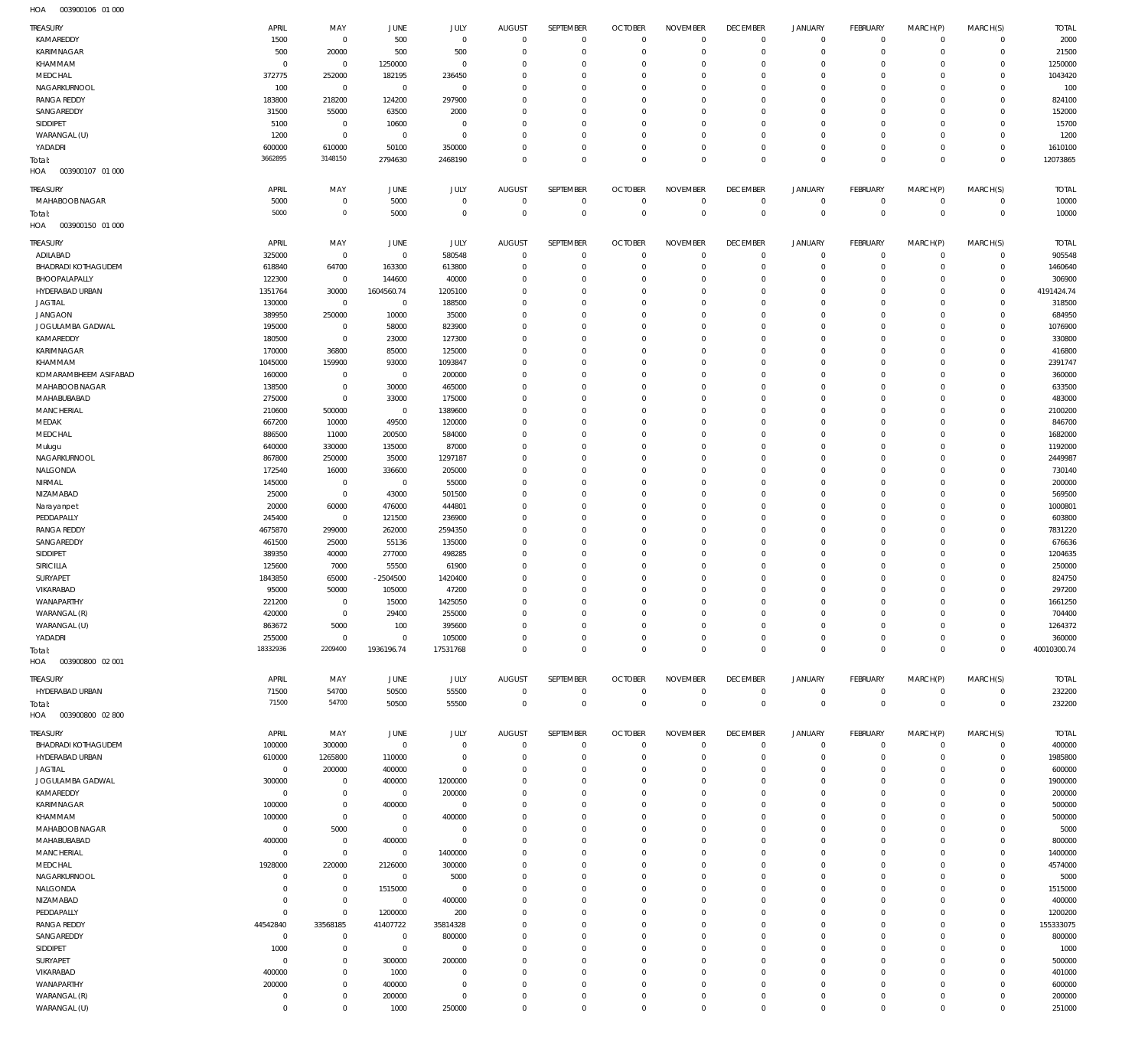HOA 003900106 01 000

| TREASURY | APRIL | MAY | JUNE | JULY | AUGUST | SEPTEMBER | OCTOBER | NOVEMBER | DECEMBER | JANUARY | FEBRUARY | MARCH(P) | MARCH(S) | TOTAL |
|---|---|---|---|---|---|---|---|---|---|---|---|---|---|---|
| KAMAREDDY | 1500 | 0 | 500 | 0 | 0 | 0 | 0 | 0 | 0 | 0 | 0 | 0 | 0 | 2000 |
| KARIMNAGAR | 500 | 20000 | 500 | 500 | 0 | 0 | 0 | 0 | 0 | 0 | 0 | 0 | 0 | 21500 |
| KHAMMAM | 0 | 0 | 1250000 | 0 | 0 | 0 | 0 | 0 | 0 | 0 | 0 | 0 | 0 | 1250000 |
| MEDCHAL | 372775 | 252000 | 182195 | 236450 | 0 | 0 | 0 | 0 | 0 | 0 | 0 | 0 | 0 | 1043420 |
| NAGARKURNOOL | 100 | 0 | 0 | 0 | 0 | 0 | 0 | 0 | 0 | 0 | 0 | 0 | 0 | 100 |
| RANGA REDDY | 183800 | 218200 | 124200 | 297900 | 0 | 0 | 0 | 0 | 0 | 0 | 0 | 0 | 0 | 824100 |
| SANGAREDDY | 31500 | 55000 | 63500 | 2000 | 0 | 0 | 0 | 0 | 0 | 0 | 0 | 0 | 0 | 152000 |
| SIDDIPET | 5100 | 0 | 10600 | 0 | 0 | 0 | 0 | 0 | 0 | 0 | 0 | 0 | 0 | 15700 |
| WARANGAL (U) | 1200 | 0 | 0 | 0 | 0 | 0 | 0 | 0 | 0 | 0 | 0 | 0 | 0 | 1200 |
| YADADRI | 600000 | 610000 | 50100 | 350000 | 0 | 0 | 0 | 0 | 0 | 0 | 0 | 0 | 0 | 1610100 |
| Total: | 3662895 | 3148150 | 2794630 | 2468190 | 0 | 0 | 0 | 0 | 0 | 0 | 0 | 0 | 0 | 12073865 |

HOA 003900107 01 000

| TREASURY | APRIL | MAY | JUNE | JULY | AUGUST | SEPTEMBER | OCTOBER | NOVEMBER | DECEMBER | JANUARY | FEBRUARY | MARCH(P) | MARCH(S) | TOTAL |
|---|---|---|---|---|---|---|---|---|---|---|---|---|---|---|
| MAHABOOB NAGAR | 5000 | 0 | 5000 | 0 | 0 | 0 | 0 | 0 | 0 | 0 | 0 | 0 | 0 | 10000 |
| Total: | 5000 | 0 | 5000 | 0 | 0 | 0 | 0 | 0 | 0 | 0 | 0 | 0 | 0 | 10000 |

HOA 003900150 01 000

| TREASURY | APRIL | MAY | JUNE | JULY | AUGUST | SEPTEMBER | OCTOBER | NOVEMBER | DECEMBER | JANUARY | FEBRUARY | MARCH(P) | MARCH(S) | TOTAL |
|---|---|---|---|---|---|---|---|---|---|---|---|---|---|---|
| ADILABAD | 325000 | 0 | 0 | 580548 | 0 | 0 | 0 | 0 | 0 | 0 | 0 | 0 | 0 | 905548 |
| BHADRADI KOTHAGUDEM | 618840 | 64700 | 163300 | 613800 | 0 | 0 | 0 | 0 | 0 | 0 | 0 | 0 | 0 | 1460640 |
| BHOOPALAPALLY | 122300 | 0 | 144600 | 40000 | 0 | 0 | 0 | 0 | 0 | 0 | 0 | 0 | 0 | 306900 |
| HYDERABAD URBAN | 1351764 | 30000 | 1604560.74 | 1205100 | 0 | 0 | 0 | 0 | 0 | 0 | 0 | 0 | 0 | 4191424.74 |
| JAGTIAL | 130000 | 0 | 0 | 188500 | 0 | 0 | 0 | 0 | 0 | 0 | 0 | 0 | 0 | 318500 |
| JANGAON | 389950 | 250000 | 10000 | 35000 | 0 | 0 | 0 | 0 | 0 | 0 | 0 | 0 | 0 | 684950 |
| JOGULAMBA GADWAL | 195000 | 0 | 58000 | 823900 | 0 | 0 | 0 | 0 | 0 | 0 | 0 | 0 | 0 | 1076900 |
| KAMAREDDY | 180500 | 0 | 23000 | 127300 | 0 | 0 | 0 | 0 | 0 | 0 | 0 | 0 | 0 | 330800 |
| KARIMNAGAR | 170000 | 36800 | 85000 | 125000 | 0 | 0 | 0 | 0 | 0 | 0 | 0 | 0 | 0 | 416800 |
| KHAMMAM | 1045000 | 159900 | 93000 | 1093847 | 0 | 0 | 0 | 0 | 0 | 0 | 0 | 0 | 0 | 2391747 |
| KOMARAMBHEEM ASIFABAD | 160000 | 0 | 0 | 200000 | 0 | 0 | 0 | 0 | 0 | 0 | 0 | 0 | 0 | 360000 |
| MAHABOOB NAGAR | 138500 | 0 | 30000 | 465000 | 0 | 0 | 0 | 0 | 0 | 0 | 0 | 0 | 0 | 633500 |
| MAHABUBABAD | 275000 | 0 | 33000 | 175000 | 0 | 0 | 0 | 0 | 0 | 0 | 0 | 0 | 0 | 483000 |
| MANCHERIAL | 210600 | 500000 | 0 | 1389600 | 0 | 0 | 0 | 0 | 0 | 0 | 0 | 0 | 0 | 2100200 |
| MEDAK | 667200 | 10000 | 49500 | 120000 | 0 | 0 | 0 | 0 | 0 | 0 | 0 | 0 | 0 | 846700 |
| MEDCHAL | 886500 | 11000 | 200500 | 584000 | 0 | 0 | 0 | 0 | 0 | 0 | 0 | 0 | 0 | 1682000 |
| Mulugu | 640000 | 330000 | 135000 | 87000 | 0 | 0 | 0 | 0 | 0 | 0 | 0 | 0 | 0 | 1192000 |
| NAGARKURNOOL | 867800 | 250000 | 35000 | 1297187 | 0 | 0 | 0 | 0 | 0 | 0 | 0 | 0 | 0 | 2449987 |
| NALGONDA | 172540 | 16000 | 336600 | 205000 | 0 | 0 | 0 | 0 | 0 | 0 | 0 | 0 | 0 | 730140 |
| NIRMAL | 145000 | 0 | 0 | 55000 | 0 | 0 | 0 | 0 | 0 | 0 | 0 | 0 | 0 | 200000 |
| NIZAMABAD | 25000 | 0 | 43000 | 501500 | 0 | 0 | 0 | 0 | 0 | 0 | 0 | 0 | 0 | 569500 |
| Narayanpet | 20000 | 60000 | 476000 | 444801 | 0 | 0 | 0 | 0 | 0 | 0 | 0 | 0 | 0 | 1000801 |
| PEDDAPALLY | 245400 | 0 | 121500 | 236900 | 0 | 0 | 0 | 0 | 0 | 0 | 0 | 0 | 0 | 603800 |
| RANGA REDDY | 4675870 | 299000 | 262000 | 2594350 | 0 | 0 | 0 | 0 | 0 | 0 | 0 | 0 | 0 | 7831220 |
| SANGAREDDY | 461500 | 25000 | 55136 | 135000 | 0 | 0 | 0 | 0 | 0 | 0 | 0 | 0 | 0 | 676636 |
| SIDDIPET | 389350 | 40000 | 277000 | 498285 | 0 | 0 | 0 | 0 | 0 | 0 | 0 | 0 | 0 | 1204635 |
| SIRICILLA | 125600 | 7000 | 55500 | 61900 | 0 | 0 | 0 | 0 | 0 | 0 | 0 | 0 | 0 | 250000 |
| SURYAPET | 1843850 | 65000 | -2504500 | 1420400 | 0 | 0 | 0 | 0 | 0 | 0 | 0 | 0 | 0 | 824750 |
| VIKARABAD | 95000 | 50000 | 105000 | 47200 | 0 | 0 | 0 | 0 | 0 | 0 | 0 | 0 | 0 | 297200 |
| WANAPARTHY | 221200 | 0 | 15000 | 1425050 | 0 | 0 | 0 | 0 | 0 | 0 | 0 | 0 | 0 | 1661250 |
| WARANGAL (R) | 420000 | 0 | 29400 | 255000 | 0 | 0 | 0 | 0 | 0 | 0 | 0 | 0 | 0 | 704400 |
| WARANGAL (U) | 863672 | 5000 | 100 | 395600 | 0 | 0 | 0 | 0 | 0 | 0 | 0 | 0 | 0 | 1264372 |
| YADADRI | 255000 | 0 | 0 | 105000 | 0 | 0 | 0 | 0 | 0 | 0 | 0 | 0 | 0 | 360000 |
| Total: | 18332936 | 2209400 | 1936196.74 | 17531768 | 0 | 0 | 0 | 0 | 0 | 0 | 0 | 0 | 0 | 40010300.74 |

HOA 003900800 02 001

| TREASURY | APRIL | MAY | JUNE | JULY | AUGUST | SEPTEMBER | OCTOBER | NOVEMBER | DECEMBER | JANUARY | FEBRUARY | MARCH(P) | MARCH(S) | TOTAL |
|---|---|---|---|---|---|---|---|---|---|---|---|---|---|---|
| HYDERABAD URBAN | 71500 | 54700 | 50500 | 55500 | 0 | 0 | 0 | 0 | 0 | 0 | 0 | 0 | 0 | 232200 |
| Total: | 71500 | 54700 | 50500 | 55500 | 0 | 0 | 0 | 0 | 0 | 0 | 0 | 0 | 0 | 232200 |

HOA 003900800 02 800

| TREASURY | APRIL | MAY | JUNE | JULY | AUGUST | SEPTEMBER | OCTOBER | NOVEMBER | DECEMBER | JANUARY | FEBRUARY | MARCH(P) | MARCH(S) | TOTAL |
|---|---|---|---|---|---|---|---|---|---|---|---|---|---|---|
| BHADRADI KOTHAGUDEM | 100000 | 300000 | 0 | 0 | 0 | 0 | 0 | 0 | 0 | 0 | 0 | 0 | 0 | 400000 |
| HYDERABAD URBAN | 610000 | 1265800 | 110000 | 0 | 0 | 0 | 0 | 0 | 0 | 0 | 0 | 0 | 0 | 1985800 |
| JAGTIAL | 0 | 200000 | 400000 | 0 | 0 | 0 | 0 | 0 | 0 | 0 | 0 | 0 | 0 | 600000 |
| JOGULAMBA GADWAL | 300000 | 0 | 400000 | 1200000 | 0 | 0 | 0 | 0 | 0 | 0 | 0 | 0 | 0 | 1900000 |
| KAMAREDDY | 0 | 0 | 0 | 200000 | 0 | 0 | 0 | 0 | 0 | 0 | 0 | 0 | 0 | 200000 |
| KARIMNAGAR | 100000 | 0 | 400000 | 0 | 0 | 0 | 0 | 0 | 0 | 0 | 0 | 0 | 0 | 500000 |
| KHAMMAM | 100000 | 0 | 0 | 400000 | 0 | 0 | 0 | 0 | 0 | 0 | 0 | 0 | 0 | 500000 |
| MAHABOOB NAGAR | 0 | 5000 | 0 | 0 | 0 | 0 | 0 | 0 | 0 | 0 | 0 | 0 | 0 | 5000 |
| MAHABUBABAD | 400000 | 0 | 400000 | 0 | 0 | 0 | 0 | 0 | 0 | 0 | 0 | 0 | 0 | 800000 |
| MANCHERIAL | 0 | 0 | 0 | 1400000 | 0 | 0 | 0 | 0 | 0 | 0 | 0 | 0 | 0 | 1400000 |
| MEDCHAL | 1928000 | 220000 | 2126000 | 300000 | 0 | 0 | 0 | 0 | 0 | 0 | 0 | 0 | 0 | 4574000 |
| NAGARKURNOOL | 0 | 0 | 0 | 5000 | 0 | 0 | 0 | 0 | 0 | 0 | 0 | 0 | 0 | 5000 |
| NALGONDA | 0 | 0 | 1515000 | 0 | 0 | 0 | 0 | 0 | 0 | 0 | 0 | 0 | 0 | 1515000 |
| NIZAMABAD | 0 | 0 | 0 | 400000 | 0 | 0 | 0 | 0 | 0 | 0 | 0 | 0 | 0 | 400000 |
| PEDDAPALLY | 0 | 0 | 1200000 | 200 | 0 | 0 | 0 | 0 | 0 | 0 | 0 | 0 | 0 | 1200200 |
| RANGA REDDY | 44542840 | 33568185 | 41407722 | 35814328 | 0 | 0 | 0 | 0 | 0 | 0 | 0 | 0 | 0 | 155333075 |
| SANGAREDDY | 0 | 0 | 0 | 800000 | 0 | 0 | 0 | 0 | 0 | 0 | 0 | 0 | 0 | 800000 |
| SIDDIPET | 1000 | 0 | 0 | 0 | 0 | 0 | 0 | 0 | 0 | 0 | 0 | 0 | 0 | 1000 |
| SURYAPET | 0 | 0 | 300000 | 200000 | 0 | 0 | 0 | 0 | 0 | 0 | 0 | 0 | 0 | 500000 |
| VIKARABAD | 400000 | 0 | 1000 | 0 | 0 | 0 | 0 | 0 | 0 | 0 | 0 | 0 | 0 | 401000 |
| WANAPARTHY | 200000 | 0 | 400000 | 0 | 0 | 0 | 0 | 0 | 0 | 0 | 0 | 0 | 0 | 600000 |
| WARANGAL (R) | 0 | 0 | 200000 | 0 | 0 | 0 | 0 | 0 | 0 | 0 | 0 | 0 | 0 | 200000 |
| WARANGAL (U) | 0 | 0 | 1000 | 250000 | 0 | 0 | 0 | 0 | 0 | 0 | 0 | 0 | 0 | 251000 |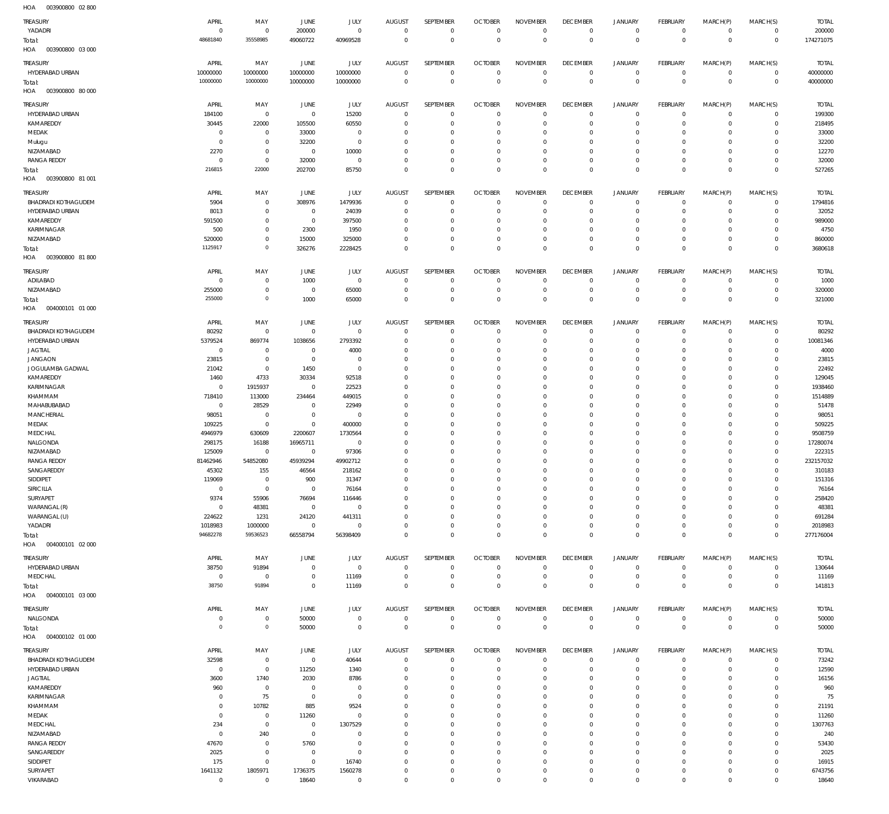HOA 003900800 02 800

| TREASURY | APRIL | MAY | JUNE | JULY | AUGUST | SEPTEMBER | OCTOBER | NOVEMBER | DECEMBER | JANUARY | FEBRUARY | MARCH(P) | MARCH(S) | TOTAL |
|---|---|---|---|---|---|---|---|---|---|---|---|---|---|---|
| YADADRI | 0 | 0 | 200000 | 0 | 0 | 0 | 0 | 0 | 0 | 0 | 0 | 0 | 0 | 200000 |
| Total: | 48681840 | 35558985 | 49060722 | 40969528 | 0 | 0 | 0 | 0 | 0 | 0 | 0 | 0 | 0 | 174271075 |

HOA 003900800 03 000

| TREASURY | APRIL | MAY | JUNE | JULY | AUGUST | SEPTEMBER | OCTOBER | NOVEMBER | DECEMBER | JANUARY | FEBRUARY | MARCH(P) | MARCH(S) | TOTAL |
|---|---|---|---|---|---|---|---|---|---|---|---|---|---|---|
| HYDERABAD URBAN | 10000000 | 10000000 | 10000000 | 10000000 | 0 | 0 | 0 | 0 | 0 | 0 | 0 | 0 | 0 | 40000000 |
| Total: | 10000000 | 10000000 | 10000000 | 10000000 | 0 | 0 | 0 | 0 | 0 | 0 | 0 | 0 | 0 | 40000000 |

HOA 003900800 80 000

| TREASURY | APRIL | MAY | JUNE | JULY | AUGUST | SEPTEMBER | OCTOBER | NOVEMBER | DECEMBER | JANUARY | FEBRUARY | MARCH(P) | MARCH(S) | TOTAL |
|---|---|---|---|---|---|---|---|---|---|---|---|---|---|---|
| HYDERABAD URBAN | 184100 | 0 | 0 | 15200 | 0 | 0 | 0 | 0 | 0 | 0 | 0 | 0 | 0 | 199300 |
| KAMAREDDY | 30445 | 22000 | 105500 | 60550 | 0 | 0 | 0 | 0 | 0 | 0 | 0 | 0 | 0 | 218495 |
| MEDAK | 0 | 0 | 33000 | 0 | 0 | 0 | 0 | 0 | 0 | 0 | 0 | 0 | 0 | 33000 |
| Mulugu | 0 | 0 | 32200 | 0 | 0 | 0 | 0 | 0 | 0 | 0 | 0 | 0 | 0 | 32200 |
| NIZAMABAD | 2270 | 0 | 0 | 10000 | 0 | 0 | 0 | 0 | 0 | 0 | 0 | 0 | 0 | 12270 |
| RANGA REDDY | 0 | 0 | 32000 | 0 | 0 | 0 | 0 | 0 | 0 | 0 | 0 | 0 | 0 | 32000 |
| Total: | 216815 | 22000 | 202700 | 85750 | 0 | 0 | 0 | 0 | 0 | 0 | 0 | 0 | 0 | 527265 |

HOA 003900800 81 001

| TREASURY | APRIL | MAY | JUNE | JULY | AUGUST | SEPTEMBER | OCTOBER | NOVEMBER | DECEMBER | JANUARY | FEBRUARY | MARCH(P) | MARCH(S) | TOTAL |
|---|---|---|---|---|---|---|---|---|---|---|---|---|---|---|
| BHADRADI KOTHAGUDEM | 5904 | 0 | 308976 | 1479936 | 0 | 0 | 0 | 0 | 0 | 0 | 0 | 0 | 0 | 1794816 |
| HYDERABAD URBAN | 8013 | 0 | 0 | 24039 | 0 | 0 | 0 | 0 | 0 | 0 | 0 | 0 | 0 | 32052 |
| KAMAREDDY | 591500 | 0 | 0 | 397500 | 0 | 0 | 0 | 0 | 0 | 0 | 0 | 0 | 0 | 989000 |
| KARIMNAGAR | 500 | 0 | 2300 | 1950 | 0 | 0 | 0 | 0 | 0 | 0 | 0 | 0 | 0 | 4750 |
| NIZAMABAD | 520000 | 0 | 15000 | 325000 | 0 | 0 | 0 | 0 | 0 | 0 | 0 | 0 | 0 | 860000 |
| Total: | 1125917 | 0 | 326276 | 2228425 | 0 | 0 | 0 | 0 | 0 | 0 | 0 | 0 | 0 | 3680618 |

HOA 003900800 81 800

| TREASURY | APRIL | MAY | JUNE | JULY | AUGUST | SEPTEMBER | OCTOBER | NOVEMBER | DECEMBER | JANUARY | FEBRUARY | MARCH(P) | MARCH(S) | TOTAL |
|---|---|---|---|---|---|---|---|---|---|---|---|---|---|---|
| ADILABAD | 0 | 0 | 1000 | 0 | 0 | 0 | 0 | 0 | 0 | 0 | 0 | 0 | 0 | 1000 |
| NIZAMABAD | 255000 | 0 | 0 | 65000 | 0 | 0 | 0 | 0 | 0 | 0 | 0 | 0 | 0 | 320000 |
| Total: | 255000 | 0 | 1000 | 65000 | 0 | 0 | 0 | 0 | 0 | 0 | 0 | 0 | 0 | 321000 |

HOA 004000101 01 000

| TREASURY | APRIL | MAY | JUNE | JULY | AUGUST | SEPTEMBER | OCTOBER | NOVEMBER | DECEMBER | JANUARY | FEBRUARY | MARCH(P) | MARCH(S) | TOTAL |
|---|---|---|---|---|---|---|---|---|---|---|---|---|---|---|
| BHADRADI KOTHAGUDEM | 80292 | 0 | 0 | 0 | 0 | 0 | 0 | 0 | 0 | 0 | 0 | 0 | 0 | 80292 |
| HYDERABAD URBAN | 5379524 | 869774 | 1038656 | 2793392 | 0 | 0 | 0 | 0 | 0 | 0 | 0 | 0 | 0 | 10081346 |
| JAGTIAL | 0 | 0 | 0 | 4000 | 0 | 0 | 0 | 0 | 0 | 0 | 0 | 0 | 0 | 4000 |
| JANGAON | 23815 | 0 | 0 | 0 | 0 | 0 | 0 | 0 | 0 | 0 | 0 | 0 | 0 | 23815 |
| JOGULAMBA GADWAL | 21042 | 0 | 1450 | 0 | 0 | 0 | 0 | 0 | 0 | 0 | 0 | 0 | 0 | 22492 |
| KAMAREDDY | 1460 | 4733 | 30334 | 92518 | 0 | 0 | 0 | 0 | 0 | 0 | 0 | 0 | 0 | 129045 |
| KARIMNAGAR | 0 | 1915937 | 0 | 22523 | 0 | 0 | 0 | 0 | 0 | 0 | 0 | 0 | 0 | 1938460 |
| KHAMMAM | 718410 | 113000 | 234464 | 449015 | 0 | 0 | 0 | 0 | 0 | 0 | 0 | 0 | 0 | 1514889 |
| MAHABUBABAD | 0 | 28529 | 0 | 22949 | 0 | 0 | 0 | 0 | 0 | 0 | 0 | 0 | 0 | 51478 |
| MANCHERIAL | 98051 | 0 | 0 | 0 | 0 | 0 | 0 | 0 | 0 | 0 | 0 | 0 | 0 | 98051 |
| MEDAK | 109225 | 0 | 0 | 400000 | 0 | 0 | 0 | 0 | 0 | 0 | 0 | 0 | 0 | 509225 |
| MEDCHAL | 4946979 | 630609 | 2200607 | 1730564 | 0 | 0 | 0 | 0 | 0 | 0 | 0 | 0 | 0 | 9508759 |
| NALGONDA | 298175 | 16188 | 16965711 | 0 | 0 | 0 | 0 | 0 | 0 | 0 | 0 | 0 | 0 | 17280074 |
| NIZAMABAD | 125009 | 0 | 0 | 97306 | 0 | 0 | 0 | 0 | 0 | 0 | 0 | 0 | 0 | 222315 |
| RANGA REDDY | 81462946 | 54852080 | 45939294 | 49902712 | 0 | 0 | 0 | 0 | 0 | 0 | 0 | 0 | 0 | 232157032 |
| SANGAREDDY | 45302 | 155 | 46564 | 218162 | 0 | 0 | 0 | 0 | 0 | 0 | 0 | 0 | 0 | 310183 |
| SIDDIPET | 119069 | 0 | 900 | 31347 | 0 | 0 | 0 | 0 | 0 | 0 | 0 | 0 | 0 | 151316 |
| SIRICILLA | 0 | 0 | 0 | 76164 | 0 | 0 | 0 | 0 | 0 | 0 | 0 | 0 | 0 | 76164 |
| SURYAPET | 9374 | 55906 | 76694 | 116446 | 0 | 0 | 0 | 0 | 0 | 0 | 0 | 0 | 0 | 258420 |
| WARANGAL (R) | 0 | 48381 | 0 | 0 | 0 | 0 | 0 | 0 | 0 | 0 | 0 | 0 | 0 | 48381 |
| WARANGAL (U) | 224622 | 1231 | 24120 | 441311 | 0 | 0 | 0 | 0 | 0 | 0 | 0 | 0 | 0 | 691284 |
| YADADRI | 1018983 | 1000000 | 0 | 0 | 0 | 0 | 0 | 0 | 0 | 0 | 0 | 0 | 0 | 2018983 |
| Total: | 94682278 | 59536523 | 66558794 | 56398409 | 0 | 0 | 0 | 0 | 0 | 0 | 0 | 0 | 0 | 277176004 |

HOA 004000101 02 000

| TREASURY | APRIL | MAY | JUNE | JULY | AUGUST | SEPTEMBER | OCTOBER | NOVEMBER | DECEMBER | JANUARY | FEBRUARY | MARCH(P) | MARCH(S) | TOTAL |
|---|---|---|---|---|---|---|---|---|---|---|---|---|---|---|
| HYDERABAD URBAN | 38750 | 91894 | 0 | 0 | 0 | 0 | 0 | 0 | 0 | 0 | 0 | 0 | 0 | 130644 |
| MEDCHAL | 0 | 0 | 0 | 11169 | 0 | 0 | 0 | 0 | 0 | 0 | 0 | 0 | 0 | 11169 |
| Total: | 38750 | 91894 | 0 | 11169 | 0 | 0 | 0 | 0 | 0 | 0 | 0 | 0 | 0 | 141813 |

HOA 004000101 03 000

| TREASURY | APRIL | MAY | JUNE | JULY | AUGUST | SEPTEMBER | OCTOBER | NOVEMBER | DECEMBER | JANUARY | FEBRUARY | MARCH(P) | MARCH(S) | TOTAL |
|---|---|---|---|---|---|---|---|---|---|---|---|---|---|---|
| NALGONDA | 0 | 0 | 50000 | 0 | 0 | 0 | 0 | 0 | 0 | 0 | 0 | 0 | 0 | 50000 |
| Total: | 0 | 0 | 50000 | 0 | 0 | 0 | 0 | 0 | 0 | 0 | 0 | 0 | 0 | 50000 |

HOA 004000102 01 000

| TREASURY | APRIL | MAY | JUNE | JULY | AUGUST | SEPTEMBER | OCTOBER | NOVEMBER | DECEMBER | JANUARY | FEBRUARY | MARCH(P) | MARCH(S) | TOTAL |
|---|---|---|---|---|---|---|---|---|---|---|---|---|---|---|
| BHADRADI KOTHAGUDEM | 32598 | 0 | 0 | 40644 | 0 | 0 | 0 | 0 | 0 | 0 | 0 | 0 | 0 | 73242 |
| HYDERABAD URBAN | 0 | 0 | 11250 | 1340 | 0 | 0 | 0 | 0 | 0 | 0 | 0 | 0 | 0 | 12590 |
| JAGTIAL | 3600 | 1740 | 2030 | 8786 | 0 | 0 | 0 | 0 | 0 | 0 | 0 | 0 | 0 | 16156 |
| KAMAREDDY | 960 | 0 | 0 | 0 | 0 | 0 | 0 | 0 | 0 | 0 | 0 | 0 | 0 | 960 |
| KARIMNAGAR | 0 | 75 | 0 | 0 | 0 | 0 | 0 | 0 | 0 | 0 | 0 | 0 | 0 | 75 |
| KHAMMAM | 0 | 10782 | 885 | 9524 | 0 | 0 | 0 | 0 | 0 | 0 | 0 | 0 | 0 | 21191 |
| MEDAK | 0 | 0 | 11260 | 0 | 0 | 0 | 0 | 0 | 0 | 0 | 0 | 0 | 0 | 11260 |
| MEDCHAL | 234 | 0 | 0 | 1307529 | 0 | 0 | 0 | 0 | 0 | 0 | 0 | 0 | 0 | 1307763 |
| NIZAMABAD | 0 | 240 | 0 | 0 | 0 | 0 | 0 | 0 | 0 | 0 | 0 | 0 | 0 | 240 |
| RANGA REDDY | 47670 | 0 | 5760 | 0 | 0 | 0 | 0 | 0 | 0 | 0 | 0 | 0 | 0 | 53430 |
| SANGAREDDY | 2025 | 0 | 0 | 0 | 0 | 0 | 0 | 0 | 0 | 0 | 0 | 0 | 0 | 2025 |
| SIDDIPET | 175 | 0 | 0 | 16740 | 0 | 0 | 0 | 0 | 0 | 0 | 0 | 0 | 0 | 16915 |
| SURYAPET | 1641132 | 1805971 | 1736375 | 1560278 | 0 | 0 | 0 | 0 | 0 | 0 | 0 | 0 | 0 | 6743756 |
| VIKARABAD | 0 | 0 | 18640 | 0 | 0 | 0 | 0 | 0 | 0 | 0 | 0 | 0 | 0 | 18640 |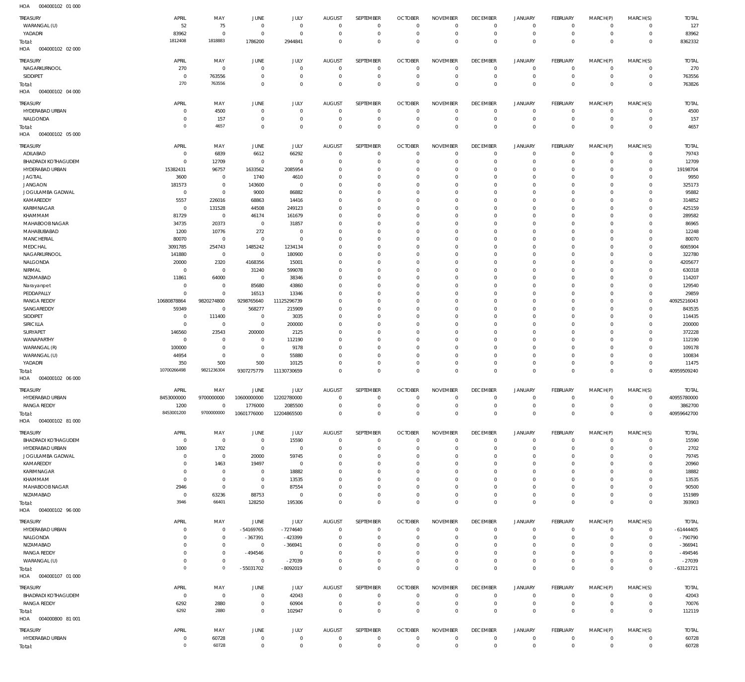HOA 004000102 01 000

| TREASURY | APRIL | MAY | JUNE | JULY | AUGUST | SEPTEMBER | OCTOBER | NOVEMBER | DECEMBER | JANUARY | FEBRUARY | MARCH(P) | MARCH(S) | TOTAL |
|---|---|---|---|---|---|---|---|---|---|---|---|---|---|---|
| WARANGAL (U) | 52 | 75 | 0 | 0 | 0 | 0 | 0 | 0 | 0 | 0 | 0 | 0 | 0 | 127 |
| YADADRI | 83962 | 0 | 0 | 0 | 0 | 0 | 0 | 0 | 0 | 0 | 0 | 0 | 0 | 83962 |
| Total: | 1812408 | 1818883 | 1786200 | 2944841 | 0 | 0 | 0 | 0 | 0 | 0 | 0 | 0 | 0 | 8362332 |

HOA 004000102 02 000

| TREASURY | APRIL | MAY | JUNE | JULY | AUGUST | SEPTEMBER | OCTOBER | NOVEMBER | DECEMBER | JANUARY | FEBRUARY | MARCH(P) | MARCH(S) | TOTAL |
|---|---|---|---|---|---|---|---|---|---|---|---|---|---|---|
| NAGARKURNOOL | 270 | 0 | 0 | 0 | 0 | 0 | 0 | 0 | 0 | 0 | 0 | 0 | 0 | 270 |
| SIDDIPET | 0 | 763556 | 0 | 0 | 0 | 0 | 0 | 0 | 0 | 0 | 0 | 0 | 0 | 763556 |
| Total: | 270 | 763556 | 0 | 0 | 0 | 0 | 0 | 0 | 0 | 0 | 0 | 0 | 0 | 763826 |

HOA 004000102 04 000

| TREASURY | APRIL | MAY | JUNE | JULY | AUGUST | SEPTEMBER | OCTOBER | NOVEMBER | DECEMBER | JANUARY | FEBRUARY | MARCH(P) | MARCH(S) | TOTAL |
|---|---|---|---|---|---|---|---|---|---|---|---|---|---|---|
| HYDERABAD URBAN | 0 | 4500 | 0 | 0 | 0 | 0 | 0 | 0 | 0 | 0 | 0 | 0 | 0 | 4500 |
| NALGONDA | 0 | 157 | 0 | 0 | 0 | 0 | 0 | 0 | 0 | 0 | 0 | 0 | 0 | 157 |
| Total: | 0 | 4657 | 0 | 0 | 0 | 0 | 0 | 0 | 0 | 0 | 0 | 0 | 0 | 4657 |

HOA 004000102 05 000

| TREASURY | APRIL | MAY | JUNE | JULY | AUGUST | SEPTEMBER | OCTOBER | NOVEMBER | DECEMBER | JANUARY | FEBRUARY | MARCH(P) | MARCH(S) | TOTAL |
|---|---|---|---|---|---|---|---|---|---|---|---|---|---|---|
| ADILABAD | 0 | 6839 | 6612 | 66292 | 0 | 0 | 0 | 0 | 0 | 0 | 0 | 0 | 0 | 79743 |
| BHADRADI KOTHAGUDEM | 0 | 12709 | 0 | 0 | 0 | 0 | 0 | 0 | 0 | 0 | 0 | 0 | 0 | 12709 |
| HYDERABAD URBAN | 15382431 | 96757 | 1633562 | 2085954 | 0 | 0 | 0 | 0 | 0 | 0 | 0 | 0 | 0 | 19198704 |
| JAGTIAL | 3600 | 0 | 1740 | 4610 | 0 | 0 | 0 | 0 | 0 | 0 | 0 | 0 | 0 | 9950 |
| JANGAON | 181573 | 0 | 143600 | 0 | 0 | 0 | 0 | 0 | 0 | 0 | 0 | 0 | 0 | 325173 |
| JOGULAMBA GADWAL | 0 | 0 | 9000 | 86882 | 0 | 0 | 0 | 0 | 0 | 0 | 0 | 0 | 0 | 95882 |
| KAMAREDDY | 5557 | 226016 | 68863 | 14416 | 0 | 0 | 0 | 0 | 0 | 0 | 0 | 0 | 0 | 314852 |
| KARIMNAGAR | 0 | 131528 | 44508 | 249123 | 0 | 0 | 0 | 0 | 0 | 0 | 0 | 0 | 0 | 425159 |
| KHAMMAM | 81729 | 0 | 46174 | 161679 | 0 | 0 | 0 | 0 | 0 | 0 | 0 | 0 | 0 | 289582 |
| MAHABOOB NAGAR | 34735 | 20373 | 0 | 31857 | 0 | 0 | 0 | 0 | 0 | 0 | 0 | 0 | 0 | 86965 |
| MAHABUBABAD | 1200 | 10776 | 272 | 0 | 0 | 0 | 0 | 0 | 0 | 0 | 0 | 0 | 0 | 12248 |
| MANCHERIAL | 80070 | 0 | 0 | 0 | 0 | 0 | 0 | 0 | 0 | 0 | 0 | 0 | 0 | 80070 |
| MEDCHAL | 3091785 | 254743 | 1485242 | 1234134 | 0 | 0 | 0 | 0 | 0 | 0 | 0 | 0 | 0 | 6065904 |
| NAGARKURNOOL | 141880 | 0 | 0 | 180900 | 0 | 0 | 0 | 0 | 0 | 0 | 0 | 0 | 0 | 322780 |
| NALGONDA | 20000 | 2320 | 4168356 | 15001 | 0 | 0 | 0 | 0 | 0 | 0 | 0 | 0 | 0 | 4205677 |
| NIRMAL | 0 | 0 | 31240 | 599078 | 0 | 0 | 0 | 0 | 0 | 0 | 0 | 0 | 0 | 630318 |
| NIZAMABAD | 11861 | 64000 | 0 | 38346 | 0 | 0 | 0 | 0 | 0 | 0 | 0 | 0 | 0 | 114207 |
| Narayanpet | 0 | 0 | 85680 | 43860 | 0 | 0 | 0 | 0 | 0 | 0 | 0 | 0 | 0 | 129540 |
| PEDDAPALLY | 0 | 0 | 16513 | 13346 | 0 | 0 | 0 | 0 | 0 | 0 | 0 | 0 | 0 | 29859 |
| RANGA REDDY | 10680878864 | 9820274800 | 9298765640 | 11125296739 | 0 | 0 | 0 | 0 | 0 | 0 | 0 | 0 | 0 | 40925216043 |
| SANGAREDDY | 59349 | 0 | 568277 | 215909 | 0 | 0 | 0 | 0 | 0 | 0 | 0 | 0 | 0 | 843535 |
| SIDDIPET | 0 | 111400 | 0 | 3035 | 0 | 0 | 0 | 0 | 0 | 0 | 0 | 0 | 0 | 114435 |
| SIRICILLA | 0 | 0 | 0 | 200000 | 0 | 0 | 0 | 0 | 0 | 0 | 0 | 0 | 0 | 200000 |
| SURYAPET | 146560 | 23543 | 200000 | 2125 | 0 | 0 | 0 | 0 | 0 | 0 | 0 | 0 | 0 | 372228 |
| WANAPARTHY | 0 | 0 | 0 | 112190 | 0 | 0 | 0 | 0 | 0 | 0 | 0 | 0 | 0 | 112190 |
| WARANGAL (R) | 100000 | 0 | 0 | 9178 | 0 | 0 | 0 | 0 | 0 | 0 | 0 | 0 | 0 | 109178 |
| WARANGAL (U) | 44954 | 0 | 0 | 55880 | 0 | 0 | 0 | 0 | 0 | 0 | 0 | 0 | 0 | 100834 |
| YADADRI | 350 | 500 | 500 | 10125 | 0 | 0 | 0 | 0 | 0 | 0 | 0 | 0 | 0 | 11475 |
| Total: | 10700266498 | 9821236304 | 9307275779 | 11130730659 | 0 | 0 | 0 | 0 | 0 | 0 | 0 | 0 | 0 | 40959509240 |

HOA 004000102 06 000

| TREASURY | APRIL | MAY | JUNE | JULY | AUGUST | SEPTEMBER | OCTOBER | NOVEMBER | DECEMBER | JANUARY | FEBRUARY | MARCH(P) | MARCH(S) | TOTAL |
|---|---|---|---|---|---|---|---|---|---|---|---|---|---|---|
| HYDERABAD URBAN | 8453000000 | 9700000000 | 10600000000 | 12202780000 | 0 | 0 | 0 | 0 | 0 | 0 | 0 | 0 | 0 | 40955780000 |
| RANGA REDDY | 1200 | 0 | 1776000 | 2085500 | 0 | 0 | 0 | 0 | 0 | 0 | 0 | 0 | 0 | 3862700 |
| Total: | 8453001200 | 9700000000 | 10601776000 | 12204865500 | 0 | 0 | 0 | 0 | 0 | 0 | 0 | 0 | 0 | 40959642700 |

HOA 004000102 81 000

| TREASURY | APRIL | MAY | JUNE | JULY | AUGUST | SEPTEMBER | OCTOBER | NOVEMBER | DECEMBER | JANUARY | FEBRUARY | MARCH(P) | MARCH(S) | TOTAL |
|---|---|---|---|---|---|---|---|---|---|---|---|---|---|---|
| BHADRADI KOTHAGUDEM | 0 | 0 | 0 | 15590 | 0 | 0 | 0 | 0 | 0 | 0 | 0 | 0 | 0 | 15590 |
| HYDERABAD URBAN | 1000 | 1702 | 0 | 0 | 0 | 0 | 0 | 0 | 0 | 0 | 0 | 0 | 0 | 2702 |
| JOGULAMBA GADWAL | 0 | 0 | 20000 | 59745 | 0 | 0 | 0 | 0 | 0 | 0 | 0 | 0 | 0 | 79745 |
| KAMAREDDY | 0 | 1463 | 19497 | 0 | 0 | 0 | 0 | 0 | 0 | 0 | 0 | 0 | 0 | 20960 |
| KARIMNAGAR | 0 | 0 | 0 | 18882 | 0 | 0 | 0 | 0 | 0 | 0 | 0 | 0 | 0 | 18882 |
| KHAMMAM | 0 | 0 | 0 | 13535 | 0 | 0 | 0 | 0 | 0 | 0 | 0 | 0 | 0 | 13535 |
| MAHABOOB NAGAR | 2946 | 0 | 0 | 87554 | 0 | 0 | 0 | 0 | 0 | 0 | 0 | 0 | 0 | 90500 |
| NIZAMABAD | 0 | 63236 | 88753 | 0 | 0 | 0 | 0 | 0 | 0 | 0 | 0 | 0 | 0 | 151989 |
| Total: | 3946 | 66401 | 128250 | 195306 | 0 | 0 | 0 | 0 | 0 | 0 | 0 | 0 | 0 | 393903 |

HOA 004000102 96 000

| TREASURY | APRIL | MAY | JUNE | JULY | AUGUST | SEPTEMBER | OCTOBER | NOVEMBER | DECEMBER | JANUARY | FEBRUARY | MARCH(P) | MARCH(S) | TOTAL |
|---|---|---|---|---|---|---|---|---|---|---|---|---|---|---|
| HYDERABAD URBAN | 0 | 0 | -54169765 | -7274640 | 0 | 0 | 0 | 0 | 0 | 0 | 0 | 0 | 0 | -61444405 |
| NALGONDA | 0 | 0 | -367391 | -423399 | 0 | 0 | 0 | 0 | 0 | 0 | 0 | 0 | 0 | -790790 |
| NIZAMABAD | 0 | 0 | 0 | -366941 | 0 | 0 | 0 | 0 | 0 | 0 | 0 | 0 | 0 | -366941 |
| RANGA REDDY | 0 | 0 | -494546 | 0 | 0 | 0 | 0 | 0 | 0 | 0 | 0 | 0 | 0 | -494546 |
| WARANGAL (U) | 0 | 0 | 0 | -27039 | 0 | 0 | 0 | 0 | 0 | 0 | 0 | 0 | 0 | -27039 |
| Total: | 0 | 0 | -55031702 | -8092019 | 0 | 0 | 0 | 0 | 0 | 0 | 0 | 0 | 0 | -63123721 |

HOA 004000107 01 000

| TREASURY | APRIL | MAY | JUNE | JULY | AUGUST | SEPTEMBER | OCTOBER | NOVEMBER | DECEMBER | JANUARY | FEBRUARY | MARCH(P) | MARCH(S) | TOTAL |
|---|---|---|---|---|---|---|---|---|---|---|---|---|---|---|
| BHADRADI KOTHAGUDEM | 0 | 0 | 0 | 42043 | 0 | 0 | 0 | 0 | 0 | 0 | 0 | 0 | 0 | 42043 |
| RANGA REDDY | 6292 | 2880 | 0 | 60904 | 0 | 0 | 0 | 0 | 0 | 0 | 0 | 0 | 0 | 70076 |
| Total: | 6292 | 2880 | 0 | 102947 | 0 | 0 | 0 | 0 | 0 | 0 | 0 | 0 | 0 | 112119 |

HOA 004000800 81 001

| TREASURY | APRIL | MAY | JUNE | JULY | AUGUST | SEPTEMBER | OCTOBER | NOVEMBER | DECEMBER | JANUARY | FEBRUARY | MARCH(P) | MARCH(S) | TOTAL |
|---|---|---|---|---|---|---|---|---|---|---|---|---|---|---|
| HYDERABAD URBAN | 0 | 60728 | 0 | 0 | 0 | 0 | 0 | 0 | 0 | 0 | 0 | 0 | 0 | 60728 |
| Total: | 0 | 60728 | 0 | 0 | 0 | 0 | 0 | 0 | 0 | 0 | 0 | 0 | 0 | 60728 |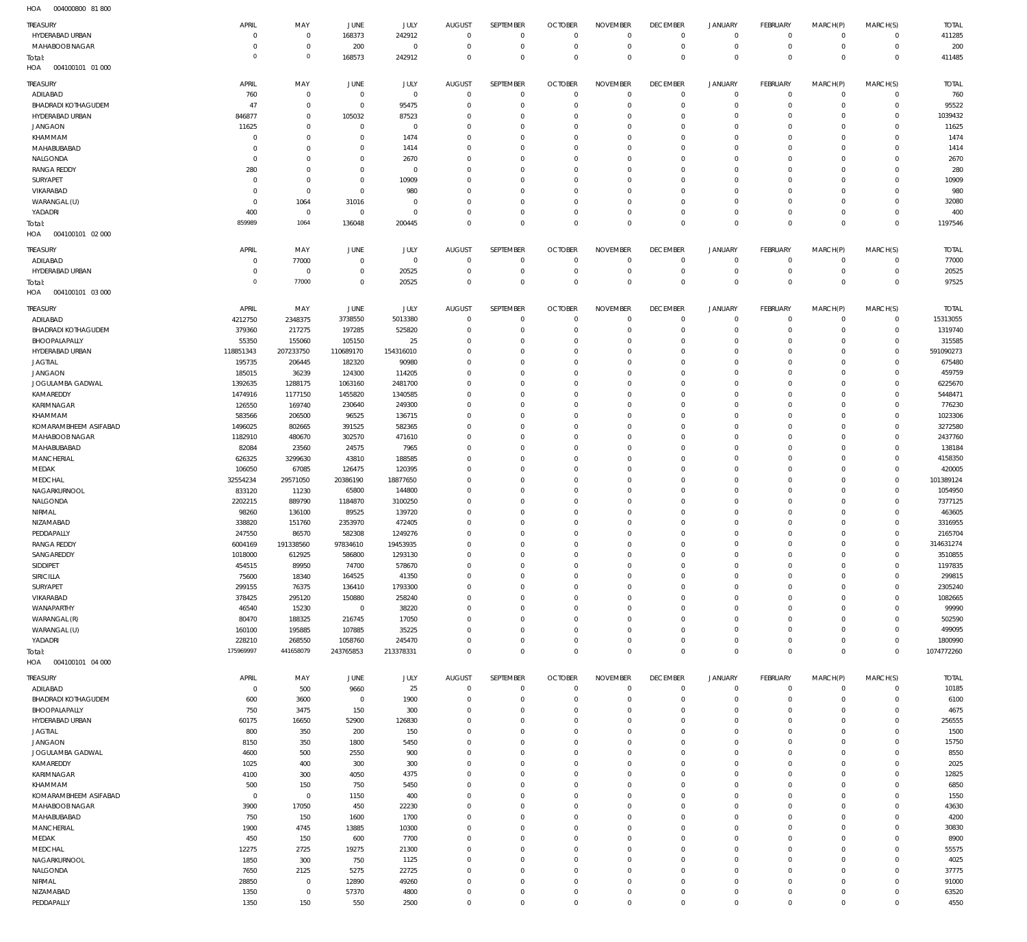HOA 004000800 81 800

| TREASURY | APRIL | MAY | JUNE | JULY | AUGUST | SEPTEMBER | OCTOBER | NOVEMBER | DECEMBER | JANUARY | FEBRUARY | MARCH(P) | MARCH(S) | TOTAL |
|---|---|---|---|---|---|---|---|---|---|---|---|---|---|---|
| HYDERABAD URBAN | 0 | 0 | 168373 | 242912 | 0 | 0 | 0 | 0 | 0 | 0 | 0 | 0 | 0 | 411285 |
| MAHABOOB NAGAR | 0 | 0 | 200 | 0 | 0 | 0 | 0 | 0 | 0 | 0 | 0 | 0 | 0 | 200 |
| Total: | 0 | 0 | 168573 | 242912 | 0 | 0 | 0 | 0 | 0 | 0 | 0 | 0 | 0 | 411485 |

HOA 004100101 01 000

| TREASURY | APRIL | MAY | JUNE | JULY | AUGUST | SEPTEMBER | OCTOBER | NOVEMBER | DECEMBER | JANUARY | FEBRUARY | MARCH(P) | MARCH(S) | TOTAL |
|---|---|---|---|---|---|---|---|---|---|---|---|---|---|---|
| ADILABAD | 760 | 0 | 0 | 0 | 0 | 0 | 0 | 0 | 0 | 0 | 0 | 0 | 0 | 760 |
| BHADRADI KOTHAGUDEM | 47 | 0 | 0 | 95475 | 0 | 0 | 0 | 0 | 0 | 0 | 0 | 0 | 0 | 95522 |
| HYDERABAD URBAN | 846877 | 0 | 105032 | 87523 | 0 | 0 | 0 | 0 | 0 | 0 | 0 | 0 | 0 | 1039432 |
| JANGAON | 11625 | 0 | 0 | 0 | 0 | 0 | 0 | 0 | 0 | 0 | 0 | 0 | 0 | 11625 |
| KHAMMAM | 0 | 0 | 0 | 1474 | 0 | 0 | 0 | 0 | 0 | 0 | 0 | 0 | 0 | 1474 |
| MAHABUBABAD | 0 | 0 | 0 | 1414 | 0 | 0 | 0 | 0 | 0 | 0 | 0 | 0 | 0 | 1414 |
| NALGONDA | 0 | 0 | 0 | 2670 | 0 | 0 | 0 | 0 | 0 | 0 | 0 | 0 | 0 | 2670 |
| RANGA REDDY | 280 | 0 | 0 | 0 | 0 | 0 | 0 | 0 | 0 | 0 | 0 | 0 | 0 | 280 |
| SURYAPET | 0 | 0 | 0 | 10909 | 0 | 0 | 0 | 0 | 0 | 0 | 0 | 0 | 0 | 10909 |
| VIKARABAD | 0 | 0 | 0 | 980 | 0 | 0 | 0 | 0 | 0 | 0 | 0 | 0 | 0 | 980 |
| WARANGAL (U) | 0 | 1064 | 31016 | 0 | 0 | 0 | 0 | 0 | 0 | 0 | 0 | 0 | 0 | 32080 |
| YADADRI | 400 | 0 | 0 | 0 | 0 | 0 | 0 | 0 | 0 | 0 | 0 | 0 | 0 | 400 |
| Total: | 859989 | 1064 | 136048 | 200445 | 0 | 0 | 0 | 0 | 0 | 0 | 0 | 0 | 0 | 1197546 |

HOA 004100101 02 000

| TREASURY | APRIL | MAY | JUNE | JULY | AUGUST | SEPTEMBER | OCTOBER | NOVEMBER | DECEMBER | JANUARY | FEBRUARY | MARCH(P) | MARCH(S) | TOTAL |
|---|---|---|---|---|---|---|---|---|---|---|---|---|---|---|
| ADILABAD | 0 | 77000 | 0 | 0 | 0 | 0 | 0 | 0 | 0 | 0 | 0 | 0 | 0 | 77000 |
| HYDERABAD URBAN | 0 | 0 | 0 | 20525 | 0 | 0 | 0 | 0 | 0 | 0 | 0 | 0 | 0 | 20525 |
| Total: | 0 | 77000 | 0 | 20525 | 0 | 0 | 0 | 0 | 0 | 0 | 0 | 0 | 0 | 97525 |

HOA 004100101 03 000

| TREASURY | APRIL | MAY | JUNE | JULY | AUGUST | SEPTEMBER | OCTOBER | NOVEMBER | DECEMBER | JANUARY | FEBRUARY | MARCH(P) | MARCH(S) | TOTAL |
|---|---|---|---|---|---|---|---|---|---|---|---|---|---|---|
| ADILABAD | 4212750 | 2348375 | 3738550 | 5013380 | 0 | 0 | 0 | 0 | 0 | 0 | 0 | 0 | 0 | 15313055 |
| BHADRADI KOTHAGUDEM | 379360 | 217275 | 197285 | 525820 | 0 | 0 | 0 | 0 | 0 | 0 | 0 | 0 | 0 | 1319740 |
| BHOOPALAPALLY | 55350 | 155060 | 105150 | 25 | 0 | 0 | 0 | 0 | 0 | 0 | 0 | 0 | 0 | 315585 |
| HYDERABAD URBAN | 118851343 | 207233750 | 110689170 | 154316010 | 0 | 0 | 0 | 0 | 0 | 0 | 0 | 0 | 0 | 591090273 |
| JAGTIAL | 195735 | 206445 | 182320 | 90980 | 0 | 0 | 0 | 0 | 0 | 0 | 0 | 0 | 0 | 675480 |
| JANGAON | 185015 | 36239 | 124300 | 114205 | 0 | 0 | 0 | 0 | 0 | 0 | 0 | 0 | 0 | 459759 |
| JOGULAMBA GADWAL | 1392635 | 1288175 | 1063160 | 2481700 | 0 | 0 | 0 | 0 | 0 | 0 | 0 | 0 | 0 | 6225670 |
| KAMAREDDY | 1474916 | 1177150 | 1455820 | 1340585 | 0 | 0 | 0 | 0 | 0 | 0 | 0 | 0 | 0 | 5448471 |
| KARIMNAGAR | 126550 | 169740 | 230640 | 249300 | 0 | 0 | 0 | 0 | 0 | 0 | 0 | 0 | 0 | 776230 |
| KHAMMAM | 583566 | 206500 | 96525 | 136715 | 0 | 0 | 0 | 0 | 0 | 0 | 0 | 0 | 0 | 1023306 |
| KOMARAMBHEEM ASIFABAD | 1496025 | 802665 | 391525 | 582365 | 0 | 0 | 0 | 0 | 0 | 0 | 0 | 0 | 0 | 3272580 |
| MAHABOOB NAGAR | 1182910 | 480670 | 302570 | 471610 | 0 | 0 | 0 | 0 | 0 | 0 | 0 | 0 | 0 | 2437760 |
| MAHABUBABAD | 82084 | 23560 | 24575 | 7965 | 0 | 0 | 0 | 0 | 0 | 0 | 0 | 0 | 0 | 138184 |
| MANCHERIAL | 626325 | 3299630 | 43810 | 188585 | 0 | 0 | 0 | 0 | 0 | 0 | 0 | 0 | 0 | 4158350 |
| MEDAK | 106050 | 67085 | 126475 | 120395 | 0 | 0 | 0 | 0 | 0 | 0 | 0 | 0 | 0 | 420005 |
| MEDCHAL | 32554234 | 29571050 | 20386190 | 18877650 | 0 | 0 | 0 | 0 | 0 | 0 | 0 | 0 | 0 | 101389124 |
| NAGARKURNOOL | 833120 | 11230 | 65800 | 144800 | 0 | 0 | 0 | 0 | 0 | 0 | 0 | 0 | 0 | 1054950 |
| NALGONDA | 2202215 | 889790 | 1184870 | 3100250 | 0 | 0 | 0 | 0 | 0 | 0 | 0 | 0 | 0 | 7377125 |
| NIRMAL | 98260 | 136100 | 89525 | 139720 | 0 | 0 | 0 | 0 | 0 | 0 | 0 | 0 | 0 | 463605 |
| NIZAMABAD | 338820 | 151760 | 2353970 | 472405 | 0 | 0 | 0 | 0 | 0 | 0 | 0 | 0 | 0 | 3316955 |
| PEDDAPALLY | 247550 | 86570 | 582308 | 1249276 | 0 | 0 | 0 | 0 | 0 | 0 | 0 | 0 | 0 | 2165704 |
| RANGA REDDY | 6004169 | 191338560 | 97834610 | 19453935 | 0 | 0 | 0 | 0 | 0 | 0 | 0 | 0 | 0 | 314631274 |
| SANGAREDDY | 1018000 | 612925 | 586800 | 1293130 | 0 | 0 | 0 | 0 | 0 | 0 | 0 | 0 | 0 | 3510855 |
| SIDDIPET | 454515 | 89950 | 74700 | 578670 | 0 | 0 | 0 | 0 | 0 | 0 | 0 | 0 | 0 | 1197835 |
| SIRICILLA | 75600 | 18340 | 164525 | 41350 | 0 | 0 | 0 | 0 | 0 | 0 | 0 | 0 | 0 | 299815 |
| SURYAPET | 299155 | 76375 | 136410 | 1793300 | 0 | 0 | 0 | 0 | 0 | 0 | 0 | 0 | 0 | 2305240 |
| VIKARABAD | 378425 | 295120 | 150880 | 258240 | 0 | 0 | 0 | 0 | 0 | 0 | 0 | 0 | 0 | 1082665 |
| WANAPARTHY | 46540 | 15230 | 0 | 38220 | 0 | 0 | 0 | 0 | 0 | 0 | 0 | 0 | 0 | 99990 |
| WARANGAL (R) | 80470 | 188325 | 216745 | 17050 | 0 | 0 | 0 | 0 | 0 | 0 | 0 | 0 | 0 | 502590 |
| WARANGAL (U) | 160100 | 195885 | 107885 | 35225 | 0 | 0 | 0 | 0 | 0 | 0 | 0 | 0 | 0 | 499095 |
| YADADRI | 228210 | 268550 | 1058760 | 245470 | 0 | 0 | 0 | 0 | 0 | 0 | 0 | 0 | 0 | 1800990 |
| Total: | 175969997 | 441658079 | 243765853 | 213378331 | 0 | 0 | 0 | 0 | 0 | 0 | 0 | 0 | 0 | 1074772260 |

HOA 004100101 04 000

| TREASURY | APRIL | MAY | JUNE | JULY | AUGUST | SEPTEMBER | OCTOBER | NOVEMBER | DECEMBER | JANUARY | FEBRUARY | MARCH(P) | MARCH(S) | TOTAL |
|---|---|---|---|---|---|---|---|---|---|---|---|---|---|---|
| ADILABAD | 0 | 500 | 9660 | 25 | 0 | 0 | 0 | 0 | 0 | 0 | 0 | 0 | 0 | 10185 |
| BHADRADI KOTHAGUDEM | 600 | 3600 | 0 | 1900 | 0 | 0 | 0 | 0 | 0 | 0 | 0 | 0 | 0 | 6100 |
| BHOOPALAPALLY | 750 | 3475 | 150 | 300 | 0 | 0 | 0 | 0 | 0 | 0 | 0 | 0 | 0 | 4675 |
| HYDERABAD URBAN | 60175 | 16650 | 52900 | 126830 | 0 | 0 | 0 | 0 | 0 | 0 | 0 | 0 | 0 | 256555 |
| JAGTIAL | 800 | 350 | 200 | 150 | 0 | 0 | 0 | 0 | 0 | 0 | 0 | 0 | 0 | 1500 |
| JANGAON | 8150 | 350 | 1800 | 5450 | 0 | 0 | 0 | 0 | 0 | 0 | 0 | 0 | 0 | 15750 |
| JOGULAMBA GADWAL | 4600 | 500 | 2550 | 900 | 0 | 0 | 0 | 0 | 0 | 0 | 0 | 0 | 0 | 8550 |
| KAMAREDDY | 1025 | 400 | 300 | 300 | 0 | 0 | 0 | 0 | 0 | 0 | 0 | 0 | 0 | 2025 |
| KARIMNAGAR | 4100 | 300 | 4050 | 4375 | 0 | 0 | 0 | 0 | 0 | 0 | 0 | 0 | 0 | 12825 |
| KHAMMAM | 500 | 150 | 750 | 5450 | 0 | 0 | 0 | 0 | 0 | 0 | 0 | 0 | 0 | 6850 |
| KOMARAMBHEEM ASIFABAD | 0 | 0 | 1150 | 400 | 0 | 0 | 0 | 0 | 0 | 0 | 0 | 0 | 0 | 1550 |
| MAHABOOB NAGAR | 3900 | 17050 | 450 | 22230 | 0 | 0 | 0 | 0 | 0 | 0 | 0 | 0 | 0 | 43630 |
| MAHABUBABAD | 750 | 150 | 1600 | 1700 | 0 | 0 | 0 | 0 | 0 | 0 | 0 | 0 | 0 | 4200 |
| MANCHERIAL | 1900 | 4745 | 13885 | 10300 | 0 | 0 | 0 | 0 | 0 | 0 | 0 | 0 | 0 | 30830 |
| MEDAK | 450 | 150 | 600 | 7700 | 0 | 0 | 0 | 0 | 0 | 0 | 0 | 0 | 0 | 8900 |
| MEDCHAL | 12275 | 2725 | 19275 | 21300 | 0 | 0 | 0 | 0 | 0 | 0 | 0 | 0 | 0 | 55575 |
| NAGARKURNOOL | 1850 | 300 | 750 | 1125 | 0 | 0 | 0 | 0 | 0 | 0 | 0 | 0 | 0 | 4025 |
| NALGONDA | 7650 | 2125 | 5275 | 22725 | 0 | 0 | 0 | 0 | 0 | 0 | 0 | 0 | 0 | 37775 |
| NIRMAL | 28850 | 0 | 12890 | 49260 | 0 | 0 | 0 | 0 | 0 | 0 | 0 | 0 | 0 | 91000 |
| NIZAMABAD | 1350 | 0 | 57370 | 4800 | 0 | 0 | 0 | 0 | 0 | 0 | 0 | 0 | 0 | 63520 |
| PEDDAPALLY | 1350 | 150 | 550 | 2500 | 0 | 0 | 0 | 0 | 0 | 0 | 0 | 0 | 0 | 4550 |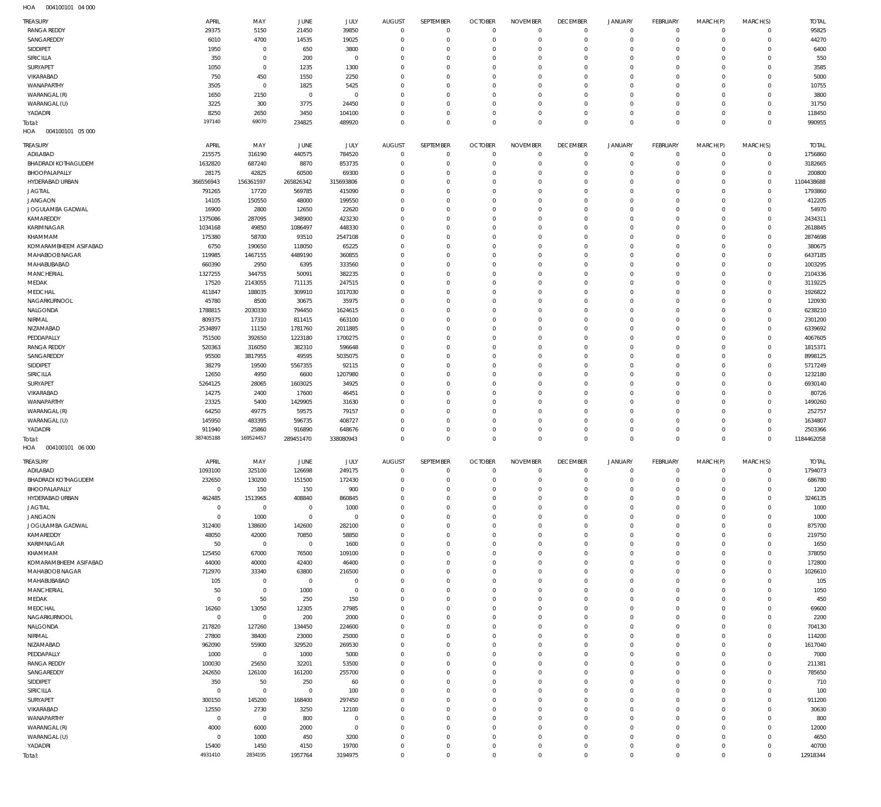HOA 004100101 04 000

| TREASURY | APRIL | MAY | JUNE | JULY | AUGUST | SEPTEMBER | OCTOBER | NOVEMBER | DECEMBER | JANUARY | FEBRUARY | MARCH(P) | MARCH(S) | TOTAL |
|---|---|---|---|---|---|---|---|---|---|---|---|---|---|---|
| RANGA REDDY | 29375 | 5150 | 21450 | 39850 | 0 | 0 | 0 | 0 | 0 | 0 | 0 | 0 | 0 | 95825 |
| SANGAREDDY | 6010 | 4700 | 14535 | 19025 | 0 | 0 | 0 | 0 | 0 | 0 | 0 | 0 | 0 | 44270 |
| SIDDIPET | 1950 | 0 | 650 | 3800 | 0 | 0 | 0 | 0 | 0 | 0 | 0 | 0 | 0 | 6400 |
| SIRICILLA | 350 | 0 | 200 | 0 | 0 | 0 | 0 | 0 | 0 | 0 | 0 | 0 | 0 | 550 |
| SURYAPET | 1050 | 0 | 1235 | 1300 | 0 | 0 | 0 | 0 | 0 | 0 | 0 | 0 | 0 | 3585 |
| VIKARABAD | 750 | 450 | 1550 | 2250 | 0 | 0 | 0 | 0 | 0 | 0 | 0 | 0 | 0 | 5000 |
| WANAPARTHY | 3505 | 0 | 1825 | 5425 | 0 | 0 | 0 | 0 | 0 | 0 | 0 | 0 | 0 | 10755 |
| WARANGAL (R) | 1650 | 2150 | 0 | 0 | 0 | 0 | 0 | 0 | 0 | 0 | 0 | 0 | 0 | 3800 |
| WARANGAL (U) | 3225 | 300 | 3775 | 24450 | 0 | 0 | 0 | 0 | 0 | 0 | 0 | 0 | 0 | 31750 |
| YADADRI | 8250 | 2650 | 3450 | 104100 | 0 | 0 | 0 | 0 | 0 | 0 | 0 | 0 | 0 | 118450 |
| Total: | 197140 | 69070 | 234825 | 489920 | 0 | 0 | 0 | 0 | 0 | 0 | 0 | 0 | 0 | 990955 |

HOA 004100101 05 000

| TREASURY | APRIL | MAY | JUNE | JULY | AUGUST | SEPTEMBER | OCTOBER | NOVEMBER | DECEMBER | JANUARY | FEBRUARY | MARCH(P) | MARCH(S) | TOTAL |
|---|---|---|---|---|---|---|---|---|---|---|---|---|---|---|
| ADILABAD | 215575 | 316190 | 440575 | 784520 | 0 | 0 | 0 | 0 | 0 | 0 | 0 | 0 | 0 | 1756860 |
| BHADRADI KOTHAGUDEM | 1632820 | 687240 | 8870 | 853735 | 0 | 0 | 0 | 0 | 0 | 0 | 0 | 0 | 0 | 3182665 |
| BHOOPALAPALLY | 28175 | 42825 | 60500 | 69300 | 0 | 0 | 0 | 0 | 0 | 0 | 0 | 0 | 0 | 200800 |
| HYDERABAD URBAN | 366556943 | 156361597 | 265826342 | 315693806 | 0 | 0 | 0 | 0 | 0 | 0 | 0 | 0 | 0 | 1104438688 |
| JAGTIAL | 791265 | 17720 | 569785 | 415090 | 0 | 0 | 0 | 0 | 0 | 0 | 0 | 0 | 0 | 1793860 |
| JANGAON | 14105 | 150550 | 48000 | 199550 | 0 | 0 | 0 | 0 | 0 | 0 | 0 | 0 | 0 | 412205 |
| JOGULAMBA GADWAL | 16900 | 2800 | 12650 | 22620 | 0 | 0 | 0 | 0 | 0 | 0 | 0 | 0 | 0 | 54970 |
| KAMAREDDY | 1375086 | 287095 | 348900 | 423230 | 0 | 0 | 0 | 0 | 0 | 0 | 0 | 0 | 0 | 2434311 |
| KARIMNAGAR | 1034168 | 49850 | 1086497 | 448330 | 0 | 0 | 0 | 0 | 0 | 0 | 0 | 0 | 0 | 2618845 |
| KHAMMAM | 175380 | 58700 | 93510 | 2547108 | 0 | 0 | 0 | 0 | 0 | 0 | 0 | 0 | 0 | 2874698 |
| KOMARAMBHEEM ASIFABAD | 6750 | 190650 | 118050 | 65225 | 0 | 0 | 0 | 0 | 0 | 0 | 0 | 0 | 0 | 380675 |
| MAHABOOBNAGAR | 119985 | 1467155 | 4489190 | 360855 | 0 | 0 | 0 | 0 | 0 | 0 | 0 | 0 | 0 | 6437185 |
| MAHABUBABAD | 660390 | 2950 | 6395 | 333560 | 0 | 0 | 0 | 0 | 0 | 0 | 0 | 0 | 0 | 1003295 |
| MANCHERIAL | 1327255 | 344755 | 50091 | 382235 | 0 | 0 | 0 | 0 | 0 | 0 | 0 | 0 | 0 | 2104336 |
| MEDAK | 17520 | 2143055 | 711135 | 247515 | 0 | 0 | 0 | 0 | 0 | 0 | 0 | 0 | 0 | 3119225 |
| MEDCHAL | 411847 | 188035 | 309910 | 1017030 | 0 | 0 | 0 | 0 | 0 | 0 | 0 | 0 | 0 | 1926822 |
| NAGARKURNOOL | 45780 | 8500 | 30675 | 35975 | 0 | 0 | 0 | 0 | 0 | 0 | 0 | 0 | 0 | 120930 |
| NALGONDA | 1788815 | 2030330 | 794450 | 1624615 | 0 | 0 | 0 | 0 | 0 | 0 | 0 | 0 | 0 | 6238210 |
| NIRMAL | 809375 | 17310 | 811415 | 663100 | 0 | 0 | 0 | 0 | 0 | 0 | 0 | 0 | 0 | 2301200 |
| NIZAMABAD | 2534897 | 11150 | 1781760 | 2011885 | 0 | 0 | 0 | 0 | 0 | 0 | 0 | 0 | 0 | 6339692 |
| PEDDAPALLY | 751500 | 392650 | 1223180 | 1700275 | 0 | 0 | 0 | 0 | 0 | 0 | 0 | 0 | 0 | 4067605 |
| RANGA REDDY | 520363 | 316050 | 382310 | 596648 | 0 | 0 | 0 | 0 | 0 | 0 | 0 | 0 | 0 | 1815371 |
| SANGAREDDY | 95500 | 3817955 | 49595 | 5035075 | 0 | 0 | 0 | 0 | 0 | 0 | 0 | 0 | 0 | 8998125 |
| SIDDIPET | 38279 | 19500 | 5567355 | 92115 | 0 | 0 | 0 | 0 | 0 | 0 | 0 | 0 | 0 | 5717249 |
| SIRICILLA | 12650 | 4950 | 6600 | 1207980 | 0 | 0 | 0 | 0 | 0 | 0 | 0 | 0 | 0 | 1232180 |
| SURYAPET | 5264125 | 28065 | 1603025 | 34925 | 0 | 0 | 0 | 0 | 0 | 0 | 0 | 0 | 0 | 6930140 |
| VIKARABAD | 14275 | 2400 | 17600 | 46451 | 0 | 0 | 0 | 0 | 0 | 0 | 0 | 0 | 0 | 80726 |
| WANAPARTHY | 23325 | 5400 | 1429905 | 31630 | 0 | 0 | 0 | 0 | 0 | 0 | 0 | 0 | 0 | 1490260 |
| WARANGAL (R) | 64250 | 49775 | 59575 | 79157 | 0 | 0 | 0 | 0 | 0 | 0 | 0 | 0 | 0 | 252757 |
| WARANGAL (U) | 145950 | 483395 | 596735 | 408727 | 0 | 0 | 0 | 0 | 0 | 0 | 0 | 0 | 0 | 1634807 |
| YADADRI | 911940 | 25860 | 916890 | 648676 | 0 | 0 | 0 | 0 | 0 | 0 | 0 | 0 | 0 | 2503366 |
| Total: | 387405188 | 169524457 | 289451470 | 338080943 | 0 | 0 | 0 | 0 | 0 | 0 | 0 | 0 | 0 | 1184462058 |

HOA 004100101 06 000

| TREASURY | APRIL | MAY | JUNE | JULY | AUGUST | SEPTEMBER | OCTOBER | NOVEMBER | DECEMBER | JANUARY | FEBRUARY | MARCH(P) | MARCH(S) | TOTAL |
|---|---|---|---|---|---|---|---|---|---|---|---|---|---|---|
| ADILABAD | 1093100 | 325100 | 126698 | 249175 | 0 | 0 | 0 | 0 | 0 | 0 | 0 | 0 | 0 | 1794073 |
| BHADRADI KOTHAGUDEM | 232650 | 130200 | 151500 | 172430 | 0 | 0 | 0 | 0 | 0 | 0 | 0 | 0 | 0 | 686780 |
| BHOOPALAPALLY | 0 | 150 | 150 | 900 | 0 | 0 | 0 | 0 | 0 | 0 | 0 | 0 | 0 | 1200 |
| HYDERABAD URBAN | 462485 | 1513965 | 408840 | 860845 | 0 | 0 | 0 | 0 | 0 | 0 | 0 | 0 | 0 | 3246135 |
| JAGTIAL | 0 | 0 | 0 | 1000 | 0 | 0 | 0 | 0 | 0 | 0 | 0 | 0 | 0 | 1000 |
| JANGAON | 0 | 1000 | 0 | 0 | 0 | 0 | 0 | 0 | 0 | 0 | 0 | 0 | 0 | 1000 |
| JOGULAMBA GADWAL | 312400 | 138600 | 142600 | 282100 | 0 | 0 | 0 | 0 | 0 | 0 | 0 | 0 | 0 | 875700 |
| KAMAREDDY | 48050 | 42000 | 70850 | 58850 | 0 | 0 | 0 | 0 | 0 | 0 | 0 | 0 | 0 | 219750 |
| KARIMNAGAR | 50 | 0 | 0 | 1600 | 0 | 0 | 0 | 0 | 0 | 0 | 0 | 0 | 0 | 1650 |
| KHAMMAM | 125450 | 67000 | 76500 | 109100 | 0 | 0 | 0 | 0 | 0 | 0 | 0 | 0 | 0 | 378050 |
| KOMARAMBHEEM ASIFABAD | 44000 | 40000 | 42400 | 46400 | 0 | 0 | 0 | 0 | 0 | 0 | 0 | 0 | 0 | 172800 |
| MAHABOOBNAGAR | 712970 | 33340 | 63800 | 216500 | 0 | 0 | 0 | 0 | 0 | 0 | 0 | 0 | 0 | 1026610 |
| MAHABUBABAD | 105 | 0 | 0 | 0 | 0 | 0 | 0 | 0 | 0 | 0 | 0 | 0 | 0 | 105 |
| MANCHERIAL | 50 | 0 | 1000 | 0 | 0 | 0 | 0 | 0 | 0 | 0 | 0 | 0 | 0 | 1050 |
| MEDAK | 0 | 50 | 250 | 150 | 0 | 0 | 0 | 0 | 0 | 0 | 0 | 0 | 0 | 450 |
| MEDCHAL | 16260 | 13050 | 12305 | 27985 | 0 | 0 | 0 | 0 | 0 | 0 | 0 | 0 | 0 | 69600 |
| NAGARKURNOOL | 0 | 0 | 200 | 2000 | 0 | 0 | 0 | 0 | 0 | 0 | 0 | 0 | 0 | 2200 |
| NALGONDA | 217820 | 127260 | 134450 | 224600 | 0 | 0 | 0 | 0 | 0 | 0 | 0 | 0 | 0 | 704130 |
| NIRMAL | 27800 | 38400 | 23000 | 25000 | 0 | 0 | 0 | 0 | 0 | 0 | 0 | 0 | 0 | 114200 |
| NIZAMABAD | 962090 | 55900 | 329520 | 269530 | 0 | 0 | 0 | 0 | 0 | 0 | 0 | 0 | 0 | 1617040 |
| PEDDAPALLY | 1000 | 0 | 1000 | 5000 | 0 | 0 | 0 | 0 | 0 | 0 | 0 | 0 | 0 | 7000 |
| RANGA REDDY | 100030 | 25650 | 32201 | 53500 | 0 | 0 | 0 | 0 | 0 | 0 | 0 | 0 | 0 | 211381 |
| SANGAREDDY | 242650 | 126100 | 161200 | 255700 | 0 | 0 | 0 | 0 | 0 | 0 | 0 | 0 | 0 | 785650 |
| SIDDIPET | 350 | 50 | 250 | 60 | 0 | 0 | 0 | 0 | 0 | 0 | 0 | 0 | 0 | 710 |
| SIRICILLA | 0 | 0 | 0 | 100 | 0 | 0 | 0 | 0 | 0 | 0 | 0 | 0 | 0 | 100 |
| SURYAPET | 300150 | 145200 | 168400 | 297450 | 0 | 0 | 0 | 0 | 0 | 0 | 0 | 0 | 0 | 911200 |
| VIKARABAD | 12550 | 2730 | 3250 | 12100 | 0 | 0 | 0 | 0 | 0 | 0 | 0 | 0 | 0 | 30630 |
| WANAPARTHY | 0 | 0 | 800 | 0 | 0 | 0 | 0 | 0 | 0 | 0 | 0 | 0 | 0 | 800 |
| WARANGAL (R) | 4000 | 6000 | 2000 | 0 | 0 | 0 | 0 | 0 | 0 | 0 | 0 | 0 | 0 | 12000 |
| WARANGAL (U) | 0 | 1000 | 450 | 3200 | 0 | 0 | 0 | 0 | 0 | 0 | 0 | 0 | 0 | 4650 |
| YADADRI | 15400 | 1450 | 4150 | 19700 | 0 | 0 | 0 | 0 | 0 | 0 | 0 | 0 | 0 | 40700 |
| Total: | 4931410 | 2834195 | 1957764 | 3194975 | 0 | 0 | 0 | 0 | 0 | 0 | 0 | 0 | 0 | 12918344 |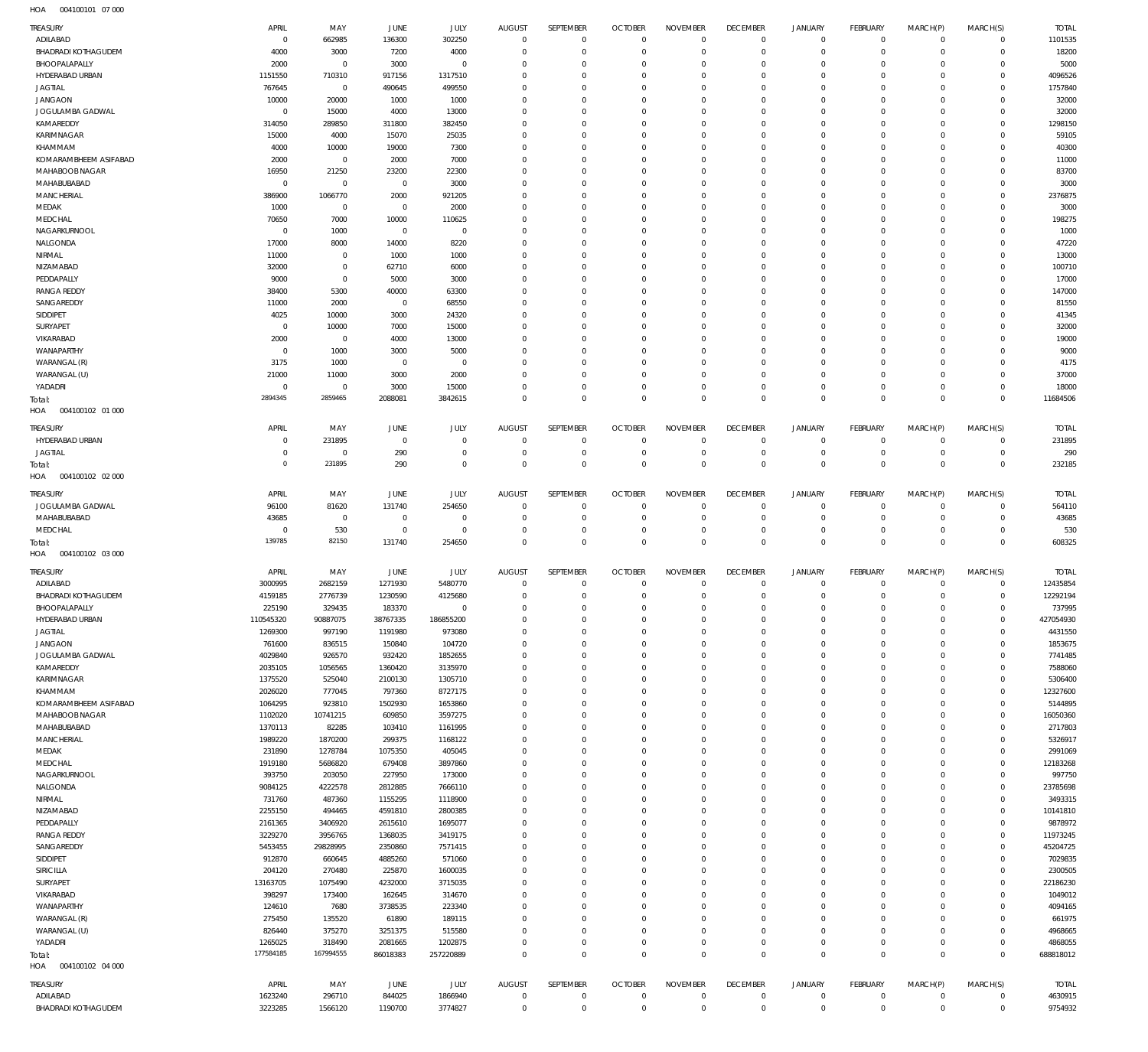HOA 004100101 07 000

| TREASURY | APRIL | MAY | JUNE | JULY | AUGUST | SEPTEMBER | OCTOBER | NOVEMBER | DECEMBER | JANUARY | FEBRUARY | MARCH(P) | MARCH(S) | TOTAL |
|---|---|---|---|---|---|---|---|---|---|---|---|---|---|---|
| ADILABAD | 0 | 662985 | 136300 | 302250 | 0 | 0 | 0 | 0 | 0 | 0 | 0 | 0 | 0 | 1101535 |
| BHADRADI KOTHAGUDEM | 4000 | 3000 | 7200 | 4000 | 0 | 0 | 0 | 0 | 0 | 0 | 0 | 0 | 0 | 18200 |
| BHOOPALAPALLY | 2000 | 0 | 3000 | 0 | 0 | 0 | 0 | 0 | 0 | 0 | 0 | 0 | 0 | 5000 |
| HYDERABAD URBAN | 1151550 | 710310 | 917156 | 1317510 | 0 | 0 | 0 | 0 | 0 | 0 | 0 | 0 | 0 | 4096526 |
| JAGTIAL | 767645 | 0 | 490645 | 499550 | 0 | 0 | 0 | 0 | 0 | 0 | 0 | 0 | 0 | 1757840 |
| JANGAON | 10000 | 20000 | 1000 | 1000 | 0 | 0 | 0 | 0 | 0 | 0 | 0 | 0 | 0 | 32000 |
| JOGULAMBA GADWAL | 0 | 15000 | 4000 | 13000 | 0 | 0 | 0 | 0 | 0 | 0 | 0 | 0 | 0 | 32000 |
| KAMAREDDY | 314050 | 289850 | 311800 | 382450 | 0 | 0 | 0 | 0 | 0 | 0 | 0 | 0 | 0 | 1298150 |
| KARIMNAGAR | 15000 | 4000 | 15070 | 25035 | 0 | 0 | 0 | 0 | 0 | 0 | 0 | 0 | 0 | 59105 |
| KHAMMAM | 4000 | 10000 | 19000 | 7300 | 0 | 0 | 0 | 0 | 0 | 0 | 0 | 0 | 0 | 40300 |
| KOMARAMBHEEM ASIFABAD | 2000 | 0 | 2000 | 7000 | 0 | 0 | 0 | 0 | 0 | 0 | 0 | 0 | 0 | 11000 |
| MAHABOOBNAGAR | 16950 | 21250 | 23200 | 22300 | 0 | 0 | 0 | 0 | 0 | 0 | 0 | 0 | 0 | 83700 |
| MAHABUBABAD | 0 | 0 | 0 | 3000 | 0 | 0 | 0 | 0 | 0 | 0 | 0 | 0 | 0 | 3000 |
| MANCHERIAL | 386900 | 1066770 | 2000 | 921205 | 0 | 0 | 0 | 0 | 0 | 0 | 0 | 0 | 0 | 2376875 |
| MEDAK | 1000 | 0 | 0 | 2000 | 0 | 0 | 0 | 0 | 0 | 0 | 0 | 0 | 0 | 3000 |
| MEDCHAL | 70650 | 7000 | 10000 | 110625 | 0 | 0 | 0 | 0 | 0 | 0 | 0 | 0 | 0 | 198275 |
| NAGARKURNOOL | 0 | 1000 | 0 | 0 | 0 | 0 | 0 | 0 | 0 | 0 | 0 | 0 | 0 | 1000 |
| NALGONDA | 17000 | 8000 | 14000 | 8220 | 0 | 0 | 0 | 0 | 0 | 0 | 0 | 0 | 0 | 47220 |
| NIRMAL | 11000 | 0 | 1000 | 1000 | 0 | 0 | 0 | 0 | 0 | 0 | 0 | 0 | 0 | 13000 |
| NIZAMABAD | 32000 | 0 | 62710 | 6000 | 0 | 0 | 0 | 0 | 0 | 0 | 0 | 0 | 0 | 100710 |
| PEDDAPALLY | 9000 | 0 | 5000 | 3000 | 0 | 0 | 0 | 0 | 0 | 0 | 0 | 0 | 0 | 17000 |
| RANGA REDDY | 38400 | 5300 | 40000 | 63300 | 0 | 0 | 0 | 0 | 0 | 0 | 0 | 0 | 0 | 147000 |
| SANGAREDDY | 11000 | 2000 | 0 | 68550 | 0 | 0 | 0 | 0 | 0 | 0 | 0 | 0 | 0 | 81550 |
| SIDDIPET | 4025 | 10000 | 3000 | 24320 | 0 | 0 | 0 | 0 | 0 | 0 | 0 | 0 | 0 | 41345 |
| SURYAPET | 0 | 10000 | 7000 | 15000 | 0 | 0 | 0 | 0 | 0 | 0 | 0 | 0 | 0 | 32000 |
| VIKARABAD | 2000 | 0 | 4000 | 13000 | 0 | 0 | 0 | 0 | 0 | 0 | 0 | 0 | 0 | 19000 |
| WANAPARTHY | 0 | 1000 | 3000 | 5000 | 0 | 0 | 0 | 0 | 0 | 0 | 0 | 0 | 0 | 9000 |
| WARANGAL (R) | 3175 | 1000 | 0 | 0 | 0 | 0 | 0 | 0 | 0 | 0 | 0 | 0 | 0 | 4175 |
| WARANGAL (U) | 21000 | 11000 | 3000 | 2000 | 0 | 0 | 0 | 0 | 0 | 0 | 0 | 0 | 0 | 37000 |
| YADADRI | 0 | 0 | 3000 | 15000 | 0 | 0 | 0 | 0 | 0 | 0 | 0 | 0 | 0 | 18000 |
| Total: | 2894345 | 2859465 | 2088081 | 3842615 | 0 | 0 | 0 | 0 | 0 | 0 | 0 | 0 | 0 | 11684506 |

HOA 004100102 01 000

| TREASURY | APRIL | MAY | JUNE | JULY | AUGUST | SEPTEMBER | OCTOBER | NOVEMBER | DECEMBER | JANUARY | FEBRUARY | MARCH(P) | MARCH(S) | TOTAL |
|---|---|---|---|---|---|---|---|---|---|---|---|---|---|---|
| HYDERABAD URBAN | 0 | 231895 | 0 | 0 | 0 | 0 | 0 | 0 | 0 | 0 | 0 | 0 | 0 | 231895 |
| JAGTIAL | 0 | 0 | 290 | 0 | 0 | 0 | 0 | 0 | 0 | 0 | 0 | 0 | 0 | 290 |
| Total: | 0 | 231895 | 290 | 0 | 0 | 0 | 0 | 0 | 0 | 0 | 0 | 0 | 0 | 232185 |

HOA 004100102 02 000

| TREASURY | APRIL | MAY | JUNE | JULY | AUGUST | SEPTEMBER | OCTOBER | NOVEMBER | DECEMBER | JANUARY | FEBRUARY | MARCH(P) | MARCH(S) | TOTAL |
|---|---|---|---|---|---|---|---|---|---|---|---|---|---|---|
| JOGULAMBA GADWAL | 96100 | 81620 | 131740 | 254650 | 0 | 0 | 0 | 0 | 0 | 0 | 0 | 0 | 0 | 564110 |
| MAHABUBABAD | 43685 | 0 | 0 | 0 | 0 | 0 | 0 | 0 | 0 | 0 | 0 | 0 | 0 | 43685 |
| MEDCHAL | 0 | 530 | 0 | 0 | 0 | 0 | 0 | 0 | 0 | 0 | 0 | 0 | 0 | 530 |
| Total: | 139785 | 82150 | 131740 | 254650 | 0 | 0 | 0 | 0 | 0 | 0 | 0 | 0 | 0 | 608325 |

HOA 004100102 03 000

| TREASURY | APRIL | MAY | JUNE | JULY | AUGUST | SEPTEMBER | OCTOBER | NOVEMBER | DECEMBER | JANUARY | FEBRUARY | MARCH(P) | MARCH(S) | TOTAL |
|---|---|---|---|---|---|---|---|---|---|---|---|---|---|---|
| ADILABAD | 3000995 | 2682159 | 1271930 | 5480770 | 0 | 0 | 0 | 0 | 0 | 0 | 0 | 0 | 0 | 12435854 |
| BHADRADI KOTHAGUDEM | 4159185 | 2776739 | 1230590 | 4125680 | 0 | 0 | 0 | 0 | 0 | 0 | 0 | 0 | 0 | 12292194 |
| BHOOPALAPALLY | 225190 | 329435 | 183370 | 0 | 0 | 0 | 0 | 0 | 0 | 0 | 0 | 0 | 0 | 737995 |
| HYDERABAD URBAN | 110545320 | 90887075 | 38767335 | 186855200 | 0 | 0 | 0 | 0 | 0 | 0 | 0 | 0 | 0 | 427054930 |
| JAGTIAL | 1269300 | 997190 | 1191980 | 973080 | 0 | 0 | 0 | 0 | 0 | 0 | 0 | 0 | 0 | 4431550 |
| JANGAON | 761600 | 836515 | 150840 | 104720 | 0 | 0 | 0 | 0 | 0 | 0 | 0 | 0 | 0 | 1853675 |
| JOGULAMBA GADWAL | 4029840 | 926570 | 932420 | 1852655 | 0 | 0 | 0 | 0 | 0 | 0 | 0 | 0 | 0 | 7741485 |
| KAMAREDDY | 2035105 | 1056565 | 1360420 | 3135970 | 0 | 0 | 0 | 0 | 0 | 0 | 0 | 0 | 0 | 7588060 |
| KARIMNAGAR | 1375520 | 525040 | 2100130 | 1305710 | 0 | 0 | 0 | 0 | 0 | 0 | 0 | 0 | 0 | 5306400 |
| KHAMMAM | 2026020 | 777045 | 797360 | 8727175 | 0 | 0 | 0 | 0 | 0 | 0 | 0 | 0 | 0 | 12327600 |
| KOMARAMBHEEM ASIFABAD | 1064295 | 923810 | 1502930 | 1653860 | 0 | 0 | 0 | 0 | 0 | 0 | 0 | 0 | 0 | 5144895 |
| MAHABOOBNAGAR | 1102020 | 10741215 | 609850 | 3597275 | 0 | 0 | 0 | 0 | 0 | 0 | 0 | 0 | 0 | 16050360 |
| MAHABUBABAD | 1370113 | 82285 | 103410 | 1161995 | 0 | 0 | 0 | 0 | 0 | 0 | 0 | 0 | 0 | 2717803 |
| MANCHERIAL | 1989220 | 1870200 | 299375 | 1168122 | 0 | 0 | 0 | 0 | 0 | 0 | 0 | 0 | 0 | 5326917 |
| MEDAK | 231890 | 1278784 | 1075350 | 405045 | 0 | 0 | 0 | 0 | 0 | 0 | 0 | 0 | 0 | 2991069 |
| MEDCHAL | 1919180 | 5686820 | 679408 | 3897860 | 0 | 0 | 0 | 0 | 0 | 0 | 0 | 0 | 0 | 12183268 |
| NAGARKURNOOL | 393750 | 203050 | 227950 | 173000 | 0 | 0 | 0 | 0 | 0 | 0 | 0 | 0 | 0 | 997750 |
| NALGONDA | 9084125 | 4222578 | 2812885 | 7666110 | 0 | 0 | 0 | 0 | 0 | 0 | 0 | 0 | 0 | 23785698 |
| NIRMAL | 731760 | 487360 | 1155295 | 1118900 | 0 | 0 | 0 | 0 | 0 | 0 | 0 | 0 | 0 | 3493315 |
| NIZAMABAD | 2255150 | 494465 | 4591810 | 2800385 | 0 | 0 | 0 | 0 | 0 | 0 | 0 | 0 | 0 | 10141810 |
| PEDDAPALLY | 2161365 | 3406920 | 2615610 | 1695077 | 0 | 0 | 0 | 0 | 0 | 0 | 0 | 0 | 0 | 9878972 |
| RANGA REDDY | 3229270 | 3956765 | 1368035 | 3419175 | 0 | 0 | 0 | 0 | 0 | 0 | 0 | 0 | 0 | 11973245 |
| SANGAREDDY | 5453455 | 29828995 | 2350860 | 7571415 | 0 | 0 | 0 | 0 | 0 | 0 | 0 | 0 | 0 | 45204725 |
| SIDDIPET | 912870 | 660645 | 4885260 | 571060 | 0 | 0 | 0 | 0 | 0 | 0 | 0 | 0 | 0 | 7029835 |
| SIRICILLA | 204120 | 270480 | 225870 | 1600035 | 0 | 0 | 0 | 0 | 0 | 0 | 0 | 0 | 0 | 2300505 |
| SURYAPET | 13163705 | 1075490 | 4232000 | 3715035 | 0 | 0 | 0 | 0 | 0 | 0 | 0 | 0 | 0 | 22186230 |
| VIKARABAD | 398297 | 173400 | 162645 | 314670 | 0 | 0 | 0 | 0 | 0 | 0 | 0 | 0 | 0 | 1049012 |
| WANAPARTHY | 124610 | 7680 | 3738535 | 223340 | 0 | 0 | 0 | 0 | 0 | 0 | 0 | 0 | 0 | 4094165 |
| WARANGAL (R) | 275450 | 135520 | 61890 | 189115 | 0 | 0 | 0 | 0 | 0 | 0 | 0 | 0 | 0 | 661975 |
| WARANGAL (U) | 826440 | 375270 | 3251375 | 515580 | 0 | 0 | 0 | 0 | 0 | 0 | 0 | 0 | 0 | 4968665 |
| YADADRI | 1265025 | 318490 | 2081665 | 1202875 | 0 | 0 | 0 | 0 | 0 | 0 | 0 | 0 | 0 | 4868055 |
| Total: | 177584185 | 167994555 | 86018383 | 257220889 | 0 | 0 | 0 | 0 | 0 | 0 | 0 | 0 | 0 | 688818012 |

HOA 004100102 04 000

| TREASURY | APRIL | MAY | JUNE | JULY | AUGUST | SEPTEMBER | OCTOBER | NOVEMBER | DECEMBER | JANUARY | FEBRUARY | MARCH(P) | MARCH(S) | TOTAL |
|---|---|---|---|---|---|---|---|---|---|---|---|---|---|---|
| ADILABAD | 1623240 | 296710 | 844025 | 1866940 | 0 | 0 | 0 | 0 | 0 | 0 | 0 | 0 | 0 | 4630915 |
| BHADRADI KOTHAGUDEM | 3223285 | 1566120 | 1190700 | 3774827 | 0 | 0 | 0 | 0 | 0 | 0 | 0 | 0 | 0 | 9754932 |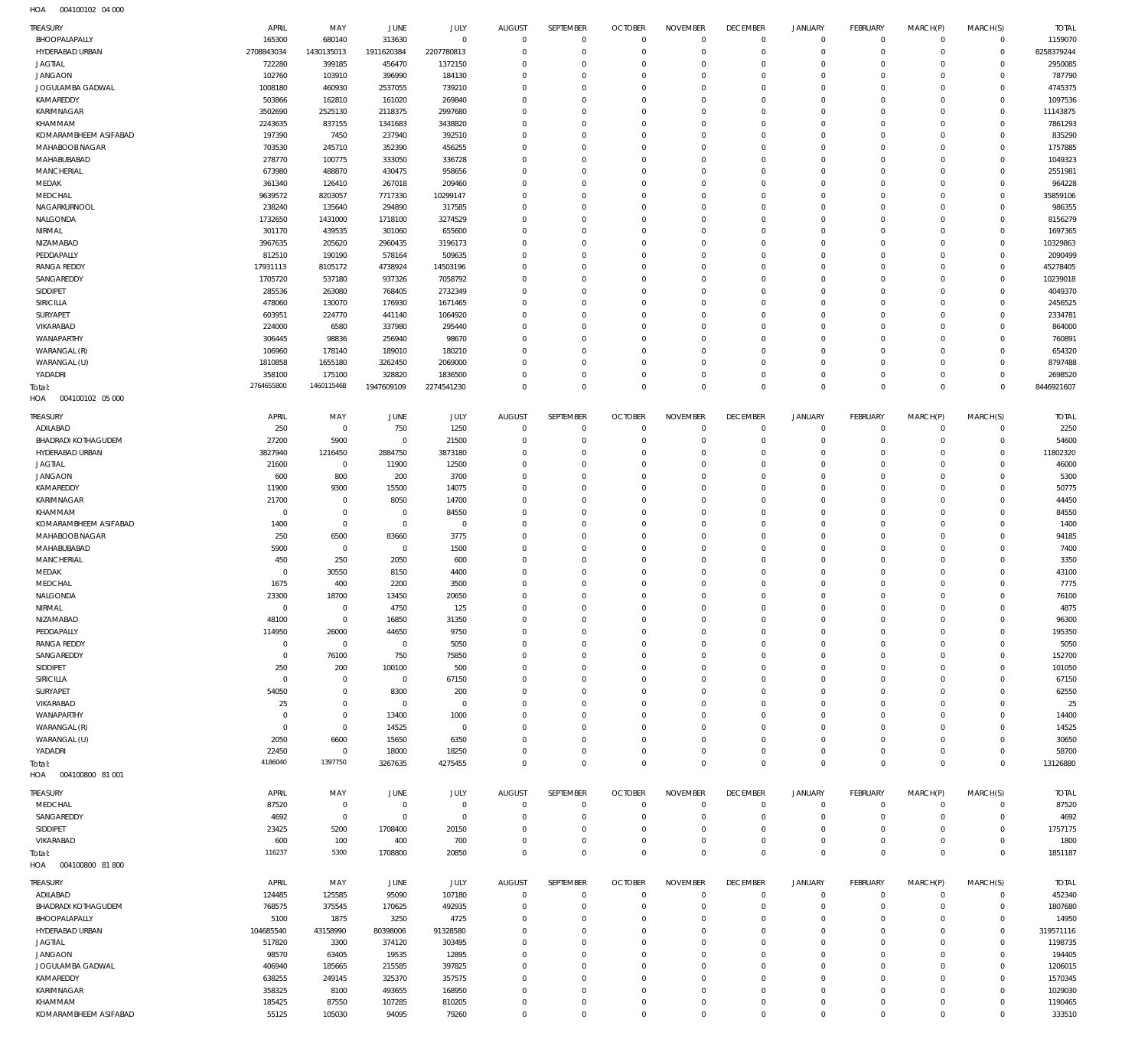HOA 004100102 04 000

| TREASURY | APRIL | MAY | JUNE | JULY | AUGUST | SEPTEMBER | OCTOBER | NOVEMBER | DECEMBER | JANUARY | FEBRUARY | MARCH(P) | MARCH(S) | TOTAL |
|---|---|---|---|---|---|---|---|---|---|---|---|---|---|---|
| BHOOPALAPALLY | 165300 | 680140 | 313630 | 0 | 0 | 0 | 0 | 0 | 0 | 0 | 0 | 0 | 0 | 1159070 |
| HYDERABAD URBAN | 2708843034 | 1430135013 | 1911620384 | 2207780813 | 0 | 0 | 0 | 0 | 0 | 0 | 0 | 0 | 0 | 8258379244 |
| JAGTIAL | 722280 | 399185 | 456470 | 1372150 | 0 | 0 | 0 | 0 | 0 | 0 | 0 | 0 | 0 | 2950085 |
| JANGAON | 102760 | 103910 | 396990 | 184130 | 0 | 0 | 0 | 0 | 0 | 0 | 0 | 0 | 0 | 787790 |
| JOGULAMBA GADWAL | 1008180 | 460930 | 2537055 | 739210 | 0 | 0 | 0 | 0 | 0 | 0 | 0 | 0 | 0 | 4745375 |
| KAMAREDDY | 503866 | 162810 | 161020 | 269840 | 0 | 0 | 0 | 0 | 0 | 0 | 0 | 0 | 0 | 1097536 |
| KARIMNAGAR | 3502690 | 2525130 | 2118375 | 2997680 | 0 | 0 | 0 | 0 | 0 | 0 | 0 | 0 | 0 | 11143875 |
| KHAMMAM | 2243635 | 837155 | 1341683 | 3438820 | 0 | 0 | 0 | 0 | 0 | 0 | 0 | 0 | 0 | 7861293 |
| KOMARAMBHEEM ASIFABAD | 197390 | 7450 | 237940 | 392510 | 0 | 0 | 0 | 0 | 0 | 0 | 0 | 0 | 0 | 835290 |
| MAHABOOB NAGAR | 703530 | 245710 | 352390 | 456255 | 0 | 0 | 0 | 0 | 0 | 0 | 0 | 0 | 0 | 1757885 |
| MAHABUBABAD | 278770 | 100775 | 333050 | 336728 | 0 | 0 | 0 | 0 | 0 | 0 | 0 | 0 | 0 | 1049323 |
| MANCHERIAL | 673980 | 488870 | 430475 | 958656 | 0 | 0 | 0 | 0 | 0 | 0 | 0 | 0 | 0 | 2551981 |
| MEDAK | 361340 | 126410 | 267018 | 209460 | 0 | 0 | 0 | 0 | 0 | 0 | 0 | 0 | 0 | 964228 |
| MEDCHAL | 9639572 | 8203057 | 7717330 | 10299147 | 0 | 0 | 0 | 0 | 0 | 0 | 0 | 0 | 0 | 35859106 |
| NAGARKURNOOL | 238240 | 135640 | 294890 | 317585 | 0 | 0 | 0 | 0 | 0 | 0 | 0 | 0 | 0 | 986355 |
| NALGONDA | 1732650 | 1431000 | 1718100 | 3274529 | 0 | 0 | 0 | 0 | 0 | 0 | 0 | 0 | 0 | 8156279 |
| NIRMAL | 301170 | 439535 | 301060 | 655600 | 0 | 0 | 0 | 0 | 0 | 0 | 0 | 0 | 0 | 1697365 |
| NIZAMABAD | 3967635 | 205620 | 2960435 | 3196173 | 0 | 0 | 0 | 0 | 0 | 0 | 0 | 0 | 0 | 10329863 |
| PEDDAPALLY | 812510 | 190190 | 578164 | 509635 | 0 | 0 | 0 | 0 | 0 | 0 | 0 | 0 | 0 | 2090499 |
| RANGA REDDY | 17931113 | 8105172 | 4738924 | 14503196 | 0 | 0 | 0 | 0 | 0 | 0 | 0 | 0 | 0 | 45278405 |
| SANGAREDDY | 1705720 | 537180 | 937326 | 7058792 | 0 | 0 | 0 | 0 | 0 | 0 | 0 | 0 | 0 | 10239018 |
| SIDDIPET | 285536 | 263080 | 768405 | 2732349 | 0 | 0 | 0 | 0 | 0 | 0 | 0 | 0 | 0 | 4049370 |
| SIRICILLA | 478060 | 130070 | 176930 | 1671465 | 0 | 0 | 0 | 0 | 0 | 0 | 0 | 0 | 0 | 2456525 |
| SURYAPET | 603951 | 224770 | 441140 | 1064920 | 0 | 0 | 0 | 0 | 0 | 0 | 0 | 0 | 0 | 2334781 |
| VIKARABAD | 224000 | 6580 | 337980 | 295440 | 0 | 0 | 0 | 0 | 0 | 0 | 0 | 0 | 0 | 864000 |
| WANAPARTHY | 306445 | 98836 | 256940 | 98670 | 0 | 0 | 0 | 0 | 0 | 0 | 0 | 0 | 0 | 760891 |
| WARANGAL (R) | 106960 | 178140 | 189010 | 180210 | 0 | 0 | 0 | 0 | 0 | 0 | 0 | 0 | 0 | 654320 |
| WARANGAL (U) | 1810858 | 1655180 | 3262450 | 2069000 | 0 | 0 | 0 | 0 | 0 | 0 | 0 | 0 | 0 | 8797488 |
| YADADRI | 358100 | 175100 | 328820 | 1836500 | 0 | 0 | 0 | 0 | 0 | 0 | 0 | 0 | 0 | 2698520 |
| Total: | 2764655800 | 1460115468 | 1947609109 | 2274541230 | 0 | 0 | 0 | 0 | 0 | 0 | 0 | 0 | 0 | 8446921607 |

HOA 004100102 05 000

| TREASURY | APRIL | MAY | JUNE | JULY | AUGUST | SEPTEMBER | OCTOBER | NOVEMBER | DECEMBER | JANUARY | FEBRUARY | MARCH(P) | MARCH(S) | TOTAL |
|---|---|---|---|---|---|---|---|---|---|---|---|---|---|---|
| ADILABAD | 250 | 0 | 750 | 1250 | 0 | 0 | 0 | 0 | 0 | 0 | 0 | 0 | 0 | 2250 |
| BHADRADI KOTHAGUDEM | 27200 | 5900 | 0 | 21500 | 0 | 0 | 0 | 0 | 0 | 0 | 0 | 0 | 0 | 54600 |
| HYDERABAD URBAN | 3827940 | 1216450 | 2884750 | 3873180 | 0 | 0 | 0 | 0 | 0 | 0 | 0 | 0 | 0 | 11802320 |
| JAGTIAL | 21600 | 0 | 11900 | 12500 | 0 | 0 | 0 | 0 | 0 | 0 | 0 | 0 | 0 | 46000 |
| JANGAON | 600 | 800 | 200 | 3700 | 0 | 0 | 0 | 0 | 0 | 0 | 0 | 0 | 0 | 5300 |
| KAMAREDDY | 11900 | 9300 | 15500 | 14075 | 0 | 0 | 0 | 0 | 0 | 0 | 0 | 0 | 0 | 50775 |
| KARIMNAGAR | 21700 | 0 | 8050 | 14700 | 0 | 0 | 0 | 0 | 0 | 0 | 0 | 0 | 0 | 44450 |
| KHAMMAM | 0 | 0 | 0 | 84550 | 0 | 0 | 0 | 0 | 0 | 0 | 0 | 0 | 0 | 84550 |
| KOMARAMBHEEM ASIFABAD | 1400 | 0 | 0 | 0 | 0 | 0 | 0 | 0 | 0 | 0 | 0 | 0 | 0 | 1400 |
| MAHABOOB NAGAR | 250 | 6500 | 83660 | 3775 | 0 | 0 | 0 | 0 | 0 | 0 | 0 | 0 | 0 | 94185 |
| MAHABUBABAD | 5900 | 0 | 0 | 1500 | 0 | 0 | 0 | 0 | 0 | 0 | 0 | 0 | 0 | 7400 |
| MANCHERIAL | 450 | 250 | 2050 | 600 | 0 | 0 | 0 | 0 | 0 | 0 | 0 | 0 | 0 | 3350 |
| MEDAK | 0 | 30550 | 8150 | 4400 | 0 | 0 | 0 | 0 | 0 | 0 | 0 | 0 | 0 | 43100 |
| MEDCHAL | 1675 | 400 | 2200 | 3500 | 0 | 0 | 0 | 0 | 0 | 0 | 0 | 0 | 0 | 7775 |
| NALGONDA | 23300 | 18700 | 13450 | 20650 | 0 | 0 | 0 | 0 | 0 | 0 | 0 | 0 | 0 | 76100 |
| NIRMAL | 0 | 0 | 4750 | 125 | 0 | 0 | 0 | 0 | 0 | 0 | 0 | 0 | 0 | 4875 |
| NIZAMABAD | 48100 | 0 | 16850 | 31350 | 0 | 0 | 0 | 0 | 0 | 0 | 0 | 0 | 0 | 96300 |
| PEDDAPALLY | 114950 | 26000 | 44650 | 9750 | 0 | 0 | 0 | 0 | 0 | 0 | 0 | 0 | 0 | 195350 |
| RANGA REDDY | 0 | 0 | 0 | 5050 | 0 | 0 | 0 | 0 | 0 | 0 | 0 | 0 | 0 | 5050 |
| SANGAREDDY | 0 | 76100 | 750 | 75850 | 0 | 0 | 0 | 0 | 0 | 0 | 0 | 0 | 0 | 152700 |
| SIDDIPET | 250 | 200 | 100100 | 500 | 0 | 0 | 0 | 0 | 0 | 0 | 0 | 0 | 0 | 101050 |
| SIRICILLA | 0 | 0 | 0 | 67150 | 0 | 0 | 0 | 0 | 0 | 0 | 0 | 0 | 0 | 67150 |
| SURYAPET | 54050 | 0 | 8300 | 200 | 0 | 0 | 0 | 0 | 0 | 0 | 0 | 0 | 0 | 62550 |
| VIKARABAD | 25 | 0 | 0 | 0 | 0 | 0 | 0 | 0 | 0 | 0 | 0 | 0 | 0 | 25 |
| WANAPARTHY | 0 | 0 | 13400 | 1000 | 0 | 0 | 0 | 0 | 0 | 0 | 0 | 0 | 0 | 14400 |
| WARANGAL (R) | 0 | 0 | 14525 | 0 | 0 | 0 | 0 | 0 | 0 | 0 | 0 | 0 | 0 | 14525 |
| WARANGAL (U) | 2050 | 6600 | 15650 | 6350 | 0 | 0 | 0 | 0 | 0 | 0 | 0 | 0 | 0 | 30650 |
| YADADRI | 22450 | 0 | 18000 | 18250 | 0 | 0 | 0 | 0 | 0 | 0 | 0 | 0 | 0 | 58700 |
| Total: | 4186040 | 1397750 | 3267635 | 4275455 | 0 | 0 | 0 | 0 | 0 | 0 | 0 | 0 | 0 | 13126880 |

HOA 004100800 81 001

| TREASURY | APRIL | MAY | JUNE | JULY | AUGUST | SEPTEMBER | OCTOBER | NOVEMBER | DECEMBER | JANUARY | FEBRUARY | MARCH(P) | MARCH(S) | TOTAL |
|---|---|---|---|---|---|---|---|---|---|---|---|---|---|---|
| MEDCHAL | 87520 | 0 | 0 | 0 | 0 | 0 | 0 | 0 | 0 | 0 | 0 | 0 | 0 | 87520 |
| SANGAREDDY | 4692 | 0 | 0 | 0 | 0 | 0 | 0 | 0 | 0 | 0 | 0 | 0 | 0 | 4692 |
| SIDDIPET | 23425 | 5200 | 1708400 | 20150 | 0 | 0 | 0 | 0 | 0 | 0 | 0 | 0 | 0 | 1757175 |
| VIKARABAD | 600 | 100 | 400 | 700 | 0 | 0 | 0 | 0 | 0 | 0 | 0 | 0 | 0 | 1800 |
| Total: | 116237 | 5300 | 1708800 | 20850 | 0 | 0 | 0 | 0 | 0 | 0 | 0 | 0 | 0 | 1851187 |

HOA 004100800 81 800

| TREASURY | APRIL | MAY | JUNE | JULY | AUGUST | SEPTEMBER | OCTOBER | NOVEMBER | DECEMBER | JANUARY | FEBRUARY | MARCH(P) | MARCH(S) | TOTAL |
|---|---|---|---|---|---|---|---|---|---|---|---|---|---|---|
| ADILABAD | 124485 | 125585 | 95090 | 107180 | 0 | 0 | 0 | 0 | 0 | 0 | 0 | 0 | 0 | 452340 |
| BHADRADI KOTHAGUDEM | 768575 | 375545 | 170625 | 492935 | 0 | 0 | 0 | 0 | 0 | 0 | 0 | 0 | 0 | 1807680 |
| BHOOPALAPALLY | 5100 | 1875 | 3250 | 4725 | 0 | 0 | 0 | 0 | 0 | 0 | 0 | 0 | 0 | 14950 |
| HYDERABAD URBAN | 104685540 | 43158990 | 80398006 | 91328580 | 0 | 0 | 0 | 0 | 0 | 0 | 0 | 0 | 0 | 319571116 |
| JAGTIAL | 517820 | 3300 | 374120 | 303495 | 0 | 0 | 0 | 0 | 0 | 0 | 0 | 0 | 0 | 1198735 |
| JANGAON | 98570 | 63405 | 19535 | 12895 | 0 | 0 | 0 | 0 | 0 | 0 | 0 | 0 | 0 | 194405 |
| JOGULAMBA GADWAL | 406940 | 185665 | 215585 | 397825 | 0 | 0 | 0 | 0 | 0 | 0 | 0 | 0 | 0 | 1206015 |
| KAMAREDDY | 638255 | 249145 | 325370 | 357575 | 0 | 0 | 0 | 0 | 0 | 0 | 0 | 0 | 0 | 1570345 |
| KARIMNAGAR | 358325 | 8100 | 493655 | 168950 | 0 | 0 | 0 | 0 | 0 | 0 | 0 | 0 | 0 | 1029030 |
| KHAMMAM | 185425 | 87550 | 107285 | 810205 | 0 | 0 | 0 | 0 | 0 | 0 | 0 | 0 | 0 | 1190465 |
| KOMARAMBHEEM ASIFABAD | 55125 | 105030 | 94095 | 79260 | 0 | 0 | 0 | 0 | 0 | 0 | 0 | 0 | 0 | 333510 |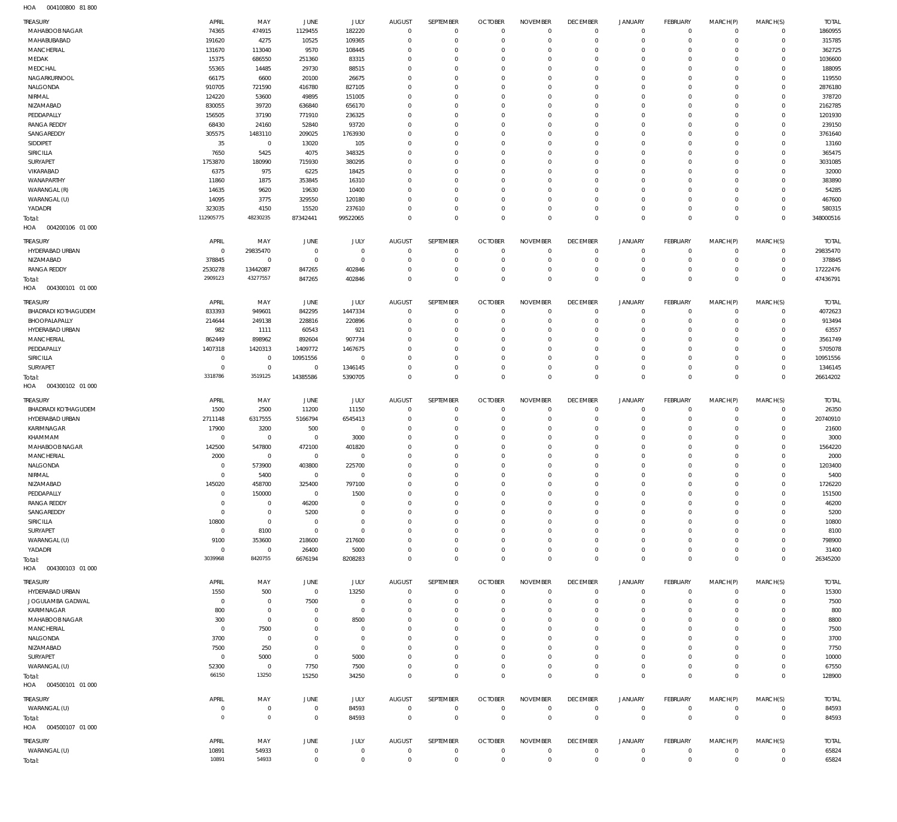HOA 004100800 81 800

| TREASURY | APRIL | MAY | JUNE | JULY | AUGUST | SEPTEMBER | OCTOBER | NOVEMBER | DECEMBER | JANUARY | FEBRUARY | MARCH(P) | MARCH(S) | TOTAL |
|---|---|---|---|---|---|---|---|---|---|---|---|---|---|---|
| MAHABOOBNAGAR | 74365 | 474915 | 1129455 | 182220 | 0 | 0 | 0 | 0 | 0 | 0 | 0 | 0 | 0 | 1860955 |
| MAHABUBABAD | 191620 | 4275 | 10525 | 109365 | 0 | 0 | 0 | 0 | 0 | 0 | 0 | 0 | 0 | 315785 |
| MANCHERIAL | 131670 | 113040 | 9570 | 108445 | 0 | 0 | 0 | 0 | 0 | 0 | 0 | 0 | 0 | 362725 |
| MEDAK | 15375 | 686550 | 251360 | 83315 | 0 | 0 | 0 | 0 | 0 | 0 | 0 | 0 | 0 | 1036600 |
| MEDCHAL | 55365 | 14485 | 29730 | 88515 | 0 | 0 | 0 | 0 | 0 | 0 | 0 | 0 | 0 | 188095 |
| NAGARKURNOOL | 66175 | 6600 | 20100 | 26675 | 0 | 0 | 0 | 0 | 0 | 0 | 0 | 0 | 0 | 119550 |
| NALGONDA | 910705 | 721590 | 416780 | 827105 | 0 | 0 | 0 | 0 | 0 | 0 | 0 | 0 | 0 | 2876180 |
| NIRMAL | 124220 | 53600 | 49895 | 151005 | 0 | 0 | 0 | 0 | 0 | 0 | 0 | 0 | 0 | 378720 |
| NIZAMABAD | 830055 | 39720 | 636840 | 656170 | 0 | 0 | 0 | 0 | 0 | 0 | 0 | 0 | 0 | 2162785 |
| PEDDAPALLY | 156505 | 37190 | 771910 | 236325 | 0 | 0 | 0 | 0 | 0 | 0 | 0 | 0 | 0 | 1201930 |
| RANGA REDDY | 68430 | 24160 | 52840 | 93720 | 0 | 0 | 0 | 0 | 0 | 0 | 0 | 0 | 0 | 239150 |
| SANGAREDDY | 305575 | 1483110 | 209025 | 1763930 | 0 | 0 | 0 | 0 | 0 | 0 | 0 | 0 | 0 | 3761640 |
| SIDDIPET | 35 | 0 | 13020 | 105 | 0 | 0 | 0 | 0 | 0 | 0 | 0 | 0 | 0 | 13160 |
| SIRICILLA | 7650 | 5425 | 4075 | 348325 | 0 | 0 | 0 | 0 | 0 | 0 | 0 | 0 | 0 | 365475 |
| SURYAPET | 1753870 | 180990 | 715930 | 380295 | 0 | 0 | 0 | 0 | 0 | 0 | 0 | 0 | 0 | 3031085 |
| VIKARABAD | 6375 | 975 | 6225 | 18425 | 0 | 0 | 0 | 0 | 0 | 0 | 0 | 0 | 0 | 32000 |
| WANAPARTHY | 11860 | 1875 | 353845 | 16310 | 0 | 0 | 0 | 0 | 0 | 0 | 0 | 0 | 0 | 383890 |
| WARANGAL (R) | 14635 | 9620 | 19630 | 10400 | 0 | 0 | 0 | 0 | 0 | 0 | 0 | 0 | 0 | 54285 |
| WARANGAL (U) | 14095 | 3775 | 329550 | 120180 | 0 | 0 | 0 | 0 | 0 | 0 | 0 | 0 | 0 | 467600 |
| YADADRI | 323035 | 4150 | 15520 | 237610 | 0 | 0 | 0 | 0 | 0 | 0 | 0 | 0 | 0 | 580315 |
| Total: | 112905775 | 48230235 | 87342441 | 99522065 | 0 | 0 | 0 | 0 | 0 | 0 | 0 | 0 | 0 | 348000516 |

HOA 004200106 01 000

| TREASURY | APRIL | MAY | JUNE | JULY | AUGUST | SEPTEMBER | OCTOBER | NOVEMBER | DECEMBER | JANUARY | FEBRUARY | MARCH(P) | MARCH(S) | TOTAL |
|---|---|---|---|---|---|---|---|---|---|---|---|---|---|---|
| HYDERABAD URBAN | 0 | 29835470 | 0 | 0 | 0 | 0 | 0 | 0 | 0 | 0 | 0 | 0 | 0 | 29835470 |
| NIZAMABAD | 378845 | 0 | 0 | 0 | 0 | 0 | 0 | 0 | 0 | 0 | 0 | 0 | 0 | 378845 |
| RANGA REDDY | 2530278 | 13442087 | 847265 | 402846 | 0 | 0 | 0 | 0 | 0 | 0 | 0 | 0 | 0 | 17222476 |
| Total: | 2909123 | 43277557 | 847265 | 402846 | 0 | 0 | 0 | 0 | 0 | 0 | 0 | 0 | 0 | 47436791 |

HOA 004300101 01 000

| TREASURY | APRIL | MAY | JUNE | JULY | AUGUST | SEPTEMBER | OCTOBER | NOVEMBER | DECEMBER | JANUARY | FEBRUARY | MARCH(P) | MARCH(S) | TOTAL |
|---|---|---|---|---|---|---|---|---|---|---|---|---|---|---|
| BHADRADI KOTHAGUDEM | 833393 | 949601 | 842295 | 1447334 | 0 | 0 | 0 | 0 | 0 | 0 | 0 | 0 | 0 | 4072623 |
| BHOOPALAPALLY | 214644 | 249138 | 228816 | 220896 | 0 | 0 | 0 | 0 | 0 | 0 | 0 | 0 | 0 | 913494 |
| HYDERABAD URBAN | 982 | 1111 | 60543 | 921 | 0 | 0 | 0 | 0 | 0 | 0 | 0 | 0 | 0 | 63557 |
| MANCHERIAL | 862449 | 898962 | 892604 | 907734 | 0 | 0 | 0 | 0 | 0 | 0 | 0 | 0 | 0 | 3561749 |
| PEDDAPALLY | 1407318 | 1420313 | 1409772 | 1467675 | 0 | 0 | 0 | 0 | 0 | 0 | 0 | 0 | 0 | 5705078 |
| SIRICILLA | 0 | 0 | 10951556 | 0 | 0 | 0 | 0 | 0 | 0 | 0 | 0 | 0 | 0 | 10951556 |
| SURYAPET | 0 | 0 | 0 | 1346145 | 0 | 0 | 0 | 0 | 0 | 0 | 0 | 0 | 0 | 1346145 |
| Total: | 3318786 | 3519125 | 14385586 | 5390705 | 0 | 0 | 0 | 0 | 0 | 0 | 0 | 0 | 0 | 26614202 |

HOA 004300102 01 000

| TREASURY | APRIL | MAY | JUNE | JULY | AUGUST | SEPTEMBER | OCTOBER | NOVEMBER | DECEMBER | JANUARY | FEBRUARY | MARCH(P) | MARCH(S) | TOTAL |
|---|---|---|---|---|---|---|---|---|---|---|---|---|---|---|
| BHADRADI KOTHAGUDEM | 1500 | 2500 | 11200 | 11150 | 0 | 0 | 0 | 0 | 0 | 0 | 0 | 0 | 0 | 26350 |
| HYDERABAD URBAN | 2711148 | 6317555 | 5166794 | 6545413 | 0 | 0 | 0 | 0 | 0 | 0 | 0 | 0 | 0 | 20740910 |
| KARIMNAGAR | 17900 | 3200 | 500 | 0 | 0 | 0 | 0 | 0 | 0 | 0 | 0 | 0 | 0 | 21600 |
| KHAMMAM | 0 | 0 | 0 | 3000 | 0 | 0 | 0 | 0 | 0 | 0 | 0 | 0 | 0 | 3000 |
| MAHABOOBNAGAR | 142500 | 547800 | 472100 | 401820 | 0 | 0 | 0 | 0 | 0 | 0 | 0 | 0 | 0 | 1564220 |
| MANCHERIAL | 2000 | 0 | 0 | 0 | 0 | 0 | 0 | 0 | 0 | 0 | 0 | 0 | 0 | 2000 |
| NALGONDA | 0 | 573900 | 403800 | 225700 | 0 | 0 | 0 | 0 | 0 | 0 | 0 | 0 | 0 | 1203400 |
| NIRMAL | 0 | 5400 | 0 | 0 | 0 | 0 | 0 | 0 | 0 | 0 | 0 | 0 | 0 | 5400 |
| NIZAMABAD | 145020 | 458700 | 325400 | 797100 | 0 | 0 | 0 | 0 | 0 | 0 | 0 | 0 | 0 | 1726220 |
| PEDDAPALLY | 0 | 150000 | 0 | 1500 | 0 | 0 | 0 | 0 | 0 | 0 | 0 | 0 | 0 | 151500 |
| RANGA REDDY | 0 | 0 | 46200 | 0 | 0 | 0 | 0 | 0 | 0 | 0 | 0 | 0 | 0 | 46200 |
| SANGAREDDY | 0 | 0 | 5200 | 0 | 0 | 0 | 0 | 0 | 0 | 0 | 0 | 0 | 0 | 5200 |
| SIRICILLA | 10800 | 0 | 0 | 0 | 0 | 0 | 0 | 0 | 0 | 0 | 0 | 0 | 0 | 10800 |
| SURYAPET | 0 | 8100 | 0 | 0 | 0 | 0 | 0 | 0 | 0 | 0 | 0 | 0 | 0 | 8100 |
| WARANGAL (U) | 9100 | 353600 | 218600 | 217600 | 0 | 0 | 0 | 0 | 0 | 0 | 0 | 0 | 0 | 798900 |
| YADADRI | 0 | 0 | 26400 | 5000 | 0 | 0 | 0 | 0 | 0 | 0 | 0 | 0 | 0 | 31400 |
| Total: | 3039968 | 8420755 | 6676194 | 8208283 | 0 | 0 | 0 | 0 | 0 | 0 | 0 | 0 | 0 | 26345200 |

HOA 004300103 01 000

| TREASURY | APRIL | MAY | JUNE | JULY | AUGUST | SEPTEMBER | OCTOBER | NOVEMBER | DECEMBER | JANUARY | FEBRUARY | MARCH(P) | MARCH(S) | TOTAL |
|---|---|---|---|---|---|---|---|---|---|---|---|---|---|---|
| HYDERABAD URBAN | 1550 | 500 | 0 | 13250 | 0 | 0 | 0 | 0 | 0 | 0 | 0 | 0 | 0 | 15300 |
| JOGULAMBA GADWAL | 0 | 0 | 7500 | 0 | 0 | 0 | 0 | 0 | 0 | 0 | 0 | 0 | 0 | 7500 |
| KARIMNAGAR | 800 | 0 | 0 | 0 | 0 | 0 | 0 | 0 | 0 | 0 | 0 | 0 | 0 | 800 |
| MAHABOOBNAGAR | 300 | 0 | 0 | 8500 | 0 | 0 | 0 | 0 | 0 | 0 | 0 | 0 | 0 | 8800 |
| MANCHERIAL | 0 | 7500 | 0 | 0 | 0 | 0 | 0 | 0 | 0 | 0 | 0 | 0 | 0 | 7500 |
| NALGONDA | 3700 | 0 | 0 | 0 | 0 | 0 | 0 | 0 | 0 | 0 | 0 | 0 | 0 | 3700 |
| NIZAMABAD | 7500 | 250 | 0 | 0 | 0 | 0 | 0 | 0 | 0 | 0 | 0 | 0 | 0 | 7750 |
| SURYAPET | 0 | 5000 | 0 | 5000 | 0 | 0 | 0 | 0 | 0 | 0 | 0 | 0 | 0 | 10000 |
| WARANGAL (U) | 52300 | 0 | 7750 | 7500 | 0 | 0 | 0 | 0 | 0 | 0 | 0 | 0 | 0 | 67550 |
| Total: | 66150 | 13250 | 15250 | 34250 | 0 | 0 | 0 | 0 | 0 | 0 | 0 | 0 | 0 | 128900 |

HOA 004500101 01 000

| TREASURY | APRIL | MAY | JUNE | JULY | AUGUST | SEPTEMBER | OCTOBER | NOVEMBER | DECEMBER | JANUARY | FEBRUARY | MARCH(P) | MARCH(S) | TOTAL |
|---|---|---|---|---|---|---|---|---|---|---|---|---|---|---|
| WARANGAL (U) | 0 | 0 | 0 | 84593 | 0 | 0 | 0 | 0 | 0 | 0 | 0 | 0 | 0 | 84593 |
| Total: | 0 | 0 | 0 | 84593 | 0 | 0 | 0 | 0 | 0 | 0 | 0 | 0 | 0 | 84593 |

HOA 004500107 01 000

| TREASURY | APRIL | MAY | JUNE | JULY | AUGUST | SEPTEMBER | OCTOBER | NOVEMBER | DECEMBER | JANUARY | FEBRUARY | MARCH(P) | MARCH(S) | TOTAL |
|---|---|---|---|---|---|---|---|---|---|---|---|---|---|---|
| WARANGAL (U) | 10891 | 54933 | 0 | 0 | 0 | 0 | 0 | 0 | 0 | 0 | 0 | 0 | 0 | 65824 |
| Total: | 10891 | 54933 | 0 | 0 | 0 | 0 | 0 | 0 | 0 | 0 | 0 | 0 | 0 | 65824 |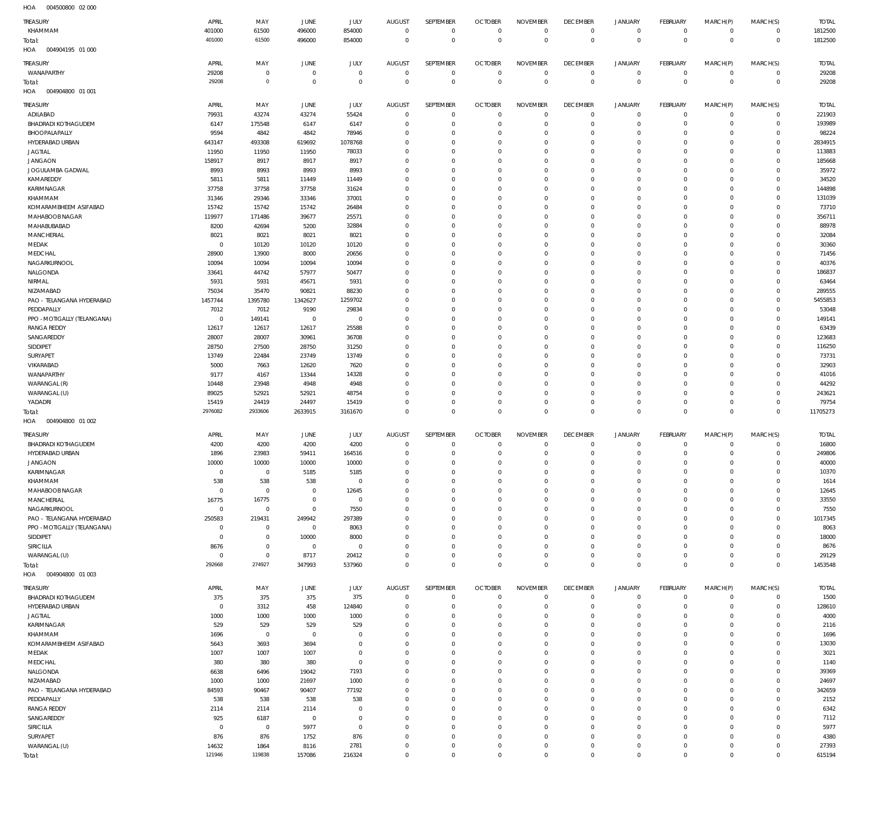HOA 004500800 02 000

| TREASURY | APRIL | MAY | JUNE | JULY | AUGUST | SEPTEMBER | OCTOBER | NOVEMBER | DECEMBER | JANUARY | FEBRUARY | MARCH(P) | MARCH(S) | TOTAL |
|---|---|---|---|---|---|---|---|---|---|---|---|---|---|---|
| KHAMMAM | 401000 | 61500 | 496000 | 854000 | 0 | 0 | 0 | 0 | 0 | 0 | 0 | 0 | 0 | 1812500 |
| Total: | 401000 | 61500 | 496000 | 854000 | 0 | 0 | 0 | 0 | 0 | 0 | 0 | 0 | 0 | 1812500 |

HOA 004904195 01 000

| TREASURY | APRIL | MAY | JUNE | JULY | AUGUST | SEPTEMBER | OCTOBER | NOVEMBER | DECEMBER | JANUARY | FEBRUARY | MARCH(P) | MARCH(S) | TOTAL |
|---|---|---|---|---|---|---|---|---|---|---|---|---|---|---|
| WANAPARTHY | 29208 | 0 | 0 | 0 | 0 | 0 | 0 | 0 | 0 | 0 | 0 | 0 | 0 | 29208 |
| Total: | 29208 | 0 | 0 | 0 | 0 | 0 | 0 | 0 | 0 | 0 | 0 | 0 | 0 | 29208 |

HOA 004904800 01 001

| TREASURY | APRIL | MAY | JUNE | JULY | AUGUST | SEPTEMBER | OCTOBER | NOVEMBER | DECEMBER | JANUARY | FEBRUARY | MARCH(P) | MARCH(S) | TOTAL |
|---|---|---|---|---|---|---|---|---|---|---|---|---|---|---|
| ADILABAD | 79931 | 43274 | 43274 | 55424 | 0 | 0 | 0 | 0 | 0 | 0 | 0 | 0 | 0 | 221903 |
| BHADRADI KOTHAGUDEM | 6147 | 175548 | 6147 | 6147 | 0 | 0 | 0 | 0 | 0 | 0 | 0 | 0 | 0 | 193989 |
| BHOOPALAPALLY | 9594 | 4842 | 4842 | 78946 | 0 | 0 | 0 | 0 | 0 | 0 | 0 | 0 | 0 | 98224 |
| HYDERABAD URBAN | 643147 | 493308 | 619692 | 1078768 | 0 | 0 | 0 | 0 | 0 | 0 | 0 | 0 | 0 | 2834915 |
| JAGTIAL | 11950 | 11950 | 11950 | 78033 | 0 | 0 | 0 | 0 | 0 | 0 | 0 | 0 | 0 | 113883 |
| JANGAON | 158917 | 8917 | 8917 | 8917 | 0 | 0 | 0 | 0 | 0 | 0 | 0 | 0 | 0 | 185668 |
| JOGULAMBA GADWAL | 8993 | 8993 | 8993 | 8993 | 0 | 0 | 0 | 0 | 0 | 0 | 0 | 0 | 0 | 35972 |
| KAMAREDDY | 5811 | 5811 | 11449 | 11449 | 0 | 0 | 0 | 0 | 0 | 0 | 0 | 0 | 0 | 34520 |
| KARIMNAGAR | 37758 | 37758 | 37758 | 31624 | 0 | 0 | 0 | 0 | 0 | 0 | 0 | 0 | 0 | 144898 |
| KHAMMAM | 31346 | 29346 | 33346 | 37001 | 0 | 0 | 0 | 0 | 0 | 0 | 0 | 0 | 0 | 131039 |
| KOMARAMBHEEM ASIFABAD | 15742 | 15742 | 15742 | 26484 | 0 | 0 | 0 | 0 | 0 | 0 | 0 | 0 | 0 | 73710 |
| MAHABOOBNAGAR | 119977 | 171486 | 39677 | 25571 | 0 | 0 | 0 | 0 | 0 | 0 | 0 | 0 | 0 | 356711 |
| MAHABUBABAD | 8200 | 42694 | 5200 | 32884 | 0 | 0 | 0 | 0 | 0 | 0 | 0 | 0 | 0 | 88978 |
| MANCHERIAL | 8021 | 8021 | 8021 | 8021 | 0 | 0 | 0 | 0 | 0 | 0 | 0 | 0 | 0 | 32084 |
| MEDAK | 0 | 10120 | 10120 | 10120 | 0 | 0 | 0 | 0 | 0 | 0 | 0 | 0 | 0 | 30360 |
| MEDCHAL | 28900 | 13900 | 8000 | 20656 | 0 | 0 | 0 | 0 | 0 | 0 | 0 | 0 | 0 | 71456 |
| NAGARKURNOOL | 10094 | 10094 | 10094 | 10094 | 0 | 0 | 0 | 0 | 0 | 0 | 0 | 0 | 0 | 40376 |
| NALGONDA | 33641 | 44742 | 57977 | 50477 | 0 | 0 | 0 | 0 | 0 | 0 | 0 | 0 | 0 | 186837 |
| NIRMAL | 5931 | 5931 | 45671 | 5931 | 0 | 0 | 0 | 0 | 0 | 0 | 0 | 0 | 0 | 63464 |
| NIZAMABAD | 75034 | 35470 | 90821 | 88230 | 0 | 0 | 0 | 0 | 0 | 0 | 0 | 0 | 0 | 289555 |
| PAO - TELANGANA HYDERABAD | 1457744 | 1395780 | 1342627 | 1259702 | 0 | 0 | 0 | 0 | 0 | 0 | 0 | 0 | 0 | 5455853 |
| PEDDAPALLY | 7012 | 7012 | 9190 | 29834 | 0 | 0 | 0 | 0 | 0 | 0 | 0 | 0 | 0 | 53048 |
| PPO - MOTIGALLY (TELANGANA) | 0 | 149141 | 0 | 0 | 0 | 0 | 0 | 0 | 0 | 0 | 0 | 0 | 0 | 149141 |
| RANGA REDDY | 12617 | 12617 | 12617 | 25588 | 0 | 0 | 0 | 0 | 0 | 0 | 0 | 0 | 0 | 63439 |
| SANGAREDDY | 28007 | 28007 | 30961 | 36708 | 0 | 0 | 0 | 0 | 0 | 0 | 0 | 0 | 0 | 123683 |
| SIDDIPET | 28750 | 27500 | 28750 | 31250 | 0 | 0 | 0 | 0 | 0 | 0 | 0 | 0 | 0 | 116250 |
| SURYAPET | 13749 | 22484 | 23749 | 13749 | 0 | 0 | 0 | 0 | 0 | 0 | 0 | 0 | 0 | 73731 |
| VIKARABAD | 5000 | 7663 | 12620 | 7620 | 0 | 0 | 0 | 0 | 0 | 0 | 0 | 0 | 0 | 32903 |
| WANAPARTHY | 9177 | 4167 | 13344 | 14328 | 0 | 0 | 0 | 0 | 0 | 0 | 0 | 0 | 0 | 41016 |
| WARANGAL (R) | 10448 | 23948 | 4948 | 4948 | 0 | 0 | 0 | 0 | 0 | 0 | 0 | 0 | 0 | 44292 |
| WARANGAL (U) | 89025 | 52921 | 52921 | 48754 | 0 | 0 | 0 | 0 | 0 | 0 | 0 | 0 | 0 | 243621 |
| YADADRI | 15419 | 24419 | 24497 | 15419 | 0 | 0 | 0 | 0 | 0 | 0 | 0 | 0 | 0 | 79754 |
| Total: | 2976082 | 2933606 | 2633915 | 3161670 | 0 | 0 | 0 | 0 | 0 | 0 | 0 | 0 | 0 | 11705273 |

HOA 004904800 01 002

| TREASURY | APRIL | MAY | JUNE | JULY | AUGUST | SEPTEMBER | OCTOBER | NOVEMBER | DECEMBER | JANUARY | FEBRUARY | MARCH(P) | MARCH(S) | TOTAL |
|---|---|---|---|---|---|---|---|---|---|---|---|---|---|---|
| BHADRADI KOTHAGUDEM | 4200 | 4200 | 4200 | 4200 | 0 | 0 | 0 | 0 | 0 | 0 | 0 | 0 | 0 | 16800 |
| HYDERABAD URBAN | 1896 | 23983 | 59411 | 164516 | 0 | 0 | 0 | 0 | 0 | 0 | 0 | 0 | 0 | 249806 |
| JANGAON | 10000 | 10000 | 10000 | 10000 | 0 | 0 | 0 | 0 | 0 | 0 | 0 | 0 | 0 | 40000 |
| KARIMNAGAR | 0 | 0 | 5185 | 5185 | 0 | 0 | 0 | 0 | 0 | 0 | 0 | 0 | 0 | 10370 |
| KHAMMAM | 538 | 538 | 538 | 0 | 0 | 0 | 0 | 0 | 0 | 0 | 0 | 0 | 0 | 1614 |
| MAHABOOBNAGAR | 0 | 0 | 0 | 12645 | 0 | 0 | 0 | 0 | 0 | 0 | 0 | 0 | 0 | 12645 |
| MANCHERIAL | 16775 | 16775 | 0 | 0 | 0 | 0 | 0 | 0 | 0 | 0 | 0 | 0 | 0 | 33550 |
| NAGARKURNOOL | 0 | 0 | 0 | 7550 | 0 | 0 | 0 | 0 | 0 | 0 | 0 | 0 | 0 | 7550 |
| PAO - TELANGANA HYDERABAD | 250583 | 219431 | 249942 | 297389 | 0 | 0 | 0 | 0 | 0 | 0 | 0 | 0 | 0 | 1017345 |
| PPO - MOTIGALLY (TELANGANA) | 0 | 0 | 0 | 8063 | 0 | 0 | 0 | 0 | 0 | 0 | 0 | 0 | 0 | 8063 |
| SIDDIPET | 0 | 0 | 10000 | 8000 | 0 | 0 | 0 | 0 | 0 | 0 | 0 | 0 | 0 | 18000 |
| SIRICILLA | 8676 | 0 | 0 | 0 | 0 | 0 | 0 | 0 | 0 | 0 | 0 | 0 | 0 | 8676 |
| WARANGAL (U) | 0 | 0 | 8717 | 20412 | 0 | 0 | 0 | 0 | 0 | 0 | 0 | 0 | 0 | 29129 |
| Total: | 292668 | 274927 | 347993 | 537960 | 0 | 0 | 0 | 0 | 0 | 0 | 0 | 0 | 0 | 1453548 |

HOA 004904800 01 003

| TREASURY | APRIL | MAY | JUNE | JULY | AUGUST | SEPTEMBER | OCTOBER | NOVEMBER | DECEMBER | JANUARY | FEBRUARY | MARCH(P) | MARCH(S) | TOTAL |
|---|---|---|---|---|---|---|---|---|---|---|---|---|---|---|
| BHADRADI KOTHAGUDEM | 375 | 375 | 375 | 375 | 0 | 0 | 0 | 0 | 0 | 0 | 0 | 0 | 0 | 1500 |
| HYDERABAD URBAN | 0 | 3312 | 458 | 124840 | 0 | 0 | 0 | 0 | 0 | 0 | 0 | 0 | 0 | 128610 |
| JAGTIAL | 1000 | 1000 | 1000 | 1000 | 0 | 0 | 0 | 0 | 0 | 0 | 0 | 0 | 0 | 4000 |
| KARIMNAGAR | 529 | 529 | 529 | 529 | 0 | 0 | 0 | 0 | 0 | 0 | 0 | 0 | 0 | 2116 |
| KHAMMAM | 1696 | 0 | 0 | 0 | 0 | 0 | 0 | 0 | 0 | 0 | 0 | 0 | 0 | 1696 |
| KOMARAMBHEEM ASIFABAD | 5643 | 3693 | 3694 | 0 | 0 | 0 | 0 | 0 | 0 | 0 | 0 | 0 | 0 | 13030 |
| MEDAK | 1007 | 1007 | 1007 | 0 | 0 | 0 | 0 | 0 | 0 | 0 | 0 | 0 | 0 | 3021 |
| MEDCHAL | 380 | 380 | 380 | 0 | 0 | 0 | 0 | 0 | 0 | 0 | 0 | 0 | 0 | 1140 |
| NALGONDA | 6638 | 6496 | 19042 | 7193 | 0 | 0 | 0 | 0 | 0 | 0 | 0 | 0 | 0 | 39369 |
| NIZAMABAD | 1000 | 1000 | 21697 | 1000 | 0 | 0 | 0 | 0 | 0 | 0 | 0 | 0 | 0 | 24697 |
| PAO - TELANGANA HYDERABAD | 84593 | 90467 | 90407 | 77192 | 0 | 0 | 0 | 0 | 0 | 0 | 0 | 0 | 0 | 342659 |
| PEDDAPALLY | 538 | 538 | 538 | 538 | 0 | 0 | 0 | 0 | 0 | 0 | 0 | 0 | 0 | 2152 |
| RANGA REDDY | 2114 | 2114 | 2114 | 0 | 0 | 0 | 0 | 0 | 0 | 0 | 0 | 0 | 0 | 6342 |
| SANGAREDDY | 925 | 6187 | 0 | 0 | 0 | 0 | 0 | 0 | 0 | 0 | 0 | 0 | 0 | 7112 |
| SIRICILLA | 0 | 0 | 5977 | 0 | 0 | 0 | 0 | 0 | 0 | 0 | 0 | 0 | 0 | 5977 |
| SURYAPET | 876 | 876 | 1752 | 876 | 0 | 0 | 0 | 0 | 0 | 0 | 0 | 0 | 0 | 4380 |
| WARANGAL (U) | 14632 | 1864 | 8116 | 2781 | 0 | 0 | 0 | 0 | 0 | 0 | 0 | 0 | 0 | 27393 |
| Total: | 121946 | 119838 | 157086 | 216324 | 0 | 0 | 0 | 0 | 0 | 0 | 0 | 0 | 0 | 615194 |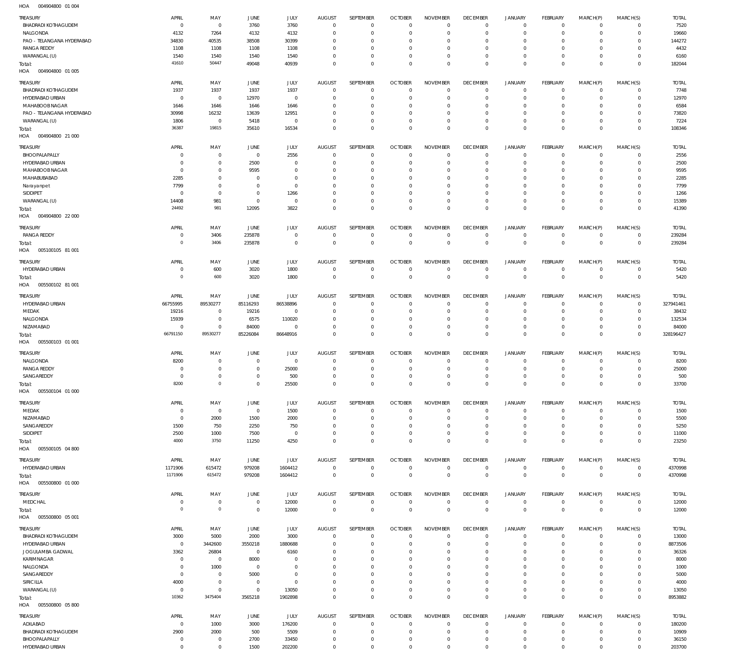HOA 004904800 01 004

| TREASURY | APRIL | MAY | JUNE | JULY | AUGUST | SEPTEMBER | OCTOBER | NOVEMBER | DECEMBER | JANUARY | FEBRUARY | MARCH(P) | MARCH(S) | TOTAL |
|---|---|---|---|---|---|---|---|---|---|---|---|---|---|---|
| BHADRADI KOTHAGUDEM | 0 | 0 | 3760 | 3760 | 0 | 0 | 0 | 0 | 0 | 0 | 0 | 0 | 0 | 7520 |
| NALGONDA | 4132 | 7264 | 4132 | 4132 | 0 | 0 | 0 | 0 | 0 | 0 | 0 | 0 | 0 | 19660 |
| PAO - TELANGANA HYDERABAD | 34830 | 40535 | 38508 | 30399 | 0 | 0 | 0 | 0 | 0 | 0 | 0 | 0 | 0 | 144272 |
| RANGA REDDY | 1108 | 1108 | 1108 | 1108 | 0 | 0 | 0 | 0 | 0 | 0 | 0 | 0 | 0 | 4432 |
| WARANGAL (U) | 1540 | 1540 | 1540 | 1540 | 0 | 0 | 0 | 0 | 0 | 0 | 0 | 0 | 0 | 6160 |
| Total: | 41610 | 50447 | 49048 | 40939 | 0 | 0 | 0 | 0 | 0 | 0 | 0 | 0 | 0 | 182044 |

HOA 004904800 01 005

| TREASURY | APRIL | MAY | JUNE | JULY | AUGUST | SEPTEMBER | OCTOBER | NOVEMBER | DECEMBER | JANUARY | FEBRUARY | MARCH(P) | MARCH(S) | TOTAL |
|---|---|---|---|---|---|---|---|---|---|---|---|---|---|---|
| BHADRADI KOTHAGUDEM | 1937 | 1937 | 1937 | 1937 | 0 | 0 | 0 | 0 | 0 | 0 | 0 | 0 | 0 | 7748 |
| HYDERABAD URBAN | 0 | 0 | 12970 | 0 | 0 | 0 | 0 | 0 | 0 | 0 | 0 | 0 | 0 | 12970 |
| MAHABOOBNAGAR | 1646 | 1646 | 1646 | 1646 | 0 | 0 | 0 | 0 | 0 | 0 | 0 | 0 | 0 | 6584 |
| PAO - TELANGANA HYDERABAD | 30998 | 16232 | 13639 | 12951 | 0 | 0 | 0 | 0 | 0 | 0 | 0 | 0 | 0 | 73820 |
| WARANGAL (U) | 1806 | 0 | 5418 | 0 | 0 | 0 | 0 | 0 | 0 | 0 | 0 | 0 | 0 | 7224 |
| Total: | 36387 | 19815 | 35610 | 16534 | 0 | 0 | 0 | 0 | 0 | 0 | 0 | 0 | 0 | 108346 |

HOA 004904800 21 000

| TREASURY | APRIL | MAY | JUNE | JULY | AUGUST | SEPTEMBER | OCTOBER | NOVEMBER | DECEMBER | JANUARY | FEBRUARY | MARCH(P) | MARCH(S) | TOTAL |
|---|---|---|---|---|---|---|---|---|---|---|---|---|---|---|
| BHOOPALAPALLY | 0 | 0 | 0 | 2556 | 0 | 0 | 0 | 0 | 0 | 0 | 0 | 0 | 0 | 2556 |
| HYDERABAD URBAN | 0 | 0 | 2500 | 0 | 0 | 0 | 0 | 0 | 0 | 0 | 0 | 0 | 0 | 2500 |
| MAHABOOBNAGAR | 0 | 0 | 9595 | 0 | 0 | 0 | 0 | 0 | 0 | 0 | 0 | 0 | 0 | 9595 |
| MAHABUBABAD | 2285 | 0 | 0 | 0 | 0 | 0 | 0 | 0 | 0 | 0 | 0 | 0 | 0 | 2285 |
| Narayanpet | 7799 | 0 | 0 | 0 | 0 | 0 | 0 | 0 | 0 | 0 | 0 | 0 | 0 | 7799 |
| SIDDIPET | 0 | 0 | 0 | 1266 | 0 | 0 | 0 | 0 | 0 | 0 | 0 | 0 | 0 | 1266 |
| WARANGAL (U) | 14408 | 981 | 0 | 0 | 0 | 0 | 0 | 0 | 0 | 0 | 0 | 0 | 0 | 15389 |
| Total: | 24492 | 981 | 12095 | 3822 | 0 | 0 | 0 | 0 | 0 | 0 | 0 | 0 | 0 | 41390 |

HOA 004904800 22 000

| TREASURY | APRIL | MAY | JUNE | JULY | AUGUST | SEPTEMBER | OCTOBER | NOVEMBER | DECEMBER | JANUARY | FEBRUARY | MARCH(P) | MARCH(S) | TOTAL |
|---|---|---|---|---|---|---|---|---|---|---|---|---|---|---|
| RANGA REDDY | 0 | 3406 | 235878 | 0 | 0 | 0 | 0 | 0 | 0 | 0 | 0 | 0 | 0 | 239284 |
| Total: | 0 | 3406 | 235878 | 0 | 0 | 0 | 0 | 0 | 0 | 0 | 0 | 0 | 0 | 239284 |

HOA 005100105 81 001

| TREASURY | APRIL | MAY | JUNE | JULY | AUGUST | SEPTEMBER | OCTOBER | NOVEMBER | DECEMBER | JANUARY | FEBRUARY | MARCH(P) | MARCH(S) | TOTAL |
|---|---|---|---|---|---|---|---|---|---|---|---|---|---|---|
| HYDERABAD URBAN | 0 | 600 | 3020 | 1800 | 0 | 0 | 0 | 0 | 0 | 0 | 0 | 0 | 0 | 5420 |
| Total: | 0 | 600 | 3020 | 1800 | 0 | 0 | 0 | 0 | 0 | 0 | 0 | 0 | 0 | 5420 |

HOA 005500102 81 001

| TREASURY | APRIL | MAY | JUNE | JULY | AUGUST | SEPTEMBER | OCTOBER | NOVEMBER | DECEMBER | JANUARY | FEBRUARY | MARCH(P) | MARCH(S) | TOTAL |
|---|---|---|---|---|---|---|---|---|---|---|---|---|---|---|
| HYDERABAD URBAN | 66755995 | 89530277 | 85116293 | 86538896 | 0 | 0 | 0 | 0 | 0 | 0 | 0 | 0 | 0 | 327941461 |
| MEDAK | 19216 | 0 | 19216 | 0 | 0 | 0 | 0 | 0 | 0 | 0 | 0 | 0 | 0 | 38432 |
| NALGONDA | 15939 | 0 | 6575 | 110020 | 0 | 0 | 0 | 0 | 0 | 0 | 0 | 0 | 0 | 132534 |
| NIZAMABAD | 0 | 0 | 84000 | 0 | 0 | 0 | 0 | 0 | 0 | 0 | 0 | 0 | 0 | 84000 |
| Total: | 66791150 | 89530277 | 85226084 | 86648916 | 0 | 0 | 0 | 0 | 0 | 0 | 0 | 0 | 0 | 328196427 |

HOA 005500103 01 001

| TREASURY | APRIL | MAY | JUNE | JULY | AUGUST | SEPTEMBER | OCTOBER | NOVEMBER | DECEMBER | JANUARY | FEBRUARY | MARCH(P) | MARCH(S) | TOTAL |
|---|---|---|---|---|---|---|---|---|---|---|---|---|---|---|
| NALGONDA | 8200 | 0 | 0 | 0 | 0 | 0 | 0 | 0 | 0 | 0 | 0 | 0 | 0 | 8200 |
| RANGA REDDY | 0 | 0 | 0 | 25000 | 0 | 0 | 0 | 0 | 0 | 0 | 0 | 0 | 0 | 25000 |
| SANGAREDDY | 0 | 0 | 0 | 500 | 0 | 0 | 0 | 0 | 0 | 0 | 0 | 0 | 0 | 500 |
| Total: | 8200 | 0 | 0 | 25500 | 0 | 0 | 0 | 0 | 0 | 0 | 0 | 0 | 0 | 33700 |

HOA 005500104 01 000

| TREASURY | APRIL | MAY | JUNE | JULY | AUGUST | SEPTEMBER | OCTOBER | NOVEMBER | DECEMBER | JANUARY | FEBRUARY | MARCH(P) | MARCH(S) | TOTAL |
|---|---|---|---|---|---|---|---|---|---|---|---|---|---|---|
| MEDAK | 0 | 0 | 0 | 1500 | 0 | 0 | 0 | 0 | 0 | 0 | 0 | 0 | 0 | 1500 |
| NIZAMABAD | 0 | 2000 | 1500 | 2000 | 0 | 0 | 0 | 0 | 0 | 0 | 0 | 0 | 0 | 5500 |
| SANGAREDDY | 1500 | 750 | 2250 | 750 | 0 | 0 | 0 | 0 | 0 | 0 | 0 | 0 | 0 | 5250 |
| SIDDIPET | 2500 | 1000 | 7500 | 0 | 0 | 0 | 0 | 0 | 0 | 0 | 0 | 0 | 0 | 11000 |
| Total: | 4000 | 3750 | 11250 | 4250 | 0 | 0 | 0 | 0 | 0 | 0 | 0 | 0 | 0 | 23250 |

HOA 005500105 04 800

| TREASURY | APRIL | MAY | JUNE | JULY | AUGUST | SEPTEMBER | OCTOBER | NOVEMBER | DECEMBER | JANUARY | FEBRUARY | MARCH(P) | MARCH(S) | TOTAL |
|---|---|---|---|---|---|---|---|---|---|---|---|---|---|---|
| HYDERABAD URBAN | 1171906 | 615472 | 979208 | 1604412 | 0 | 0 | 0 | 0 | 0 | 0 | 0 | 0 | 0 | 4370998 |
| Total: | 1171906 | 615472 | 979208 | 1604412 | 0 | 0 | 0 | 0 | 0 | 0 | 0 | 0 | 0 | 4370998 |

HOA 005500800 01 000

| TREASURY | APRIL | MAY | JUNE | JULY | AUGUST | SEPTEMBER | OCTOBER | NOVEMBER | DECEMBER | JANUARY | FEBRUARY | MARCH(P) | MARCH(S) | TOTAL |
|---|---|---|---|---|---|---|---|---|---|---|---|---|---|---|
| MEDCHAL | 0 | 0 | 0 | 12000 | 0 | 0 | 0 | 0 | 0 | 0 | 0 | 0 | 0 | 12000 |
| Total: | 0 | 0 | 0 | 12000 | 0 | 0 | 0 | 0 | 0 | 0 | 0 | 0 | 0 | 12000 |

HOA 005500800 05 001

| TREASURY | APRIL | MAY | JUNE | JULY | AUGUST | SEPTEMBER | OCTOBER | NOVEMBER | DECEMBER | JANUARY | FEBRUARY | MARCH(P) | MARCH(S) | TOTAL |
|---|---|---|---|---|---|---|---|---|---|---|---|---|---|---|
| BHADRADI KOTHAGUDEM | 3000 | 5000 | 2000 | 3000 | 0 | 0 | 0 | 0 | 0 | 0 | 0 | 0 | 0 | 13000 |
| HYDERABAD URBAN | 0 | 3442600 | 3550218 | 1880688 | 0 | 0 | 0 | 0 | 0 | 0 | 0 | 0 | 0 | 8873506 |
| JOGULAMBA GADWAL | 3362 | 26804 | 0 | 6160 | 0 | 0 | 0 | 0 | 0 | 0 | 0 | 0 | 0 | 36326 |
| KARIMNAGAR | 0 | 0 | 8000 | 0 | 0 | 0 | 0 | 0 | 0 | 0 | 0 | 0 | 0 | 8000 |
| NALGONDA | 0 | 1000 | 0 | 0 | 0 | 0 | 0 | 0 | 0 | 0 | 0 | 0 | 0 | 1000 |
| SANGAREDDY | 0 | 0 | 5000 | 0 | 0 | 0 | 0 | 0 | 0 | 0 | 0 | 0 | 0 | 5000 |
| SIRICILLA | 4000 | 0 | 0 | 0 | 0 | 0 | 0 | 0 | 0 | 0 | 0 | 0 | 0 | 4000 |
| WARANGAL (U) | 0 | 0 | 0 | 13050 | 0 | 0 | 0 | 0 | 0 | 0 | 0 | 0 | 0 | 13050 |
| Total: | 10362 | 3475404 | 3565218 | 1902898 | 0 | 0 | 0 | 0 | 0 | 0 | 0 | 0 | 0 | 8953882 |

HOA 005500800 05 800

| TREASURY | APRIL | MAY | JUNE | JULY | AUGUST | SEPTEMBER | OCTOBER | NOVEMBER | DECEMBER | JANUARY | FEBRUARY | MARCH(P) | MARCH(S) | TOTAL |
|---|---|---|---|---|---|---|---|---|---|---|---|---|---|---|
| ADILABAD | 0 | 1000 | 3000 | 176200 | 0 | 0 | 0 | 0 | 0 | 0 | 0 | 0 | 0 | 180200 |
| BHADRADI KOTHAGUDEM | 2900 | 2000 | 500 | 5509 | 0 | 0 | 0 | 0 | 0 | 0 | 0 | 0 | 0 | 10909 |
| BHOOPALAPALLY | 0 | 0 | 2700 | 33450 | 0 | 0 | 0 | 0 | 0 | 0 | 0 | 0 | 0 | 36150 |
| HYDERABAD URBAN | 0 | 0 | 1500 | 202200 | 0 | 0 | 0 | 0 | 0 | 0 | 0 | 0 | 0 | 203700 |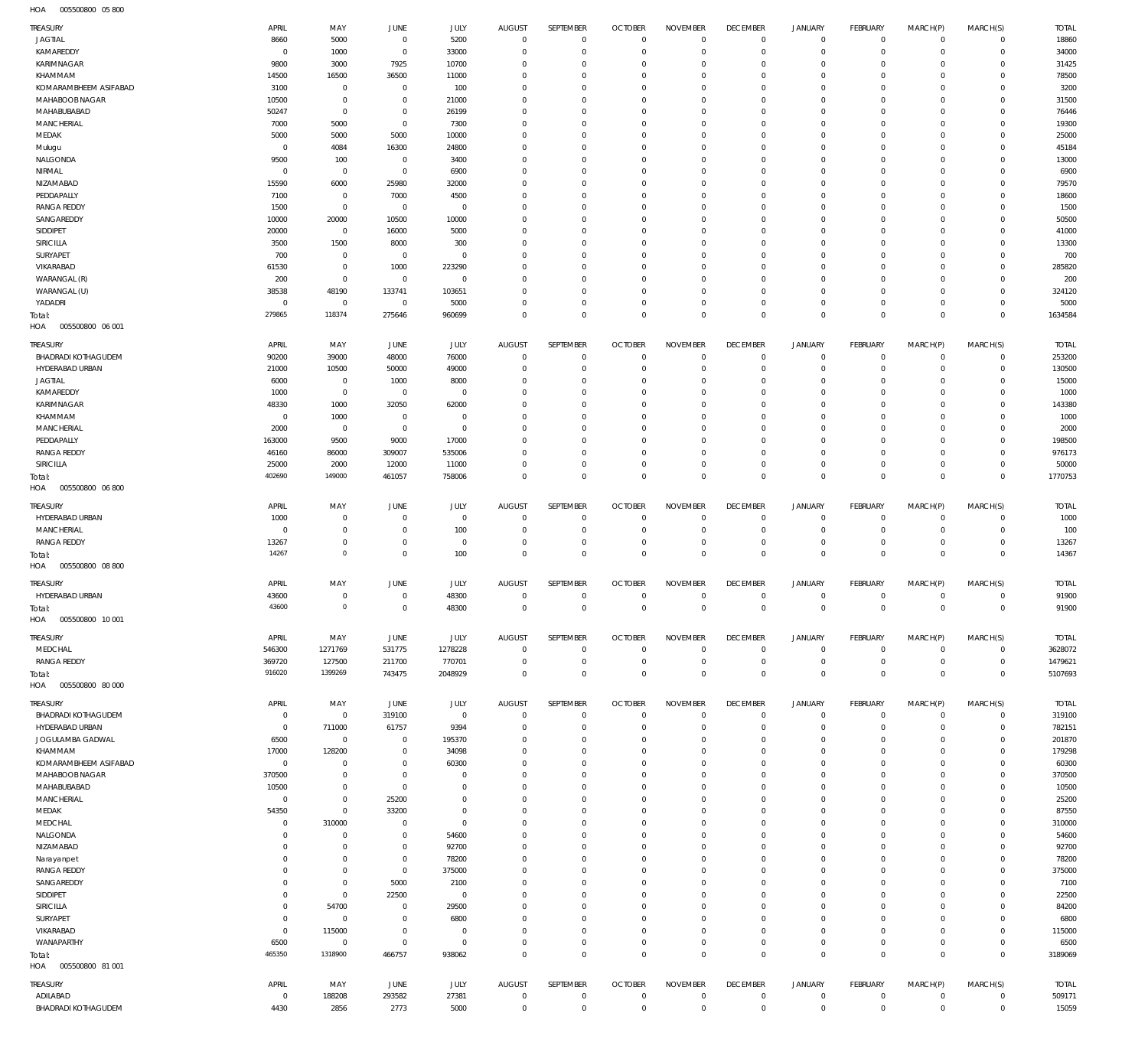HOA 005500800 05 800

| TREASURY | APRIL | MAY | JUNE | JULY | AUGUST | SEPTEMBER | OCTOBER | NOVEMBER | DECEMBER | JANUARY | FEBRUARY | MARCH(P) | MARCH(S) | TOTAL |
|---|---|---|---|---|---|---|---|---|---|---|---|---|---|---|
| JAGTIAL | 8660 | 5000 | 0 | 5200 | 0 | 0 | 0 | 0 | 0 | 0 | 0 | 0 | 0 | 18860 |
| KAMAREDDY | 0 | 1000 | 0 | 33000 | 0 | 0 | 0 | 0 | 0 | 0 | 0 | 0 | 0 | 34000 |
| KARIMNAGAR | 9800 | 3000 | 7925 | 10700 | 0 | 0 | 0 | 0 | 0 | 0 | 0 | 0 | 0 | 31425 |
| KHAMMAM | 14500 | 16500 | 36500 | 11000 | 0 | 0 | 0 | 0 | 0 | 0 | 0 | 0 | 0 | 78500 |
| KOMARAMBHEEM ASIFABAD | 3100 | 0 | 0 | 100 | 0 | 0 | 0 | 0 | 0 | 0 | 0 | 0 | 0 | 3200 |
| MAHABOOBNAGAR | 10500 | 0 | 0 | 21000 | 0 | 0 | 0 | 0 | 0 | 0 | 0 | 0 | 0 | 31500 |
| MAHABUBABAD | 50247 | 0 | 0 | 26199 | 0 | 0 | 0 | 0 | 0 | 0 | 0 | 0 | 0 | 76446 |
| MANCHERIAL | 7000 | 5000 | 0 | 7300 | 0 | 0 | 0 | 0 | 0 | 0 | 0 | 0 | 0 | 19300 |
| MEDAK | 5000 | 5000 | 5000 | 10000 | 0 | 0 | 0 | 0 | 0 | 0 | 0 | 0 | 0 | 25000 |
| Mulugu | 0 | 4084 | 16300 | 24800 | 0 | 0 | 0 | 0 | 0 | 0 | 0 | 0 | 0 | 45184 |
| NALGONDA | 9500 | 100 | 0 | 3400 | 0 | 0 | 0 | 0 | 0 | 0 | 0 | 0 | 0 | 13000 |
| NIRMAL | 0 | 0 | 0 | 6900 | 0 | 0 | 0 | 0 | 0 | 0 | 0 | 0 | 0 | 6900 |
| NIZAMABAD | 15590 | 6000 | 25980 | 32000 | 0 | 0 | 0 | 0 | 0 | 0 | 0 | 0 | 0 | 79570 |
| PEDDAPALLY | 7100 | 0 | 7000 | 4500 | 0 | 0 | 0 | 0 | 0 | 0 | 0 | 0 | 0 | 18600 |
| RANGA REDDY | 1500 | 0 | 0 | 0 | 0 | 0 | 0 | 0 | 0 | 0 | 0 | 0 | 0 | 1500 |
| SANGAREDDY | 10000 | 20000 | 10500 | 10000 | 0 | 0 | 0 | 0 | 0 | 0 | 0 | 0 | 0 | 50500 |
| SIDDIPET | 20000 | 0 | 16000 | 5000 | 0 | 0 | 0 | 0 | 0 | 0 | 0 | 0 | 0 | 41000 |
| SIRICILLA | 3500 | 1500 | 8000 | 300 | 0 | 0 | 0 | 0 | 0 | 0 | 0 | 0 | 0 | 13300 |
| SURYAPET | 700 | 0 | 0 | 0 | 0 | 0 | 0 | 0 | 0 | 0 | 0 | 0 | 0 | 700 |
| VIKARABAD | 61530 | 0 | 1000 | 223290 | 0 | 0 | 0 | 0 | 0 | 0 | 0 | 0 | 0 | 285820 |
| WARANGAL (R) | 200 | 0 | 0 | 0 | 0 | 0 | 0 | 0 | 0 | 0 | 0 | 0 | 0 | 200 |
| WARANGAL (U) | 38538 | 48190 | 133741 | 103651 | 0 | 0 | 0 | 0 | 0 | 0 | 0 | 0 | 0 | 324120 |
| YADADRI | 0 | 0 | 0 | 5000 | 0 | 0 | 0 | 0 | 0 | 0 | 0 | 0 | 0 | 5000 |
| Total: | 279865 | 118374 | 275646 | 960699 | 0 | 0 | 0 | 0 | 0 | 0 | 0 | 0 | 0 | 1634584 |

HOA 005500800 06 001

| TREASURY | APRIL | MAY | JUNE | JULY | AUGUST | SEPTEMBER | OCTOBER | NOVEMBER | DECEMBER | JANUARY | FEBRUARY | MARCH(P) | MARCH(S) | TOTAL |
|---|---|---|---|---|---|---|---|---|---|---|---|---|---|---|
| BHADRADI KOTHAGUDEM | 90200 | 39000 | 48000 | 76000 | 0 | 0 | 0 | 0 | 0 | 0 | 0 | 0 | 0 | 253200 |
| HYDERABAD URBAN | 21000 | 10500 | 50000 | 49000 | 0 | 0 | 0 | 0 | 0 | 0 | 0 | 0 | 0 | 130500 |
| JAGTIAL | 6000 | 0 | 1000 | 8000 | 0 | 0 | 0 | 0 | 0 | 0 | 0 | 0 | 0 | 15000 |
| KAMAREDDY | 1000 | 0 | 0 | 0 | 0 | 0 | 0 | 0 | 0 | 0 | 0 | 0 | 0 | 1000 |
| KARIMNAGAR | 48330 | 1000 | 32050 | 62000 | 0 | 0 | 0 | 0 | 0 | 0 | 0 | 0 | 0 | 143380 |
| KHAMMAM | 0 | 1000 | 0 | 0 | 0 | 0 | 0 | 0 | 0 | 0 | 0 | 0 | 0 | 1000 |
| MANCHERIAL | 2000 | 0 | 0 | 0 | 0 | 0 | 0 | 0 | 0 | 0 | 0 | 0 | 0 | 2000 |
| PEDDAPALLY | 163000 | 9500 | 9000 | 17000 | 0 | 0 | 0 | 0 | 0 | 0 | 0 | 0 | 0 | 198500 |
| RANGA REDDY | 46160 | 86000 | 309007 | 535006 | 0 | 0 | 0 | 0 | 0 | 0 | 0 | 0 | 0 | 976173 |
| SIRICILLA | 25000 | 2000 | 12000 | 11000 | 0 | 0 | 0 | 0 | 0 | 0 | 0 | 0 | 0 | 50000 |
| Total: | 402690 | 149000 | 461057 | 758006 | 0 | 0 | 0 | 0 | 0 | 0 | 0 | 0 | 0 | 1770753 |

HOA 005500800 06 800

| TREASURY | APRIL | MAY | JUNE | JULY | AUGUST | SEPTEMBER | OCTOBER | NOVEMBER | DECEMBER | JANUARY | FEBRUARY | MARCH(P) | MARCH(S) | TOTAL |
|---|---|---|---|---|---|---|---|---|---|---|---|---|---|---|
| HYDERABAD URBAN | 1000 | 0 | 0 | 0 | 0 | 0 | 0 | 0 | 0 | 0 | 0 | 0 | 0 | 1000 |
| MANCHERIAL | 0 | 0 | 0 | 100 | 0 | 0 | 0 | 0 | 0 | 0 | 0 | 0 | 0 | 100 |
| RANGA REDDY | 13267 | 0 | 0 | 0 | 0 | 0 | 0 | 0 | 0 | 0 | 0 | 0 | 0 | 13267 |
| Total: | 14267 | 0 | 0 | 100 | 0 | 0 | 0 | 0 | 0 | 0 | 0 | 0 | 0 | 14367 |

HOA 005500800 08 800

| TREASURY | APRIL | MAY | JUNE | JULY | AUGUST | SEPTEMBER | OCTOBER | NOVEMBER | DECEMBER | JANUARY | FEBRUARY | MARCH(P) | MARCH(S) | TOTAL |
|---|---|---|---|---|---|---|---|---|---|---|---|---|---|---|
| HYDERABAD URBAN | 43600 | 0 | 0 | 48300 | 0 | 0 | 0 | 0 | 0 | 0 | 0 | 0 | 0 | 91900 |
| Total: | 43600 | 0 | 0 | 48300 | 0 | 0 | 0 | 0 | 0 | 0 | 0 | 0 | 0 | 91900 |

HOA 005500800 10 001

| TREASURY | APRIL | MAY | JUNE | JULY | AUGUST | SEPTEMBER | OCTOBER | NOVEMBER | DECEMBER | JANUARY | FEBRUARY | MARCH(P) | MARCH(S) | TOTAL |
|---|---|---|---|---|---|---|---|---|---|---|---|---|---|---|
| MEDCHAL | 546300 | 1271769 | 531775 | 1278228 | 0 | 0 | 0 | 0 | 0 | 0 | 0 | 0 | 0 | 3628072 |
| RANGA REDDY | 369720 | 127500 | 211700 | 770701 | 0 | 0 | 0 | 0 | 0 | 0 | 0 | 0 | 0 | 1479621 |
| Total: | 916020 | 1399269 | 743475 | 2048929 | 0 | 0 | 0 | 0 | 0 | 0 | 0 | 0 | 0 | 5107693 |

HOA 005500800 80 000

| TREASURY | APRIL | MAY | JUNE | JULY | AUGUST | SEPTEMBER | OCTOBER | NOVEMBER | DECEMBER | JANUARY | FEBRUARY | MARCH(P) | MARCH(S) | TOTAL |
|---|---|---|---|---|---|---|---|---|---|---|---|---|---|---|
| BHADRADI KOTHAGUDEM | 0 | 0 | 319100 | 0 | 0 | 0 | 0 | 0 | 0 | 0 | 0 | 0 | 0 | 319100 |
| HYDERABAD URBAN | 0 | 711000 | 61757 | 9394 | 0 | 0 | 0 | 0 | 0 | 0 | 0 | 0 | 0 | 782151 |
| JOGULAMBA GADWAL | 6500 | 0 | 0 | 195370 | 0 | 0 | 0 | 0 | 0 | 0 | 0 | 0 | 0 | 201870 |
| KHAMMAM | 17000 | 128200 | 0 | 34098 | 0 | 0 | 0 | 0 | 0 | 0 | 0 | 0 | 0 | 179298 |
| KOMARAMBHEEM ASIFABAD | 0 | 0 | 0 | 60300 | 0 | 0 | 0 | 0 | 0 | 0 | 0 | 0 | 0 | 60300 |
| MAHABOOBNAGAR | 370500 | 0 | 0 | 0 | 0 | 0 | 0 | 0 | 0 | 0 | 0 | 0 | 0 | 370500 |
| MAHABUBABAD | 10500 | 0 | 0 | 0 | 0 | 0 | 0 | 0 | 0 | 0 | 0 | 0 | 0 | 10500 |
| MANCHERIAL | 0 | 0 | 25200 | 0 | 0 | 0 | 0 | 0 | 0 | 0 | 0 | 0 | 0 | 25200 |
| MEDAK | 54350 | 0 | 33200 | 0 | 0 | 0 | 0 | 0 | 0 | 0 | 0 | 0 | 0 | 87550 |
| MEDCHAL | 0 | 310000 | 0 | 0 | 0 | 0 | 0 | 0 | 0 | 0 | 0 | 0 | 0 | 310000 |
| NALGONDA | 0 | 0 | 0 | 54600 | 0 | 0 | 0 | 0 | 0 | 0 | 0 | 0 | 0 | 54600 |
| NIZAMABAD | 0 | 0 | 0 | 92700 | 0 | 0 | 0 | 0 | 0 | 0 | 0 | 0 | 0 | 92700 |
| Narayanpet | 0 | 0 | 0 | 78200 | 0 | 0 | 0 | 0 | 0 | 0 | 0 | 0 | 0 | 78200 |
| RANGA REDDY | 0 | 0 | 0 | 375000 | 0 | 0 | 0 | 0 | 0 | 0 | 0 | 0 | 0 | 375000 |
| SANGAREDDY | 0 | 0 | 5000 | 2100 | 0 | 0 | 0 | 0 | 0 | 0 | 0 | 0 | 0 | 7100 |
| SIDDIPET | 0 | 0 | 22500 | 0 | 0 | 0 | 0 | 0 | 0 | 0 | 0 | 0 | 0 | 22500 |
| SIRICILLA | 0 | 54700 | 0 | 29500 | 0 | 0 | 0 | 0 | 0 | 0 | 0 | 0 | 0 | 84200 |
| SURYAPET | 0 | 0 | 0 | 6800 | 0 | 0 | 0 | 0 | 0 | 0 | 0 | 0 | 0 | 6800 |
| VIKARABAD | 0 | 115000 | 0 | 0 | 0 | 0 | 0 | 0 | 0 | 0 | 0 | 0 | 0 | 115000 |
| WANAPARTHY | 6500 | 0 | 0 | 0 | 0 | 0 | 0 | 0 | 0 | 0 | 0 | 0 | 0 | 6500 |
| Total: | 465350 | 1318900 | 466757 | 938062 | 0 | 0 | 0 | 0 | 0 | 0 | 0 | 0 | 0 | 3189069 |

HOA 005500800 81 001

| TREASURY | APRIL | MAY | JUNE | JULY | AUGUST | SEPTEMBER | OCTOBER | NOVEMBER | DECEMBER | JANUARY | FEBRUARY | MARCH(P) | MARCH(S) | TOTAL |
|---|---|---|---|---|---|---|---|---|---|---|---|---|---|---|
| ADILABAD | 0 | 188208 | 293582 | 27381 | 0 | 0 | 0 | 0 | 0 | 0 | 0 | 0 | 0 | 509171 |
| BHADRADI KOTHAGUDEM | 4430 | 2856 | 2773 | 5000 | 0 | 0 | 0 | 0 | 0 | 0 | 0 | 0 | 0 | 15059 |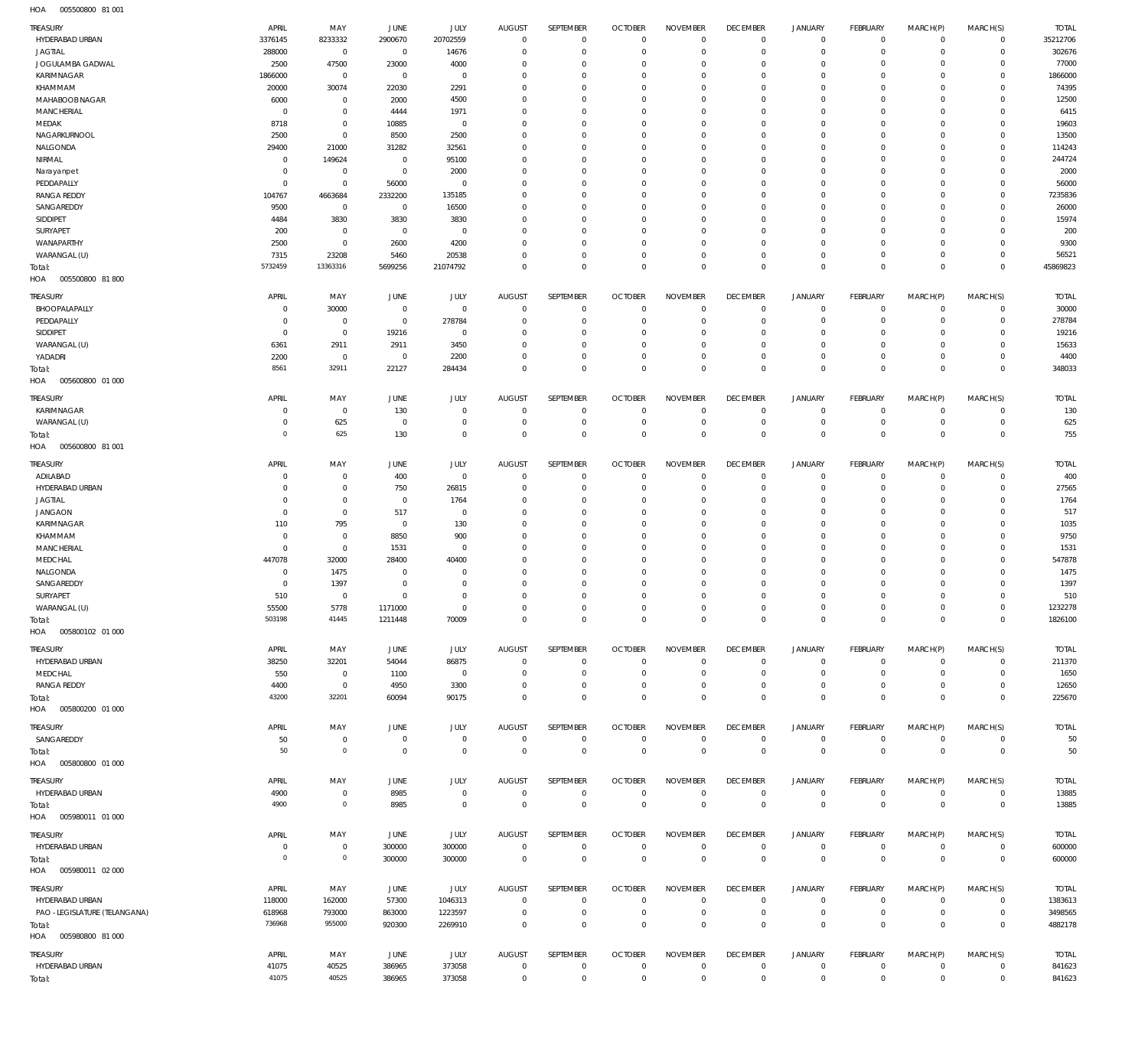HOA 005500800 81 001

| TREASURY | APRIL | MAY | JUNE | JULY | AUGUST | SEPTEMBER | OCTOBER | NOVEMBER | DECEMBER | JANUARY | FEBRUARY | MARCH(P) | MARCH(S) | TOTAL |
|---|---|---|---|---|---|---|---|---|---|---|---|---|---|---|
| HYDERABAD URBAN | 3376145 | 8233332 | 2900670 | 20702559 | 0 | 0 | 0 | 0 | 0 | 0 | 0 | 0 | 0 | 35212706 |
| JAGTIAL | 288000 | 0 | 0 | 14676 | 0 | 0 | 0 | 0 | 0 | 0 | 0 | 0 | 0 | 302676 |
| JOGULAMBA GADWAL | 2500 | 47500 | 23000 | 4000 | 0 | 0 | 0 | 0 | 0 | 0 | 0 | 0 | 0 | 77000 |
| KARIMNAGAR | 1866000 | 0 | 0 | 0 | 0 | 0 | 0 | 0 | 0 | 0 | 0 | 0 | 0 | 1866000 |
| KHAMMAM | 20000 | 30074 | 22030 | 2291 | 0 | 0 | 0 | 0 | 0 | 0 | 0 | 0 | 0 | 74395 |
| MAHABOOBNAGAR | 6000 | 0 | 2000 | 4500 | 0 | 0 | 0 | 0 | 0 | 0 | 0 | 0 | 0 | 12500 |
| MANCHERIAL | 0 | 0 | 4444 | 1971 | 0 | 0 | 0 | 0 | 0 | 0 | 0 | 0 | 0 | 6415 |
| MEDAK | 8718 | 0 | 10885 | 0 | 0 | 0 | 0 | 0 | 0 | 0 | 0 | 0 | 0 | 19603 |
| NAGARKURNOOL | 2500 | 0 | 8500 | 2500 | 0 | 0 | 0 | 0 | 0 | 0 | 0 | 0 | 0 | 13500 |
| NALGONDA | 29400 | 21000 | 31282 | 32561 | 0 | 0 | 0 | 0 | 0 | 0 | 0 | 0 | 0 | 114243 |
| NIRMAL | 0 | 149624 | 0 | 95100 | 0 | 0 | 0 | 0 | 0 | 0 | 0 | 0 | 0 | 244724 |
| Narayanpet | 0 | 0 | 0 | 2000 | 0 | 0 | 0 | 0 | 0 | 0 | 0 | 0 | 0 | 2000 |
| PEDDAPALLY | 0 | 0 | 56000 | 0 | 0 | 0 | 0 | 0 | 0 | 0 | 0 | 0 | 0 | 56000 |
| RANGA REDDY | 104767 | 4663684 | 2332200 | 135185 | 0 | 0 | 0 | 0 | 0 | 0 | 0 | 0 | 0 | 7235836 |
| SANGAREDDY | 9500 | 0 | 0 | 16500 | 0 | 0 | 0 | 0 | 0 | 0 | 0 | 0 | 0 | 26000 |
| SIDDIPET | 4484 | 3830 | 3830 | 3830 | 0 | 0 | 0 | 0 | 0 | 0 | 0 | 0 | 0 | 15974 |
| SURYAPET | 200 | 0 | 0 | 0 | 0 | 0 | 0 | 0 | 0 | 0 | 0 | 0 | 0 | 200 |
| WANAPARTHY | 2500 | 0 | 2600 | 4200 | 0 | 0 | 0 | 0 | 0 | 0 | 0 | 0 | 0 | 9300 |
| WARANGAL (U) | 7315 | 23208 | 5460 | 20538 | 0 | 0 | 0 | 0 | 0 | 0 | 0 | 0 | 0 | 56521 |
| Total: | 5732459 | 13363316 | 5699256 | 21074792 | 0 | 0 | 0 | 0 | 0 | 0 | 0 | 0 | 0 | 45869823 |

HOA 005500800 81 800

| TREASURY | APRIL | MAY | JUNE | JULY | AUGUST | SEPTEMBER | OCTOBER | NOVEMBER | DECEMBER | JANUARY | FEBRUARY | MARCH(P) | MARCH(S) | TOTAL |
|---|---|---|---|---|---|---|---|---|---|---|---|---|---|---|
| BHOOPALAPALLY | 0 | 30000 | 0 | 0 | 0 | 0 | 0 | 0 | 0 | 0 | 0 | 0 | 0 | 30000 |
| PEDDAPALLY | 0 | 0 | 0 | 278784 | 0 | 0 | 0 | 0 | 0 | 0 | 0 | 0 | 0 | 278784 |
| SIDDIPET | 0 | 0 | 19216 | 0 | 0 | 0 | 0 | 0 | 0 | 0 | 0 | 0 | 0 | 19216 |
| WARANGAL (U) | 6361 | 2911 | 2911 | 3450 | 0 | 0 | 0 | 0 | 0 | 0 | 0 | 0 | 0 | 15633 |
| YADADRI | 2200 | 0 | 0 | 2200 | 0 | 0 | 0 | 0 | 0 | 0 | 0 | 0 | 0 | 4400 |
| Total: | 8561 | 32911 | 22127 | 284434 | 0 | 0 | 0 | 0 | 0 | 0 | 0 | 0 | 0 | 348033 |

HOA 005600800 01 000

| TREASURY | APRIL | MAY | JUNE | JULY | AUGUST | SEPTEMBER | OCTOBER | NOVEMBER | DECEMBER | JANUARY | FEBRUARY | MARCH(P) | MARCH(S) | TOTAL |
|---|---|---|---|---|---|---|---|---|---|---|---|---|---|---|
| KARIMNAGAR | 0 | 0 | 130 | 0 | 0 | 0 | 0 | 0 | 0 | 0 | 0 | 0 | 0 | 130 |
| WARANGAL (U) | 0 | 625 | 0 | 0 | 0 | 0 | 0 | 0 | 0 | 0 | 0 | 0 | 0 | 625 |
| Total: | 0 | 625 | 130 | 0 | 0 | 0 | 0 | 0 | 0 | 0 | 0 | 0 | 0 | 755 |

HOA 005600800 81 001

| TREASURY | APRIL | MAY | JUNE | JULY | AUGUST | SEPTEMBER | OCTOBER | NOVEMBER | DECEMBER | JANUARY | FEBRUARY | MARCH(P) | MARCH(S) | TOTAL |
|---|---|---|---|---|---|---|---|---|---|---|---|---|---|---|
| ADILABAD | 0 | 0 | 400 | 0 | 0 | 0 | 0 | 0 | 0 | 0 | 0 | 0 | 0 | 400 |
| HYDERABAD URBAN | 0 | 0 | 750 | 26815 | 0 | 0 | 0 | 0 | 0 | 0 | 0 | 0 | 0 | 27565 |
| JAGTIAL | 0 | 0 | 0 | 1764 | 0 | 0 | 0 | 0 | 0 | 0 | 0 | 0 | 0 | 1764 |
| JANGAON | 0 | 0 | 517 | 0 | 0 | 0 | 0 | 0 | 0 | 0 | 0 | 0 | 0 | 517 |
| KARIMNAGAR | 110 | 795 | 0 | 130 | 0 | 0 | 0 | 0 | 0 | 0 | 0 | 0 | 0 | 1035 |
| KHAMMAM | 0 | 0 | 8850 | 900 | 0 | 0 | 0 | 0 | 0 | 0 | 0 | 0 | 0 | 9750 |
| MANCHERIAL | 0 | 0 | 1531 | 0 | 0 | 0 | 0 | 0 | 0 | 0 | 0 | 0 | 0 | 1531 |
| MEDCHAL | 447078 | 32000 | 28400 | 40400 | 0 | 0 | 0 | 0 | 0 | 0 | 0 | 0 | 0 | 547878 |
| NALGONDA | 0 | 1475 | 0 | 0 | 0 | 0 | 0 | 0 | 0 | 0 | 0 | 0 | 0 | 1475 |
| SANGAREDDY | 0 | 1397 | 0 | 0 | 0 | 0 | 0 | 0 | 0 | 0 | 0 | 0 | 0 | 1397 |
| SURYAPET | 510 | 0 | 0 | 0 | 0 | 0 | 0 | 0 | 0 | 0 | 0 | 0 | 0 | 510 |
| WARANGAL (U) | 55500 | 5778 | 1171000 | 0 | 0 | 0 | 0 | 0 | 0 | 0 | 0 | 0 | 0 | 1232278 |
| Total: | 503198 | 41445 | 1211448 | 70009 | 0 | 0 | 0 | 0 | 0 | 0 | 0 | 0 | 0 | 1826100 |

HOA 005800102 01 000

| TREASURY | APRIL | MAY | JUNE | JULY | AUGUST | SEPTEMBER | OCTOBER | NOVEMBER | DECEMBER | JANUARY | FEBRUARY | MARCH(P) | MARCH(S) | TOTAL |
|---|---|---|---|---|---|---|---|---|---|---|---|---|---|---|
| HYDERABAD URBAN | 38250 | 32201 | 54044 | 86875 | 0 | 0 | 0 | 0 | 0 | 0 | 0 | 0 | 0 | 211370 |
| MEDCHAL | 550 | 0 | 1100 | 0 | 0 | 0 | 0 | 0 | 0 | 0 | 0 | 0 | 0 | 1650 |
| RANGA REDDY | 4400 | 0 | 4950 | 3300 | 0 | 0 | 0 | 0 | 0 | 0 | 0 | 0 | 0 | 12650 |
| Total: | 43200 | 32201 | 60094 | 90175 | 0 | 0 | 0 | 0 | 0 | 0 | 0 | 0 | 0 | 225670 |

HOA 005800200 01 000

| TREASURY | APRIL | MAY | JUNE | JULY | AUGUST | SEPTEMBER | OCTOBER | NOVEMBER | DECEMBER | JANUARY | FEBRUARY | MARCH(P) | MARCH(S) | TOTAL |
|---|---|---|---|---|---|---|---|---|---|---|---|---|---|---|
| SANGAREDDY | 50 | 0 | 0 | 0 | 0 | 0 | 0 | 0 | 0 | 0 | 0 | 0 | 0 | 50 |
| Total: | 50 | 0 | 0 | 0 | 0 | 0 | 0 | 0 | 0 | 0 | 0 | 0 | 0 | 50 |

HOA 005800800 01 000

| TREASURY | APRIL | MAY | JUNE | JULY | AUGUST | SEPTEMBER | OCTOBER | NOVEMBER | DECEMBER | JANUARY | FEBRUARY | MARCH(P) | MARCH(S) | TOTAL |
|---|---|---|---|---|---|---|---|---|---|---|---|---|---|---|
| HYDERABAD URBAN | 4900 | 0 | 8985 | 0 | 0 | 0 | 0 | 0 | 0 | 0 | 0 | 0 | 0 | 13885 |
| Total: | 4900 | 0 | 8985 | 0 | 0 | 0 | 0 | 0 | 0 | 0 | 0 | 0 | 0 | 13885 |

HOA 005980011 01 000

| TREASURY | APRIL | MAY | JUNE | JULY | AUGUST | SEPTEMBER | OCTOBER | NOVEMBER | DECEMBER | JANUARY | FEBRUARY | MARCH(P) | MARCH(S) | TOTAL |
|---|---|---|---|---|---|---|---|---|---|---|---|---|---|---|
| HYDERABAD URBAN | 0 | 0 | 300000 | 300000 | 0 | 0 | 0 | 0 | 0 | 0 | 0 | 0 | 0 | 600000 |
| Total: | 0 | 0 | 300000 | 300000 | 0 | 0 | 0 | 0 | 0 | 0 | 0 | 0 | 0 | 600000 |

HOA 005980011 02 000

| TREASURY | APRIL | MAY | JUNE | JULY | AUGUST | SEPTEMBER | OCTOBER | NOVEMBER | DECEMBER | JANUARY | FEBRUARY | MARCH(P) | MARCH(S) | TOTAL |
|---|---|---|---|---|---|---|---|---|---|---|---|---|---|---|
| HYDERABAD URBAN | 118000 | 162000 | 57300 | 1046313 | 0 | 0 | 0 | 0 | 0 | 0 | 0 | 0 | 0 | 1383613 |
| PAO - LEGISLATURE (TELANGANA) | 618968 | 793000 | 863000 | 1223597 | 0 | 0 | 0 | 0 | 0 | 0 | 0 | 0 | 0 | 3498565 |
| Total: | 736968 | 955000 | 920300 | 2269910 | 0 | 0 | 0 | 0 | 0 | 0 | 0 | 0 | 0 | 4882178 |

HOA 005980800 81 000

| TREASURY | APRIL | MAY | JUNE | JULY | AUGUST | SEPTEMBER | OCTOBER | NOVEMBER | DECEMBER | JANUARY | FEBRUARY | MARCH(P) | MARCH(S) | TOTAL |
|---|---|---|---|---|---|---|---|---|---|---|---|---|---|---|
| HYDERABAD URBAN | 41075 | 40525 | 386965 | 373058 | 0 | 0 | 0 | 0 | 0 | 0 | 0 | 0 | 0 | 841623 |
| Total: | 41075 | 40525 | 386965 | 373058 | 0 | 0 | 0 | 0 | 0 | 0 | 0 | 0 | 0 | 841623 |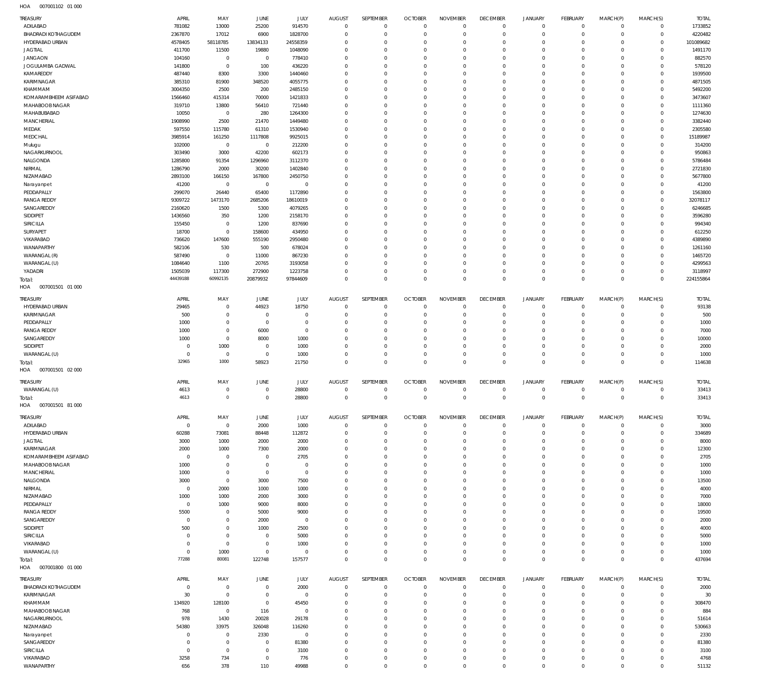HOA 007001102 01 000

| TREASURY | APRIL | MAY | JUNE | JULY | AUGUST | SEPTEMBER | OCTOBER | NOVEMBER | DECEMBER | JANUARY | FEBRUARY | MARCH(P) | MARCH(S) | TOTAL |
|---|---|---|---|---|---|---|---|---|---|---|---|---|---|---|
| ADILABAD | 781082 | 13000 | 25200 | 914570 | 0 | 0 | 0 | 0 | 0 | 0 | 0 | 0 | 0 | 1733852 |
| BHADRADI KOTHAGUDEM | 2367870 | 17012 | 6900 | 1828700 | 0 | 0 | 0 | 0 | 0 | 0 | 0 | 0 | 0 | 4220482 |
| HYDERABAD URBAN | 4578405 | 58118785 | 13834133 | 24558359 | 0 | 0 | 0 | 0 | 0 | 0 | 0 | 0 | 0 | 101089682 |
| JAGTIAL | 411700 | 11500 | 19880 | 1048090 | 0 | 0 | 0 | 0 | 0 | 0 | 0 | 0 | 0 | 1491170 |
| JANGAON | 104160 | 0 | 0 | 778410 | 0 | 0 | 0 | 0 | 0 | 0 | 0 | 0 | 0 | 882570 |
| JOGULAMBA GADWAL | 141800 | 0 | 100 | 436220 | 0 | 0 | 0 | 0 | 0 | 0 | 0 | 0 | 0 | 578120 |
| KAMAREDDY | 487440 | 8300 | 3300 | 1440460 | 0 | 0 | 0 | 0 | 0 | 0 | 0 | 0 | 0 | 1939500 |
| KARIMNAGAR | 385310 | 81900 | 348520 | 4055775 | 0 | 0 | 0 | 0 | 0 | 0 | 0 | 0 | 0 | 4871505 |
| KHAMMAM | 3004350 | 2500 | 200 | 2485150 | 0 | 0 | 0 | 0 | 0 | 0 | 0 | 0 | 0 | 5492200 |
| KOMARAMBHEEM ASIFABAD | 1566460 | 415314 | 70000 | 1421833 | 0 | 0 | 0 | 0 | 0 | 0 | 0 | 0 | 0 | 3473607 |
| MAHABOOB NAGAR | 319710 | 13800 | 56410 | 721440 | 0 | 0 | 0 | 0 | 0 | 0 | 0 | 0 | 0 | 1111360 |
| MAHABUBABAD | 10050 | 0 | 280 | 1264300 | 0 | 0 | 0 | 0 | 0 | 0 | 0 | 0 | 0 | 1274630 |
| MANCHERIAL | 1908990 | 2500 | 21470 | 1449480 | 0 | 0 | 0 | 0 | 0 | 0 | 0 | 0 | 0 | 3382440 |
| MEDAK | 597550 | 115780 | 61310 | 1530940 | 0 | 0 | 0 | 0 | 0 | 0 | 0 | 0 | 0 | 2305580 |
| MEDCHAL | 3985914 | 161250 | 1117808 | 9925015 | 0 | 0 | 0 | 0 | 0 | 0 | 0 | 0 | 0 | 15189987 |
| Mulugu | 102000 | 0 | 0 | 212200 | 0 | 0 | 0 | 0 | 0 | 0 | 0 | 0 | 0 | 314200 |
| NAGARKURNOOL | 303490 | 3000 | 42200 | 602173 | 0 | 0 | 0 | 0 | 0 | 0 | 0 | 0 | 0 | 950863 |
| NALGONDA | 1285800 | 91354 | 1296960 | 3112370 | 0 | 0 | 0 | 0 | 0 | 0 | 0 | 0 | 0 | 5786484 |
| NIRMAL | 1286790 | 2000 | 30200 | 1402840 | 0 | 0 | 0 | 0 | 0 | 0 | 0 | 0 | 0 | 2721830 |
| NIZAMABAD | 2893100 | 166150 | 167800 | 2450750 | 0 | 0 | 0 | 0 | 0 | 0 | 0 | 0 | 0 | 5677800 |
| Narayanpet | 41200 | 0 | 0 | 0 | 0 | 0 | 0 | 0 | 0 | 0 | 0 | 0 | 0 | 41200 |
| PEDDAPALLY | 299070 | 26440 | 65400 | 1172890 | 0 | 0 | 0 | 0 | 0 | 0 | 0 | 0 | 0 | 1563800 |
| RANGA REDDY | 9309722 | 1473170 | 2685206 | 18610019 | 0 | 0 | 0 | 0 | 0 | 0 | 0 | 0 | 0 | 32078117 |
| SANGAREDDY | 2160620 | 1500 | 5300 | 4079265 | 0 | 0 | 0 | 0 | 0 | 0 | 0 | 0 | 0 | 6246685 |
| SIDDIPET | 1436560 | 350 | 1200 | 2158170 | 0 | 0 | 0 | 0 | 0 | 0 | 0 | 0 | 0 | 3596280 |
| SIRICILLA | 155450 | 0 | 1200 | 837690 | 0 | 0 | 0 | 0 | 0 | 0 | 0 | 0 | 0 | 994340 |
| SURYAPET | 18700 | 0 | 158600 | 434950 | 0 | 0 | 0 | 0 | 0 | 0 | 0 | 0 | 0 | 612250 |
| VIKARABAD | 736620 | 147600 | 555190 | 2950480 | 0 | 0 | 0 | 0 | 0 | 0 | 0 | 0 | 0 | 4389890 |
| WANAPARTHY | 582106 | 530 | 500 | 678024 | 0 | 0 | 0 | 0 | 0 | 0 | 0 | 0 | 0 | 1261160 |
| WARANGAL (R) | 587490 | 0 | 11000 | 867230 | 0 | 0 | 0 | 0 | 0 | 0 | 0 | 0 | 0 | 1465720 |
| WARANGAL (U) | 1084640 | 1100 | 20765 | 3193058 | 0 | 0 | 0 | 0 | 0 | 0 | 0 | 0 | 0 | 4299563 |
| YADADRI | 1505039 | 117300 | 272900 | 1223758 | 0 | 0 | 0 | 0 | 0 | 0 | 0 | 0 | 0 | 3118997 |
| Total: | 44439188 | 60992135 | 20879932 | 97844609 | 0 | 0 | 0 | 0 | 0 | 0 | 0 | 0 | 0 | 224155864 |

HOA 007001501 01 000

| TREASURY | APRIL | MAY | JUNE | JULY | AUGUST | SEPTEMBER | OCTOBER | NOVEMBER | DECEMBER | JANUARY | FEBRUARY | MARCH(P) | MARCH(S) | TOTAL |
|---|---|---|---|---|---|---|---|---|---|---|---|---|---|---|
| HYDERABAD URBAN | 29465 | 0 | 44923 | 18750 | 0 | 0 | 0 | 0 | 0 | 0 | 0 | 0 | 0 | 93138 |
| KARIMNAGAR | 500 | 0 | 0 | 0 | 0 | 0 | 0 | 0 | 0 | 0 | 0 | 0 | 0 | 500 |
| PEDDAPALLY | 1000 | 0 | 0 | 0 | 0 | 0 | 0 | 0 | 0 | 0 | 0 | 0 | 0 | 1000 |
| RANGA REDDY | 1000 | 0 | 6000 | 0 | 0 | 0 | 0 | 0 | 0 | 0 | 0 | 0 | 0 | 7000 |
| SANGAREDDY | 1000 | 0 | 8000 | 1000 | 0 | 0 | 0 | 0 | 0 | 0 | 0 | 0 | 0 | 10000 |
| SIDDIPET | 0 | 1000 | 0 | 1000 | 0 | 0 | 0 | 0 | 0 | 0 | 0 | 0 | 0 | 2000 |
| WARANGAL (U) | 0 | 0 | 0 | 1000 | 0 | 0 | 0 | 0 | 0 | 0 | 0 | 0 | 0 | 1000 |
| Total: | 32965 | 1000 | 58923 | 21750 | 0 | 0 | 0 | 0 | 0 | 0 | 0 | 0 | 0 | 114638 |

HOA 007001501 02 000

| TREASURY | APRIL | MAY | JUNE | JULY | AUGUST | SEPTEMBER | OCTOBER | NOVEMBER | DECEMBER | JANUARY | FEBRUARY | MARCH(P) | MARCH(S) | TOTAL |
|---|---|---|---|---|---|---|---|---|---|---|---|---|---|---|
| WARANGAL (U) | 4613 | 0 | 0 | 28800 | 0 | 0 | 0 | 0 | 0 | 0 | 0 | 0 | 0 | 33413 |
| Total: | 4613 | 0 | 0 | 28800 | 0 | 0 | 0 | 0 | 0 | 0 | 0 | 0 | 0 | 33413 |

HOA 007001501 81 000

| TREASURY | APRIL | MAY | JUNE | JULY | AUGUST | SEPTEMBER | OCTOBER | NOVEMBER | DECEMBER | JANUARY | FEBRUARY | MARCH(P) | MARCH(S) | TOTAL |
|---|---|---|---|---|---|---|---|---|---|---|---|---|---|---|
| ADILABAD | 0 | 0 | 2000 | 1000 | 0 | 0 | 0 | 0 | 0 | 0 | 0 | 0 | 0 | 3000 |
| HYDERABAD URBAN | 60288 | 73081 | 88448 | 112872 | 0 | 0 | 0 | 0 | 0 | 0 | 0 | 0 | 0 | 334689 |
| JAGTIAL | 3000 | 1000 | 2000 | 2000 | 0 | 0 | 0 | 0 | 0 | 0 | 0 | 0 | 0 | 8000 |
| KARIMNAGAR | 2000 | 1000 | 7300 | 2000 | 0 | 0 | 0 | 0 | 0 | 0 | 0 | 0 | 0 | 12300 |
| KOMARAMBHEEM ASIFABAD | 0 | 0 | 0 | 2705 | 0 | 0 | 0 | 0 | 0 | 0 | 0 | 0 | 0 | 2705 |
| MAHABOOB NAGAR | 1000 | 0 | 0 | 0 | 0 | 0 | 0 | 0 | 0 | 0 | 0 | 0 | 0 | 1000 |
| MANCHERIAL | 1000 | 0 | 0 | 0 | 0 | 0 | 0 | 0 | 0 | 0 | 0 | 0 | 0 | 1000 |
| NALGONDA | 3000 | 0 | 3000 | 7500 | 0 | 0 | 0 | 0 | 0 | 0 | 0 | 0 | 0 | 13500 |
| NIRMAL | 0 | 2000 | 1000 | 1000 | 0 | 0 | 0 | 0 | 0 | 0 | 0 | 0 | 0 | 4000 |
| NIZAMABAD | 1000 | 1000 | 2000 | 3000 | 0 | 0 | 0 | 0 | 0 | 0 | 0 | 0 | 0 | 7000 |
| PEDDAPALLY | 0 | 1000 | 9000 | 8000 | 0 | 0 | 0 | 0 | 0 | 0 | 0 | 0 | 0 | 18000 |
| RANGA REDDY | 5500 | 0 | 5000 | 9000 | 0 | 0 | 0 | 0 | 0 | 0 | 0 | 0 | 0 | 19500 |
| SANGAREDDY | 0 | 0 | 2000 | 0 | 0 | 0 | 0 | 0 | 0 | 0 | 0 | 0 | 0 | 2000 |
| SIDDIPET | 500 | 0 | 1000 | 2500 | 0 | 0 | 0 | 0 | 0 | 0 | 0 | 0 | 0 | 4000 |
| SIRICILLA | 0 | 0 | 0 | 5000 | 0 | 0 | 0 | 0 | 0 | 0 | 0 | 0 | 0 | 5000 |
| VIKARABAD | 0 | 0 | 0 | 1000 | 0 | 0 | 0 | 0 | 0 | 0 | 0 | 0 | 0 | 1000 |
| WARANGAL (U) | 0 | 1000 | 0 | 0 | 0 | 0 | 0 | 0 | 0 | 0 | 0 | 0 | 0 | 1000 |
| Total: | 77288 | 80081 | 122748 | 157577 | 0 | 0 | 0 | 0 | 0 | 0 | 0 | 0 | 0 | 437694 |

HOA 007001800 01 000

| TREASURY | APRIL | MAY | JUNE | JULY | AUGUST | SEPTEMBER | OCTOBER | NOVEMBER | DECEMBER | JANUARY | FEBRUARY | MARCH(P) | MARCH(S) | TOTAL |
|---|---|---|---|---|---|---|---|---|---|---|---|---|---|---|
| BHADRADI KOTHAGUDEM | 0 | 0 | 0 | 2000 | 0 | 0 | 0 | 0 | 0 | 0 | 0 | 0 | 0 | 2000 |
| KARIMNAGAR | 30 | 0 | 0 | 0 | 0 | 0 | 0 | 0 | 0 | 0 | 0 | 0 | 0 | 30 |
| KHAMMAM | 134920 | 128100 | 0 | 45450 | 0 | 0 | 0 | 0 | 0 | 0 | 0 | 0 | 0 | 308470 |
| MAHABOOB NAGAR | 768 | 0 | 116 | 0 | 0 | 0 | 0 | 0 | 0 | 0 | 0 | 0 | 0 | 884 |
| NAGARKURNOOL | 978 | 1430 | 20028 | 29178 | 0 | 0 | 0 | 0 | 0 | 0 | 0 | 0 | 0 | 51614 |
| NIZAMABAD | 54380 | 33975 | 326048 | 116260 | 0 | 0 | 0 | 0 | 0 | 0 | 0 | 0 | 0 | 530663 |
| Narayanpet | 0 | 0 | 2330 | 0 | 0 | 0 | 0 | 0 | 0 | 0 | 0 | 0 | 0 | 2330 |
| SANGAREDDY | 0 | 0 | 0 | 81380 | 0 | 0 | 0 | 0 | 0 | 0 | 0 | 0 | 0 | 81380 |
| SIRICILLA | 0 | 0 | 0 | 3100 | 0 | 0 | 0 | 0 | 0 | 0 | 0 | 0 | 0 | 3100 |
| VIKARABAD | 3258 | 734 | 0 | 776 | 0 | 0 | 0 | 0 | 0 | 0 | 0 | 0 | 0 | 4768 |
| WANAPARTHY | 656 | 378 | 110 | 49988 | 0 | 0 | 0 | 0 | 0 | 0 | 0 | 0 | 0 | 51132 |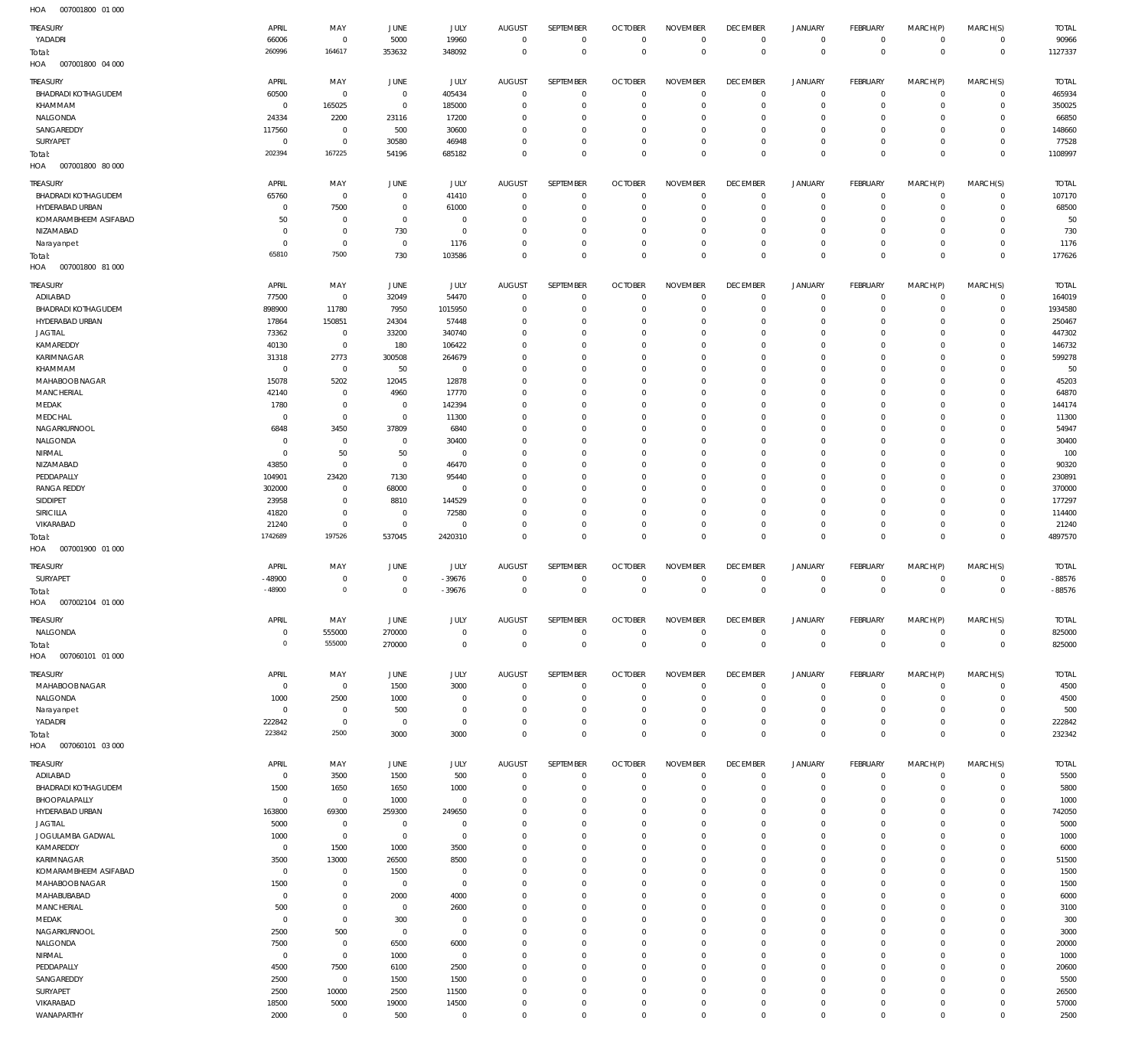HOA 007001800 01 000

| TREASURY | APRIL | MAY | JUNE | JULY | AUGUST | SEPTEMBER | OCTOBER | NOVEMBER | DECEMBER | JANUARY | FEBRUARY | MARCH(P) | MARCH(S) | TOTAL |
|---|---|---|---|---|---|---|---|---|---|---|---|---|---|---|
| YADADRI | 66006 | 0 | 5000 | 19960 | 0 | 0 | 0 | 0 | 0 | 0 | 0 | 0 | 0 | 90966 |
| Total: | 260996 | 164617 | 353632 | 348092 | 0 | 0 | 0 | 0 | 0 | 0 | 0 | 0 | 0 | 1127337 |

HOA 007001800 04 000

| TREASURY | APRIL | MAY | JUNE | JULY | AUGUST | SEPTEMBER | OCTOBER | NOVEMBER | DECEMBER | JANUARY | FEBRUARY | MARCH(P) | MARCH(S) | TOTAL |
|---|---|---|---|---|---|---|---|---|---|---|---|---|---|---|
| BHADRADI KOTHAGUDEM | 60500 | 0 | 0 | 405434 | 0 | 0 | 0 | 0 | 0 | 0 | 0 | 0 | 0 | 465934 |
| KHAMMAM | 0 | 165025 | 0 | 185000 | 0 | 0 | 0 | 0 | 0 | 0 | 0 | 0 | 0 | 350025 |
| NALGONDA | 24334 | 2200 | 23116 | 17200 | 0 | 0 | 0 | 0 | 0 | 0 | 0 | 0 | 0 | 66850 |
| SANGAREDDY | 117560 | 0 | 500 | 30600 | 0 | 0 | 0 | 0 | 0 | 0 | 0 | 0 | 0 | 148660 |
| SURYAPET | 0 | 0 | 30580 | 46948 | 0 | 0 | 0 | 0 | 0 | 0 | 0 | 0 | 0 | 77528 |
| Total: | 202394 | 167225 | 54196 | 685182 | 0 | 0 | 0 | 0 | 0 | 0 | 0 | 0 | 0 | 1108997 |

HOA 007001800 80 000

| TREASURY | APRIL | MAY | JUNE | JULY | AUGUST | SEPTEMBER | OCTOBER | NOVEMBER | DECEMBER | JANUARY | FEBRUARY | MARCH(P) | MARCH(S) | TOTAL |
|---|---|---|---|---|---|---|---|---|---|---|---|---|---|---|
| BHADRADI KOTHAGUDEM | 65760 | 0 | 0 | 41410 | 0 | 0 | 0 | 0 | 0 | 0 | 0 | 0 | 0 | 107170 |
| HYDERABAD URBAN | 0 | 7500 | 0 | 61000 | 0 | 0 | 0 | 0 | 0 | 0 | 0 | 0 | 0 | 68500 |
| KOMARAMBHEEM ASIFABAD | 50 | 0 | 0 | 0 | 0 | 0 | 0 | 0 | 0 | 0 | 0 | 0 | 0 | 50 |
| NIZAMABAD | 0 | 0 | 730 | 0 | 0 | 0 | 0 | 0 | 0 | 0 | 0 | 0 | 0 | 730 |
| Narayanpet | 0 | 0 | 0 | 1176 | 0 | 0 | 0 | 0 | 0 | 0 | 0 | 0 | 0 | 1176 |
| Total: | 65810 | 7500 | 730 | 103586 | 0 | 0 | 0 | 0 | 0 | 0 | 0 | 0 | 0 | 177626 |

HOA 007001800 81 000

| TREASURY | APRIL | MAY | JUNE | JULY | AUGUST | SEPTEMBER | OCTOBER | NOVEMBER | DECEMBER | JANUARY | FEBRUARY | MARCH(P) | MARCH(S) | TOTAL |
|---|---|---|---|---|---|---|---|---|---|---|---|---|---|---|
| ADILABAD | 77500 | 0 | 32049 | 54470 | 0 | 0 | 0 | 0 | 0 | 0 | 0 | 0 | 0 | 164019 |
| BHADRADI KOTHAGUDEM | 898900 | 11780 | 7950 | 1015950 | 0 | 0 | 0 | 0 | 0 | 0 | 0 | 0 | 0 | 1934580 |
| HYDERABAD URBAN | 17864 | 150851 | 24304 | 57448 | 0 | 0 | 0 | 0 | 0 | 0 | 0 | 0 | 0 | 250467 |
| JAGTIAL | 73362 | 0 | 33200 | 340740 | 0 | 0 | 0 | 0 | 0 | 0 | 0 | 0 | 0 | 447302 |
| KAMAREDDY | 40130 | 0 | 180 | 106422 | 0 | 0 | 0 | 0 | 0 | 0 | 0 | 0 | 0 | 146732 |
| KARIMNAGAR | 31318 | 2773 | 300508 | 264679 | 0 | 0 | 0 | 0 | 0 | 0 | 0 | 0 | 0 | 599278 |
| KHAMMAM | 0 | 0 | 50 | 0 | 0 | 0 | 0 | 0 | 0 | 0 | 0 | 0 | 0 | 50 |
| MAHABOOBNAGAR | 15078 | 5202 | 12045 | 12878 | 0 | 0 | 0 | 0 | 0 | 0 | 0 | 0 | 0 | 45203 |
| MANCHERIAL | 42140 | 0 | 4960 | 17770 | 0 | 0 | 0 | 0 | 0 | 0 | 0 | 0 | 0 | 64870 |
| MEDAK | 1780 | 0 | 0 | 142394 | 0 | 0 | 0 | 0 | 0 | 0 | 0 | 0 | 0 | 144174 |
| MEDCHAL | 0 | 0 | 0 | 11300 | 0 | 0 | 0 | 0 | 0 | 0 | 0 | 0 | 0 | 11300 |
| NAGARKURNOOL | 6848 | 3450 | 37809 | 6840 | 0 | 0 | 0 | 0 | 0 | 0 | 0 | 0 | 0 | 54947 |
| NALGONDA | 0 | 0 | 0 | 30400 | 0 | 0 | 0 | 0 | 0 | 0 | 0 | 0 | 0 | 30400 |
| NIRMAL | 0 | 50 | 50 | 0 | 0 | 0 | 0 | 0 | 0 | 0 | 0 | 0 | 0 | 100 |
| NIZAMABAD | 43850 | 0 | 0 | 46470 | 0 | 0 | 0 | 0 | 0 | 0 | 0 | 0 | 0 | 90320 |
| PEDDAPALLY | 104901 | 23420 | 7130 | 95440 | 0 | 0 | 0 | 0 | 0 | 0 | 0 | 0 | 0 | 230891 |
| RANGA REDDY | 302000 | 0 | 68000 | 0 | 0 | 0 | 0 | 0 | 0 | 0 | 0 | 0 | 0 | 370000 |
| SIDDIPET | 23958 | 0 | 8810 | 144529 | 0 | 0 | 0 | 0 | 0 | 0 | 0 | 0 | 0 | 177297 |
| SIRICILLA | 41820 | 0 | 0 | 72580 | 0 | 0 | 0 | 0 | 0 | 0 | 0 | 0 | 0 | 114400 |
| VIKARABAD | 21240 | 0 | 0 | 0 | 0 | 0 | 0 | 0 | 0 | 0 | 0 | 0 | 0 | 21240 |
| Total: | 1742689 | 197526 | 537045 | 2420310 | 0 | 0 | 0 | 0 | 0 | 0 | 0 | 0 | 0 | 4897570 |

HOA 007001900 01 000

| TREASURY | APRIL | MAY | JUNE | JULY | AUGUST | SEPTEMBER | OCTOBER | NOVEMBER | DECEMBER | JANUARY | FEBRUARY | MARCH(P) | MARCH(S) | TOTAL |
|---|---|---|---|---|---|---|---|---|---|---|---|---|---|---|
| SURYAPET | -48900 | 0 | 0 | -39676 | 0 | 0 | 0 | 0 | 0 | 0 | 0 | 0 | 0 | -88576 |
| Total: | -48900 | 0 | 0 | -39676 | 0 | 0 | 0 | 0 | 0 | 0 | 0 | 0 | 0 | -88576 |

HOA 007002104 01 000

| TREASURY | APRIL | MAY | JUNE | JULY | AUGUST | SEPTEMBER | OCTOBER | NOVEMBER | DECEMBER | JANUARY | FEBRUARY | MARCH(P) | MARCH(S) | TOTAL |
|---|---|---|---|---|---|---|---|---|---|---|---|---|---|---|
| NALGONDA | 0 | 555000 | 270000 | 0 | 0 | 0 | 0 | 0 | 0 | 0 | 0 | 0 | 0 | 825000 |
| Total: | 0 | 555000 | 270000 | 0 | 0 | 0 | 0 | 0 | 0 | 0 | 0 | 0 | 0 | 825000 |

HOA 007060101 01 000

| TREASURY | APRIL | MAY | JUNE | JULY | AUGUST | SEPTEMBER | OCTOBER | NOVEMBER | DECEMBER | JANUARY | FEBRUARY | MARCH(P) | MARCH(S) | TOTAL |
|---|---|---|---|---|---|---|---|---|---|---|---|---|---|---|
| MAHABOOBNAGAR | 0 | 0 | 1500 | 3000 | 0 | 0 | 0 | 0 | 0 | 0 | 0 | 0 | 0 | 4500 |
| NALGONDA | 1000 | 2500 | 1000 | 0 | 0 | 0 | 0 | 0 | 0 | 0 | 0 | 0 | 0 | 4500 |
| Narayanpet | 0 | 0 | 500 | 0 | 0 | 0 | 0 | 0 | 0 | 0 | 0 | 0 | 0 | 500 |
| YADADRI | 222842 | 0 | 0 | 0 | 0 | 0 | 0 | 0 | 0 | 0 | 0 | 0 | 0 | 222842 |
| Total: | 223842 | 2500 | 3000 | 3000 | 0 | 0 | 0 | 0 | 0 | 0 | 0 | 0 | 0 | 232342 |

HOA 007060101 03 000

| TREASURY | APRIL | MAY | JUNE | JULY | AUGUST | SEPTEMBER | OCTOBER | NOVEMBER | DECEMBER | JANUARY | FEBRUARY | MARCH(P) | MARCH(S) | TOTAL |
|---|---|---|---|---|---|---|---|---|---|---|---|---|---|---|
| ADILABAD | 0 | 3500 | 1500 | 500 | 0 | 0 | 0 | 0 | 0 | 0 | 0 | 0 | 0 | 5500 |
| BHADRADI KOTHAGUDEM | 1500 | 1650 | 1650 | 1000 | 0 | 0 | 0 | 0 | 0 | 0 | 0 | 0 | 0 | 5800 |
| BHOOPALAPALLY | 0 | 0 | 1000 | 0 | 0 | 0 | 0 | 0 | 0 | 0 | 0 | 0 | 0 | 1000 |
| HYDERABAD URBAN | 163800 | 69300 | 259300 | 249650 | 0 | 0 | 0 | 0 | 0 | 0 | 0 | 0 | 0 | 742050 |
| JAGTIAL | 5000 | 0 | 0 | 0 | 0 | 0 | 0 | 0 | 0 | 0 | 0 | 0 | 0 | 5000 |
| JOGULAMBA GADWAL | 1000 | 0 | 0 | 0 | 0 | 0 | 0 | 0 | 0 | 0 | 0 | 0 | 0 | 1000 |
| KAMAREDDY | 0 | 1500 | 1000 | 3500 | 0 | 0 | 0 | 0 | 0 | 0 | 0 | 0 | 0 | 6000 |
| KARIMNAGAR | 3500 | 13000 | 26500 | 8500 | 0 | 0 | 0 | 0 | 0 | 0 | 0 | 0 | 0 | 51500 |
| KOMARAMBHEEM ASIFABAD | 0 | 0 | 1500 | 0 | 0 | 0 | 0 | 0 | 0 | 0 | 0 | 0 | 0 | 1500 |
| MAHABOOBNAGAR | 1500 | 0 | 0 | 0 | 0 | 0 | 0 | 0 | 0 | 0 | 0 | 0 | 0 | 1500 |
| MAHABUBABAD | 0 | 0 | 2000 | 4000 | 0 | 0 | 0 | 0 | 0 | 0 | 0 | 0 | 0 | 6000 |
| MANCHERIAL | 500 | 0 | 0 | 2600 | 0 | 0 | 0 | 0 | 0 | 0 | 0 | 0 | 0 | 3100 |
| MEDAK | 0 | 0 | 300 | 0 | 0 | 0 | 0 | 0 | 0 | 0 | 0 | 0 | 0 | 300 |
| NAGARKURNOOL | 2500 | 500 | 0 | 0 | 0 | 0 | 0 | 0 | 0 | 0 | 0 | 0 | 0 | 3000 |
| NALGONDA | 7500 | 0 | 6500 | 6000 | 0 | 0 | 0 | 0 | 0 | 0 | 0 | 0 | 0 | 20000 |
| NIRMAL | 0 | 0 | 1000 | 0 | 0 | 0 | 0 | 0 | 0 | 0 | 0 | 0 | 0 | 1000 |
| PEDDAPALLY | 4500 | 7500 | 6100 | 2500 | 0 | 0 | 0 | 0 | 0 | 0 | 0 | 0 | 0 | 20600 |
| SANGAREDDY | 2500 | 0 | 1500 | 1500 | 0 | 0 | 0 | 0 | 0 | 0 | 0 | 0 | 0 | 5500 |
| SURYAPET | 2500 | 10000 | 2500 | 11500 | 0 | 0 | 0 | 0 | 0 | 0 | 0 | 0 | 0 | 26500 |
| VIKARABAD | 18500 | 5000 | 19000 | 14500 | 0 | 0 | 0 | 0 | 0 | 0 | 0 | 0 | 0 | 57000 |
| WANAPARTHY | 2000 | 0 | 500 | 0 | 0 | 0 | 0 | 0 | 0 | 0 | 0 | 0 | 0 | 2500 |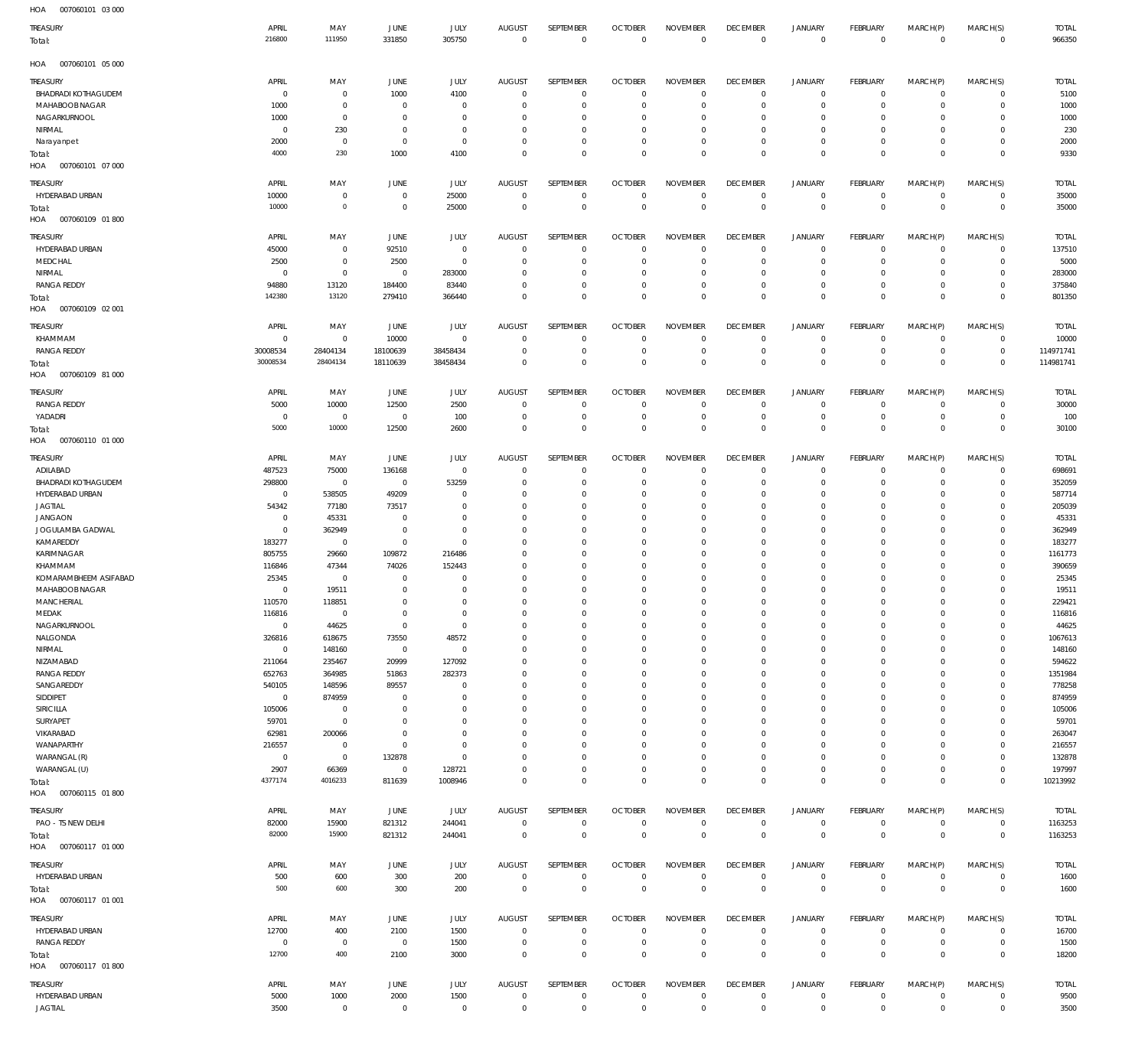HOA 007060101 03 000

| TREASURY | APRIL | MAY | JUNE | JULY | AUGUST | SEPTEMBER | OCTOBER | NOVEMBER | DECEMBER | JANUARY | FEBRUARY | MARCH(P) | MARCH(S) | TOTAL |
|---|---|---|---|---|---|---|---|---|---|---|---|---|---|---|
| Total: | 216800 | 111950 | 331850 | 305750 | 0 | 0 | 0 | 0 | 0 | 0 | 0 | 0 | 0 | 966350 |

HOA 007060101 05 000

| TREASURY | APRIL | MAY | JUNE | JULY | AUGUST | SEPTEMBER | OCTOBER | NOVEMBER | DECEMBER | JANUARY | FEBRUARY | MARCH(P) | MARCH(S) | TOTAL |
|---|---|---|---|---|---|---|---|---|---|---|---|---|---|---|
| BHADRADI KOTHAGUDEM | 0 | 0 | 1000 | 4100 | 0 | 0 | 0 | 0 | 0 | 0 | 0 | 0 | 0 | 5100 |
| MAHABOOBNAGAR | 1000 | 0 | 0 | 0 | 0 | 0 | 0 | 0 | 0 | 0 | 0 | 0 | 0 | 1000 |
| NAGARKURNOOL | 1000 | 0 | 0 | 0 | 0 | 0 | 0 | 0 | 0 | 0 | 0 | 0 | 0 | 1000 |
| NIRMAL | 0 | 230 | 0 | 0 | 0 | 0 | 0 | 0 | 0 | 0 | 0 | 0 | 0 | 230 |
| Narayanpet | 2000 | 0 | 0 | 0 | 0 | 0 | 0 | 0 | 0 | 0 | 0 | 0 | 0 | 2000 |
| Total: | 4000 | 230 | 1000 | 4100 | 0 | 0 | 0 | 0 | 0 | 0 | 0 | 0 | 0 | 9330 |

HOA 007060101 07 000

| TREASURY | APRIL | MAY | JUNE | JULY | AUGUST | SEPTEMBER | OCTOBER | NOVEMBER | DECEMBER | JANUARY | FEBRUARY | MARCH(P) | MARCH(S) | TOTAL |
|---|---|---|---|---|---|---|---|---|---|---|---|---|---|---|
| HYDERABAD URBAN | 10000 | 0 | 0 | 25000 | 0 | 0 | 0 | 0 | 0 | 0 | 0 | 0 | 0 | 35000 |
| Total: | 10000 | 0 | 0 | 25000 | 0 | 0 | 0 | 0 | 0 | 0 | 0 | 0 | 0 | 35000 |

HOA 007060109 01 800

| TREASURY | APRIL | MAY | JUNE | JULY | AUGUST | SEPTEMBER | OCTOBER | NOVEMBER | DECEMBER | JANUARY | FEBRUARY | MARCH(P) | MARCH(S) | TOTAL |
|---|---|---|---|---|---|---|---|---|---|---|---|---|---|---|
| HYDERABAD URBAN | 45000 | 0 | 92510 | 0 | 0 | 0 | 0 | 0 | 0 | 0 | 0 | 0 | 0 | 137510 |
| MEDCHAL | 2500 | 0 | 2500 | 0 | 0 | 0 | 0 | 0 | 0 | 0 | 0 | 0 | 0 | 5000 |
| NIRMAL | 0 | 0 | 0 | 283000 | 0 | 0 | 0 | 0 | 0 | 0 | 0 | 0 | 0 | 283000 |
| RANGA REDDY | 94880 | 13120 | 184400 | 83440 | 0 | 0 | 0 | 0 | 0 | 0 | 0 | 0 | 0 | 375840 |
| Total: | 142380 | 13120 | 279410 | 366440 | 0 | 0 | 0 | 0 | 0 | 0 | 0 | 0 | 0 | 801350 |

HOA 007060109 02 001

| TREASURY | APRIL | MAY | JUNE | JULY | AUGUST | SEPTEMBER | OCTOBER | NOVEMBER | DECEMBER | JANUARY | FEBRUARY | MARCH(P) | MARCH(S) | TOTAL |
|---|---|---|---|---|---|---|---|---|---|---|---|---|---|---|
| KHAMMAM | 0 | 0 | 10000 | 0 | 0 | 0 | 0 | 0 | 0 | 0 | 0 | 0 | 0 | 10000 |
| RANGA REDDY | 30008534 | 28404134 | 18100639 | 38458434 | 0 | 0 | 0 | 0 | 0 | 0 | 0 | 0 | 0 | 114971741 |
| Total: | 30008534 | 28404134 | 18110639 | 38458434 | 0 | 0 | 0 | 0 | 0 | 0 | 0 | 0 | 0 | 114981741 |

HOA 007060109 81 000

| TREASURY | APRIL | MAY | JUNE | JULY | AUGUST | SEPTEMBER | OCTOBER | NOVEMBER | DECEMBER | JANUARY | FEBRUARY | MARCH(P) | MARCH(S) | TOTAL |
|---|---|---|---|---|---|---|---|---|---|---|---|---|---|---|
| RANGA REDDY | 5000 | 10000 | 12500 | 2500 | 0 | 0 | 0 | 0 | 0 | 0 | 0 | 0 | 0 | 30000 |
| YADADRI | 0 | 0 | 0 | 100 | 0 | 0 | 0 | 0 | 0 | 0 | 0 | 0 | 0 | 100 |
| Total: | 5000 | 10000 | 12500 | 2600 | 0 | 0 | 0 | 0 | 0 | 0 | 0 | 0 | 0 | 30100 |

HOA 007060110 01 000

| TREASURY | APRIL | MAY | JUNE | JULY | AUGUST | SEPTEMBER | OCTOBER | NOVEMBER | DECEMBER | JANUARY | FEBRUARY | MARCH(P) | MARCH(S) | TOTAL |
|---|---|---|---|---|---|---|---|---|---|---|---|---|---|---|
| ADILABAD | 487523 | 75000 | 136168 | 0 | 0 | 0 | 0 | 0 | 0 | 0 | 0 | 0 | 0 | 698691 |
| BHADRADI KOTHAGUDEM | 298800 | 0 | 0 | 53259 | 0 | 0 | 0 | 0 | 0 | 0 | 0 | 0 | 0 | 352059 |
| HYDERABAD URBAN | 0 | 538505 | 49209 | 0 | 0 | 0 | 0 | 0 | 0 | 0 | 0 | 0 | 0 | 587714 |
| JAGTIAL | 54342 | 77180 | 73517 | 0 | 0 | 0 | 0 | 0 | 0 | 0 | 0 | 0 | 0 | 205039 |
| JANGAON | 0 | 45331 | 0 | 0 | 0 | 0 | 0 | 0 | 0 | 0 | 0 | 0 | 0 | 45331 |
| JOGULAMBA GADWAL | 0 | 362949 | 0 | 0 | 0 | 0 | 0 | 0 | 0 | 0 | 0 | 0 | 0 | 362949 |
| KAMAREDDY | 183277 | 0 | 0 | 0 | 0 | 0 | 0 | 0 | 0 | 0 | 0 | 0 | 0 | 183277 |
| KARIMNAGAR | 805755 | 29660 | 109872 | 216486 | 0 | 0 | 0 | 0 | 0 | 0 | 0 | 0 | 0 | 1161773 |
| KHAMMAM | 116846 | 47344 | 74026 | 152443 | 0 | 0 | 0 | 0 | 0 | 0 | 0 | 0 | 0 | 390659 |
| KOMARAMBHEEM ASIFABAD | 25345 | 0 | 0 | 0 | 0 | 0 | 0 | 0 | 0 | 0 | 0 | 0 | 0 | 25345 |
| MAHABOOBNAGAR | 0 | 19511 | 0 | 0 | 0 | 0 | 0 | 0 | 0 | 0 | 0 | 0 | 0 | 19511 |
| MANCHERIAL | 110570 | 118851 | 0 | 0 | 0 | 0 | 0 | 0 | 0 | 0 | 0 | 0 | 0 | 229421 |
| MEDAK | 116816 | 0 | 0 | 0 | 0 | 0 | 0 | 0 | 0 | 0 | 0 | 0 | 0 | 116816 |
| NAGARKURNOOL | 0 | 44625 | 0 | 0 | 0 | 0 | 0 | 0 | 0 | 0 | 0 | 0 | 0 | 44625 |
| NALGONDA | 326816 | 618675 | 73550 | 48572 | 0 | 0 | 0 | 0 | 0 | 0 | 0 | 0 | 0 | 1067613 |
| NIRMAL | 0 | 148160 | 0 | 0 | 0 | 0 | 0 | 0 | 0 | 0 | 0 | 0 | 0 | 148160 |
| NIZAMABAD | 211064 | 235467 | 20999 | 127092 | 0 | 0 | 0 | 0 | 0 | 0 | 0 | 0 | 0 | 594622 |
| RANGA REDDY | 652763 | 364985 | 51863 | 282373 | 0 | 0 | 0 | 0 | 0 | 0 | 0 | 0 | 0 | 1351984 |
| SANGAREDDY | 540105 | 148596 | 89557 | 0 | 0 | 0 | 0 | 0 | 0 | 0 | 0 | 0 | 0 | 778258 |
| SIDDIPET | 0 | 874959 | 0 | 0 | 0 | 0 | 0 | 0 | 0 | 0 | 0 | 0 | 0 | 874959 |
| SIRICILLA | 105006 | 0 | 0 | 0 | 0 | 0 | 0 | 0 | 0 | 0 | 0 | 0 | 0 | 105006 |
| SURYAPET | 59701 | 0 | 0 | 0 | 0 | 0 | 0 | 0 | 0 | 0 | 0 | 0 | 0 | 59701 |
| VIKARABAD | 62981 | 200066 | 0 | 0 | 0 | 0 | 0 | 0 | 0 | 0 | 0 | 0 | 0 | 263047 |
| WANAPARTHY | 216557 | 0 | 0 | 0 | 0 | 0 | 0 | 0 | 0 | 0 | 0 | 0 | 0 | 216557 |
| WARANGAL (R) | 0 | 0 | 132878 | 0 | 0 | 0 | 0 | 0 | 0 | 0 | 0 | 0 | 0 | 132878 |
| WARANGAL (U) | 2907 | 66369 | 0 | 128721 | 0 | 0 | 0 | 0 | 0 | 0 | 0 | 0 | 0 | 197997 |
| Total: | 4377174 | 4016233 | 811639 | 1008946 | 0 | 0 | 0 | 0 | 0 | 0 | 0 | 0 | 0 | 10213992 |

HOA 007060115 01 800

| TREASURY | APRIL | MAY | JUNE | JULY | AUGUST | SEPTEMBER | OCTOBER | NOVEMBER | DECEMBER | JANUARY | FEBRUARY | MARCH(P) | MARCH(S) | TOTAL |
|---|---|---|---|---|---|---|---|---|---|---|---|---|---|---|
| PAO - TS NEW DELHI | 82000 | 15900 | 821312 | 244041 | 0 | 0 | 0 | 0 | 0 | 0 | 0 | 0 | 0 | 1163253 |
| Total: | 82000 | 15900 | 821312 | 244041 | 0 | 0 | 0 | 0 | 0 | 0 | 0 | 0 | 0 | 1163253 |

HOA 007060117 01 000

| TREASURY | APRIL | MAY | JUNE | JULY | AUGUST | SEPTEMBER | OCTOBER | NOVEMBER | DECEMBER | JANUARY | FEBRUARY | MARCH(P) | MARCH(S) | TOTAL |
|---|---|---|---|---|---|---|---|---|---|---|---|---|---|---|
| HYDERABAD URBAN | 500 | 600 | 300 | 200 | 0 | 0 | 0 | 0 | 0 | 0 | 0 | 0 | 0 | 1600 |
| Total: | 500 | 600 | 300 | 200 | 0 | 0 | 0 | 0 | 0 | 0 | 0 | 0 | 0 | 1600 |

HOA 007060117 01 001

| TREASURY | APRIL | MAY | JUNE | JULY | AUGUST | SEPTEMBER | OCTOBER | NOVEMBER | DECEMBER | JANUARY | FEBRUARY | MARCH(P) | MARCH(S) | TOTAL |
|---|---|---|---|---|---|---|---|---|---|---|---|---|---|---|
| HYDERABAD URBAN | 12700 | 400 | 2100 | 1500 | 0 | 0 | 0 | 0 | 0 | 0 | 0 | 0 | 0 | 16700 |
| RANGA REDDY | 0 | 0 | 0 | 1500 | 0 | 0 | 0 | 0 | 0 | 0 | 0 | 0 | 0 | 1500 |
| Total: | 12700 | 400 | 2100 | 3000 | 0 | 0 | 0 | 0 | 0 | 0 | 0 | 0 | 0 | 18200 |

HOA 007060117 01 800

| TREASURY | APRIL | MAY | JUNE | JULY | AUGUST | SEPTEMBER | OCTOBER | NOVEMBER | DECEMBER | JANUARY | FEBRUARY | MARCH(P) | MARCH(S) | TOTAL |
|---|---|---|---|---|---|---|---|---|---|---|---|---|---|---|
| HYDERABAD URBAN | 5000 | 1000 | 2000 | 1500 | 0 | 0 | 0 | 0 | 0 | 0 | 0 | 0 | 0 | 9500 |
| JAGTIAL | 3500 | 0 | 0 | 0 | 0 | 0 | 0 | 0 | 0 | 0 | 0 | 0 | 0 | 3500 |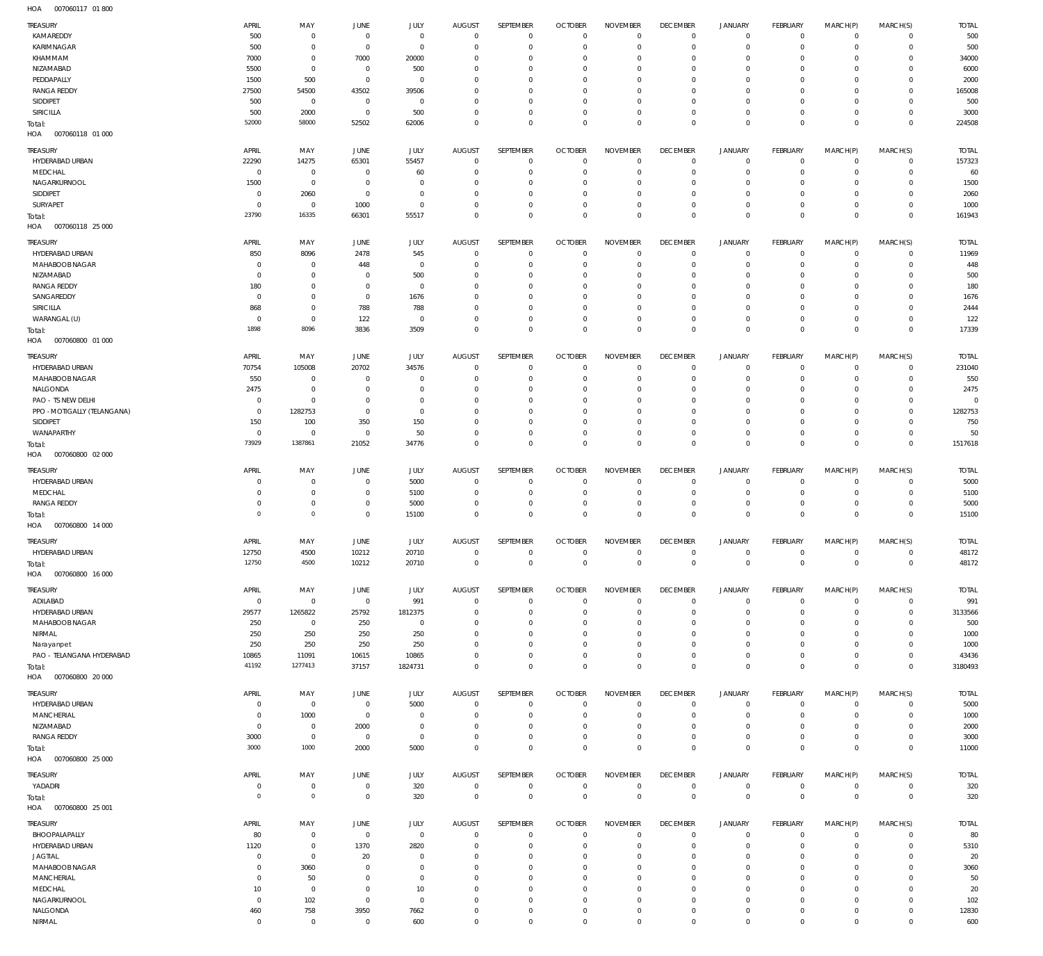HOA 007060117 01 800

| TREASURY | APRIL | MAY | JUNE | JULY | AUGUST | SEPTEMBER | OCTOBER | NOVEMBER | DECEMBER | JANUARY | FEBRUARY | MARCH(P) | MARCH(S) | TOTAL |
|---|---|---|---|---|---|---|---|---|---|---|---|---|---|---|
| KAMAREDDY | 500 | 0 | 0 | 0 | 0 | 0 | 0 | 0 | 0 | 0 | 0 | 0 | 0 | 500 |
| KARIMNAGAR | 500 | 0 | 0 | 0 | 0 | 0 | 0 | 0 | 0 | 0 | 0 | 0 | 0 | 500 |
| KHAMMAM | 7000 | 0 | 7000 | 20000 | 0 | 0 | 0 | 0 | 0 | 0 | 0 | 0 | 0 | 34000 |
| NIZAMABAD | 5500 | 0 | 0 | 500 | 0 | 0 | 0 | 0 | 0 | 0 | 0 | 0 | 0 | 6000 |
| PEDDAPALLY | 1500 | 500 | 0 | 0 | 0 | 0 | 0 | 0 | 0 | 0 | 0 | 0 | 0 | 2000 |
| RANGA REDDY | 27500 | 54500 | 43502 | 39506 | 0 | 0 | 0 | 0 | 0 | 0 | 0 | 0 | 0 | 165008 |
| SIDDIPET | 500 | 0 | 0 | 0 | 0 | 0 | 0 | 0 | 0 | 0 | 0 | 0 | 0 | 500 |
| SIRICILLA | 500 | 2000 | 0 | 500 | 0 | 0 | 0 | 0 | 0 | 0 | 0 | 0 | 0 | 3000 |
| Total: | 52000 | 58000 | 52502 | 62006 | 0 | 0 | 0 | 0 | 0 | 0 | 0 | 0 | 0 | 224508 |

HOA 007060118 01 000

| TREASURY | APRIL | MAY | JUNE | JULY | AUGUST | SEPTEMBER | OCTOBER | NOVEMBER | DECEMBER | JANUARY | FEBRUARY | MARCH(P) | MARCH(S) | TOTAL |
|---|---|---|---|---|---|---|---|---|---|---|---|---|---|---|
| HYDERABAD URBAN | 22290 | 14275 | 65301 | 55457 | 0 | 0 | 0 | 0 | 0 | 0 | 0 | 0 | 0 | 157323 |
| MEDCHAL | 0 | 0 | 0 | 60 | 0 | 0 | 0 | 0 | 0 | 0 | 0 | 0 | 0 | 60 |
| NAGARKURNOOL | 1500 | 0 | 0 | 0 | 0 | 0 | 0 | 0 | 0 | 0 | 0 | 0 | 0 | 1500 |
| SIDDIPET | 0 | 2060 | 0 | 0 | 0 | 0 | 0 | 0 | 0 | 0 | 0 | 0 | 0 | 2060 |
| SURYAPET | 0 | 0 | 1000 | 0 | 0 | 0 | 0 | 0 | 0 | 0 | 0 | 0 | 0 | 1000 |
| Total: | 23790 | 16335 | 66301 | 55517 | 0 | 0 | 0 | 0 | 0 | 0 | 0 | 0 | 0 | 161943 |

HOA 007060118 25 000

| TREASURY | APRIL | MAY | JUNE | JULY | AUGUST | SEPTEMBER | OCTOBER | NOVEMBER | DECEMBER | JANUARY | FEBRUARY | MARCH(P) | MARCH(S) | TOTAL |
|---|---|---|---|---|---|---|---|---|---|---|---|---|---|---|
| HYDERABAD URBAN | 850 | 8096 | 2478 | 545 | 0 | 0 | 0 | 0 | 0 | 0 | 0 | 0 | 0 | 11969 |
| MAHABOOB NAGAR | 0 | 0 | 448 | 0 | 0 | 0 | 0 | 0 | 0 | 0 | 0 | 0 | 0 | 448 |
| NIZAMABAD | 0 | 0 | 0 | 500 | 0 | 0 | 0 | 0 | 0 | 0 | 0 | 0 | 0 | 500 |
| RANGA REDDY | 180 | 0 | 0 | 0 | 0 | 0 | 0 | 0 | 0 | 0 | 0 | 0 | 0 | 180 |
| SANGAREDDY | 0 | 0 | 0 | 1676 | 0 | 0 | 0 | 0 | 0 | 0 | 0 | 0 | 0 | 1676 |
| SIRICILLA | 868 | 0 | 788 | 788 | 0 | 0 | 0 | 0 | 0 | 0 | 0 | 0 | 0 | 2444 |
| WARANGAL (U) | 0 | 0 | 122 | 0 | 0 | 0 | 0 | 0 | 0 | 0 | 0 | 0 | 0 | 122 |
| Total: | 1898 | 8096 | 3836 | 3509 | 0 | 0 | 0 | 0 | 0 | 0 | 0 | 0 | 0 | 17339 |

HOA 007060800 01 000

| TREASURY | APRIL | MAY | JUNE | JULY | AUGUST | SEPTEMBER | OCTOBER | NOVEMBER | DECEMBER | JANUARY | FEBRUARY | MARCH(P) | MARCH(S) | TOTAL |
|---|---|---|---|---|---|---|---|---|---|---|---|---|---|---|
| HYDERABAD URBAN | 70754 | 105008 | 20702 | 34576 | 0 | 0 | 0 | 0 | 0 | 0 | 0 | 0 | 0 | 231040 |
| MAHABOOB NAGAR | 550 | 0 | 0 | 0 | 0 | 0 | 0 | 0 | 0 | 0 | 0 | 0 | 0 | 550 |
| NALGONDA | 2475 | 0 | 0 | 0 | 0 | 0 | 0 | 0 | 0 | 0 | 0 | 0 | 0 | 2475 |
| PAO - TS NEW DELHI | 0 | 0 | 0 | 0 | 0 | 0 | 0 | 0 | 0 | 0 | 0 | 0 | 0 | 0 |
| PPO - MOTIGALLY (TELANGANA) | 0 | 1282753 | 0 | 0 | 0 | 0 | 0 | 0 | 0 | 0 | 0 | 0 | 0 | 1282753 |
| SIDDIPET | 150 | 100 | 350 | 150 | 0 | 0 | 0 | 0 | 0 | 0 | 0 | 0 | 0 | 750 |
| WANAPARTHY | 0 | 0 | 0 | 50 | 0 | 0 | 0 | 0 | 0 | 0 | 0 | 0 | 0 | 50 |
| Total: | 73929 | 1387861 | 21052 | 34776 | 0 | 0 | 0 | 0 | 0 | 0 | 0 | 0 | 0 | 1517618 |

HOA 007060800 02 000

| TREASURY | APRIL | MAY | JUNE | JULY | AUGUST | SEPTEMBER | OCTOBER | NOVEMBER | DECEMBER | JANUARY | FEBRUARY | MARCH(P) | MARCH(S) | TOTAL |
|---|---|---|---|---|---|---|---|---|---|---|---|---|---|---|
| HYDERABAD URBAN | 0 | 0 | 0 | 5000 | 0 | 0 | 0 | 0 | 0 | 0 | 0 | 0 | 0 | 5000 |
| MEDCHAL | 0 | 0 | 0 | 5100 | 0 | 0 | 0 | 0 | 0 | 0 | 0 | 0 | 0 | 5100 |
| RANGA REDDY | 0 | 0 | 0 | 5000 | 0 | 0 | 0 | 0 | 0 | 0 | 0 | 0 | 0 | 5000 |
| Total: | 0 | 0 | 0 | 15100 | 0 | 0 | 0 | 0 | 0 | 0 | 0 | 0 | 0 | 15100 |

HOA 007060800 14 000

| TREASURY | APRIL | MAY | JUNE | JULY | AUGUST | SEPTEMBER | OCTOBER | NOVEMBER | DECEMBER | JANUARY | FEBRUARY | MARCH(P) | MARCH(S) | TOTAL |
|---|---|---|---|---|---|---|---|---|---|---|---|---|---|---|
| HYDERABAD URBAN | 12750 | 4500 | 10212 | 20710 | 0 | 0 | 0 | 0 | 0 | 0 | 0 | 0 | 0 | 48172 |
| Total: | 12750 | 4500 | 10212 | 20710 | 0 | 0 | 0 | 0 | 0 | 0 | 0 | 0 | 0 | 48172 |

HOA 007060800 16 000

| TREASURY | APRIL | MAY | JUNE | JULY | AUGUST | SEPTEMBER | OCTOBER | NOVEMBER | DECEMBER | JANUARY | FEBRUARY | MARCH(P) | MARCH(S) | TOTAL |
|---|---|---|---|---|---|---|---|---|---|---|---|---|---|---|
| ADILABAD | 0 | 0 | 0 | 991 | 0 | 0 | 0 | 0 | 0 | 0 | 0 | 0 | 0 | 991 |
| HYDERABAD URBAN | 29577 | 1265822 | 25792 | 1812375 | 0 | 0 | 0 | 0 | 0 | 0 | 0 | 0 | 0 | 3133566 |
| MAHABOOB NAGAR | 250 | 0 | 250 | 0 | 0 | 0 | 0 | 0 | 0 | 0 | 0 | 0 | 0 | 500 |
| NIRMAL | 250 | 250 | 250 | 250 | 0 | 0 | 0 | 0 | 0 | 0 | 0 | 0 | 0 | 1000 |
| Narayanpet | 250 | 250 | 250 | 250 | 0 | 0 | 0 | 0 | 0 | 0 | 0 | 0 | 0 | 1000 |
| PAO - TELANGANA HYDERABAD | 10865 | 11091 | 10615 | 10865 | 0 | 0 | 0 | 0 | 0 | 0 | 0 | 0 | 0 | 43436 |
| Total: | 41192 | 1277413 | 37157 | 1824731 | 0 | 0 | 0 | 0 | 0 | 0 | 0 | 0 | 0 | 3180493 |

HOA 007060800 20 000

| TREASURY | APRIL | MAY | JUNE | JULY | AUGUST | SEPTEMBER | OCTOBER | NOVEMBER | DECEMBER | JANUARY | FEBRUARY | MARCH(P) | MARCH(S) | TOTAL |
|---|---|---|---|---|---|---|---|---|---|---|---|---|---|---|
| HYDERABAD URBAN | 0 | 0 | 0 | 5000 | 0 | 0 | 0 | 0 | 0 | 0 | 0 | 0 | 0 | 5000 |
| MANCHERIAL | 0 | 1000 | 0 | 0 | 0 | 0 | 0 | 0 | 0 | 0 | 0 | 0 | 0 | 1000 |
| NIZAMABAD | 0 | 0 | 2000 | 0 | 0 | 0 | 0 | 0 | 0 | 0 | 0 | 0 | 0 | 2000 |
| RANGA REDDY | 3000 | 0 | 0 | 0 | 0 | 0 | 0 | 0 | 0 | 0 | 0 | 0 | 0 | 3000 |
| Total: | 3000 | 1000 | 2000 | 5000 | 0 | 0 | 0 | 0 | 0 | 0 | 0 | 0 | 0 | 11000 |

HOA 007060800 25 000

| TREASURY | APRIL | MAY | JUNE | JULY | AUGUST | SEPTEMBER | OCTOBER | NOVEMBER | DECEMBER | JANUARY | FEBRUARY | MARCH(P) | MARCH(S) | TOTAL |
|---|---|---|---|---|---|---|---|---|---|---|---|---|---|---|
| YADADRI | 0 | 0 | 0 | 320 | 0 | 0 | 0 | 0 | 0 | 0 | 0 | 0 | 0 | 320 |
| Total: | 0 | 0 | 0 | 320 | 0 | 0 | 0 | 0 | 0 | 0 | 0 | 0 | 0 | 320 |

HOA 007060800 25 001

| TREASURY | APRIL | MAY | JUNE | JULY | AUGUST | SEPTEMBER | OCTOBER | NOVEMBER | DECEMBER | JANUARY | FEBRUARY | MARCH(P) | MARCH(S) | TOTAL |
|---|---|---|---|---|---|---|---|---|---|---|---|---|---|---|
| BHOOPALAPALLY | 80 | 0 | 0 | 0 | 0 | 0 | 0 | 0 | 0 | 0 | 0 | 0 | 0 | 80 |
| HYDERABAD URBAN | 1120 | 0 | 1370 | 2820 | 0 | 0 | 0 | 0 | 0 | 0 | 0 | 0 | 0 | 5310 |
| JAGTIAL | 0 | 0 | 20 | 0 | 0 | 0 | 0 | 0 | 0 | 0 | 0 | 0 | 0 | 20 |
| MAHABOOB NAGAR | 0 | 3060 | 0 | 0 | 0 | 0 | 0 | 0 | 0 | 0 | 0 | 0 | 0 | 3060 |
| MANCHERIAL | 0 | 50 | 0 | 0 | 0 | 0 | 0 | 0 | 0 | 0 | 0 | 0 | 0 | 50 |
| MEDCHAL | 10 | 0 | 0 | 10 | 0 | 0 | 0 | 0 | 0 | 0 | 0 | 0 | 0 | 20 |
| NAGARKURNOOL | 0 | 102 | 0 | 0 | 0 | 0 | 0 | 0 | 0 | 0 | 0 | 0 | 0 | 102 |
| NALGONDA | 460 | 758 | 3950 | 7662 | 0 | 0 | 0 | 0 | 0 | 0 | 0 | 0 | 0 | 12830 |
| NIRMAL | 0 | 0 | 0 | 600 | 0 | 0 | 0 | 0 | 0 | 0 | 0 | 0 | 0 | 600 |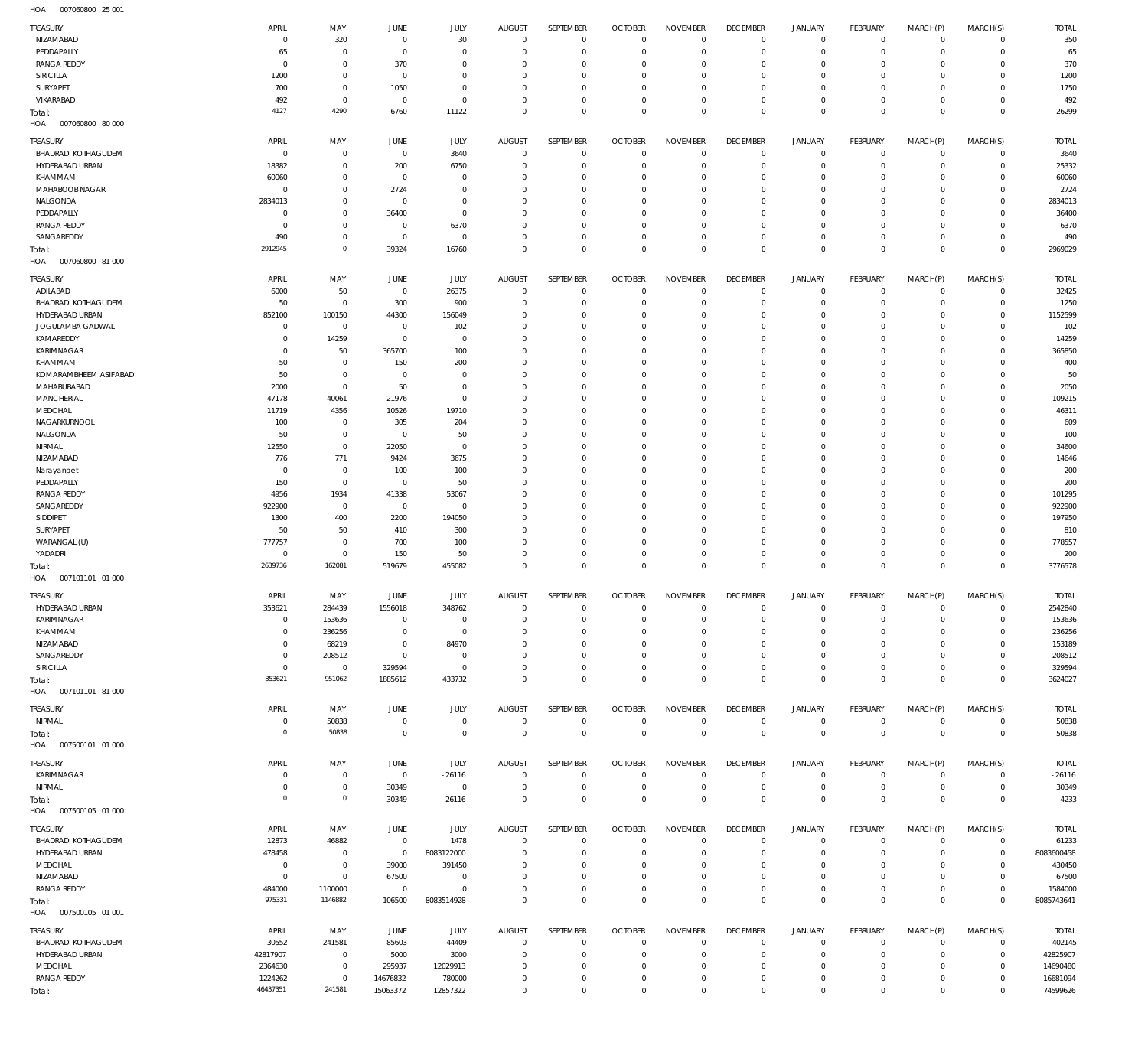HOA 007060800 25 001

| TREASURY | APRIL | MAY | JUNE | JULY | AUGUST | SEPTEMBER | OCTOBER | NOVEMBER | DECEMBER | JANUARY | FEBRUARY | MARCH(P) | MARCH(S) | TOTAL |
|---|---|---|---|---|---|---|---|---|---|---|---|---|---|---|
| NIZAMABAD | 0 | 320 | 0 | 30 | 0 | 0 | 0 | 0 | 0 | 0 | 0 | 0 | 0 | 350 |
| PEDDAPALLY | 65 | 0 | 0 | 0 | 0 | 0 | 0 | 0 | 0 | 0 | 0 | 0 | 0 | 65 |
| RANGA REDDY | 0 | 0 | 370 | 0 | 0 | 0 | 0 | 0 | 0 | 0 | 0 | 0 | 0 | 370 |
| SIRICILLA | 1200 | 0 | 0 | 0 | 0 | 0 | 0 | 0 | 0 | 0 | 0 | 0 | 0 | 1200 |
| SURYAPET | 700 | 0 | 1050 | 0 | 0 | 0 | 0 | 0 | 0 | 0 | 0 | 0 | 0 | 1750 |
| VIKARABAD | 492 | 0 | 0 | 0 | 0 | 0 | 0 | 0 | 0 | 0 | 0 | 0 | 0 | 492 |
| Total: | 4127 | 4290 | 6760 | 11122 | 0 | 0 | 0 | 0 | 0 | 0 | 0 | 0 | 0 | 26299 |

HOA 007060800 80 000

| TREASURY | APRIL | MAY | JUNE | JULY | AUGUST | SEPTEMBER | OCTOBER | NOVEMBER | DECEMBER | JANUARY | FEBRUARY | MARCH(P) | MARCH(S) | TOTAL |
|---|---|---|---|---|---|---|---|---|---|---|---|---|---|---|
| BHADRADI KOTHAGUDEM | 0 | 0 | 0 | 3640 | 0 | 0 | 0 | 0 | 0 | 0 | 0 | 0 | 0 | 3640 |
| HYDERABAD URBAN | 18382 | 0 | 200 | 6750 | 0 | 0 | 0 | 0 | 0 | 0 | 0 | 0 | 0 | 25332 |
| KHAMMAM | 60060 | 0 | 0 | 0 | 0 | 0 | 0 | 0 | 0 | 0 | 0 | 0 | 0 | 60060 |
| MAHABOOBNAGAR | 0 | 0 | 2724 | 0 | 0 | 0 | 0 | 0 | 0 | 0 | 0 | 0 | 0 | 2724 |
| NALGONDA | 2834013 | 0 | 0 | 0 | 0 | 0 | 0 | 0 | 0 | 0 | 0 | 0 | 0 | 2834013 |
| PEDDAPALLY | 0 | 0 | 36400 | 0 | 0 | 0 | 0 | 0 | 0 | 0 | 0 | 0 | 0 | 36400 |
| RANGA REDDY | 0 | 0 | 0 | 6370 | 0 | 0 | 0 | 0 | 0 | 0 | 0 | 0 | 0 | 6370 |
| SANGAREDDY | 490 | 0 | 0 | 0 | 0 | 0 | 0 | 0 | 0 | 0 | 0 | 0 | 0 | 490 |
| Total: | 2912945 | 0 | 39324 | 16760 | 0 | 0 | 0 | 0 | 0 | 0 | 0 | 0 | 0 | 2969029 |

HOA 007060800 81 000

| TREASURY | APRIL | MAY | JUNE | JULY | AUGUST | SEPTEMBER | OCTOBER | NOVEMBER | DECEMBER | JANUARY | FEBRUARY | MARCH(P) | MARCH(S) | TOTAL |
|---|---|---|---|---|---|---|---|---|---|---|---|---|---|---|
| ADILABAD | 6000 | 50 | 0 | 26375 | 0 | 0 | 0 | 0 | 0 | 0 | 0 | 0 | 0 | 32425 |
| BHADRADI KOTHAGUDEM | 50 | 0 | 300 | 900 | 0 | 0 | 0 | 0 | 0 | 0 | 0 | 0 | 0 | 1250 |
| HYDERABAD URBAN | 852100 | 100150 | 44300 | 156049 | 0 | 0 | 0 | 0 | 0 | 0 | 0 | 0 | 0 | 1152599 |
| JOGULAMBA GADWAL | 0 | 0 | 0 | 102 | 0 | 0 | 0 | 0 | 0 | 0 | 0 | 0 | 0 | 102 |
| KAMAREDDY | 0 | 14259 | 0 | 0 | 0 | 0 | 0 | 0 | 0 | 0 | 0 | 0 | 0 | 14259 |
| KARIMNAGAR | 0 | 50 | 365700 | 100 | 0 | 0 | 0 | 0 | 0 | 0 | 0 | 0 | 0 | 365850 |
| KHAMMAM | 50 | 0 | 150 | 200 | 0 | 0 | 0 | 0 | 0 | 0 | 0 | 0 | 0 | 400 |
| KOMARAMBHEEM ASIFABAD | 50 | 0 | 0 | 0 | 0 | 0 | 0 | 0 | 0 | 0 | 0 | 0 | 0 | 50 |
| MAHABUBABAD | 2000 | 0 | 50 | 0 | 0 | 0 | 0 | 0 | 0 | 0 | 0 | 0 | 0 | 2050 |
| MANCHERIAL | 47178 | 40061 | 21976 | 0 | 0 | 0 | 0 | 0 | 0 | 0 | 0 | 0 | 0 | 109215 |
| MEDCHAL | 11719 | 4356 | 10526 | 19710 | 0 | 0 | 0 | 0 | 0 | 0 | 0 | 0 | 0 | 46311 |
| NAGARKURNOOL | 100 | 0 | 305 | 204 | 0 | 0 | 0 | 0 | 0 | 0 | 0 | 0 | 0 | 609 |
| NALGONDA | 50 | 0 | 0 | 50 | 0 | 0 | 0 | 0 | 0 | 0 | 0 | 0 | 0 | 100 |
| NIRMAL | 12550 | 0 | 22050 | 0 | 0 | 0 | 0 | 0 | 0 | 0 | 0 | 0 | 0 | 34600 |
| NIZAMABAD | 776 | 771 | 9424 | 3675 | 0 | 0 | 0 | 0 | 0 | 0 | 0 | 0 | 0 | 14646 |
| Narayanpet | 0 | 0 | 100 | 100 | 0 | 0 | 0 | 0 | 0 | 0 | 0 | 0 | 0 | 200 |
| PEDDAPALLY | 150 | 0 | 0 | 50 | 0 | 0 | 0 | 0 | 0 | 0 | 0 | 0 | 0 | 200 |
| RANGA REDDY | 4956 | 1934 | 41338 | 53067 | 0 | 0 | 0 | 0 | 0 | 0 | 0 | 0 | 0 | 101295 |
| SANGAREDDY | 922900 | 0 | 0 | 0 | 0 | 0 | 0 | 0 | 0 | 0 | 0 | 0 | 0 | 922900 |
| SIDDIPET | 1300 | 400 | 2200 | 194050 | 0 | 0 | 0 | 0 | 0 | 0 | 0 | 0 | 0 | 197950 |
| SURYAPET | 50 | 50 | 410 | 300 | 0 | 0 | 0 | 0 | 0 | 0 | 0 | 0 | 0 | 810 |
| WARANGAL (U) | 777757 | 0 | 700 | 100 | 0 | 0 | 0 | 0 | 0 | 0 | 0 | 0 | 0 | 778557 |
| YADADRI | 0 | 0 | 150 | 50 | 0 | 0 | 0 | 0 | 0 | 0 | 0 | 0 | 0 | 200 |
| Total: | 2639736 | 162081 | 519679 | 455082 | 0 | 0 | 0 | 0 | 0 | 0 | 0 | 0 | 0 | 3776578 |

HOA 007101101 01 000

| TREASURY | APRIL | MAY | JUNE | JULY | AUGUST | SEPTEMBER | OCTOBER | NOVEMBER | DECEMBER | JANUARY | FEBRUARY | MARCH(P) | MARCH(S) | TOTAL |
|---|---|---|---|---|---|---|---|---|---|---|---|---|---|---|
| HYDERABAD URBAN | 353621 | 284439 | 1556018 | 348762 | 0 | 0 | 0 | 0 | 0 | 0 | 0 | 0 | 0 | 2542840 |
| KARIMNAGAR | 0 | 153636 | 0 | 0 | 0 | 0 | 0 | 0 | 0 | 0 | 0 | 0 | 0 | 153636 |
| KHAMMAM | 0 | 236256 | 0 | 0 | 0 | 0 | 0 | 0 | 0 | 0 | 0 | 0 | 0 | 236256 |
| NIZAMABAD | 0 | 68219 | 0 | 84970 | 0 | 0 | 0 | 0 | 0 | 0 | 0 | 0 | 0 | 153189 |
| SANGAREDDY | 0 | 208512 | 0 | 0 | 0 | 0 | 0 | 0 | 0 | 0 | 0 | 0 | 0 | 208512 |
| SIRICILLA | 0 | 0 | 329594 | 0 | 0 | 0 | 0 | 0 | 0 | 0 | 0 | 0 | 0 | 329594 |
| Total: | 353621 | 951062 | 1885612 | 433732 | 0 | 0 | 0 | 0 | 0 | 0 | 0 | 0 | 0 | 3624027 |

HOA 007101101 81 000

| TREASURY | APRIL | MAY | JUNE | JULY | AUGUST | SEPTEMBER | OCTOBER | NOVEMBER | DECEMBER | JANUARY | FEBRUARY | MARCH(P) | MARCH(S) | TOTAL |
|---|---|---|---|---|---|---|---|---|---|---|---|---|---|---|
| NIRMAL | 0 | 50838 | 0 | 0 | 0 | 0 | 0 | 0 | 0 | 0 | 0 | 0 | 0 | 50838 |
| Total: | 0 | 50838 | 0 | 0 | 0 | 0 | 0 | 0 | 0 | 0 | 0 | 0 | 0 | 50838 |

HOA 007500101 01 000

| TREASURY | APRIL | MAY | JUNE | JULY | AUGUST | SEPTEMBER | OCTOBER | NOVEMBER | DECEMBER | JANUARY | FEBRUARY | MARCH(P) | MARCH(S) | TOTAL |
|---|---|---|---|---|---|---|---|---|---|---|---|---|---|---|
| KARIMNAGAR | 0 | 0 | 0 | -26116 | 0 | 0 | 0 | 0 | 0 | 0 | 0 | 0 | 0 | -26116 |
| NIRMAL | 0 | 0 | 30349 | 0 | 0 | 0 | 0 | 0 | 0 | 0 | 0 | 0 | 0 | 30349 |
| Total: | 0 | 0 | 30349 | -26116 | 0 | 0 | 0 | 0 | 0 | 0 | 0 | 0 | 0 | 4233 |

HOA 007500105 01 000

| TREASURY | APRIL | MAY | JUNE | JULY | AUGUST | SEPTEMBER | OCTOBER | NOVEMBER | DECEMBER | JANUARY | FEBRUARY | MARCH(P) | MARCH(S) | TOTAL |
|---|---|---|---|---|---|---|---|---|---|---|---|---|---|---|
| BHADRADI KOTHAGUDEM | 12873 | 46882 | 0 | 1478 | 0 | 0 | 0 | 0 | 0 | 0 | 0 | 0 | 0 | 61233 |
| HYDERABAD URBAN | 478458 | 0 | 0 | 8083122000 | 0 | 0 | 0 | 0 | 0 | 0 | 0 | 0 | 0 | 8083600458 |
| MEDCHAL | 0 | 0 | 39000 | 391450 | 0 | 0 | 0 | 0 | 0 | 0 | 0 | 0 | 0 | 430450 |
| NIZAMABAD | 0 | 0 | 67500 | 0 | 0 | 0 | 0 | 0 | 0 | 0 | 0 | 0 | 0 | 67500 |
| RANGA REDDY | 484000 | 1100000 | 0 | 0 | 0 | 0 | 0 | 0 | 0 | 0 | 0 | 0 | 0 | 1584000 |
| Total: | 975331 | 1146882 | 106500 | 8083514928 | 0 | 0 | 0 | 0 | 0 | 0 | 0 | 0 | 0 | 8085743641 |

HOA 007500105 01 001

| TREASURY | APRIL | MAY | JUNE | JULY | AUGUST | SEPTEMBER | OCTOBER | NOVEMBER | DECEMBER | JANUARY | FEBRUARY | MARCH(P) | MARCH(S) | TOTAL |
|---|---|---|---|---|---|---|---|---|---|---|---|---|---|---|
| BHADRADI KOTHAGUDEM | 30552 | 241581 | 85603 | 44409 | 0 | 0 | 0 | 0 | 0 | 0 | 0 | 0 | 0 | 402145 |
| HYDERABAD URBAN | 42817907 | 0 | 5000 | 3000 | 0 | 0 | 0 | 0 | 0 | 0 | 0 | 0 | 0 | 42825907 |
| MEDCHAL | 2364630 | 0 | 295937 | 12029913 | 0 | 0 | 0 | 0 | 0 | 0 | 0 | 0 | 0 | 14690480 |
| RANGA REDDY | 1224262 | 0 | 14676832 | 780000 | 0 | 0 | 0 | 0 | 0 | 0 | 0 | 0 | 0 | 16681094 |
| Total: | 46437351 | 241581 | 15063372 | 12857322 | 0 | 0 | 0 | 0 | 0 | 0 | 0 | 0 | 0 | 74599626 |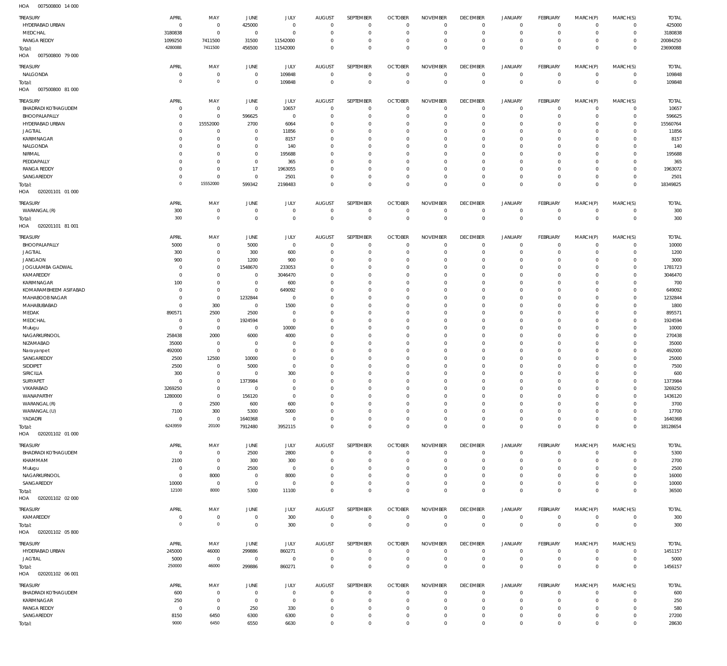HOA 007500800 14 000

| TREASURY | APRIL | MAY | JUNE | JULY | AUGUST | SEPTEMBER | OCTOBER | NOVEMBER | DECEMBER | JANUARY | FEBRUARY | MARCH(P) | MARCH(S) | TOTAL |
|---|---|---|---|---|---|---|---|---|---|---|---|---|---|---|
| HYDERABAD URBAN | 0 | 0 | 425000 | 0 | 0 | 0 | 0 | 0 | 0 | 0 | 0 | 0 | 0 | 425000 |
| MEDCHAL | 3180838 | 0 | 0 | 0 | 0 | 0 | 0 | 0 | 0 | 0 | 0 | 0 | 0 | 3180838 |
| RANGA REDDY | 1099250 | 7411500 | 31500 | 11542000 | 0 | 0 | 0 | 0 | 0 | 0 | 0 | 0 | 0 | 20084250 |
| Total: | 4280088 | 7411500 | 456500 | 11542000 | 0 | 0 | 0 | 0 | 0 | 0 | 0 | 0 | 0 | 23690088 |

HOA 007500800 79 000

| TREASURY | APRIL | MAY | JUNE | JULY | AUGUST | SEPTEMBER | OCTOBER | NOVEMBER | DECEMBER | JANUARY | FEBRUARY | MARCH(P) | MARCH(S) | TOTAL |
|---|---|---|---|---|---|---|---|---|---|---|---|---|---|---|
| NALGONDA | 0 | 0 | 0 | 109848 | 0 | 0 | 0 | 0 | 0 | 0 | 0 | 0 | 0 | 109848 |
| Total: | 0 | 0 | 0 | 109848 | 0 | 0 | 0 | 0 | 0 | 0 | 0 | 0 | 0 | 109848 |

HOA 007500800 81 000

| TREASURY | APRIL | MAY | JUNE | JULY | AUGUST | SEPTEMBER | OCTOBER | NOVEMBER | DECEMBER | JANUARY | FEBRUARY | MARCH(P) | MARCH(S) | TOTAL |
|---|---|---|---|---|---|---|---|---|---|---|---|---|---|---|
| BHADRADI KOTHAGUDEM | 0 | 0 | 0 | 10657 | 0 | 0 | 0 | 0 | 0 | 0 | 0 | 0 | 0 | 10657 |
| BHOOPALAPALLY | 0 | 0 | 596625 | 0 | 0 | 0 | 0 | 0 | 0 | 0 | 0 | 0 | 0 | 596625 |
| HYDERABAD URBAN | 0 | 15552000 | 2700 | 6064 | 0 | 0 | 0 | 0 | 0 | 0 | 0 | 0 | 0 | 15560764 |
| JAGTIAL | 0 | 0 | 0 | 11856 | 0 | 0 | 0 | 0 | 0 | 0 | 0 | 0 | 0 | 11856 |
| KARIMNAGAR | 0 | 0 | 0 | 8157 | 0 | 0 | 0 | 0 | 0 | 0 | 0 | 0 | 0 | 8157 |
| NALGONDA | 0 | 0 | 0 | 140 | 0 | 0 | 0 | 0 | 0 | 0 | 0 | 0 | 0 | 140 |
| NIRMAL | 0 | 0 | 0 | 195688 | 0 | 0 | 0 | 0 | 0 | 0 | 0 | 0 | 0 | 195688 |
| PEDDAPALLY | 0 | 0 | 0 | 365 | 0 | 0 | 0 | 0 | 0 | 0 | 0 | 0 | 0 | 365 |
| RANGA REDDY | 0 | 0 | 17 | 1963055 | 0 | 0 | 0 | 0 | 0 | 0 | 0 | 0 | 0 | 1963072 |
| SANGAREDDY | 0 | 0 | 0 | 2501 | 0 | 0 | 0 | 0 | 0 | 0 | 0 | 0 | 0 | 2501 |
| Total: | 0 | 15552000 | 599342 | 2198483 | 0 | 0 | 0 | 0 | 0 | 0 | 0 | 0 | 0 | 18349825 |

HOA 020201101 01 000

| TREASURY | APRIL | MAY | JUNE | JULY | AUGUST | SEPTEMBER | OCTOBER | NOVEMBER | DECEMBER | JANUARY | FEBRUARY | MARCH(P) | MARCH(S) | TOTAL |
|---|---|---|---|---|---|---|---|---|---|---|---|---|---|---|
| WARANGAL (R) | 300 | 0 | 0 | 0 | 0 | 0 | 0 | 0 | 0 | 0 | 0 | 0 | 0 | 300 |
| Total: | 300 | 0 | 0 | 0 | 0 | 0 | 0 | 0 | 0 | 0 | 0 | 0 | 0 | 300 |

HOA 020201101 81 001

| TREASURY | APRIL | MAY | JUNE | JULY | AUGUST | SEPTEMBER | OCTOBER | NOVEMBER | DECEMBER | JANUARY | FEBRUARY | MARCH(P) | MARCH(S) | TOTAL |
|---|---|---|---|---|---|---|---|---|---|---|---|---|---|---|
| BHOOPALAPALLY | 5000 | 0 | 5000 | 0 | 0 | 0 | 0 | 0 | 0 | 0 | 0 | 0 | 0 | 10000 |
| JAGTIAL | 300 | 0 | 300 | 600 | 0 | 0 | 0 | 0 | 0 | 0 | 0 | 0 | 0 | 1200 |
| JANGAON | 900 | 0 | 1200 | 900 | 0 | 0 | 0 | 0 | 0 | 0 | 0 | 0 | 0 | 3000 |
| JOGULAMBA GADWAL | 0 | 0 | 1548670 | 233053 | 0 | 0 | 0 | 0 | 0 | 0 | 0 | 0 | 0 | 1781723 |
| KAMAREDDY | 0 | 0 | 0 | 3046470 | 0 | 0 | 0 | 0 | 0 | 0 | 0 | 0 | 0 | 3046470 |
| KARIMNAGAR | 100 | 0 | 0 | 600 | 0 | 0 | 0 | 0 | 0 | 0 | 0 | 0 | 0 | 700 |
| KOMARAMBHEEM ASIFABAD | 0 | 0 | 0 | 649092 | 0 | 0 | 0 | 0 | 0 | 0 | 0 | 0 | 0 | 649092 |
| MAHABOOBNAGAR | 0 | 0 | 1232844 | 0 | 0 | 0 | 0 | 0 | 0 | 0 | 0 | 0 | 0 | 1232844 |
| MAHABUBABAD | 0 | 300 | 0 | 1500 | 0 | 0 | 0 | 0 | 0 | 0 | 0 | 0 | 0 | 1800 |
| MEDAK | 890571 | 2500 | 2500 | 0 | 0 | 0 | 0 | 0 | 0 | 0 | 0 | 0 | 0 | 895571 |
| MEDCHAL | 0 | 0 | 1924594 | 0 | 0 | 0 | 0 | 0 | 0 | 0 | 0 | 0 | 0 | 1924594 |
| Mulugu | 0 | 0 | 0 | 10000 | 0 | 0 | 0 | 0 | 0 | 0 | 0 | 0 | 0 | 10000 |
| NAGARKURNOOL | 258438 | 2000 | 6000 | 4000 | 0 | 0 | 0 | 0 | 0 | 0 | 0 | 0 | 0 | 270438 |
| NIZAMABAD | 35000 | 0 | 0 | 0 | 0 | 0 | 0 | 0 | 0 | 0 | 0 | 0 | 0 | 35000 |
| Narayanpet | 492000 | 0 | 0 | 0 | 0 | 0 | 0 | 0 | 0 | 0 | 0 | 0 | 0 | 492000 |
| SANGAREDDY | 2500 | 12500 | 10000 | 0 | 0 | 0 | 0 | 0 | 0 | 0 | 0 | 0 | 0 | 25000 |
| SIDDIPET | 2500 | 0 | 5000 | 0 | 0 | 0 | 0 | 0 | 0 | 0 | 0 | 0 | 0 | 7500 |
| SIRICILLA | 300 | 0 | 0 | 300 | 0 | 0 | 0 | 0 | 0 | 0 | 0 | 0 | 0 | 600 |
| SURYAPET | 0 | 0 | 1373984 | 0 | 0 | 0 | 0 | 0 | 0 | 0 | 0 | 0 | 0 | 1373984 |
| VIKARABAD | 3269250 | 0 | 0 | 0 | 0 | 0 | 0 | 0 | 0 | 0 | 0 | 0 | 0 | 3269250 |
| WANAPARTHY | 1280000 | 0 | 156120 | 0 | 0 | 0 | 0 | 0 | 0 | 0 | 0 | 0 | 0 | 1436120 |
| WARANGAL (R) | 0 | 2500 | 600 | 600 | 0 | 0 | 0 | 0 | 0 | 0 | 0 | 0 | 0 | 3700 |
| WARANGAL (U) | 7100 | 300 | 5300 | 5000 | 0 | 0 | 0 | 0 | 0 | 0 | 0 | 0 | 0 | 17700 |
| YADADRI | 0 | 0 | 1640368 | 0 | 0 | 0 | 0 | 0 | 0 | 0 | 0 | 0 | 0 | 1640368 |
| Total: | 6243959 | 20100 | 7912480 | 3952115 | 0 | 0 | 0 | 0 | 0 | 0 | 0 | 0 | 0 | 18128654 |

HOA 020201102 01 000

| TREASURY | APRIL | MAY | JUNE | JULY | AUGUST | SEPTEMBER | OCTOBER | NOVEMBER | DECEMBER | JANUARY | FEBRUARY | MARCH(P) | MARCH(S) | TOTAL |
|---|---|---|---|---|---|---|---|---|---|---|---|---|---|---|
| BHADRADI KOTHAGUDEM | 0 | 0 | 2500 | 2800 | 0 | 0 | 0 | 0 | 0 | 0 | 0 | 0 | 0 | 5300 |
| KHAMMAM | 2100 | 0 | 300 | 300 | 0 | 0 | 0 | 0 | 0 | 0 | 0 | 0 | 0 | 2700 |
| Mulugu | 0 | 0 | 2500 | 0 | 0 | 0 | 0 | 0 | 0 | 0 | 0 | 0 | 0 | 2500 |
| NAGARKURNOOL | 0 | 8000 | 0 | 8000 | 0 | 0 | 0 | 0 | 0 | 0 | 0 | 0 | 0 | 16000 |
| SANGAREDDY | 10000 | 0 | 0 | 0 | 0 | 0 | 0 | 0 | 0 | 0 | 0 | 0 | 0 | 10000 |
| Total: | 12100 | 8000 | 5300 | 11100 | 0 | 0 | 0 | 0 | 0 | 0 | 0 | 0 | 0 | 36500 |

HOA 020201102 02 000

| TREASURY | APRIL | MAY | JUNE | JULY | AUGUST | SEPTEMBER | OCTOBER | NOVEMBER | DECEMBER | JANUARY | FEBRUARY | MARCH(P) | MARCH(S) | TOTAL |
|---|---|---|---|---|---|---|---|---|---|---|---|---|---|---|
| KAMAREDDY | 0 | 0 | 0 | 300 | 0 | 0 | 0 | 0 | 0 | 0 | 0 | 0 | 0 | 300 |
| Total: | 0 | 0 | 0 | 300 | 0 | 0 | 0 | 0 | 0 | 0 | 0 | 0 | 0 | 300 |

HOA 020201102 05 800

| TREASURY | APRIL | MAY | JUNE | JULY | AUGUST | SEPTEMBER | OCTOBER | NOVEMBER | DECEMBER | JANUARY | FEBRUARY | MARCH(P) | MARCH(S) | TOTAL |
|---|---|---|---|---|---|---|---|---|---|---|---|---|---|---|
| HYDERABAD URBAN | 245000 | 46000 | 299886 | 860271 | 0 | 0 | 0 | 0 | 0 | 0 | 0 | 0 | 0 | 1451157 |
| JAGTIAL | 5000 | 0 | 0 | 0 | 0 | 0 | 0 | 0 | 0 | 0 | 0 | 0 | 0 | 5000 |
| Total: | 250000 | 46000 | 299886 | 860271 | 0 | 0 | 0 | 0 | 0 | 0 | 0 | 0 | 0 | 1456157 |

HOA 020201102 06 001

| TREASURY | APRIL | MAY | JUNE | JULY | AUGUST | SEPTEMBER | OCTOBER | NOVEMBER | DECEMBER | JANUARY | FEBRUARY | MARCH(P) | MARCH(S) | TOTAL |
|---|---|---|---|---|---|---|---|---|---|---|---|---|---|---|
| BHADRADI KOTHAGUDEM | 600 | 0 | 0 | 0 | 0 | 0 | 0 | 0 | 0 | 0 | 0 | 0 | 0 | 600 |
| KARIMNAGAR | 250 | 0 | 0 | 0 | 0 | 0 | 0 | 0 | 0 | 0 | 0 | 0 | 0 | 250 |
| RANGA REDDY | 0 | 0 | 250 | 330 | 0 | 0 | 0 | 0 | 0 | 0 | 0 | 0 | 0 | 580 |
| SANGAREDDY | 8150 | 6450 | 6300 | 6300 | 0 | 0 | 0 | 0 | 0 | 0 | 0 | 0 | 0 | 27200 |
| Total: | 9000 | 6450 | 6550 | 6630 | 0 | 0 | 0 | 0 | 0 | 0 | 0 | 0 | 0 | 28630 |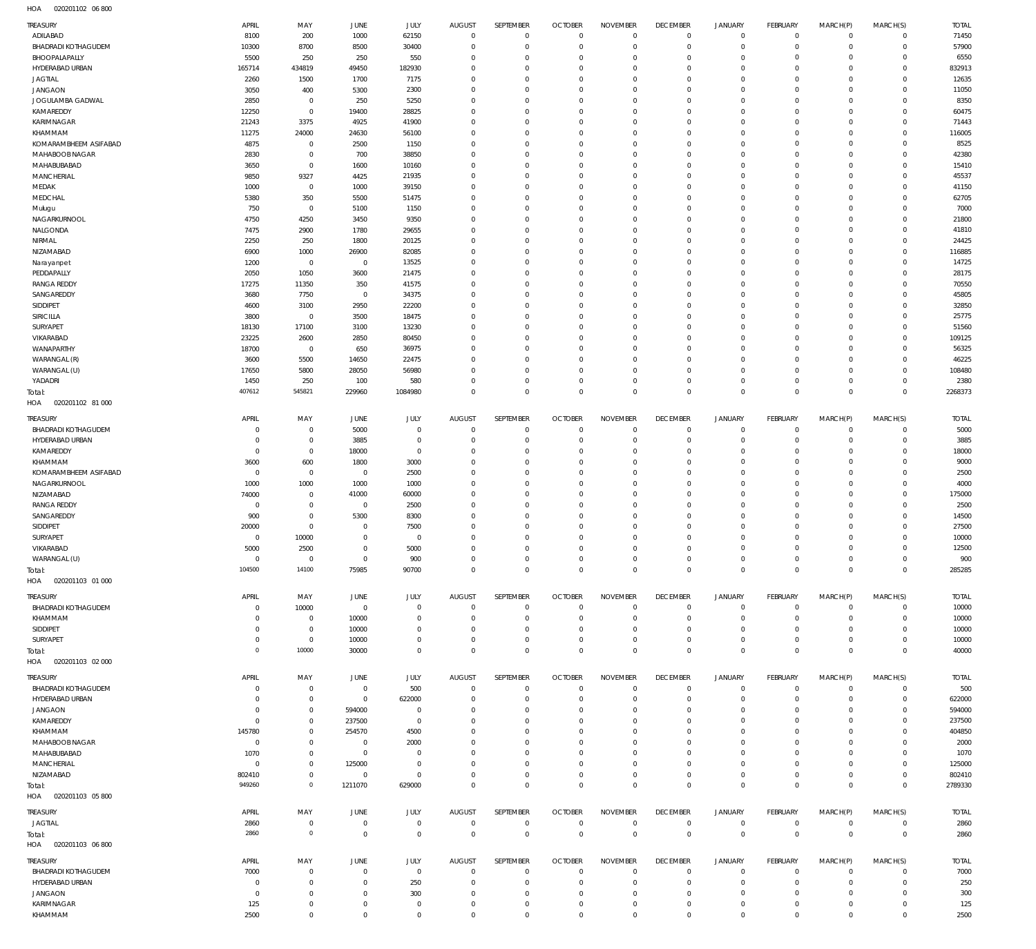HOA 020201102 06 800

| TREASURY | APRIL | MAY | JUNE | JULY | AUGUST | SEPTEMBER | OCTOBER | NOVEMBER | DECEMBER | JANUARY | FEBRUARY | MARCH(P) | MARCH(S) | TOTAL |
|---|---|---|---|---|---|---|---|---|---|---|---|---|---|---|
| ADILABAD | 8100 | 200 | 1000 | 62150 | 0 | 0 | 0 | 0 | 0 | 0 | 0 | 0 | 0 | 71450 |
| BHADRADI KOTHAGUDEM | 10300 | 8700 | 8500 | 30400 | 0 | 0 | 0 | 0 | 0 | 0 | 0 | 0 | 0 | 57900 |
| BHOOPALAPALLY | 5500 | 250 | 250 | 550 | 0 | 0 | 0 | 0 | 0 | 0 | 0 | 0 | 0 | 6550 |
| HYDERABAD URBAN | 165714 | 434819 | 49450 | 182930 | 0 | 0 | 0 | 0 | 0 | 0 | 0 | 0 | 0 | 832913 |
| JAGTIAL | 2260 | 1500 | 1700 | 7175 | 0 | 0 | 0 | 0 | 0 | 0 | 0 | 0 | 0 | 12635 |
| JANGAON | 3050 | 400 | 5300 | 2300 | 0 | 0 | 0 | 0 | 0 | 0 | 0 | 0 | 0 | 11050 |
| JOGULAMBA GADWAL | 2850 | 0 | 250 | 5250 | 0 | 0 | 0 | 0 | 0 | 0 | 0 | 0 | 0 | 8350 |
| KAMAREDDY | 12250 | 0 | 19400 | 28825 | 0 | 0 | 0 | 0 | 0 | 0 | 0 | 0 | 0 | 60475 |
| KARIMNAGAR | 21243 | 3375 | 4925 | 41900 | 0 | 0 | 0 | 0 | 0 | 0 | 0 | 0 | 0 | 71443 |
| KHAMMAM | 11275 | 24000 | 24630 | 56100 | 0 | 0 | 0 | 0 | 0 | 0 | 0 | 0 | 0 | 116005 |
| KOMARAMBHEEM ASIFABAD | 4875 | 0 | 2500 | 1150 | 0 | 0 | 0 | 0 | 0 | 0 | 0 | 0 | 0 | 8525 |
| MAHABOOB NAGAR | 2830 | 0 | 700 | 38850 | 0 | 0 | 0 | 0 | 0 | 0 | 0 | 0 | 0 | 42380 |
| MAHABUBABAD | 3650 | 0 | 1600 | 10160 | 0 | 0 | 0 | 0 | 0 | 0 | 0 | 0 | 0 | 15410 |
| MANCHERIAL | 9850 | 9327 | 4425 | 21935 | 0 | 0 | 0 | 0 | 0 | 0 | 0 | 0 | 0 | 45537 |
| MEDAK | 1000 | 0 | 1000 | 39150 | 0 | 0 | 0 | 0 | 0 | 0 | 0 | 0 | 0 | 41150 |
| MEDCHAL | 5380 | 350 | 5500 | 51475 | 0 | 0 | 0 | 0 | 0 | 0 | 0 | 0 | 0 | 62705 |
| Mulugu | 750 | 0 | 5100 | 1150 | 0 | 0 | 0 | 0 | 0 | 0 | 0 | 0 | 0 | 7000 |
| NAGARKURNOOL | 4750 | 4250 | 3450 | 9350 | 0 | 0 | 0 | 0 | 0 | 0 | 0 | 0 | 0 | 21800 |
| NALGONDA | 7475 | 2900 | 1780 | 29655 | 0 | 0 | 0 | 0 | 0 | 0 | 0 | 0 | 0 | 41810 |
| NIRMAL | 2250 | 250 | 1800 | 20125 | 0 | 0 | 0 | 0 | 0 | 0 | 0 | 0 | 0 | 24425 |
| NIZAMABAD | 6900 | 1000 | 26900 | 82085 | 0 | 0 | 0 | 0 | 0 | 0 | 0 | 0 | 0 | 116885 |
| Narayanpet | 1200 | 0 | 0 | 13525 | 0 | 0 | 0 | 0 | 0 | 0 | 0 | 0 | 0 | 14725 |
| PEDDAPALLY | 2050 | 1050 | 3600 | 21475 | 0 | 0 | 0 | 0 | 0 | 0 | 0 | 0 | 0 | 28175 |
| RANGA REDDY | 17275 | 11350 | 350 | 41575 | 0 | 0 | 0 | 0 | 0 | 0 | 0 | 0 | 0 | 70550 |
| SANGAREDDY | 3680 | 7750 | 0 | 34375 | 0 | 0 | 0 | 0 | 0 | 0 | 0 | 0 | 0 | 45805 |
| SIDDIPET | 4600 | 3100 | 2950 | 22200 | 0 | 0 | 0 | 0 | 0 | 0 | 0 | 0 | 0 | 32850 |
| SIRICILLA | 3800 | 0 | 3500 | 18475 | 0 | 0 | 0 | 0 | 0 | 0 | 0 | 0 | 0 | 25775 |
| SURYAPET | 18130 | 17100 | 3100 | 13230 | 0 | 0 | 0 | 0 | 0 | 0 | 0 | 0 | 0 | 51560 |
| VIKARABAD | 23225 | 2600 | 2850 | 80450 | 0 | 0 | 0 | 0 | 0 | 0 | 0 | 0 | 0 | 109125 |
| WANAPARTHY | 18700 | 0 | 650 | 36975 | 0 | 0 | 0 | 0 | 0 | 0 | 0 | 0 | 0 | 56325 |
| WARANGAL (R) | 3600 | 5500 | 14650 | 22475 | 0 | 0 | 0 | 0 | 0 | 0 | 0 | 0 | 0 | 46225 |
| WARANGAL (U) | 17650 | 5800 | 28050 | 56980 | 0 | 0 | 0 | 0 | 0 | 0 | 0 | 0 | 0 | 108480 |
| YADADRI | 1450 | 250 | 100 | 580 | 0 | 0 | 0 | 0 | 0 | 0 | 0 | 0 | 0 | 2380 |
| Total: | 407612 | 545821 | 229960 | 1084980 | 0 | 0 | 0 | 0 | 0 | 0 | 0 | 0 | 0 | 2268373 |

HOA 020201102 81 000

| TREASURY | APRIL | MAY | JUNE | JULY | AUGUST | SEPTEMBER | OCTOBER | NOVEMBER | DECEMBER | JANUARY | FEBRUARY | MARCH(P) | MARCH(S) | TOTAL |
|---|---|---|---|---|---|---|---|---|---|---|---|---|---|---|
| BHADRADI KOTHAGUDEM | 0 | 0 | 5000 | 0 | 0 | 0 | 0 | 0 | 0 | 0 | 0 | 0 | 0 | 5000 |
| HYDERABAD URBAN | 0 | 0 | 3885 | 0 | 0 | 0 | 0 | 0 | 0 | 0 | 0 | 0 | 0 | 3885 |
| KAMAREDDY | 0 | 0 | 18000 | 0 | 0 | 0 | 0 | 0 | 0 | 0 | 0 | 0 | 0 | 18000 |
| KHAMMAM | 3600 | 600 | 1800 | 3000 | 0 | 0 | 0 | 0 | 0 | 0 | 0 | 0 | 0 | 9000 |
| KOMARAMBHEEM ASIFABAD | 0 | 0 | 0 | 2500 | 0 | 0 | 0 | 0 | 0 | 0 | 0 | 0 | 0 | 2500 |
| NAGARKURNOOL | 1000 | 1000 | 1000 | 1000 | 0 | 0 | 0 | 0 | 0 | 0 | 0 | 0 | 0 | 4000 |
| NIZAMABAD | 74000 | 0 | 41000 | 60000 | 0 | 0 | 0 | 0 | 0 | 0 | 0 | 0 | 0 | 175000 |
| RANGA REDDY | 0 | 0 | 0 | 2500 | 0 | 0 | 0 | 0 | 0 | 0 | 0 | 0 | 0 | 2500 |
| SANGAREDDY | 900 | 0 | 5300 | 8300 | 0 | 0 | 0 | 0 | 0 | 0 | 0 | 0 | 0 | 14500 |
| SIDDIPET | 20000 | 0 | 0 | 7500 | 0 | 0 | 0 | 0 | 0 | 0 | 0 | 0 | 0 | 27500 |
| SURYAPET | 0 | 10000 | 0 | 0 | 0 | 0 | 0 | 0 | 0 | 0 | 0 | 0 | 0 | 10000 |
| VIKARABAD | 5000 | 2500 | 0 | 5000 | 0 | 0 | 0 | 0 | 0 | 0 | 0 | 0 | 0 | 12500 |
| WARANGAL (U) | 0 | 0 | 0 | 900 | 0 | 0 | 0 | 0 | 0 | 0 | 0 | 0 | 0 | 900 |
| Total: | 104500 | 14100 | 75985 | 90700 | 0 | 0 | 0 | 0 | 0 | 0 | 0 | 0 | 0 | 285285 |

HOA 020201103 01 000

| TREASURY | APRIL | MAY | JUNE | JULY | AUGUST | SEPTEMBER | OCTOBER | NOVEMBER | DECEMBER | JANUARY | FEBRUARY | MARCH(P) | MARCH(S) | TOTAL |
|---|---|---|---|---|---|---|---|---|---|---|---|---|---|---|
| BHADRADI KOTHAGUDEM | 0 | 10000 | 0 | 0 | 0 | 0 | 0 | 0 | 0 | 0 | 0 | 0 | 0 | 10000 |
| KHAMMAM | 0 | 0 | 10000 | 0 | 0 | 0 | 0 | 0 | 0 | 0 | 0 | 0 | 0 | 10000 |
| SIDDIPET | 0 | 0 | 10000 | 0 | 0 | 0 | 0 | 0 | 0 | 0 | 0 | 0 | 0 | 10000 |
| SURYAPET | 0 | 0 | 10000 | 0 | 0 | 0 | 0 | 0 | 0 | 0 | 0 | 0 | 0 | 10000 |
| Total: | 0 | 10000 | 30000 | 0 | 0 | 0 | 0 | 0 | 0 | 0 | 0 | 0 | 0 | 40000 |

HOA 020201103 02 000

| TREASURY | APRIL | MAY | JUNE | JULY | AUGUST | SEPTEMBER | OCTOBER | NOVEMBER | DECEMBER | JANUARY | FEBRUARY | MARCH(P) | MARCH(S) | TOTAL |
|---|---|---|---|---|---|---|---|---|---|---|---|---|---|---|
| BHADRADI KOTHAGUDEM | 0 | 0 | 0 | 500 | 0 | 0 | 0 | 0 | 0 | 0 | 0 | 0 | 0 | 500 |
| HYDERABAD URBAN | 0 | 0 | 0 | 622000 | 0 | 0 | 0 | 0 | 0 | 0 | 0 | 0 | 0 | 622000 |
| JANGAON | 0 | 0 | 594000 | 0 | 0 | 0 | 0 | 0 | 0 | 0 | 0 | 0 | 0 | 594000 |
| KAMAREDDY | 0 | 0 | 237500 | 0 | 0 | 0 | 0 | 0 | 0 | 0 | 0 | 0 | 0 | 237500 |
| KHAMMAM | 145780 | 0 | 254570 | 4500 | 0 | 0 | 0 | 0 | 0 | 0 | 0 | 0 | 0 | 404850 |
| MAHABOOB NAGAR | 0 | 0 | 0 | 2000 | 0 | 0 | 0 | 0 | 0 | 0 | 0 | 0 | 0 | 2000 |
| MAHABUBABAD | 1070 | 0 | 0 | 0 | 0 | 0 | 0 | 0 | 0 | 0 | 0 | 0 | 0 | 1070 |
| MANCHERIAL | 0 | 0 | 125000 | 0 | 0 | 0 | 0 | 0 | 0 | 0 | 0 | 0 | 0 | 125000 |
| NIZAMABAD | 802410 | 0 | 0 | 0 | 0 | 0 | 0 | 0 | 0 | 0 | 0 | 0 | 0 | 802410 |
| Total: | 949260 | 0 | 1211070 | 629000 | 0 | 0 | 0 | 0 | 0 | 0 | 0 | 0 | 0 | 2789330 |

HOA 020201103 05 800

| TREASURY | APRIL | MAY | JUNE | JULY | AUGUST | SEPTEMBER | OCTOBER | NOVEMBER | DECEMBER | JANUARY | FEBRUARY | MARCH(P) | MARCH(S) | TOTAL |
|---|---|---|---|---|---|---|---|---|---|---|---|---|---|---|
| JAGTIAL | 2860 | 0 | 0 | 0 | 0 | 0 | 0 | 0 | 0 | 0 | 0 | 0 | 0 | 2860 |
| Total: | 2860 | 0 | 0 | 0 | 0 | 0 | 0 | 0 | 0 | 0 | 0 | 0 | 0 | 2860 |

HOA 020201103 06 800

| TREASURY | APRIL | MAY | JUNE | JULY | AUGUST | SEPTEMBER | OCTOBER | NOVEMBER | DECEMBER | JANUARY | FEBRUARY | MARCH(P) | MARCH(S) | TOTAL |
|---|---|---|---|---|---|---|---|---|---|---|---|---|---|---|
| BHADRADI KOTHAGUDEM | 7000 | 0 | 0 | 0 | 0 | 0 | 0 | 0 | 0 | 0 | 0 | 0 | 0 | 7000 |
| HYDERABAD URBAN | 0 | 0 | 0 | 250 | 0 | 0 | 0 | 0 | 0 | 0 | 0 | 0 | 0 | 250 |
| JANGAON | 0 | 0 | 0 | 300 | 0 | 0 | 0 | 0 | 0 | 0 | 0 | 0 | 0 | 300 |
| KARIMNAGAR | 125 | 0 | 0 | 0 | 0 | 0 | 0 | 0 | 0 | 0 | 0 | 0 | 0 | 125 |
| KHAMMAM | 2500 | 0 | 0 | 0 | 0 | 0 | 0 | 0 | 0 | 0 | 0 | 0 | 0 | 2500 |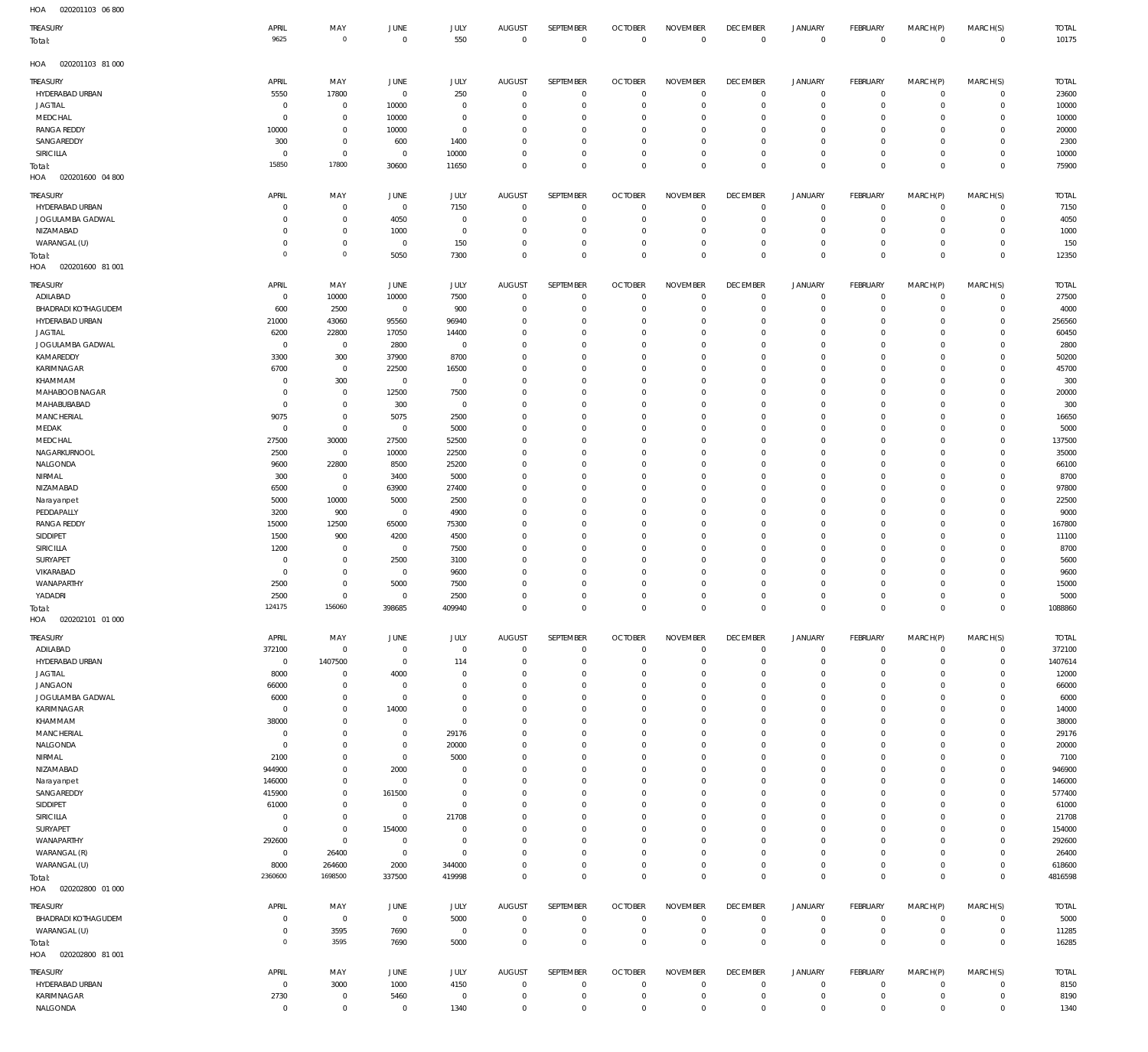HOA 020201103 06 800

| TREASURY | APRIL | MAY | JUNE | JULY | AUGUST | SEPTEMBER | OCTOBER | NOVEMBER | DECEMBER | JANUARY | FEBRUARY | MARCH(P) | MARCH(S) | TOTAL |
|---|---|---|---|---|---|---|---|---|---|---|---|---|---|---|
| Total: | 9625 | 0 | 0 | 550 | 0 | 0 | 0 | 0 | 0 | 0 | 0 | 0 | 0 | 10175 |

HOA 020201103 81 000

| TREASURY | APRIL | MAY | JUNE | JULY | AUGUST | SEPTEMBER | OCTOBER | NOVEMBER | DECEMBER | JANUARY | FEBRUARY | MARCH(P) | MARCH(S) | TOTAL |
|---|---|---|---|---|---|---|---|---|---|---|---|---|---|---|
| HYDERABAD URBAN | 5550 | 17800 | 0 | 250 | 0 | 0 | 0 | 0 | 0 | 0 | 0 | 0 | 0 | 23600 |
| JAGTIAL | 0 | 0 | 10000 | 0 | 0 | 0 | 0 | 0 | 0 | 0 | 0 | 0 | 0 | 10000 |
| MEDCHAL | 0 | 0 | 10000 | 0 | 0 | 0 | 0 | 0 | 0 | 0 | 0 | 0 | 0 | 10000 |
| RANGA REDDY | 10000 | 0 | 10000 | 0 | 0 | 0 | 0 | 0 | 0 | 0 | 0 | 0 | 0 | 20000 |
| SANGAREDDY | 300 | 0 | 600 | 1400 | 0 | 0 | 0 | 0 | 0 | 0 | 0 | 0 | 0 | 2300 |
| SIRICILLA | 0 | 0 | 0 | 10000 | 0 | 0 | 0 | 0 | 0 | 0 | 0 | 0 | 0 | 10000 |
| Total: | 15850 | 17800 | 30600 | 11650 | 0 | 0 | 0 | 0 | 0 | 0 | 0 | 0 | 0 | 75900 |

HOA 020201600 04 800

| TREASURY | APRIL | MAY | JUNE | JULY | AUGUST | SEPTEMBER | OCTOBER | NOVEMBER | DECEMBER | JANUARY | FEBRUARY | MARCH(P) | MARCH(S) | TOTAL |
|---|---|---|---|---|---|---|---|---|---|---|---|---|---|---|
| HYDERABAD URBAN | 0 | 0 | 0 | 7150 | 0 | 0 | 0 | 0 | 0 | 0 | 0 | 0 | 0 | 7150 |
| JOGULAMBA GADWAL | 0 | 0 | 4050 | 0 | 0 | 0 | 0 | 0 | 0 | 0 | 0 | 0 | 0 | 4050 |
| NIZAMABAD | 0 | 0 | 1000 | 0 | 0 | 0 | 0 | 0 | 0 | 0 | 0 | 0 | 0 | 1000 |
| WARANGAL (U) | 0 | 0 | 0 | 150 | 0 | 0 | 0 | 0 | 0 | 0 | 0 | 0 | 0 | 150 |
| Total: | 0 | 0 | 5050 | 7300 | 0 | 0 | 0 | 0 | 0 | 0 | 0 | 0 | 0 | 12350 |

HOA 020201600 81 001

| TREASURY | APRIL | MAY | JUNE | JULY | AUGUST | SEPTEMBER | OCTOBER | NOVEMBER | DECEMBER | JANUARY | FEBRUARY | MARCH(P) | MARCH(S) | TOTAL |
|---|---|---|---|---|---|---|---|---|---|---|---|---|---|---|
| ADILABAD | 0 | 10000 | 10000 | 7500 | 0 | 0 | 0 | 0 | 0 | 0 | 0 | 0 | 0 | 27500 |
| BHADRADI KOTHAGUDEM | 600 | 2500 | 0 | 900 | 0 | 0 | 0 | 0 | 0 | 0 | 0 | 0 | 0 | 4000 |
| HYDERABAD URBAN | 21000 | 43060 | 95560 | 96940 | 0 | 0 | 0 | 0 | 0 | 0 | 0 | 0 | 0 | 256560 |
| JAGTIAL | 6200 | 22800 | 17050 | 14400 | 0 | 0 | 0 | 0 | 0 | 0 | 0 | 0 | 0 | 60450 |
| JOGULAMBA GADWAL | 0 | 0 | 2800 | 0 | 0 | 0 | 0 | 0 | 0 | 0 | 0 | 0 | 0 | 2800 |
| KAMAREDDY | 3300 | 300 | 37900 | 8700 | 0 | 0 | 0 | 0 | 0 | 0 | 0 | 0 | 0 | 50200 |
| KARIMNAGAR | 6700 | 0 | 22500 | 16500 | 0 | 0 | 0 | 0 | 0 | 0 | 0 | 0 | 0 | 45700 |
| KHAMMAM | 0 | 300 | 0 | 0 | 0 | 0 | 0 | 0 | 0 | 0 | 0 | 0 | 0 | 300 |
| MAHABOOB NAGAR | 0 | 0 | 12500 | 7500 | 0 | 0 | 0 | 0 | 0 | 0 | 0 | 0 | 0 | 20000 |
| MAHABUBABAD | 0 | 0 | 300 | 0 | 0 | 0 | 0 | 0 | 0 | 0 | 0 | 0 | 0 | 300 |
| MANCHERIAL | 9075 | 0 | 5075 | 2500 | 0 | 0 | 0 | 0 | 0 | 0 | 0 | 0 | 0 | 16650 |
| MEDAK | 0 | 0 | 0 | 5000 | 0 | 0 | 0 | 0 | 0 | 0 | 0 | 0 | 0 | 5000 |
| MEDCHAL | 27500 | 30000 | 27500 | 52500 | 0 | 0 | 0 | 0 | 0 | 0 | 0 | 0 | 0 | 137500 |
| NAGARKURNOOL | 2500 | 0 | 10000 | 22500 | 0 | 0 | 0 | 0 | 0 | 0 | 0 | 0 | 0 | 35000 |
| NALGONDA | 9600 | 22800 | 8500 | 25200 | 0 | 0 | 0 | 0 | 0 | 0 | 0 | 0 | 0 | 66100 |
| NIRMAL | 300 | 0 | 3400 | 5000 | 0 | 0 | 0 | 0 | 0 | 0 | 0 | 0 | 0 | 8700 |
| NIZAMABAD | 6500 | 0 | 63900 | 27400 | 0 | 0 | 0 | 0 | 0 | 0 | 0 | 0 | 0 | 97800 |
| Narayanpet | 5000 | 10000 | 5000 | 2500 | 0 | 0 | 0 | 0 | 0 | 0 | 0 | 0 | 0 | 22500 |
| PEDDAPALLY | 3200 | 900 | 0 | 4900 | 0 | 0 | 0 | 0 | 0 | 0 | 0 | 0 | 0 | 9000 |
| RANGA REDDY | 15000 | 12500 | 65000 | 75300 | 0 | 0 | 0 | 0 | 0 | 0 | 0 | 0 | 0 | 167800 |
| SIDDIPET | 1500 | 900 | 4200 | 4500 | 0 | 0 | 0 | 0 | 0 | 0 | 0 | 0 | 0 | 11100 |
| SIRICILLA | 1200 | 0 | 0 | 7500 | 0 | 0 | 0 | 0 | 0 | 0 | 0 | 0 | 0 | 8700 |
| SURYAPET | 0 | 0 | 2500 | 3100 | 0 | 0 | 0 | 0 | 0 | 0 | 0 | 0 | 0 | 5600 |
| VIKARABAD | 0 | 0 | 0 | 9600 | 0 | 0 | 0 | 0 | 0 | 0 | 0 | 0 | 0 | 9600 |
| WANAPARTHY | 2500 | 0 | 5000 | 7500 | 0 | 0 | 0 | 0 | 0 | 0 | 0 | 0 | 0 | 15000 |
| YADADRI | 2500 | 0 | 0 | 2500 | 0 | 0 | 0 | 0 | 0 | 0 | 0 | 0 | 0 | 5000 |
| Total: | 124175 | 156060 | 398685 | 409940 | 0 | 0 | 0 | 0 | 0 | 0 | 0 | 0 | 0 | 1088860 |

HOA 020202101 01 000

| TREASURY | APRIL | MAY | JUNE | JULY | AUGUST | SEPTEMBER | OCTOBER | NOVEMBER | DECEMBER | JANUARY | FEBRUARY | MARCH(P) | MARCH(S) | TOTAL |
|---|---|---|---|---|---|---|---|---|---|---|---|---|---|---|
| ADILABAD | 372100 | 0 | 0 | 0 | 0 | 0 | 0 | 0 | 0 | 0 | 0 | 0 | 0 | 372100 |
| HYDERABAD URBAN | 0 | 1407500 | 0 | 114 | 0 | 0 | 0 | 0 | 0 | 0 | 0 | 0 | 0 | 1407614 |
| JAGTIAL | 8000 | 0 | 4000 | 0 | 0 | 0 | 0 | 0 | 0 | 0 | 0 | 0 | 0 | 12000 |
| JANGAON | 66000 | 0 | 0 | 0 | 0 | 0 | 0 | 0 | 0 | 0 | 0 | 0 | 0 | 66000 |
| JOGULAMBA GADWAL | 6000 | 0 | 0 | 0 | 0 | 0 | 0 | 0 | 0 | 0 | 0 | 0 | 0 | 6000 |
| KARIMNAGAR | 0 | 0 | 14000 | 0 | 0 | 0 | 0 | 0 | 0 | 0 | 0 | 0 | 0 | 14000 |
| KHAMMAM | 38000 | 0 | 0 | 0 | 0 | 0 | 0 | 0 | 0 | 0 | 0 | 0 | 0 | 38000 |
| MANCHERIAL | 0 | 0 | 0 | 29176 | 0 | 0 | 0 | 0 | 0 | 0 | 0 | 0 | 0 | 29176 |
| NALGONDA | 0 | 0 | 0 | 20000 | 0 | 0 | 0 | 0 | 0 | 0 | 0 | 0 | 0 | 20000 |
| NIRMAL | 2100 | 0 | 0 | 5000 | 0 | 0 | 0 | 0 | 0 | 0 | 0 | 0 | 0 | 7100 |
| NIZAMABAD | 944900 | 0 | 2000 | 0 | 0 | 0 | 0 | 0 | 0 | 0 | 0 | 0 | 0 | 946900 |
| Narayanpet | 146000 | 0 | 0 | 0 | 0 | 0 | 0 | 0 | 0 | 0 | 0 | 0 | 0 | 146000 |
| SANGAREDDY | 415900 | 0 | 161500 | 0 | 0 | 0 | 0 | 0 | 0 | 0 | 0 | 0 | 0 | 577400 |
| SIDDIPET | 61000 | 0 | 0 | 0 | 0 | 0 | 0 | 0 | 0 | 0 | 0 | 0 | 0 | 61000 |
| SIRICILLA | 0 | 0 | 0 | 21708 | 0 | 0 | 0 | 0 | 0 | 0 | 0 | 0 | 0 | 21708 |
| SURYAPET | 0 | 0 | 154000 | 0 | 0 | 0 | 0 | 0 | 0 | 0 | 0 | 0 | 0 | 154000 |
| WANAPARTHY | 292600 | 0 | 0 | 0 | 0 | 0 | 0 | 0 | 0 | 0 | 0 | 0 | 0 | 292600 |
| WARANGAL (R) | 0 | 26400 | 0 | 0 | 0 | 0 | 0 | 0 | 0 | 0 | 0 | 0 | 0 | 26400 |
| WARANGAL (U) | 8000 | 264600 | 2000 | 344000 | 0 | 0 | 0 | 0 | 0 | 0 | 0 | 0 | 0 | 618600 |
| Total: | 2360600 | 1698500 | 337500 | 419998 | 0 | 0 | 0 | 0 | 0 | 0 | 0 | 0 | 0 | 4816598 |

HOA 020202800 01 000

| TREASURY | APRIL | MAY | JUNE | JULY | AUGUST | SEPTEMBER | OCTOBER | NOVEMBER | DECEMBER | JANUARY | FEBRUARY | MARCH(P) | MARCH(S) | TOTAL |
|---|---|---|---|---|---|---|---|---|---|---|---|---|---|---|
| BHADRADI KOTHAGUDEM | 0 | 0 | 0 | 5000 | 0 | 0 | 0 | 0 | 0 | 0 | 0 | 0 | 0 | 5000 |
| WARANGAL (U) | 0 | 3595 | 7690 | 0 | 0 | 0 | 0 | 0 | 0 | 0 | 0 | 0 | 0 | 11285 |
| Total: | 0 | 3595 | 7690 | 5000 | 0 | 0 | 0 | 0 | 0 | 0 | 0 | 0 | 0 | 16285 |

HOA 020202800 81 001

| TREASURY | APRIL | MAY | JUNE | JULY | AUGUST | SEPTEMBER | OCTOBER | NOVEMBER | DECEMBER | JANUARY | FEBRUARY | MARCH(P) | MARCH(S) | TOTAL |
|---|---|---|---|---|---|---|---|---|---|---|---|---|---|---|
| HYDERABAD URBAN | 0 | 3000 | 1000 | 4150 | 0 | 0 | 0 | 0 | 0 | 0 | 0 | 0 | 0 | 8150 |
| KARIMNAGAR | 2730 | 0 | 5460 | 0 | 0 | 0 | 0 | 0 | 0 | 0 | 0 | 0 | 0 | 8190 |
| NALGONDA | 0 | 0 | 0 | 1340 | 0 | 0 | 0 | 0 | 0 | 0 | 0 | 0 | 0 | 1340 |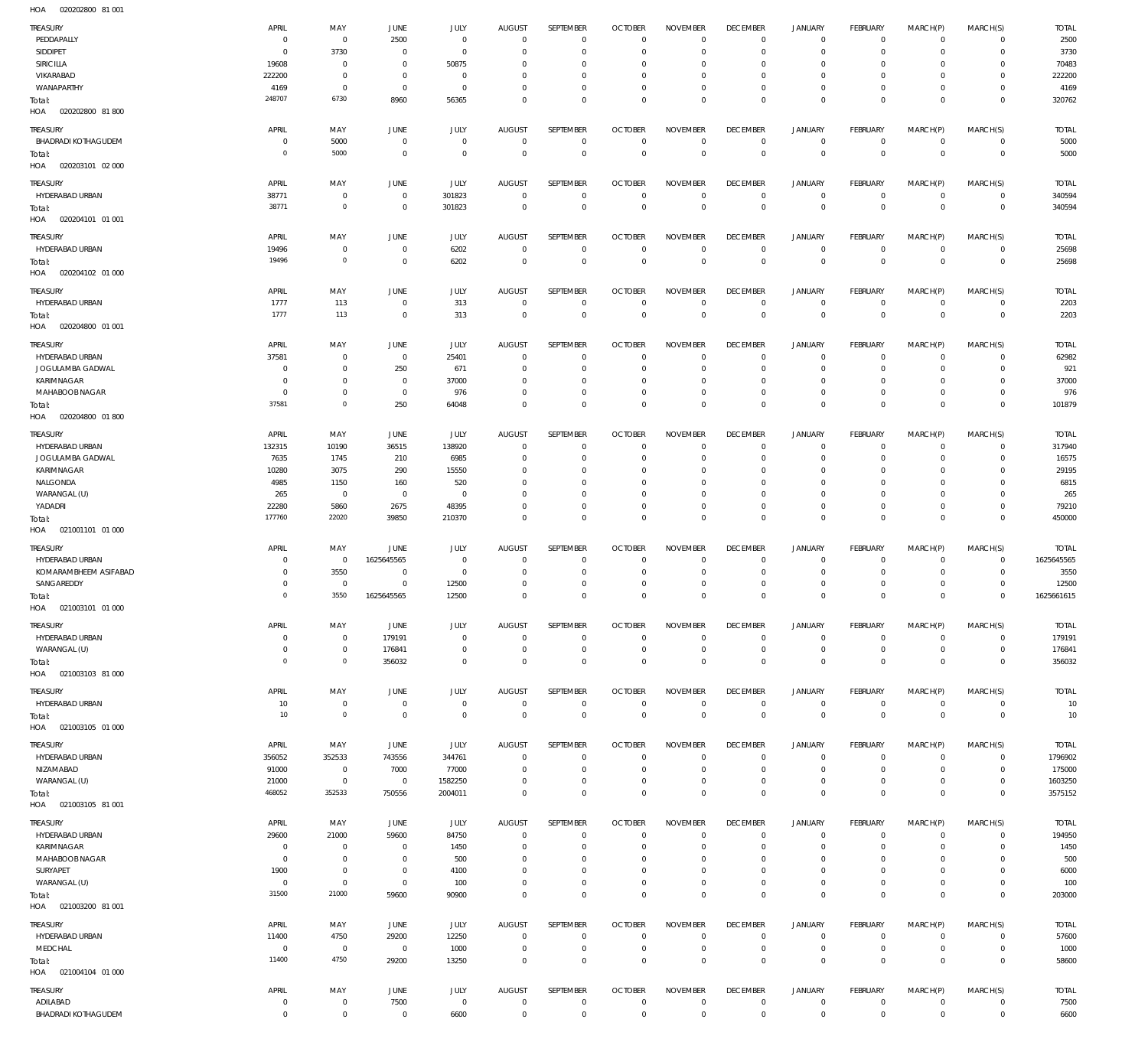HOA 020202800 81 001

| TREASURY | APRIL | MAY | JUNE | JULY | AUGUST | SEPTEMBER | OCTOBER | NOVEMBER | DECEMBER | JANUARY | FEBRUARY | MARCH(P) | MARCH(S) | TOTAL |
|---|---|---|---|---|---|---|---|---|---|---|---|---|---|---|
| PEDDAPALLY | 0 | 0 | 2500 | 0 | 0 | 0 | 0 | 0 | 0 | 0 | 0 | 0 | 0 | 2500 |
| SIDDIPET | 0 | 3730 | 0 | 0 | 0 | 0 | 0 | 0 | 0 | 0 | 0 | 0 | 0 | 3730 |
| SIRICILLA | 19608 | 0 | 0 | 50875 | 0 | 0 | 0 | 0 | 0 | 0 | 0 | 0 | 0 | 70483 |
| VIKARABAD | 222200 | 0 | 0 | 0 | 0 | 0 | 0 | 0 | 0 | 0 | 0 | 0 | 0 | 222200 |
| WANAPARTHY | 4169 | 0 | 0 | 0 | 0 | 0 | 0 | 0 | 0 | 0 | 0 | 0 | 0 | 4169 |
| Total: | 248707 | 6730 | 8960 | 56365 | 0 | 0 | 0 | 0 | 0 | 0 | 0 | 0 | 0 | 320762 |

HOA 020202800 81 800

| TREASURY | APRIL | MAY | JUNE | JULY | AUGUST | SEPTEMBER | OCTOBER | NOVEMBER | DECEMBER | JANUARY | FEBRUARY | MARCH(P) | MARCH(S) | TOTAL |
|---|---|---|---|---|---|---|---|---|---|---|---|---|---|---|
| BHADRADI KOTHAGUDEM | 0 | 5000 | 0 | 0 | 0 | 0 | 0 | 0 | 0 | 0 | 0 | 0 | 0 | 5000 |
| Total: | 0 | 5000 | 0 | 0 | 0 | 0 | 0 | 0 | 0 | 0 | 0 | 0 | 0 | 5000 |

HOA 020203101 02 000

| TREASURY | APRIL | MAY | JUNE | JULY | AUGUST | SEPTEMBER | OCTOBER | NOVEMBER | DECEMBER | JANUARY | FEBRUARY | MARCH(P) | MARCH(S) | TOTAL |
|---|---|---|---|---|---|---|---|---|---|---|---|---|---|---|
| HYDERABAD URBAN | 38771 | 0 | 0 | 301823 | 0 | 0 | 0 | 0 | 0 | 0 | 0 | 0 | 0 | 340594 |
| Total: | 38771 | 0 | 0 | 301823 | 0 | 0 | 0 | 0 | 0 | 0 | 0 | 0 | 0 | 340594 |

HOA 020204101 01 001

| TREASURY | APRIL | MAY | JUNE | JULY | AUGUST | SEPTEMBER | OCTOBER | NOVEMBER | DECEMBER | JANUARY | FEBRUARY | MARCH(P) | MARCH(S) | TOTAL |
|---|---|---|---|---|---|---|---|---|---|---|---|---|---|---|
| HYDERABAD URBAN | 19496 | 0 | 0 | 6202 | 0 | 0 | 0 | 0 | 0 | 0 | 0 | 0 | 0 | 25698 |
| Total: | 19496 | 0 | 0 | 6202 | 0 | 0 | 0 | 0 | 0 | 0 | 0 | 0 | 0 | 25698 |

HOA 020204102 01 000

| TREASURY | APRIL | MAY | JUNE | JULY | AUGUST | SEPTEMBER | OCTOBER | NOVEMBER | DECEMBER | JANUARY | FEBRUARY | MARCH(P) | MARCH(S) | TOTAL |
|---|---|---|---|---|---|---|---|---|---|---|---|---|---|---|
| HYDERABAD URBAN | 1777 | 113 | 0 | 313 | 0 | 0 | 0 | 0 | 0 | 0 | 0 | 0 | 0 | 2203 |
| Total: | 1777 | 113 | 0 | 313 | 0 | 0 | 0 | 0 | 0 | 0 | 0 | 0 | 0 | 2203 |

HOA 020204800 01 001

| TREASURY | APRIL | MAY | JUNE | JULY | AUGUST | SEPTEMBER | OCTOBER | NOVEMBER | DECEMBER | JANUARY | FEBRUARY | MARCH(P) | MARCH(S) | TOTAL |
|---|---|---|---|---|---|---|---|---|---|---|---|---|---|---|
| HYDERABAD URBAN | 37581 | 0 | 0 | 25401 | 0 | 0 | 0 | 0 | 0 | 0 | 0 | 0 | 0 | 62982 |
| JOGULAMBA GADWAL | 0 | 0 | 250 | 671 | 0 | 0 | 0 | 0 | 0 | 0 | 0 | 0 | 0 | 921 |
| KARIMNAGAR | 0 | 0 | 0 | 37000 | 0 | 0 | 0 | 0 | 0 | 0 | 0 | 0 | 0 | 37000 |
| MAHABOOB NAGAR | 0 | 0 | 0 | 976 | 0 | 0 | 0 | 0 | 0 | 0 | 0 | 0 | 0 | 976 |
| Total: | 37581 | 0 | 250 | 64048 | 0 | 0 | 0 | 0 | 0 | 0 | 0 | 0 | 0 | 101879 |

HOA 020204800 01 800

| TREASURY | APRIL | MAY | JUNE | JULY | AUGUST | SEPTEMBER | OCTOBER | NOVEMBER | DECEMBER | JANUARY | FEBRUARY | MARCH(P) | MARCH(S) | TOTAL |
|---|---|---|---|---|---|---|---|---|---|---|---|---|---|---|
| HYDERABAD URBAN | 132315 | 10190 | 36515 | 138920 | 0 | 0 | 0 | 0 | 0 | 0 | 0 | 0 | 0 | 317940 |
| JOGULAMBA GADWAL | 7635 | 1745 | 210 | 6985 | 0 | 0 | 0 | 0 | 0 | 0 | 0 | 0 | 0 | 16575 |
| KARIMNAGAR | 10280 | 3075 | 290 | 15550 | 0 | 0 | 0 | 0 | 0 | 0 | 0 | 0 | 0 | 29195 |
| NALGONDA | 4985 | 1150 | 160 | 520 | 0 | 0 | 0 | 0 | 0 | 0 | 0 | 0 | 0 | 6815 |
| WARANGAL (U) | 265 | 0 | 0 | 0 | 0 | 0 | 0 | 0 | 0 | 0 | 0 | 0 | 0 | 265 |
| YADADRI | 22280 | 5860 | 2675 | 48395 | 0 | 0 | 0 | 0 | 0 | 0 | 0 | 0 | 0 | 79210 |
| Total: | 177760 | 22020 | 39850 | 210370 | 0 | 0 | 0 | 0 | 0 | 0 | 0 | 0 | 0 | 450000 |

HOA 021001101 01 000

| TREASURY | APRIL | MAY | JUNE | JULY | AUGUST | SEPTEMBER | OCTOBER | NOVEMBER | DECEMBER | JANUARY | FEBRUARY | MARCH(P) | MARCH(S) | TOTAL |
|---|---|---|---|---|---|---|---|---|---|---|---|---|---|---|
| HYDERABAD URBAN | 0 | 0 | 1625645565 | 0 | 0 | 0 | 0 | 0 | 0 | 0 | 0 | 0 | 0 | 1625645565 |
| KOMARAMBHEEM ASIFABAD | 0 | 3550 | 0 | 0 | 0 | 0 | 0 | 0 | 0 | 0 | 0 | 0 | 0 | 3550 |
| SANGAREDDY | 0 | 0 | 0 | 12500 | 0 | 0 | 0 | 0 | 0 | 0 | 0 | 0 | 0 | 12500 |
| Total: | 0 | 3550 | 1625645565 | 12500 | 0 | 0 | 0 | 0 | 0 | 0 | 0 | 0 | 0 | 1625661615 |

HOA 021003101 01 000

| TREASURY | APRIL | MAY | JUNE | JULY | AUGUST | SEPTEMBER | OCTOBER | NOVEMBER | DECEMBER | JANUARY | FEBRUARY | MARCH(P) | MARCH(S) | TOTAL |
|---|---|---|---|---|---|---|---|---|---|---|---|---|---|---|
| HYDERABAD URBAN | 0 | 0 | 179191 | 0 | 0 | 0 | 0 | 0 | 0 | 0 | 0 | 0 | 0 | 179191 |
| WARANGAL (U) | 0 | 0 | 176841 | 0 | 0 | 0 | 0 | 0 | 0 | 0 | 0 | 0 | 0 | 176841 |
| Total: | 0 | 0 | 356032 | 0 | 0 | 0 | 0 | 0 | 0 | 0 | 0 | 0 | 0 | 356032 |

HOA 021003103 81 000

| TREASURY | APRIL | MAY | JUNE | JULY | AUGUST | SEPTEMBER | OCTOBER | NOVEMBER | DECEMBER | JANUARY | FEBRUARY | MARCH(P) | MARCH(S) | TOTAL |
|---|---|---|---|---|---|---|---|---|---|---|---|---|---|---|
| HYDERABAD URBAN | 10 | 0 | 0 | 0 | 0 | 0 | 0 | 0 | 0 | 0 | 0 | 0 | 0 | 10 |
| Total: | 10 | 0 | 0 | 0 | 0 | 0 | 0 | 0 | 0 | 0 | 0 | 0 | 0 | 10 |

HOA 021003105 01 000

| TREASURY | APRIL | MAY | JUNE | JULY | AUGUST | SEPTEMBER | OCTOBER | NOVEMBER | DECEMBER | JANUARY | FEBRUARY | MARCH(P) | MARCH(S) | TOTAL |
|---|---|---|---|---|---|---|---|---|---|---|---|---|---|---|
| HYDERABAD URBAN | 356052 | 352533 | 743556 | 344761 | 0 | 0 | 0 | 0 | 0 | 0 | 0 | 0 | 0 | 1796902 |
| NIZAMABAD | 91000 | 0 | 7000 | 77000 | 0 | 0 | 0 | 0 | 0 | 0 | 0 | 0 | 0 | 175000 |
| WARANGAL (U) | 21000 | 0 | 0 | 1582250 | 0 | 0 | 0 | 0 | 0 | 0 | 0 | 0 | 0 | 1603250 |
| Total: | 468052 | 352533 | 750556 | 2004011 | 0 | 0 | 0 | 0 | 0 | 0 | 0 | 0 | 0 | 3575152 |

HOA 021003105 81 001

| TREASURY | APRIL | MAY | JUNE | JULY | AUGUST | SEPTEMBER | OCTOBER | NOVEMBER | DECEMBER | JANUARY | FEBRUARY | MARCH(P) | MARCH(S) | TOTAL |
|---|---|---|---|---|---|---|---|---|---|---|---|---|---|---|
| HYDERABAD URBAN | 29600 | 21000 | 59600 | 84750 | 0 | 0 | 0 | 0 | 0 | 0 | 0 | 0 | 0 | 194950 |
| KARIMNAGAR | 0 | 0 | 0 | 1450 | 0 | 0 | 0 | 0 | 0 | 0 | 0 | 0 | 0 | 1450 |
| MAHABOOB NAGAR | 0 | 0 | 0 | 500 | 0 | 0 | 0 | 0 | 0 | 0 | 0 | 0 | 0 | 500 |
| SURYAPET | 1900 | 0 | 0 | 4100 | 0 | 0 | 0 | 0 | 0 | 0 | 0 | 0 | 0 | 6000 |
| WARANGAL (U) | 0 | 0 | 0 | 100 | 0 | 0 | 0 | 0 | 0 | 0 | 0 | 0 | 0 | 100 |
| Total: | 31500 | 21000 | 59600 | 90900 | 0 | 0 | 0 | 0 | 0 | 0 | 0 | 0 | 0 | 203000 |

HOA 021003200 81 001

| TREASURY | APRIL | MAY | JUNE | JULY | AUGUST | SEPTEMBER | OCTOBER | NOVEMBER | DECEMBER | JANUARY | FEBRUARY | MARCH(P) | MARCH(S) | TOTAL |
|---|---|---|---|---|---|---|---|---|---|---|---|---|---|---|
| HYDERABAD URBAN | 11400 | 4750 | 29200 | 12250 | 0 | 0 | 0 | 0 | 0 | 0 | 0 | 0 | 0 | 57600 |
| MEDCHAL | 0 | 0 | 0 | 1000 | 0 | 0 | 0 | 0 | 0 | 0 | 0 | 0 | 0 | 1000 |
| Total: | 11400 | 4750 | 29200 | 13250 | 0 | 0 | 0 | 0 | 0 | 0 | 0 | 0 | 0 | 58600 |

HOA 021004104 01 000

| TREASURY | APRIL | MAY | JUNE | JULY | AUGUST | SEPTEMBER | OCTOBER | NOVEMBER | DECEMBER | JANUARY | FEBRUARY | MARCH(P) | MARCH(S) | TOTAL |
|---|---|---|---|---|---|---|---|---|---|---|---|---|---|---|
| ADILABAD | 0 | 0 | 7500 | 0 | 0 | 0 | 0 | 0 | 0 | 0 | 0 | 0 | 0 | 7500 |
| BHADRADI KOTHAGUDEM | 0 | 0 | 0 | 6600 | 0 | 0 | 0 | 0 | 0 | 0 | 0 | 0 | 0 | 6600 |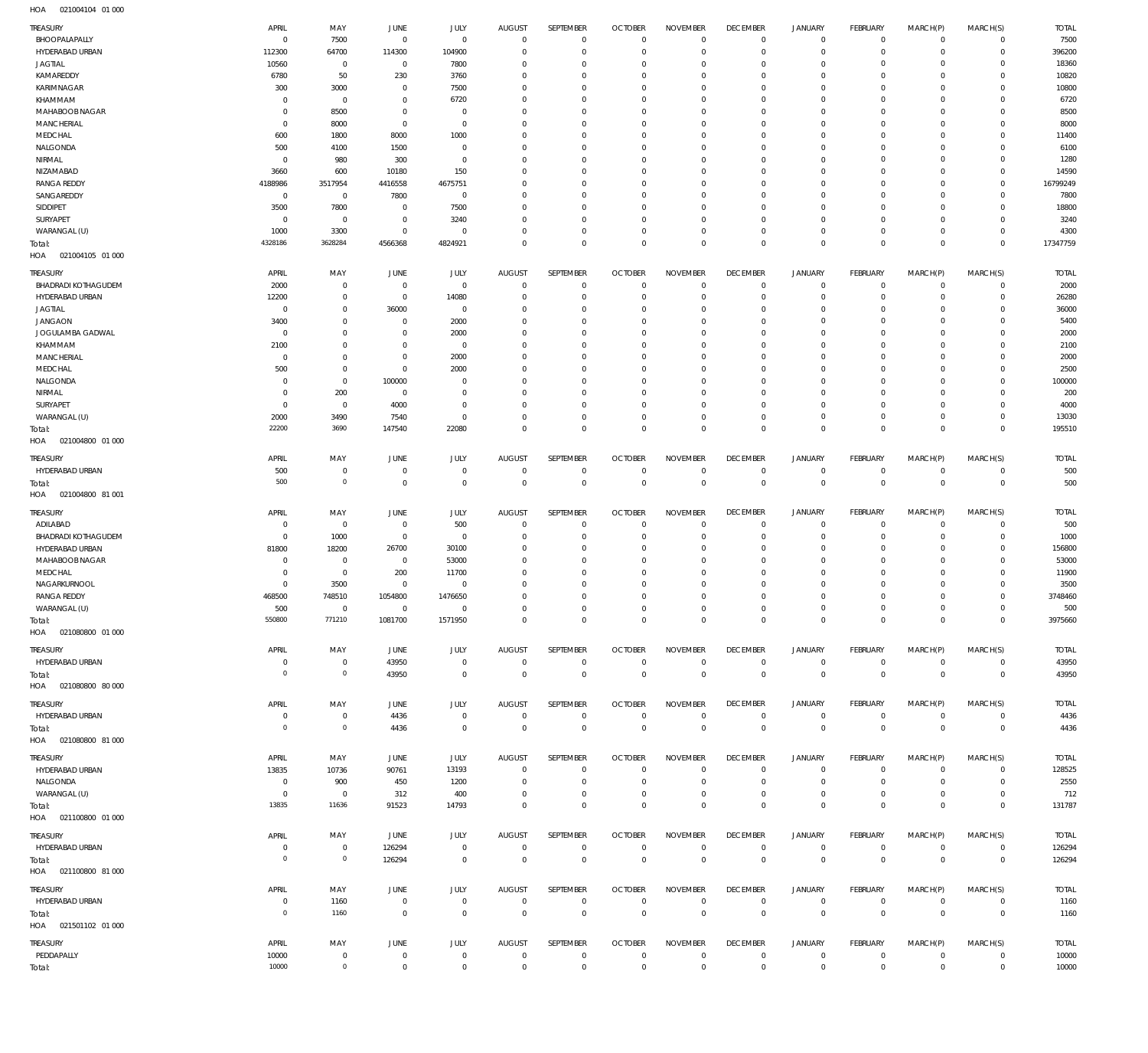HOA 021004104 01 000

| TREASURY | APRIL | MAY | JUNE | JULY | AUGUST | SEPTEMBER | OCTOBER | NOVEMBER | DECEMBER | JANUARY | FEBRUARY | MARCH(P) | MARCH(S) | TOTAL |
|---|---|---|---|---|---|---|---|---|---|---|---|---|---|---|
| BHOOPALAPALLY | 0 | 7500 | 0 | 0 | 0 | 0 | 0 | 0 | 0 | 0 | 0 | 0 | 0 | 7500 |
| HYDERABAD URBAN | 112300 | 64700 | 114300 | 104900 | 0 | 0 | 0 | 0 | 0 | 0 | 0 | 0 | 0 | 396200 |
| JAGTIAL | 10560 | 0 | 0 | 7800 | 0 | 0 | 0 | 0 | 0 | 0 | 0 | 0 | 0 | 18360 |
| KAMAREDDY | 6780 | 50 | 230 | 3760 | 0 | 0 | 0 | 0 | 0 | 0 | 0 | 0 | 0 | 10820 |
| KARIMNAGAR | 300 | 3000 | 0 | 7500 | 0 | 0 | 0 | 0 | 0 | 0 | 0 | 0 | 0 | 10800 |
| KHAMMAM | 0 | 0 | 0 | 6720 | 0 | 0 | 0 | 0 | 0 | 0 | 0 | 0 | 0 | 6720 |
| MAHABOOBNAGAR | 0 | 8500 | 0 | 0 | 0 | 0 | 0 | 0 | 0 | 0 | 0 | 0 | 0 | 8500 |
| MANCHERIAL | 0 | 8000 | 0 | 0 | 0 | 0 | 0 | 0 | 0 | 0 | 0 | 0 | 0 | 8000 |
| MEDCHAL | 600 | 1800 | 8000 | 1000 | 0 | 0 | 0 | 0 | 0 | 0 | 0 | 0 | 0 | 11400 |
| NALGONDA | 500 | 4100 | 1500 | 0 | 0 | 0 | 0 | 0 | 0 | 0 | 0 | 0 | 0 | 6100 |
| NIRMAL | 0 | 980 | 300 | 0 | 0 | 0 | 0 | 0 | 0 | 0 | 0 | 0 | 0 | 1280 |
| NIZAMABAD | 3660 | 600 | 10180 | 150 | 0 | 0 | 0 | 0 | 0 | 0 | 0 | 0 | 0 | 14590 |
| RANGA REDDY | 4188986 | 3517954 | 4416558 | 4675751 | 0 | 0 | 0 | 0 | 0 | 0 | 0 | 0 | 0 | 16799249 |
| SANGAREDDY | 0 | 0 | 7800 | 0 | 0 | 0 | 0 | 0 | 0 | 0 | 0 | 0 | 0 | 7800 |
| SIDDIPET | 3500 | 7800 | 0 | 7500 | 0 | 0 | 0 | 0 | 0 | 0 | 0 | 0 | 0 | 18800 |
| SURYAPET | 0 | 0 | 0 | 3240 | 0 | 0 | 0 | 0 | 0 | 0 | 0 | 0 | 0 | 3240 |
| WARANGAL (U) | 1000 | 3300 | 0 | 0 | 0 | 0 | 0 | 0 | 0 | 0 | 0 | 0 | 0 | 4300 |
| Total: | 4328186 | 3628284 | 4566368 | 4824921 | 0 | 0 | 0 | 0 | 0 | 0 | 0 | 0 | 0 | 17347759 |

HOA 021004105 01 000

| TREASURY | APRIL | MAY | JUNE | JULY | AUGUST | SEPTEMBER | OCTOBER | NOVEMBER | DECEMBER | JANUARY | FEBRUARY | MARCH(P) | MARCH(S) | TOTAL |
|---|---|---|---|---|---|---|---|---|---|---|---|---|---|---|
| BHADRADI KOTHAGUDEM | 2000 | 0 | 0 | 0 | 0 | 0 | 0 | 0 | 0 | 0 | 0 | 0 | 0 | 2000 |
| HYDERABAD URBAN | 12200 | 0 | 0 | 14080 | 0 | 0 | 0 | 0 | 0 | 0 | 0 | 0 | 0 | 26280 |
| JAGTIAL | 0 | 0 | 36000 | 0 | 0 | 0 | 0 | 0 | 0 | 0 | 0 | 0 | 0 | 36000 |
| JANGAON | 3400 | 0 | 0 | 2000 | 0 | 0 | 0 | 0 | 0 | 0 | 0 | 0 | 0 | 5400 |
| JOGULAMBA GADWAL | 0 | 0 | 0 | 2000 | 0 | 0 | 0 | 0 | 0 | 0 | 0 | 0 | 0 | 2000 |
| KHAMMAM | 2100 | 0 | 0 | 0 | 0 | 0 | 0 | 0 | 0 | 0 | 0 | 0 | 0 | 2100 |
| MANCHERIAL | 0 | 0 | 0 | 2000 | 0 | 0 | 0 | 0 | 0 | 0 | 0 | 0 | 0 | 2000 |
| MEDCHAL | 500 | 0 | 0 | 2000 | 0 | 0 | 0 | 0 | 0 | 0 | 0 | 0 | 0 | 2500 |
| NALGONDA | 0 | 0 | 100000 | 0 | 0 | 0 | 0 | 0 | 0 | 0 | 0 | 0 | 0 | 100000 |
| NIRMAL | 0 | 200 | 0 | 0 | 0 | 0 | 0 | 0 | 0 | 0 | 0 | 0 | 0 | 200 |
| SURYAPET | 0 | 0 | 4000 | 0 | 0 | 0 | 0 | 0 | 0 | 0 | 0 | 0 | 0 | 4000 |
| WARANGAL (U) | 2000 | 3490 | 7540 | 0 | 0 | 0 | 0 | 0 | 0 | 0 | 0 | 0 | 0 | 13030 |
| Total: | 22200 | 3690 | 147540 | 22080 | 0 | 0 | 0 | 0 | 0 | 0 | 0 | 0 | 0 | 195510 |

HOA 021004800 01 000

| TREASURY | APRIL | MAY | JUNE | JULY | AUGUST | SEPTEMBER | OCTOBER | NOVEMBER | DECEMBER | JANUARY | FEBRUARY | MARCH(P) | MARCH(S) | TOTAL |
|---|---|---|---|---|---|---|---|---|---|---|---|---|---|---|
| HYDERABAD URBAN | 500 | 0 | 0 | 0 | 0 | 0 | 0 | 0 | 0 | 0 | 0 | 0 | 0 | 500 |
| Total: | 500 | 0 | 0 | 0 | 0 | 0 | 0 | 0 | 0 | 0 | 0 | 0 | 0 | 500 |

HOA 021004800 81 001

| TREASURY | APRIL | MAY | JUNE | JULY | AUGUST | SEPTEMBER | OCTOBER | NOVEMBER | DECEMBER | JANUARY | FEBRUARY | MARCH(P) | MARCH(S) | TOTAL |
|---|---|---|---|---|---|---|---|---|---|---|---|---|---|---|
| ADILABAD | 0 | 0 | 0 | 500 | 0 | 0 | 0 | 0 | 0 | 0 | 0 | 0 | 0 | 500 |
| BHADRADI KOTHAGUDEM | 0 | 1000 | 0 | 0 | 0 | 0 | 0 | 0 | 0 | 0 | 0 | 0 | 0 | 1000 |
| HYDERABAD URBAN | 81800 | 18200 | 26700 | 30100 | 0 | 0 | 0 | 0 | 0 | 0 | 0 | 0 | 0 | 156800 |
| MAHABOOBNAGAR | 0 | 0 | 0 | 53000 | 0 | 0 | 0 | 0 | 0 | 0 | 0 | 0 | 0 | 53000 |
| MEDCHAL | 0 | 0 | 200 | 11700 | 0 | 0 | 0 | 0 | 0 | 0 | 0 | 0 | 0 | 11900 |
| NAGARKURNOOL | 0 | 3500 | 0 | 0 | 0 | 0 | 0 | 0 | 0 | 0 | 0 | 0 | 0 | 3500 |
| RANGA REDDY | 468500 | 748510 | 1054800 | 1476650 | 0 | 0 | 0 | 0 | 0 | 0 | 0 | 0 | 0 | 3748460 |
| WARANGAL (U) | 500 | 0 | 0 | 0 | 0 | 0 | 0 | 0 | 0 | 0 | 0 | 0 | 0 | 500 |
| Total: | 550800 | 771210 | 1081700 | 1571950 | 0 | 0 | 0 | 0 | 0 | 0 | 0 | 0 | 0 | 3975660 |

HOA 021080800 01 000

| TREASURY | APRIL | MAY | JUNE | JULY | AUGUST | SEPTEMBER | OCTOBER | NOVEMBER | DECEMBER | JANUARY | FEBRUARY | MARCH(P) | MARCH(S) | TOTAL |
|---|---|---|---|---|---|---|---|---|---|---|---|---|---|---|
| HYDERABAD URBAN | 0 | 0 | 43950 | 0 | 0 | 0 | 0 | 0 | 0 | 0 | 0 | 0 | 0 | 43950 |
| Total: | 0 | 0 | 43950 | 0 | 0 | 0 | 0 | 0 | 0 | 0 | 0 | 0 | 0 | 43950 |

HOA 021080800 80 000

| TREASURY | APRIL | MAY | JUNE | JULY | AUGUST | SEPTEMBER | OCTOBER | NOVEMBER | DECEMBER | JANUARY | FEBRUARY | MARCH(P) | MARCH(S) | TOTAL |
|---|---|---|---|---|---|---|---|---|---|---|---|---|---|---|
| HYDERABAD URBAN | 0 | 0 | 4436 | 0 | 0 | 0 | 0 | 0 | 0 | 0 | 0 | 0 | 0 | 4436 |
| Total: | 0 | 0 | 4436 | 0 | 0 | 0 | 0 | 0 | 0 | 0 | 0 | 0 | 0 | 4436 |

HOA 021080800 81 000

| TREASURY | APRIL | MAY | JUNE | JULY | AUGUST | SEPTEMBER | OCTOBER | NOVEMBER | DECEMBER | JANUARY | FEBRUARY | MARCH(P) | MARCH(S) | TOTAL |
|---|---|---|---|---|---|---|---|---|---|---|---|---|---|---|
| HYDERABAD URBAN | 13835 | 10736 | 90761 | 13193 | 0 | 0 | 0 | 0 | 0 | 0 | 0 | 0 | 0 | 128525 |
| NALGONDA | 0 | 900 | 450 | 1200 | 0 | 0 | 0 | 0 | 0 | 0 | 0 | 0 | 0 | 2550 |
| WARANGAL (U) | 0 | 0 | 312 | 400 | 0 | 0 | 0 | 0 | 0 | 0 | 0 | 0 | 0 | 712 |
| Total: | 13835 | 11636 | 91523 | 14793 | 0 | 0 | 0 | 0 | 0 | 0 | 0 | 0 | 0 | 131787 |

HOA 021100800 01 000

| TREASURY | APRIL | MAY | JUNE | JULY | AUGUST | SEPTEMBER | OCTOBER | NOVEMBER | DECEMBER | JANUARY | FEBRUARY | MARCH(P) | MARCH(S) | TOTAL |
|---|---|---|---|---|---|---|---|---|---|---|---|---|---|---|
| HYDERABAD URBAN | 0 | 0 | 126294 | 0 | 0 | 0 | 0 | 0 | 0 | 0 | 0 | 0 | 0 | 126294 |
| Total: | 0 | 0 | 126294 | 0 | 0 | 0 | 0 | 0 | 0 | 0 | 0 | 0 | 0 | 126294 |

HOA 021100800 81 000

| TREASURY | APRIL | MAY | JUNE | JULY | AUGUST | SEPTEMBER | OCTOBER | NOVEMBER | DECEMBER | JANUARY | FEBRUARY | MARCH(P) | MARCH(S) | TOTAL |
|---|---|---|---|---|---|---|---|---|---|---|---|---|---|---|
| HYDERABAD URBAN | 0 | 1160 | 0 | 0 | 0 | 0 | 0 | 0 | 0 | 0 | 0 | 0 | 0 | 1160 |
| Total: | 0 | 1160 | 0 | 0 | 0 | 0 | 0 | 0 | 0 | 0 | 0 | 0 | 0 | 1160 |

HOA 021501102 01 000

| TREASURY | APRIL | MAY | JUNE | JULY | AUGUST | SEPTEMBER | OCTOBER | NOVEMBER | DECEMBER | JANUARY | FEBRUARY | MARCH(P) | MARCH(S) | TOTAL |
|---|---|---|---|---|---|---|---|---|---|---|---|---|---|---|
| PEDDAPALLY | 10000 | 0 | 0 | 0 | 0 | 0 | 0 | 0 | 0 | 0 | 0 | 0 | 0 | 10000 |
| Total: | 10000 | 0 | 0 | 0 | 0 | 0 | 0 | 0 | 0 | 0 | 0 | 0 | 0 | 10000 |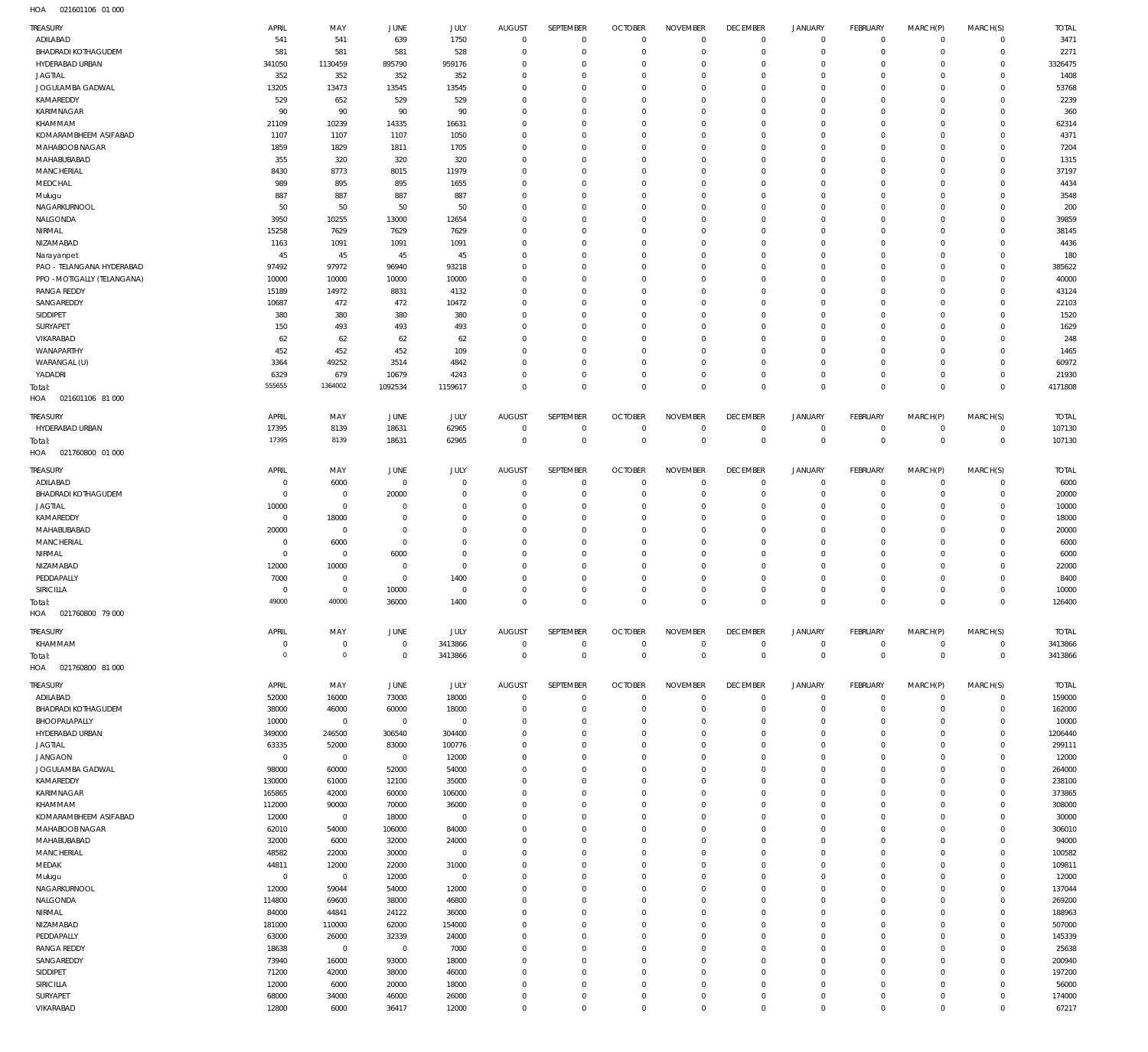HOA 021601106 01 000

| TREASURY | APRIL | MAY | JUNE | JULY | AUGUST | SEPTEMBER | OCTOBER | NOVEMBER | DECEMBER | JANUARY | FEBRUARY | MARCH(P) | MARCH(S) | TOTAL |
|---|---|---|---|---|---|---|---|---|---|---|---|---|---|---|
| ADILABAD | 541 | 541 | 639 | 1750 | 0 | 0 | 0 | 0 | 0 | 0 | 0 | 0 | 0 | 3471 |
| BHADRADI KOTHAGUDEM | 581 | 581 | 581 | 528 | 0 | 0 | 0 | 0 | 0 | 0 | 0 | 0 | 0 | 2271 |
| HYDERABAD URBAN | 341050 | 1130459 | 895790 | 959176 | 0 | 0 | 0 | 0 | 0 | 0 | 0 | 0 | 0 | 3326475 |
| JAGTIAL | 352 | 352 | 352 | 352 | 0 | 0 | 0 | 0 | 0 | 0 | 0 | 0 | 0 | 1408 |
| JOGULAMBA GADWAL | 13205 | 13473 | 13545 | 13545 | 0 | 0 | 0 | 0 | 0 | 0 | 0 | 0 | 0 | 53768 |
| KAMAREDDY | 529 | 652 | 529 | 529 | 0 | 0 | 0 | 0 | 0 | 0 | 0 | 0 | 0 | 2239 |
| KARIMNAGAR | 90 | 90 | 90 | 90 | 0 | 0 | 0 | 0 | 0 | 0 | 0 | 0 | 0 | 360 |
| KHAMMAM | 21109 | 10239 | 14335 | 16631 | 0 | 0 | 0 | 0 | 0 | 0 | 0 | 0 | 0 | 62314 |
| KOMARAMBHEEM ASIFABAD | 1107 | 1107 | 1107 | 1050 | 0 | 0 | 0 | 0 | 0 | 0 | 0 | 0 | 0 | 4371 |
| MAHABOOBNAGAR | 1859 | 1829 | 1811 | 1705 | 0 | 0 | 0 | 0 | 0 | 0 | 0 | 0 | 0 | 7204 |
| MAHABUBABAD | 355 | 320 | 320 | 320 | 0 | 0 | 0 | 0 | 0 | 0 | 0 | 0 | 0 | 1315 |
| MANCHERIAL | 8430 | 8773 | 8015 | 11979 | 0 | 0 | 0 | 0 | 0 | 0 | 0 | 0 | 0 | 37197 |
| MEDCHAL | 989 | 895 | 895 | 1655 | 0 | 0 | 0 | 0 | 0 | 0 | 0 | 0 | 0 | 4434 |
| Mulugu | 887 | 887 | 887 | 887 | 0 | 0 | 0 | 0 | 0 | 0 | 0 | 0 | 0 | 3548 |
| NAGARKURNOOL | 50 | 50 | 50 | 50 | 0 | 0 | 0 | 0 | 0 | 0 | 0 | 0 | 0 | 200 |
| NALGONDA | 3950 | 10255 | 13000 | 12654 | 0 | 0 | 0 | 0 | 0 | 0 | 0 | 0 | 0 | 39859 |
| NIRMAL | 15258 | 7629 | 7629 | 7629 | 0 | 0 | 0 | 0 | 0 | 0 | 0 | 0 | 0 | 38145 |
| NIZAMABAD | 1163 | 1091 | 1091 | 1091 | 0 | 0 | 0 | 0 | 0 | 0 | 0 | 0 | 0 | 4436 |
| Narayanpet | 45 | 45 | 45 | 45 | 0 | 0 | 0 | 0 | 0 | 0 | 0 | 0 | 0 | 180 |
| PAO - TELANGANA HYDERABAD | 97492 | 97972 | 96940 | 93218 | 0 | 0 | 0 | 0 | 0 | 0 | 0 | 0 | 0 | 385622 |
| PPO - MOTIGALLY (TELANGANA) | 10000 | 10000 | 10000 | 10000 | 0 | 0 | 0 | 0 | 0 | 0 | 0 | 0 | 0 | 40000 |
| RANGA REDDY | 15189 | 14972 | 8831 | 4132 | 0 | 0 | 0 | 0 | 0 | 0 | 0 | 0 | 0 | 43124 |
| SANGAREDDY | 10687 | 472 | 472 | 10472 | 0 | 0 | 0 | 0 | 0 | 0 | 0 | 0 | 0 | 22103 |
| SIDDIPET | 380 | 380 | 380 | 380 | 0 | 0 | 0 | 0 | 0 | 0 | 0 | 0 | 0 | 1520 |
| SURYAPET | 150 | 493 | 493 | 493 | 0 | 0 | 0 | 0 | 0 | 0 | 0 | 0 | 0 | 1629 |
| VIKARABAD | 62 | 62 | 62 | 62 | 0 | 0 | 0 | 0 | 0 | 0 | 0 | 0 | 0 | 248 |
| WANAPARTHY | 452 | 452 | 452 | 109 | 0 | 0 | 0 | 0 | 0 | 0 | 0 | 0 | 0 | 1465 |
| WARANGAL (U) | 3364 | 49252 | 3514 | 4842 | 0 | 0 | 0 | 0 | 0 | 0 | 0 | 0 | 0 | 60972 |
| YADADRI | 6329 | 679 | 10679 | 4243 | 0 | 0 | 0 | 0 | 0 | 0 | 0 | 0 | 0 | 21930 |
| Total: | 555655 | 1364002 | 1092534 | 1159617 | 0 | 0 | 0 | 0 | 0 | 0 | 0 | 0 | 0 | 4171808 |

HOA 021601106 81 000

| TREASURY | APRIL | MAY | JUNE | JULY | AUGUST | SEPTEMBER | OCTOBER | NOVEMBER | DECEMBER | JANUARY | FEBRUARY | MARCH(P) | MARCH(S) | TOTAL |
|---|---|---|---|---|---|---|---|---|---|---|---|---|---|---|
| HYDERABAD URBAN | 17395 | 8139 | 18631 | 62965 | 0 | 0 | 0 | 0 | 0 | 0 | 0 | 0 | 0 | 107130 |
| Total: | 17395 | 8139 | 18631 | 62965 | 0 | 0 | 0 | 0 | 0 | 0 | 0 | 0 | 0 | 107130 |

HOA 021760800 01 000

| TREASURY | APRIL | MAY | JUNE | JULY | AUGUST | SEPTEMBER | OCTOBER | NOVEMBER | DECEMBER | JANUARY | FEBRUARY | MARCH(P) | MARCH(S) | TOTAL |
|---|---|---|---|---|---|---|---|---|---|---|---|---|---|---|
| ADILABAD | 0 | 6000 | 0 | 0 | 0 | 0 | 0 | 0 | 0 | 0 | 0 | 0 | 0 | 6000 |
| BHADRADI KOTHAGUDEM | 0 | 0 | 20000 | 0 | 0 | 0 | 0 | 0 | 0 | 0 | 0 | 0 | 0 | 20000 |
| JAGTIAL | 10000 | 0 | 0 | 0 | 0 | 0 | 0 | 0 | 0 | 0 | 0 | 0 | 0 | 10000 |
| KAMAREDDY | 0 | 18000 | 0 | 0 | 0 | 0 | 0 | 0 | 0 | 0 | 0 | 0 | 0 | 18000 |
| MAHABUBABAD | 20000 | 0 | 0 | 0 | 0 | 0 | 0 | 0 | 0 | 0 | 0 | 0 | 0 | 20000 |
| MANCHERIAL | 0 | 6000 | 0 | 0 | 0 | 0 | 0 | 0 | 0 | 0 | 0 | 0 | 0 | 6000 |
| NIRMAL | 0 | 0 | 6000 | 0 | 0 | 0 | 0 | 0 | 0 | 0 | 0 | 0 | 0 | 6000 |
| NIZAMABAD | 12000 | 10000 | 0 | 0 | 0 | 0 | 0 | 0 | 0 | 0 | 0 | 0 | 0 | 22000 |
| PEDDAPALLY | 7000 | 0 | 0 | 1400 | 0 | 0 | 0 | 0 | 0 | 0 | 0 | 0 | 0 | 8400 |
| SIRICILLA | 0 | 0 | 10000 | 0 | 0 | 0 | 0 | 0 | 0 | 0 | 0 | 0 | 0 | 10000 |
| Total: | 49000 | 40000 | 36000 | 1400 | 0 | 0 | 0 | 0 | 0 | 0 | 0 | 0 | 0 | 126400 |

HOA 021760800 79 000

| TREASURY | APRIL | MAY | JUNE | JULY | AUGUST | SEPTEMBER | OCTOBER | NOVEMBER | DECEMBER | JANUARY | FEBRUARY | MARCH(P) | MARCH(S) | TOTAL |
|---|---|---|---|---|---|---|---|---|---|---|---|---|---|---|
| KHAMMAM | 0 | 0 | 0 | 3413866 | 0 | 0 | 0 | 0 | 0 | 0 | 0 | 0 | 0 | 3413866 |
| Total: | 0 | 0 | 0 | 3413866 | 0 | 0 | 0 | 0 | 0 | 0 | 0 | 0 | 0 | 3413866 |

HOA 021760800 81 000

| TREASURY | APRIL | MAY | JUNE | JULY | AUGUST | SEPTEMBER | OCTOBER | NOVEMBER | DECEMBER | JANUARY | FEBRUARY | MARCH(P) | MARCH(S) | TOTAL |
|---|---|---|---|---|---|---|---|---|---|---|---|---|---|---|
| ADILABAD | 52000 | 16000 | 73000 | 18000 | 0 | 0 | 0 | 0 | 0 | 0 | 0 | 0 | 0 | 159000 |
| BHADRADI KOTHAGUDEM | 38000 | 46000 | 60000 | 18000 | 0 | 0 | 0 | 0 | 0 | 0 | 0 | 0 | 0 | 162000 |
| BHOOPALAPALLY | 10000 | 0 | 0 | 0 | 0 | 0 | 0 | 0 | 0 | 0 | 0 | 0 | 0 | 10000 |
| HYDERABAD URBAN | 349000 | 246500 | 306540 | 304400 | 0 | 0 | 0 | 0 | 0 | 0 | 0 | 0 | 0 | 1206440 |
| JAGTIAL | 63335 | 52000 | 83000 | 100776 | 0 | 0 | 0 | 0 | 0 | 0 | 0 | 0 | 0 | 299111 |
| JANGAON | 0 | 0 | 0 | 12000 | 0 | 0 | 0 | 0 | 0 | 0 | 0 | 0 | 0 | 12000 |
| JOGULAMBA GADWAL | 98000 | 60000 | 52000 | 54000 | 0 | 0 | 0 | 0 | 0 | 0 | 0 | 0 | 0 | 264000 |
| KAMAREDDY | 130000 | 61000 | 12100 | 35000 | 0 | 0 | 0 | 0 | 0 | 0 | 0 | 0 | 0 | 238100 |
| KARIMNAGAR | 165865 | 42000 | 60000 | 106000 | 0 | 0 | 0 | 0 | 0 | 0 | 0 | 0 | 0 | 373865 |
| KHAMMAM | 112000 | 90000 | 70000 | 36000 | 0 | 0 | 0 | 0 | 0 | 0 | 0 | 0 | 0 | 308000 |
| KOMARAMBHEEM ASIFABAD | 12000 | 0 | 18000 | 0 | 0 | 0 | 0 | 0 | 0 | 0 | 0 | 0 | 0 | 30000 |
| MAHABOOBNAGAR | 62010 | 54000 | 106000 | 84000 | 0 | 0 | 0 | 0 | 0 | 0 | 0 | 0 | 0 | 306010 |
| MAHABUBABAD | 32000 | 6000 | 32000 | 24000 | 0 | 0 | 0 | 0 | 0 | 0 | 0 | 0 | 0 | 94000 |
| MANCHERIAL | 48582 | 22000 | 30000 | 0 | 0 | 0 | 0 | 0 | 0 | 0 | 0 | 0 | 0 | 100582 |
| MEDAK | 44811 | 12000 | 22000 | 31000 | 0 | 0 | 0 | 0 | 0 | 0 | 0 | 0 | 0 | 109811 |
| Mulugu | 0 | 0 | 12000 | 0 | 0 | 0 | 0 | 0 | 0 | 0 | 0 | 0 | 0 | 12000 |
| NAGARKURNOOL | 12000 | 59044 | 54000 | 12000 | 0 | 0 | 0 | 0 | 0 | 0 | 0 | 0 | 0 | 137044 |
| NALGONDA | 114800 | 69600 | 38000 | 46800 | 0 | 0 | 0 | 0 | 0 | 0 | 0 | 0 | 0 | 269200 |
| NIRMAL | 84000 | 44841 | 24122 | 36000 | 0 | 0 | 0 | 0 | 0 | 0 | 0 | 0 | 0 | 188963 |
| NIZAMABAD | 181000 | 110000 | 62000 | 154000 | 0 | 0 | 0 | 0 | 0 | 0 | 0 | 0 | 0 | 507000 |
| PEDDAPALLY | 63000 | 26000 | 32339 | 24000 | 0 | 0 | 0 | 0 | 0 | 0 | 0 | 0 | 0 | 145339 |
| RANGA REDDY | 18638 | 0 | 0 | 7000 | 0 | 0 | 0 | 0 | 0 | 0 | 0 | 0 | 0 | 25638 |
| SANGAREDDY | 73940 | 16000 | 93000 | 18000 | 0 | 0 | 0 | 0 | 0 | 0 | 0 | 0 | 0 | 200940 |
| SIDDIPET | 71200 | 42000 | 38000 | 46000 | 0 | 0 | 0 | 0 | 0 | 0 | 0 | 0 | 0 | 197200 |
| SIRICILLA | 12000 | 6000 | 20000 | 18000 | 0 | 0 | 0 | 0 | 0 | 0 | 0 | 0 | 0 | 56000 |
| SURYAPET | 68000 | 34000 | 46000 | 26000 | 0 | 0 | 0 | 0 | 0 | 0 | 0 | 0 | 0 | 174000 |
| VIKARABAD | 12800 | 6000 | 36417 | 12000 | 0 | 0 | 0 | 0 | 0 | 0 | 0 | 0 | 0 | 67217 |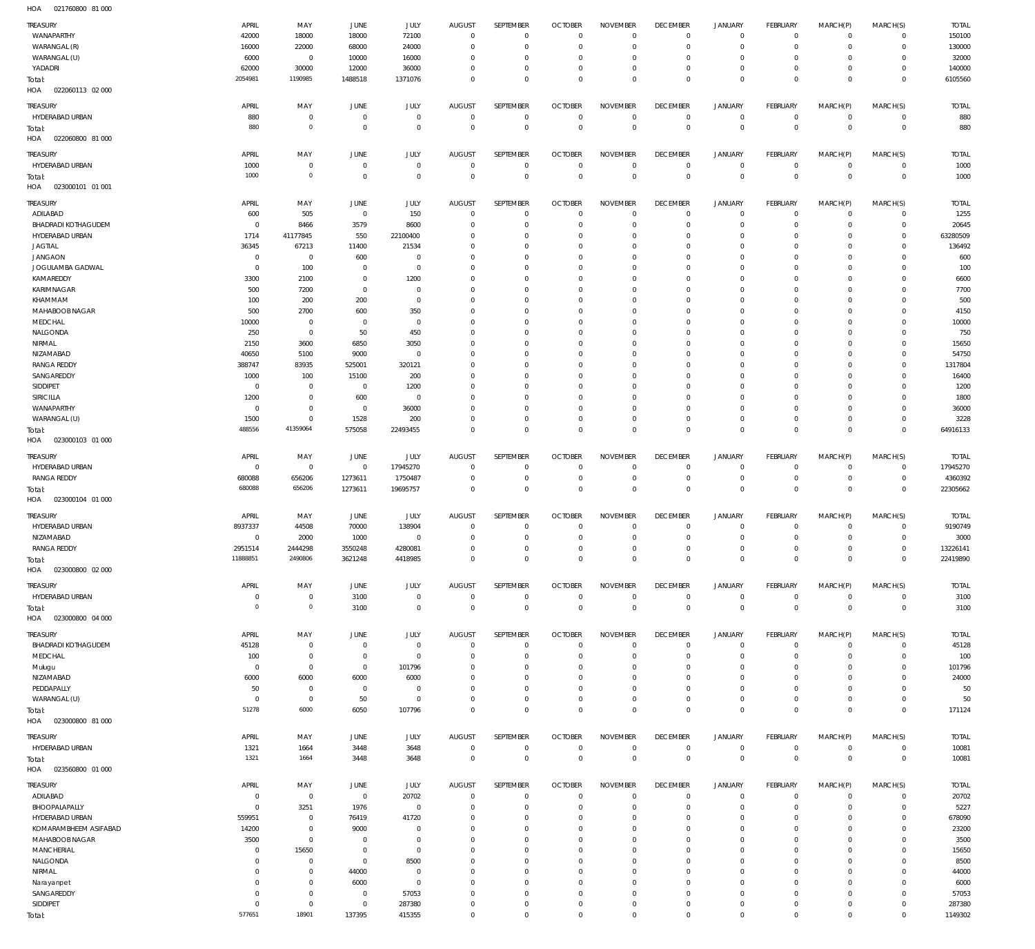HOA 021760800 81 000

| TREASURY | APRIL | MAY | JUNE | JULY | AUGUST | SEPTEMBER | OCTOBER | NOVEMBER | DECEMBER | JANUARY | FEBRUARY | MARCH(P) | MARCH(S) | TOTAL |
|---|---|---|---|---|---|---|---|---|---|---|---|---|---|---|
| WANAPARTHY | 42000 | 18000 | 18000 | 72100 | 0 | 0 | 0 | 0 | 0 | 0 | 0 | 0 | 0 | 150100 |
| WARANGAL (R) | 16000 | 22000 | 68000 | 24000 | 0 | 0 | 0 | 0 | 0 | 0 | 0 | 0 | 0 | 130000 |
| WARANGAL (U) | 6000 | 0 | 10000 | 16000 | 0 | 0 | 0 | 0 | 0 | 0 | 0 | 0 | 0 | 32000 |
| YADADRI | 62000 | 30000 | 12000 | 36000 | 0 | 0 | 0 | 0 | 0 | 0 | 0 | 0 | 0 | 140000 |
| Total: | 2054981 | 1190985 | 1488518 | 1371076 | 0 | 0 | 0 | 0 | 0 | 0 | 0 | 0 | 0 | 6105560 |

HOA 022060113 02 000

| TREASURY | APRIL | MAY | JUNE | JULY | AUGUST | SEPTEMBER | OCTOBER | NOVEMBER | DECEMBER | JANUARY | FEBRUARY | MARCH(P) | MARCH(S) | TOTAL |
|---|---|---|---|---|---|---|---|---|---|---|---|---|---|---|
| HYDERABAD URBAN | 880 | 0 | 0 | 0 | 0 | 0 | 0 | 0 | 0 | 0 | 0 | 0 | 0 | 880 |
| Total: | 880 | 0 | 0 | 0 | 0 | 0 | 0 | 0 | 0 | 0 | 0 | 0 | 0 | 880 |

HOA 022060800 81 000

| TREASURY | APRIL | MAY | JUNE | JULY | AUGUST | SEPTEMBER | OCTOBER | NOVEMBER | DECEMBER | JANUARY | FEBRUARY | MARCH(P) | MARCH(S) | TOTAL |
|---|---|---|---|---|---|---|---|---|---|---|---|---|---|---|
| HYDERABAD URBAN | 1000 | 0 | 0 | 0 | 0 | 0 | 0 | 0 | 0 | 0 | 0 | 0 | 0 | 1000 |
| Total: | 1000 | 0 | 0 | 0 | 0 | 0 | 0 | 0 | 0 | 0 | 0 | 0 | 0 | 1000 |

HOA 023000101 01 001

| TREASURY | APRIL | MAY | JUNE | JULY | AUGUST | SEPTEMBER | OCTOBER | NOVEMBER | DECEMBER | JANUARY | FEBRUARY | MARCH(P) | MARCH(S) | TOTAL |
|---|---|---|---|---|---|---|---|---|---|---|---|---|---|---|
| ADILABAD | 600 | 505 | 0 | 150 | 0 | 0 | 0 | 0 | 0 | 0 | 0 | 0 | 0 | 1255 |
| BHADRADI KOTHAGUDEM | 0 | 8466 | 3579 | 8600 | 0 | 0 | 0 | 0 | 0 | 0 | 0 | 0 | 0 | 20645 |
| HYDERABAD URBAN | 1714 | 41177845 | 550 | 22100400 | 0 | 0 | 0 | 0 | 0 | 0 | 0 | 0 | 0 | 63280509 |
| JAGTIAL | 36345 | 67213 | 11400 | 21534 | 0 | 0 | 0 | 0 | 0 | 0 | 0 | 0 | 0 | 136492 |
| JANGAON | 0 | 0 | 600 | 0 | 0 | 0 | 0 | 0 | 0 | 0 | 0 | 0 | 0 | 600 |
| JOGULAMBA GADWAL | 0 | 100 | 0 | 0 | 0 | 0 | 0 | 0 | 0 | 0 | 0 | 0 | 0 | 100 |
| KAMAREDDY | 3300 | 2100 | 0 | 1200 | 0 | 0 | 0 | 0 | 0 | 0 | 0 | 0 | 0 | 6600 |
| KARIMNAGAR | 500 | 7200 | 0 | 0 | 0 | 0 | 0 | 0 | 0 | 0 | 0 | 0 | 0 | 7700 |
| KHAMMAM | 100 | 200 | 200 | 0 | 0 | 0 | 0 | 0 | 0 | 0 | 0 | 0 | 0 | 500 |
| MAHABOOBNAGAR | 500 | 2700 | 600 | 350 | 0 | 0 | 0 | 0 | 0 | 0 | 0 | 0 | 0 | 4150 |
| MEDCHAL | 10000 | 0 | 0 | 0 | 0 | 0 | 0 | 0 | 0 | 0 | 0 | 0 | 0 | 10000 |
| NALGONDA | 250 | 0 | 50 | 450 | 0 | 0 | 0 | 0 | 0 | 0 | 0 | 0 | 0 | 750 |
| NIRMAL | 2150 | 3600 | 6850 | 3050 | 0 | 0 | 0 | 0 | 0 | 0 | 0 | 0 | 0 | 15650 |
| NIZAMABAD | 40650 | 5100 | 9000 | 0 | 0 | 0 | 0 | 0 | 0 | 0 | 0 | 0 | 0 | 54750 |
| RANGA REDDY | 388747 | 83935 | 525001 | 320121 | 0 | 0 | 0 | 0 | 0 | 0 | 0 | 0 | 0 | 1317804 |
| SANGAREDDY | 1000 | 100 | 15100 | 200 | 0 | 0 | 0 | 0 | 0 | 0 | 0 | 0 | 0 | 16400 |
| SIDDIPET | 0 | 0 | 0 | 1200 | 0 | 0 | 0 | 0 | 0 | 0 | 0 | 0 | 0 | 1200 |
| SIRICILLA | 1200 | 0 | 600 | 0 | 0 | 0 | 0 | 0 | 0 | 0 | 0 | 0 | 0 | 1800 |
| WANAPARTHY | 0 | 0 | 0 | 36000 | 0 | 0 | 0 | 0 | 0 | 0 | 0 | 0 | 0 | 36000 |
| WARANGAL (U) | 1500 | 0 | 1528 | 200 | 0 | 0 | 0 | 0 | 0 | 0 | 0 | 0 | 0 | 3228 |
| Total: | 488556 | 41359064 | 575058 | 22493455 | 0 | 0 | 0 | 0 | 0 | 0 | 0 | 0 | 0 | 64916133 |

HOA 023000103 01 000

| TREASURY | APRIL | MAY | JUNE | JULY | AUGUST | SEPTEMBER | OCTOBER | NOVEMBER | DECEMBER | JANUARY | FEBRUARY | MARCH(P) | MARCH(S) | TOTAL |
|---|---|---|---|---|---|---|---|---|---|---|---|---|---|---|
| HYDERABAD URBAN | 0 | 0 | 0 | 17945270 | 0 | 0 | 0 | 0 | 0 | 0 | 0 | 0 | 0 | 17945270 |
| RANGA REDDY | 680088 | 656206 | 1273611 | 1750487 | 0 | 0 | 0 | 0 | 0 | 0 | 0 | 0 | 0 | 4360392 |
| Total: | 680088 | 656206 | 1273611 | 19695757 | 0 | 0 | 0 | 0 | 0 | 0 | 0 | 0 | 0 | 22305662 |

HOA 023000104 01 000

| TREASURY | APRIL | MAY | JUNE | JULY | AUGUST | SEPTEMBER | OCTOBER | NOVEMBER | DECEMBER | JANUARY | FEBRUARY | MARCH(P) | MARCH(S) | TOTAL |
|---|---|---|---|---|---|---|---|---|---|---|---|---|---|---|
| HYDERABAD URBAN | 8937337 | 44508 | 70000 | 138904 | 0 | 0 | 0 | 0 | 0 | 0 | 0 | 0 | 0 | 9190749 |
| NIZAMABAD | 0 | 2000 | 1000 | 0 | 0 | 0 | 0 | 0 | 0 | 0 | 0 | 0 | 0 | 3000 |
| RANGA REDDY | 2951514 | 2444298 | 3550248 | 4280081 | 0 | 0 | 0 | 0 | 0 | 0 | 0 | 0 | 0 | 13226141 |
| Total: | 11888851 | 2490806 | 3621248 | 4418985 | 0 | 0 | 0 | 0 | 0 | 0 | 0 | 0 | 0 | 22419890 |

HOA 023000800 02 000

| TREASURY | APRIL | MAY | JUNE | JULY | AUGUST | SEPTEMBER | OCTOBER | NOVEMBER | DECEMBER | JANUARY | FEBRUARY | MARCH(P) | MARCH(S) | TOTAL |
|---|---|---|---|---|---|---|---|---|---|---|---|---|---|---|
| HYDERABAD URBAN | 0 | 0 | 3100 | 0 | 0 | 0 | 0 | 0 | 0 | 0 | 0 | 0 | 0 | 3100 |
| Total: | 0 | 0 | 3100 | 0 | 0 | 0 | 0 | 0 | 0 | 0 | 0 | 0 | 0 | 3100 |

HOA 023000800 04 000

| TREASURY | APRIL | MAY | JUNE | JULY | AUGUST | SEPTEMBER | OCTOBER | NOVEMBER | DECEMBER | JANUARY | FEBRUARY | MARCH(P) | MARCH(S) | TOTAL |
|---|---|---|---|---|---|---|---|---|---|---|---|---|---|---|
| BHADRADI KOTHAGUDEM | 45128 | 0 | 0 | 0 | 0 | 0 | 0 | 0 | 0 | 0 | 0 | 0 | 0 | 45128 |
| MEDCHAL | 100 | 0 | 0 | 0 | 0 | 0 | 0 | 0 | 0 | 0 | 0 | 0 | 0 | 100 |
| Mulugu | 0 | 0 | 0 | 101796 | 0 | 0 | 0 | 0 | 0 | 0 | 0 | 0 | 0 | 101796 |
| NIZAMABAD | 6000 | 6000 | 6000 | 6000 | 0 | 0 | 0 | 0 | 0 | 0 | 0 | 0 | 0 | 24000 |
| PEDDAPALLY | 50 | 0 | 0 | 0 | 0 | 0 | 0 | 0 | 0 | 0 | 0 | 0 | 0 | 50 |
| WARANGAL (U) | 0 | 0 | 50 | 0 | 0 | 0 | 0 | 0 | 0 | 0 | 0 | 0 | 0 | 50 |
| Total: | 51278 | 6000 | 6050 | 107796 | 0 | 0 | 0 | 0 | 0 | 0 | 0 | 0 | 0 | 171124 |

HOA 023000800 81 000

| TREASURY | APRIL | MAY | JUNE | JULY | AUGUST | SEPTEMBER | OCTOBER | NOVEMBER | DECEMBER | JANUARY | FEBRUARY | MARCH(P) | MARCH(S) | TOTAL |
|---|---|---|---|---|---|---|---|---|---|---|---|---|---|---|
| HYDERABAD URBAN | 1321 | 1664 | 3448 | 3648 | 0 | 0 | 0 | 0 | 0 | 0 | 0 | 0 | 0 | 10081 |
| Total: | 1321 | 1664 | 3448 | 3648 | 0 | 0 | 0 | 0 | 0 | 0 | 0 | 0 | 0 | 10081 |

HOA 023560800 01 000

| TREASURY | APRIL | MAY | JUNE | JULY | AUGUST | SEPTEMBER | OCTOBER | NOVEMBER | DECEMBER | JANUARY | FEBRUARY | MARCH(P) | MARCH(S) | TOTAL |
|---|---|---|---|---|---|---|---|---|---|---|---|---|---|---|
| ADILABAD | 0 | 0 | 0 | 20702 | 0 | 0 | 0 | 0 | 0 | 0 | 0 | 0 | 0 | 20702 |
| BHOOPALAPALLY | 0 | 3251 | 1976 | 0 | 0 | 0 | 0 | 0 | 0 | 0 | 0 | 0 | 0 | 5227 |
| HYDERABAD URBAN | 559951 | 0 | 76419 | 41720 | 0 | 0 | 0 | 0 | 0 | 0 | 0 | 0 | 0 | 678090 |
| KOMARAMBHEEM ASIFABAD | 14200 | 0 | 9000 | 0 | 0 | 0 | 0 | 0 | 0 | 0 | 0 | 0 | 0 | 23200 |
| MAHABOOBNAGAR | 3500 | 0 | 0 | 0 | 0 | 0 | 0 | 0 | 0 | 0 | 0 | 0 | 0 | 3500 |
| MANCHERIAL | 0 | 15650 | 0 | 0 | 0 | 0 | 0 | 0 | 0 | 0 | 0 | 0 | 0 | 15650 |
| NALGONDA | 0 | 0 | 0 | 8500 | 0 | 0 | 0 | 0 | 0 | 0 | 0 | 0 | 0 | 8500 |
| NIRMAL | 0 | 0 | 44000 | 0 | 0 | 0 | 0 | 0 | 0 | 0 | 0 | 0 | 0 | 44000 |
| Narayanpet | 0 | 0 | 6000 | 0 | 0 | 0 | 0 | 0 | 0 | 0 | 0 | 0 | 0 | 6000 |
| SANGAREDDY | 0 | 0 | 0 | 57053 | 0 | 0 | 0 | 0 | 0 | 0 | 0 | 0 | 0 | 57053 |
| SIDDIPET | 0 | 0 | 0 | 287380 | 0 | 0 | 0 | 0 | 0 | 0 | 0 | 0 | 0 | 287380 |
| Total: | 577651 | 18901 | 137395 | 415355 | 0 | 0 | 0 | 0 | 0 | 0 | 0 | 0 | 0 | 1149302 |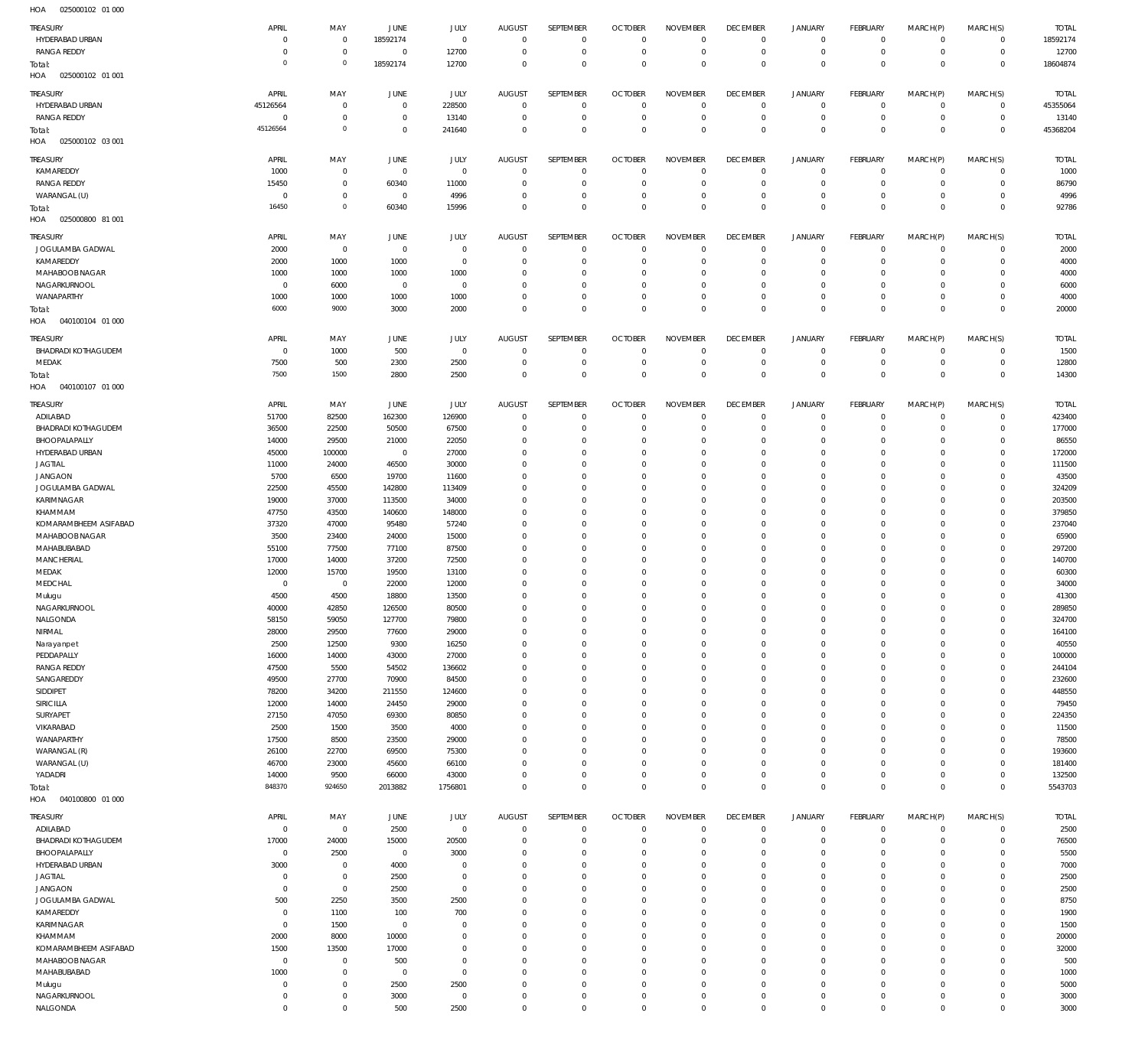HOA 025000102 01 000

| TREASURY | APRIL | MAY | JUNE | JULY | AUGUST | SEPTEMBER | OCTOBER | NOVEMBER | DECEMBER | JANUARY | FEBRUARY | MARCH(P) | MARCH(S) | TOTAL |
|---|---|---|---|---|---|---|---|---|---|---|---|---|---|---|
| HYDERABAD URBAN | 0 | 0 | 18592174 | 0 | 0 | 0 | 0 | 0 | 0 | 0 | 0 | 0 | 0 | 18592174 |
| RANGA REDDY | 0 | 0 | 0 | 12700 | 0 | 0 | 0 | 0 | 0 | 0 | 0 | 0 | 0 | 12700 |
| Total: | 0 | 0 | 18592174 | 12700 | 0 | 0 | 0 | 0 | 0 | 0 | 0 | 0 | 0 | 18604874 |

HOA 025000102 01 001

| TREASURY | APRIL | MAY | JUNE | JULY | AUGUST | SEPTEMBER | OCTOBER | NOVEMBER | DECEMBER | JANUARY | FEBRUARY | MARCH(P) | MARCH(S) | TOTAL |
|---|---|---|---|---|---|---|---|---|---|---|---|---|---|---|
| HYDERABAD URBAN | 45126564 | 0 | 0 | 228500 | 0 | 0 | 0 | 0 | 0 | 0 | 0 | 0 | 0 | 45355064 |
| RANGA REDDY | 0 | 0 | 0 | 13140 | 0 | 0 | 0 | 0 | 0 | 0 | 0 | 0 | 0 | 13140 |
| Total: | 45126564 | 0 | 0 | 241640 | 0 | 0 | 0 | 0 | 0 | 0 | 0 | 0 | 0 | 45368204 |

HOA 025000102 03 001

| TREASURY | APRIL | MAY | JUNE | JULY | AUGUST | SEPTEMBER | OCTOBER | NOVEMBER | DECEMBER | JANUARY | FEBRUARY | MARCH(P) | MARCH(S) | TOTAL |
|---|---|---|---|---|---|---|---|---|---|---|---|---|---|---|
| KAMAREDDY | 1000 | 0 | 0 | 0 | 0 | 0 | 0 | 0 | 0 | 0 | 0 | 0 | 0 | 1000 |
| RANGA REDDY | 15450 | 0 | 60340 | 11000 | 0 | 0 | 0 | 0 | 0 | 0 | 0 | 0 | 0 | 86790 |
| WARANGAL (U) | 0 | 0 | 0 | 4996 | 0 | 0 | 0 | 0 | 0 | 0 | 0 | 0 | 0 | 4996 |
| Total: | 16450 | 0 | 60340 | 15996 | 0 | 0 | 0 | 0 | 0 | 0 | 0 | 0 | 0 | 92786 |

HOA 025000800 81 001

| TREASURY | APRIL | MAY | JUNE | JULY | AUGUST | SEPTEMBER | OCTOBER | NOVEMBER | DECEMBER | JANUARY | FEBRUARY | MARCH(P) | MARCH(S) | TOTAL |
|---|---|---|---|---|---|---|---|---|---|---|---|---|---|---|
| JOGULAMBA GADWAL | 2000 | 0 | 0 | 0 | 0 | 0 | 0 | 0 | 0 | 0 | 0 | 0 | 0 | 2000 |
| KAMAREDDY | 2000 | 1000 | 1000 | 0 | 0 | 0 | 0 | 0 | 0 | 0 | 0 | 0 | 0 | 4000 |
| MAHABOOBNAGAR | 1000 | 1000 | 1000 | 1000 | 0 | 0 | 0 | 0 | 0 | 0 | 0 | 0 | 0 | 4000 |
| NAGARKURNOOL | 0 | 6000 | 0 | 0 | 0 | 0 | 0 | 0 | 0 | 0 | 0 | 0 | 0 | 6000 |
| WANAPARTHY | 1000 | 1000 | 1000 | 1000 | 0 | 0 | 0 | 0 | 0 | 0 | 0 | 0 | 0 | 4000 |
| Total: | 6000 | 9000 | 3000 | 2000 | 0 | 0 | 0 | 0 | 0 | 0 | 0 | 0 | 0 | 20000 |

HOA 040100104 01 000

| TREASURY | APRIL | MAY | JUNE | JULY | AUGUST | SEPTEMBER | OCTOBER | NOVEMBER | DECEMBER | JANUARY | FEBRUARY | MARCH(P) | MARCH(S) | TOTAL |
|---|---|---|---|---|---|---|---|---|---|---|---|---|---|---|
| BHADRADI KOTHAGUDEM | 0 | 1000 | 500 | 0 | 0 | 0 | 0 | 0 | 0 | 0 | 0 | 0 | 0 | 1500 |
| MEDAK | 7500 | 500 | 2300 | 2500 | 0 | 0 | 0 | 0 | 0 | 0 | 0 | 0 | 0 | 12800 |
| Total: | 7500 | 1500 | 2800 | 2500 | 0 | 0 | 0 | 0 | 0 | 0 | 0 | 0 | 0 | 14300 |

HOA 040100107 01 000

| TREASURY | APRIL | MAY | JUNE | JULY | AUGUST | SEPTEMBER | OCTOBER | NOVEMBER | DECEMBER | JANUARY | FEBRUARY | MARCH(P) | MARCH(S) | TOTAL |
|---|---|---|---|---|---|---|---|---|---|---|---|---|---|---|
| ADILABAD | 51700 | 82500 | 162300 | 126900 | 0 | 0 | 0 | 0 | 0 | 0 | 0 | 0 | 0 | 423400 |
| BHADRADI KOTHAGUDEM | 36500 | 22500 | 50500 | 67500 | 0 | 0 | 0 | 0 | 0 | 0 | 0 | 0 | 0 | 177000 |
| BHOOPALAPALLY | 14000 | 29500 | 21000 | 22050 | 0 | 0 | 0 | 0 | 0 | 0 | 0 | 0 | 0 | 86550 |
| HYDERABAD URBAN | 45000 | 100000 | 0 | 27000 | 0 | 0 | 0 | 0 | 0 | 0 | 0 | 0 | 0 | 172000 |
| JAGTIAL | 11000 | 24000 | 46500 | 30000 | 0 | 0 | 0 | 0 | 0 | 0 | 0 | 0 | 0 | 111500 |
| JANGAON | 5700 | 6500 | 19700 | 11600 | 0 | 0 | 0 | 0 | 0 | 0 | 0 | 0 | 0 | 43500 |
| JOGULAMBA GADWAL | 22500 | 45500 | 142800 | 113409 | 0 | 0 | 0 | 0 | 0 | 0 | 0 | 0 | 0 | 324209 |
| KARIMNAGAR | 19000 | 37000 | 113500 | 34000 | 0 | 0 | 0 | 0 | 0 | 0 | 0 | 0 | 0 | 203500 |
| KHAMMAM | 47750 | 43500 | 140600 | 148000 | 0 | 0 | 0 | 0 | 0 | 0 | 0 | 0 | 0 | 379850 |
| KOMARAMBHEEM ASIFABAD | 37320 | 47000 | 95480 | 57240 | 0 | 0 | 0 | 0 | 0 | 0 | 0 | 0 | 0 | 237040 |
| MAHABOOBNAGAR | 3500 | 23400 | 24000 | 15000 | 0 | 0 | 0 | 0 | 0 | 0 | 0 | 0 | 0 | 65900 |
| MAHABUBABAD | 55100 | 77500 | 77100 | 87500 | 0 | 0 | 0 | 0 | 0 | 0 | 0 | 0 | 0 | 297200 |
| MANCHERIAL | 17000 | 14000 | 37200 | 72500 | 0 | 0 | 0 | 0 | 0 | 0 | 0 | 0 | 0 | 140700 |
| MEDAK | 12000 | 15700 | 19500 | 13100 | 0 | 0 | 0 | 0 | 0 | 0 | 0 | 0 | 0 | 60300 |
| MEDCHAL | 0 | 0 | 22000 | 12000 | 0 | 0 | 0 | 0 | 0 | 0 | 0 | 0 | 0 | 34000 |
| Mulugu | 4500 | 4500 | 18800 | 13500 | 0 | 0 | 0 | 0 | 0 | 0 | 0 | 0 | 0 | 41300 |
| NAGARKURNOOL | 40000 | 42850 | 126500 | 80500 | 0 | 0 | 0 | 0 | 0 | 0 | 0 | 0 | 0 | 289850 |
| NALGONDA | 58150 | 59050 | 127700 | 79800 | 0 | 0 | 0 | 0 | 0 | 0 | 0 | 0 | 0 | 324700 |
| NIRMAL | 28000 | 29500 | 77600 | 29000 | 0 | 0 | 0 | 0 | 0 | 0 | 0 | 0 | 0 | 164100 |
| Narayanpet | 2500 | 12500 | 9300 | 16250 | 0 | 0 | 0 | 0 | 0 | 0 | 0 | 0 | 0 | 40550 |
| PEDDAPALLY | 16000 | 14000 | 43000 | 27000 | 0 | 0 | 0 | 0 | 0 | 0 | 0 | 0 | 0 | 100000 |
| RANGA REDDY | 47500 | 5500 | 54502 | 136602 | 0 | 0 | 0 | 0 | 0 | 0 | 0 | 0 | 0 | 244104 |
| SANGAREDDY | 49500 | 27700 | 70900 | 84500 | 0 | 0 | 0 | 0 | 0 | 0 | 0 | 0 | 0 | 232600 |
| SIDDIPET | 78200 | 34200 | 211550 | 124600 | 0 | 0 | 0 | 0 | 0 | 0 | 0 | 0 | 0 | 448550 |
| SIRICILLA | 12000 | 14000 | 24450 | 29000 | 0 | 0 | 0 | 0 | 0 | 0 | 0 | 0 | 0 | 79450 |
| SURYAPET | 27150 | 47050 | 69300 | 80850 | 0 | 0 | 0 | 0 | 0 | 0 | 0 | 0 | 0 | 224350 |
| VIKARABAD | 2500 | 1500 | 3500 | 4000 | 0 | 0 | 0 | 0 | 0 | 0 | 0 | 0 | 0 | 11500 |
| WANAPARTHY | 17500 | 8500 | 23500 | 29000 | 0 | 0 | 0 | 0 | 0 | 0 | 0 | 0 | 0 | 78500 |
| WARANGAL (R) | 26100 | 22700 | 69500 | 75300 | 0 | 0 | 0 | 0 | 0 | 0 | 0 | 0 | 0 | 193600 |
| WARANGAL (U) | 46700 | 23000 | 45600 | 66100 | 0 | 0 | 0 | 0 | 0 | 0 | 0 | 0 | 0 | 181400 |
| YADADRI | 14000 | 9500 | 66000 | 43000 | 0 | 0 | 0 | 0 | 0 | 0 | 0 | 0 | 0 | 132500 |
| Total: | 848370 | 924650 | 2013882 | 1756801 | 0 | 0 | 0 | 0 | 0 | 0 | 0 | 0 | 0 | 5543703 |

HOA 040100800 01 000

| TREASURY | APRIL | MAY | JUNE | JULY | AUGUST | SEPTEMBER | OCTOBER | NOVEMBER | DECEMBER | JANUARY | FEBRUARY | MARCH(P) | MARCH(S) | TOTAL |
|---|---|---|---|---|---|---|---|---|---|---|---|---|---|---|
| ADILABAD | 0 | 0 | 2500 | 0 | 0 | 0 | 0 | 0 | 0 | 0 | 0 | 0 | 0 | 2500 |
| BHADRADI KOTHAGUDEM | 17000 | 24000 | 15000 | 20500 | 0 | 0 | 0 | 0 | 0 | 0 | 0 | 0 | 0 | 76500 |
| BHOOPALAPALLY | 0 | 2500 | 0 | 3000 | 0 | 0 | 0 | 0 | 0 | 0 | 0 | 0 | 0 | 5500 |
| HYDERABAD URBAN | 3000 | 0 | 4000 | 0 | 0 | 0 | 0 | 0 | 0 | 0 | 0 | 0 | 0 | 7000 |
| JAGTIAL | 0 | 0 | 2500 | 0 | 0 | 0 | 0 | 0 | 0 | 0 | 0 | 0 | 0 | 2500 |
| JANGAON | 0 | 0 | 2500 | 0 | 0 | 0 | 0 | 0 | 0 | 0 | 0 | 0 | 0 | 2500 |
| JOGULAMBA GADWAL | 500 | 2250 | 3500 | 2500 | 0 | 0 | 0 | 0 | 0 | 0 | 0 | 0 | 0 | 8750 |
| KAMAREDDY | 0 | 1100 | 100 | 700 | 0 | 0 | 0 | 0 | 0 | 0 | 0 | 0 | 0 | 1900 |
| KARIMNAGAR | 0 | 1500 | 0 | 0 | 0 | 0 | 0 | 0 | 0 | 0 | 0 | 0 | 0 | 1500 |
| KHAMMAM | 2000 | 8000 | 10000 | 0 | 0 | 0 | 0 | 0 | 0 | 0 | 0 | 0 | 0 | 20000 |
| KOMARAMBHEEM ASIFABAD | 1500 | 13500 | 17000 | 0 | 0 | 0 | 0 | 0 | 0 | 0 | 0 | 0 | 0 | 32000 |
| MAHABOOBNAGAR | 0 | 0 | 500 | 0 | 0 | 0 | 0 | 0 | 0 | 0 | 0 | 0 | 0 | 500 |
| MAHABUBABAD | 1000 | 0 | 0 | 0 | 0 | 0 | 0 | 0 | 0 | 0 | 0 | 0 | 0 | 1000 |
| Mulugu | 0 | 0 | 2500 | 2500 | 0 | 0 | 0 | 0 | 0 | 0 | 0 | 0 | 0 | 5000 |
| NAGARKURNOOL | 0 | 0 | 3000 | 0 | 0 | 0 | 0 | 0 | 0 | 0 | 0 | 0 | 0 | 3000 |
| NALGONDA | 0 | 0 | 500 | 2500 | 0 | 0 | 0 | 0 | 0 | 0 | 0 | 0 | 0 | 3000 |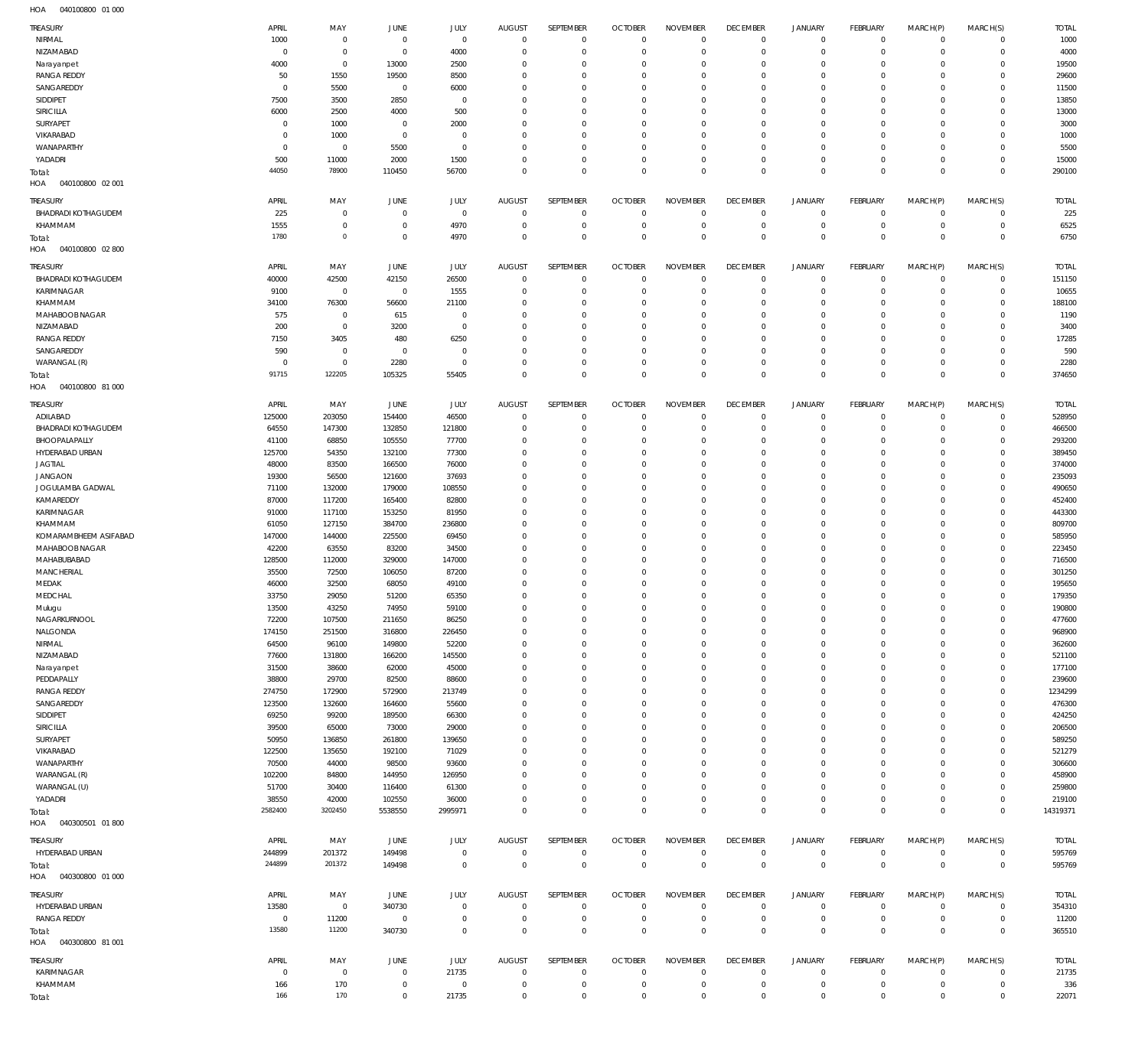HOA 040100800 01 000

| TREASURY | APRIL | MAY | JUNE | JULY | AUGUST | SEPTEMBER | OCTOBER | NOVEMBER | DECEMBER | JANUARY | FEBRUARY | MARCH(P) | MARCH(S) | TOTAL |
|---|---|---|---|---|---|---|---|---|---|---|---|---|---|---|
| NIRMAL | 1000 | 0 | 0 | 0 | 0 | 0 | 0 | 0 | 0 | 0 | 0 | 0 | 0 | 1000 |
| NIZAMABAD | 0 | 0 | 0 | 4000 | 0 | 0 | 0 | 0 | 0 | 0 | 0 | 0 | 0 | 4000 |
| Narayanpet | 4000 | 0 | 13000 | 2500 | 0 | 0 | 0 | 0 | 0 | 0 | 0 | 0 | 0 | 19500 |
| RANGA REDDY | 50 | 1550 | 19500 | 8500 | 0 | 0 | 0 | 0 | 0 | 0 | 0 | 0 | 0 | 29600 |
| SANGAREDDY | 0 | 5500 | 0 | 6000 | 0 | 0 | 0 | 0 | 0 | 0 | 0 | 0 | 0 | 11500 |
| SIDDIPET | 7500 | 3500 | 2850 | 0 | 0 | 0 | 0 | 0 | 0 | 0 | 0 | 0 | 0 | 13850 |
| SIRICILLA | 6000 | 2500 | 4000 | 500 | 0 | 0 | 0 | 0 | 0 | 0 | 0 | 0 | 0 | 13000 |
| SURYAPET | 0 | 1000 | 0 | 2000 | 0 | 0 | 0 | 0 | 0 | 0 | 0 | 0 | 0 | 3000 |
| VIKARABAD | 0 | 1000 | 0 | 0 | 0 | 0 | 0 | 0 | 0 | 0 | 0 | 0 | 0 | 1000 |
| WANAPARTHY | 0 | 0 | 5500 | 0 | 0 | 0 | 0 | 0 | 0 | 0 | 0 | 0 | 0 | 5500 |
| YADADRI | 500 | 11000 | 2000 | 1500 | 0 | 0 | 0 | 0 | 0 | 0 | 0 | 0 | 0 | 15000 |
| Total: | 44050 | 78900 | 110450 | 56700 | 0 | 0 | 0 | 0 | 0 | 0 | 0 | 0 | 0 | 290100 |

HOA 040100800 02 001

| TREASURY | APRIL | MAY | JUNE | JULY | AUGUST | SEPTEMBER | OCTOBER | NOVEMBER | DECEMBER | JANUARY | FEBRUARY | MARCH(P) | MARCH(S) | TOTAL |
|---|---|---|---|---|---|---|---|---|---|---|---|---|---|---|
| BHADRADI KOTHAGUDEM | 225 | 0 | 0 | 0 | 0 | 0 | 0 | 0 | 0 | 0 | 0 | 0 | 0 | 225 |
| KHAMMAM | 1555 | 0 | 0 | 4970 | 0 | 0 | 0 | 0 | 0 | 0 | 0 | 0 | 0 | 6525 |
| Total: | 1780 | 0 | 0 | 4970 | 0 | 0 | 0 | 0 | 0 | 0 | 0 | 0 | 0 | 6750 |

HOA 040100800 02 800

| TREASURY | APRIL | MAY | JUNE | JULY | AUGUST | SEPTEMBER | OCTOBER | NOVEMBER | DECEMBER | JANUARY | FEBRUARY | MARCH(P) | MARCH(S) | TOTAL |
|---|---|---|---|---|---|---|---|---|---|---|---|---|---|---|
| BHADRADI KOTHAGUDEM | 40000 | 42500 | 42150 | 26500 | 0 | 0 | 0 | 0 | 0 | 0 | 0 | 0 | 0 | 151150 |
| KARIMNAGAR | 9100 | 0 | 0 | 1555 | 0 | 0 | 0 | 0 | 0 | 0 | 0 | 0 | 0 | 10655 |
| KHAMMAM | 34100 | 76300 | 56600 | 21100 | 0 | 0 | 0 | 0 | 0 | 0 | 0 | 0 | 0 | 188100 |
| MAHABOOBNAGAR | 575 | 0 | 615 | 0 | 0 | 0 | 0 | 0 | 0 | 0 | 0 | 0 | 0 | 1190 |
| NIZAMABAD | 200 | 0 | 3200 | 0 | 0 | 0 | 0 | 0 | 0 | 0 | 0 | 0 | 0 | 3400 |
| RANGA REDDY | 7150 | 3405 | 480 | 6250 | 0 | 0 | 0 | 0 | 0 | 0 | 0 | 0 | 0 | 17285 |
| SANGAREDDY | 590 | 0 | 0 | 0 | 0 | 0 | 0 | 0 | 0 | 0 | 0 | 0 | 0 | 590 |
| WARANGAL (R) | 0 | 0 | 2280 | 0 | 0 | 0 | 0 | 0 | 0 | 0 | 0 | 0 | 0 | 2280 |
| Total: | 91715 | 122205 | 105325 | 55405 | 0 | 0 | 0 | 0 | 0 | 0 | 0 | 0 | 0 | 374650 |

HOA 040100800 81 000

| TREASURY | APRIL | MAY | JUNE | JULY | AUGUST | SEPTEMBER | OCTOBER | NOVEMBER | DECEMBER | JANUARY | FEBRUARY | MARCH(P) | MARCH(S) | TOTAL |
|---|---|---|---|---|---|---|---|---|---|---|---|---|---|---|
| ADILABAD | 125000 | 203050 | 154400 | 46500 | 0 | 0 | 0 | 0 | 0 | 0 | 0 | 0 | 0 | 528950 |
| BHADRADI KOTHAGUDEM | 64550 | 147300 | 132850 | 121800 | 0 | 0 | 0 | 0 | 0 | 0 | 0 | 0 | 0 | 466500 |
| BHOOPALAPALLY | 41100 | 68850 | 105550 | 77700 | 0 | 0 | 0 | 0 | 0 | 0 | 0 | 0 | 0 | 293200 |
| HYDERABAD URBAN | 125700 | 54350 | 132100 | 77300 | 0 | 0 | 0 | 0 | 0 | 0 | 0 | 0 | 0 | 389450 |
| JAGTIAL | 48000 | 83500 | 166500 | 76000 | 0 | 0 | 0 | 0 | 0 | 0 | 0 | 0 | 0 | 374000 |
| JANGAON | 19300 | 56500 | 121600 | 37693 | 0 | 0 | 0 | 0 | 0 | 0 | 0 | 0 | 0 | 235093 |
| JOGULAMBA GADWAL | 71100 | 132000 | 179000 | 108550 | 0 | 0 | 0 | 0 | 0 | 0 | 0 | 0 | 0 | 490650 |
| KAMAREDDY | 87000 | 117200 | 165400 | 82800 | 0 | 0 | 0 | 0 | 0 | 0 | 0 | 0 | 0 | 452400 |
| KARIMNAGAR | 91000 | 117100 | 153250 | 81950 | 0 | 0 | 0 | 0 | 0 | 0 | 0 | 0 | 0 | 443300 |
| KHAMMAM | 61050 | 127150 | 384700 | 236800 | 0 | 0 | 0 | 0 | 0 | 0 | 0 | 0 | 0 | 809700 |
| KOMARAMBHEEM ASIFABAD | 147000 | 144000 | 225500 | 69450 | 0 | 0 | 0 | 0 | 0 | 0 | 0 | 0 | 0 | 585950 |
| MAHABOOBNAGAR | 42200 | 63550 | 83200 | 34500 | 0 | 0 | 0 | 0 | 0 | 0 | 0 | 0 | 0 | 223450 |
| MAHABUBABAD | 128500 | 112000 | 329000 | 147000 | 0 | 0 | 0 | 0 | 0 | 0 | 0 | 0 | 0 | 716500 |
| MANCHERIAL | 35500 | 72500 | 106050 | 87200 | 0 | 0 | 0 | 0 | 0 | 0 | 0 | 0 | 0 | 301250 |
| MEDAK | 46000 | 32500 | 68050 | 49100 | 0 | 0 | 0 | 0 | 0 | 0 | 0 | 0 | 0 | 195650 |
| MEDCHAL | 33750 | 29050 | 51200 | 65350 | 0 | 0 | 0 | 0 | 0 | 0 | 0 | 0 | 0 | 179350 |
| Mulugu | 13500 | 43250 | 74950 | 59100 | 0 | 0 | 0 | 0 | 0 | 0 | 0 | 0 | 0 | 190800 |
| NAGARKURNOOL | 72200 | 107500 | 211650 | 86250 | 0 | 0 | 0 | 0 | 0 | 0 | 0 | 0 | 0 | 477600 |
| NALGONDA | 174150 | 251500 | 316800 | 226450 | 0 | 0 | 0 | 0 | 0 | 0 | 0 | 0 | 0 | 968900 |
| NIRMAL | 64500 | 96100 | 149800 | 52200 | 0 | 0 | 0 | 0 | 0 | 0 | 0 | 0 | 0 | 362600 |
| NIZAMABAD | 77600 | 131800 | 166200 | 145500 | 0 | 0 | 0 | 0 | 0 | 0 | 0 | 0 | 0 | 521100 |
| Narayanpet | 31500 | 38600 | 62000 | 45000 | 0 | 0 | 0 | 0 | 0 | 0 | 0 | 0 | 0 | 177100 |
| PEDDAPALLY | 38800 | 29700 | 82500 | 88600 | 0 | 0 | 0 | 0 | 0 | 0 | 0 | 0 | 0 | 239600 |
| RANGA REDDY | 274750 | 172900 | 572900 | 213749 | 0 | 0 | 0 | 0 | 0 | 0 | 0 | 0 | 0 | 1234299 |
| SANGAREDDY | 123500 | 132600 | 164600 | 55600 | 0 | 0 | 0 | 0 | 0 | 0 | 0 | 0 | 0 | 476300 |
| SIDDIPET | 69250 | 99200 | 189500 | 66300 | 0 | 0 | 0 | 0 | 0 | 0 | 0 | 0 | 0 | 424250 |
| SIRICILLA | 39500 | 65000 | 73000 | 29000 | 0 | 0 | 0 | 0 | 0 | 0 | 0 | 0 | 0 | 206500 |
| SURYAPET | 50950 | 136850 | 261800 | 139650 | 0 | 0 | 0 | 0 | 0 | 0 | 0 | 0 | 0 | 589250 |
| VIKARABAD | 122500 | 135650 | 192100 | 71029 | 0 | 0 | 0 | 0 | 0 | 0 | 0 | 0 | 0 | 521279 |
| WANAPARTHY | 70500 | 44000 | 98500 | 93600 | 0 | 0 | 0 | 0 | 0 | 0 | 0 | 0 | 0 | 306600 |
| WARANGAL (R) | 102200 | 84800 | 144950 | 126950 | 0 | 0 | 0 | 0 | 0 | 0 | 0 | 0 | 0 | 458900 |
| WARANGAL (U) | 51700 | 30400 | 116400 | 61300 | 0 | 0 | 0 | 0 | 0 | 0 | 0 | 0 | 0 | 259800 |
| YADADRI | 38550 | 42000 | 102550 | 36000 | 0 | 0 | 0 | 0 | 0 | 0 | 0 | 0 | 0 | 219100 |
| Total: | 2582400 | 3202450 | 5538550 | 2995971 | 0 | 0 | 0 | 0 | 0 | 0 | 0 | 0 | 0 | 14319371 |

HOA 040300501 01 800

| TREASURY | APRIL | MAY | JUNE | JULY | AUGUST | SEPTEMBER | OCTOBER | NOVEMBER | DECEMBER | JANUARY | FEBRUARY | MARCH(P) | MARCH(S) | TOTAL |
|---|---|---|---|---|---|---|---|---|---|---|---|---|---|---|
| HYDERABAD URBAN | 244899 | 201372 | 149498 | 0 | 0 | 0 | 0 | 0 | 0 | 0 | 0 | 0 | 0 | 595769 |
| Total: | 244899 | 201372 | 149498 | 0 | 0 | 0 | 0 | 0 | 0 | 0 | 0 | 0 | 0 | 595769 |

HOA 040300800 01 000

| TREASURY | APRIL | MAY | JUNE | JULY | AUGUST | SEPTEMBER | OCTOBER | NOVEMBER | DECEMBER | JANUARY | FEBRUARY | MARCH(P) | MARCH(S) | TOTAL |
|---|---|---|---|---|---|---|---|---|---|---|---|---|---|---|
| HYDERABAD URBAN | 13580 | 0 | 340730 | 0 | 0 | 0 | 0 | 0 | 0 | 0 | 0 | 0 | 0 | 354310 |
| RANGA REDDY | 0 | 11200 | 0 | 0 | 0 | 0 | 0 | 0 | 0 | 0 | 0 | 0 | 0 | 11200 |
| Total: | 13580 | 11200 | 340730 | 0 | 0 | 0 | 0 | 0 | 0 | 0 | 0 | 0 | 0 | 365510 |

HOA 040300800 81 001

| TREASURY | APRIL | MAY | JUNE | JULY | AUGUST | SEPTEMBER | OCTOBER | NOVEMBER | DECEMBER | JANUARY | FEBRUARY | MARCH(P) | MARCH(S) | TOTAL |
|---|---|---|---|---|---|---|---|---|---|---|---|---|---|---|
| KARIMNAGAR | 0 | 0 | 0 | 21735 | 0 | 0 | 0 | 0 | 0 | 0 | 0 | 0 | 0 | 21735 |
| KHAMMAM | 166 | 170 | 0 | 0 | 0 | 0 | 0 | 0 | 0 | 0 | 0 | 0 | 0 | 336 |
| Total: | 166 | 170 | 0 | 21735 | 0 | 0 | 0 | 0 | 0 | 0 | 0 | 0 | 0 | 22071 |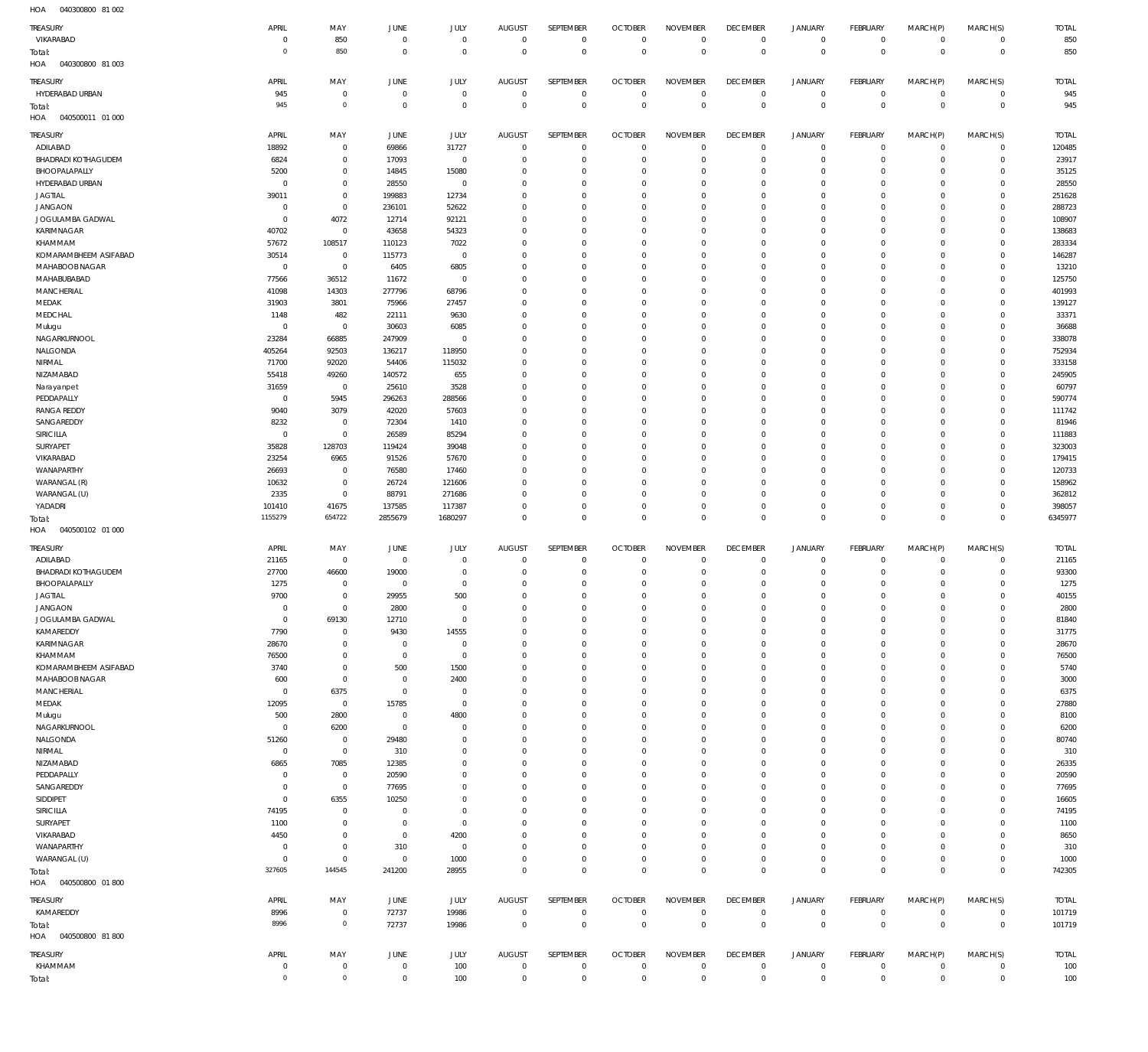HOA 040300800 81 002

| TREASURY | APRIL | MAY | JUNE | JULY | AUGUST | SEPTEMBER | OCTOBER | NOVEMBER | DECEMBER | JANUARY | FEBRUARY | MARCH(P) | MARCH(S) | TOTAL |
|---|---|---|---|---|---|---|---|---|---|---|---|---|---|---|
| VIKARABAD | 0 | 850 | 0 | 0 | 0 | 0 | 0 | 0 | 0 | 0 | 0 | 0 | 0 | 850 |
| Total: | 0 | 850 | 0 | 0 | 0 | 0 | 0 | 0 | 0 | 0 | 0 | 0 | 0 | 850 |

HOA 040300800 81 003

| TREASURY | APRIL | MAY | JUNE | JULY | AUGUST | SEPTEMBER | OCTOBER | NOVEMBER | DECEMBER | JANUARY | FEBRUARY | MARCH(P) | MARCH(S) | TOTAL |
|---|---|---|---|---|---|---|---|---|---|---|---|---|---|---|
| HYDERABAD URBAN | 945 | 0 | 0 | 0 | 0 | 0 | 0 | 0 | 0 | 0 | 0 | 0 | 0 | 945 |
| Total: | 945 | 0 | 0 | 0 | 0 | 0 | 0 | 0 | 0 | 0 | 0 | 0 | 0 | 945 |

HOA 040500011 01 000

| TREASURY | APRIL | MAY | JUNE | JULY | AUGUST | SEPTEMBER | OCTOBER | NOVEMBER | DECEMBER | JANUARY | FEBRUARY | MARCH(P) | MARCH(S) | TOTAL |
|---|---|---|---|---|---|---|---|---|---|---|---|---|---|---|
| ADILABAD | 18892 | 0 | 69866 | 31727 | 0 | 0 | 0 | 0 | 0 | 0 | 0 | 0 | 0 | 120485 |
| BHADRADI KOTHAGUDEM | 6824 | 0 | 17093 | 0 | 0 | 0 | 0 | 0 | 0 | 0 | 0 | 0 | 0 | 23917 |
| BHOOPALAPALLY | 5200 | 0 | 14845 | 15080 | 0 | 0 | 0 | 0 | 0 | 0 | 0 | 0 | 0 | 35125 |
| HYDERABAD URBAN | 0 | 0 | 28550 | 0 | 0 | 0 | 0 | 0 | 0 | 0 | 0 | 0 | 0 | 28550 |
| JAGTIAL | 39011 | 0 | 199883 | 12734 | 0 | 0 | 0 | 0 | 0 | 0 | 0 | 0 | 0 | 251628 |
| JANGAON | 0 | 0 | 236101 | 52622 | 0 | 0 | 0 | 0 | 0 | 0 | 0 | 0 | 0 | 288723 |
| JOGULAMBA GADWAL | 0 | 4072 | 12714 | 92121 | 0 | 0 | 0 | 0 | 0 | 0 | 0 | 0 | 0 | 108907 |
| KARIMNAGAR | 40702 | 0 | 43658 | 54323 | 0 | 0 | 0 | 0 | 0 | 0 | 0 | 0 | 0 | 138683 |
| KHAMMAM | 57672 | 108517 | 110123 | 7022 | 0 | 0 | 0 | 0 | 0 | 0 | 0 | 0 | 0 | 283334 |
| KOMARAMBHEEM ASIFABAD | 30514 | 0 | 115773 | 0 | 0 | 0 | 0 | 0 | 0 | 0 | 0 | 0 | 0 | 146287 |
| MAHABOOB NAGAR | 0 | 0 | 6405 | 6805 | 0 | 0 | 0 | 0 | 0 | 0 | 0 | 0 | 0 | 13210 |
| MAHABUBABAD | 77566 | 36512 | 11672 | 0 | 0 | 0 | 0 | 0 | 0 | 0 | 0 | 0 | 0 | 125750 |
| MANCHERIAL | 41098 | 14303 | 277796 | 68796 | 0 | 0 | 0 | 0 | 0 | 0 | 0 | 0 | 0 | 401993 |
| MEDAK | 31903 | 3801 | 75966 | 27457 | 0 | 0 | 0 | 0 | 0 | 0 | 0 | 0 | 0 | 139127 |
| MEDCHAL | 1148 | 482 | 22111 | 9630 | 0 | 0 | 0 | 0 | 0 | 0 | 0 | 0 | 0 | 33371 |
| Mulugu | 0 | 0 | 30603 | 6085 | 0 | 0 | 0 | 0 | 0 | 0 | 0 | 0 | 0 | 36688 |
| NAGARKURNOOL | 23284 | 66885 | 247909 | 0 | 0 | 0 | 0 | 0 | 0 | 0 | 0 | 0 | 0 | 338078 |
| NALGONDA | 405264 | 92503 | 136217 | 118950 | 0 | 0 | 0 | 0 | 0 | 0 | 0 | 0 | 0 | 752934 |
| NIRMAL | 71700 | 92020 | 54406 | 115032 | 0 | 0 | 0 | 0 | 0 | 0 | 0 | 0 | 0 | 333158 |
| NIZAMABAD | 55418 | 49260 | 140572 | 655 | 0 | 0 | 0 | 0 | 0 | 0 | 0 | 0 | 0 | 245905 |
| Narayanpet | 31659 | 0 | 25610 | 3528 | 0 | 0 | 0 | 0 | 0 | 0 | 0 | 0 | 0 | 60797 |
| PEDDAPALLY | 0 | 5945 | 296263 | 288566 | 0 | 0 | 0 | 0 | 0 | 0 | 0 | 0 | 0 | 590774 |
| RANGA REDDY | 9040 | 3079 | 42020 | 57603 | 0 | 0 | 0 | 0 | 0 | 0 | 0 | 0 | 0 | 111742 |
| SANGAREDDY | 8232 | 0 | 72304 | 1410 | 0 | 0 | 0 | 0 | 0 | 0 | 0 | 0 | 0 | 81946 |
| SIRICILLA | 0 | 0 | 26589 | 85294 | 0 | 0 | 0 | 0 | 0 | 0 | 0 | 0 | 0 | 111883 |
| SURYAPET | 35828 | 128703 | 119424 | 39048 | 0 | 0 | 0 | 0 | 0 | 0 | 0 | 0 | 0 | 323003 |
| VIKARABAD | 23254 | 6965 | 91526 | 57670 | 0 | 0 | 0 | 0 | 0 | 0 | 0 | 0 | 0 | 179415 |
| WANAPARTHY | 26693 | 0 | 76580 | 17460 | 0 | 0 | 0 | 0 | 0 | 0 | 0 | 0 | 0 | 120733 |
| WARANGAL (R) | 10632 | 0 | 26724 | 121606 | 0 | 0 | 0 | 0 | 0 | 0 | 0 | 0 | 0 | 158962 |
| WARANGAL (U) | 2335 | 0 | 88791 | 271686 | 0 | 0 | 0 | 0 | 0 | 0 | 0 | 0 | 0 | 362812 |
| YADADRI | 101410 | 41675 | 137585 | 117387 | 0 | 0 | 0 | 0 | 0 | 0 | 0 | 0 | 0 | 398057 |
| Total: | 1155279 | 654722 | 2855679 | 1680297 | 0 | 0 | 0 | 0 | 0 | 0 | 0 | 0 | 0 | 6345977 |

HOA 040500102 01 000

| TREASURY | APRIL | MAY | JUNE | JULY | AUGUST | SEPTEMBER | OCTOBER | NOVEMBER | DECEMBER | JANUARY | FEBRUARY | MARCH(P) | MARCH(S) | TOTAL |
|---|---|---|---|---|---|---|---|---|---|---|---|---|---|---|
| ADILABAD | 21165 | 0 | 0 | 0 | 0 | 0 | 0 | 0 | 0 | 0 | 0 | 0 | 0 | 21165 |
| BHADRADI KOTHAGUDEM | 27700 | 46600 | 19000 | 0 | 0 | 0 | 0 | 0 | 0 | 0 | 0 | 0 | 0 | 93300 |
| BHOOPALAPALLY | 1275 | 0 | 0 | 0 | 0 | 0 | 0 | 0 | 0 | 0 | 0 | 0 | 0 | 1275 |
| JAGTIAL | 9700 | 0 | 29955 | 500 | 0 | 0 | 0 | 0 | 0 | 0 | 0 | 0 | 0 | 40155 |
| JANGAON | 0 | 0 | 2800 | 0 | 0 | 0 | 0 | 0 | 0 | 0 | 0 | 0 | 0 | 2800 |
| JOGULAMBA GADWAL | 0 | 69130 | 12710 | 0 | 0 | 0 | 0 | 0 | 0 | 0 | 0 | 0 | 0 | 81840 |
| KAMAREDDY | 7790 | 0 | 9430 | 14555 | 0 | 0 | 0 | 0 | 0 | 0 | 0 | 0 | 0 | 31775 |
| KARIMNAGAR | 28670 | 0 | 0 | 0 | 0 | 0 | 0 | 0 | 0 | 0 | 0 | 0 | 0 | 28670 |
| KHAMMAM | 76500 | 0 | 0 | 0 | 0 | 0 | 0 | 0 | 0 | 0 | 0 | 0 | 0 | 76500 |
| KOMARAMBHEEM ASIFABAD | 3740 | 0 | 500 | 1500 | 0 | 0 | 0 | 0 | 0 | 0 | 0 | 0 | 0 | 5740 |
| MAHABOOB NAGAR | 600 | 0 | 0 | 2400 | 0 | 0 | 0 | 0 | 0 | 0 | 0 | 0 | 0 | 3000 |
| MANCHERIAL | 0 | 6375 | 0 | 0 | 0 | 0 | 0 | 0 | 0 | 0 | 0 | 0 | 0 | 6375 |
| MEDAK | 12095 | 0 | 15785 | 0 | 0 | 0 | 0 | 0 | 0 | 0 | 0 | 0 | 0 | 27880 |
| Mulugu | 500 | 2800 | 0 | 4800 | 0 | 0 | 0 | 0 | 0 | 0 | 0 | 0 | 0 | 8100 |
| NAGARKURNOOL | 0 | 6200 | 0 | 0 | 0 | 0 | 0 | 0 | 0 | 0 | 0 | 0 | 0 | 6200 |
| NALGONDA | 51260 | 0 | 29480 | 0 | 0 | 0 | 0 | 0 | 0 | 0 | 0 | 0 | 0 | 80740 |
| NIRMAL | 0 | 0 | 310 | 0 | 0 | 0 | 0 | 0 | 0 | 0 | 0 | 0 | 0 | 310 |
| NIZAMABAD | 6865 | 7085 | 12385 | 0 | 0 | 0 | 0 | 0 | 0 | 0 | 0 | 0 | 0 | 26335 |
| PEDDAPALLY | 0 | 0 | 20590 | 0 | 0 | 0 | 0 | 0 | 0 | 0 | 0 | 0 | 0 | 20590 |
| SANGAREDDY | 0 | 0 | 77695 | 0 | 0 | 0 | 0 | 0 | 0 | 0 | 0 | 0 | 0 | 77695 |
| SIDDIPET | 0 | 6355 | 10250 | 0 | 0 | 0 | 0 | 0 | 0 | 0 | 0 | 0 | 0 | 16605 |
| SIRICILLA | 74195 | 0 | 0 | 0 | 0 | 0 | 0 | 0 | 0 | 0 | 0 | 0 | 0 | 74195 |
| SURYAPET | 1100 | 0 | 0 | 0 | 0 | 0 | 0 | 0 | 0 | 0 | 0 | 0 | 0 | 1100 |
| VIKARABAD | 4450 | 0 | 0 | 4200 | 0 | 0 | 0 | 0 | 0 | 0 | 0 | 0 | 0 | 8650 |
| WANAPARTHY | 0 | 0 | 310 | 0 | 0 | 0 | 0 | 0 | 0 | 0 | 0 | 0 | 0 | 310 |
| WARANGAL (U) | 0 | 0 | 0 | 1000 | 0 | 0 | 0 | 0 | 0 | 0 | 0 | 0 | 0 | 1000 |
| Total: | 327605 | 144545 | 241200 | 28955 | 0 | 0 | 0 | 0 | 0 | 0 | 0 | 0 | 0 | 742305 |

HOA 040500800 01 800

| TREASURY | APRIL | MAY | JUNE | JULY | AUGUST | SEPTEMBER | OCTOBER | NOVEMBER | DECEMBER | JANUARY | FEBRUARY | MARCH(P) | MARCH(S) | TOTAL |
|---|---|---|---|---|---|---|---|---|---|---|---|---|---|---|
| KAMAREDDY | 8996 | 0 | 72737 | 19986 | 0 | 0 | 0 | 0 | 0 | 0 | 0 | 0 | 0 | 101719 |
| Total: | 8996 | 0 | 72737 | 19986 | 0 | 0 | 0 | 0 | 0 | 0 | 0 | 0 | 0 | 101719 |

HOA 040500800 81 800

| TREASURY | APRIL | MAY | JUNE | JULY | AUGUST | SEPTEMBER | OCTOBER | NOVEMBER | DECEMBER | JANUARY | FEBRUARY | MARCH(P) | MARCH(S) | TOTAL |
|---|---|---|---|---|---|---|---|---|---|---|---|---|---|---|
| KHAMMAM | 0 | 0 | 0 | 100 | 0 | 0 | 0 | 0 | 0 | 0 | 0 | 0 | 0 | 100 |
| Total: | 0 | 0 | 0 | 100 | 0 | 0 | 0 | 0 | 0 | 0 | 0 | 0 | 0 | 100 |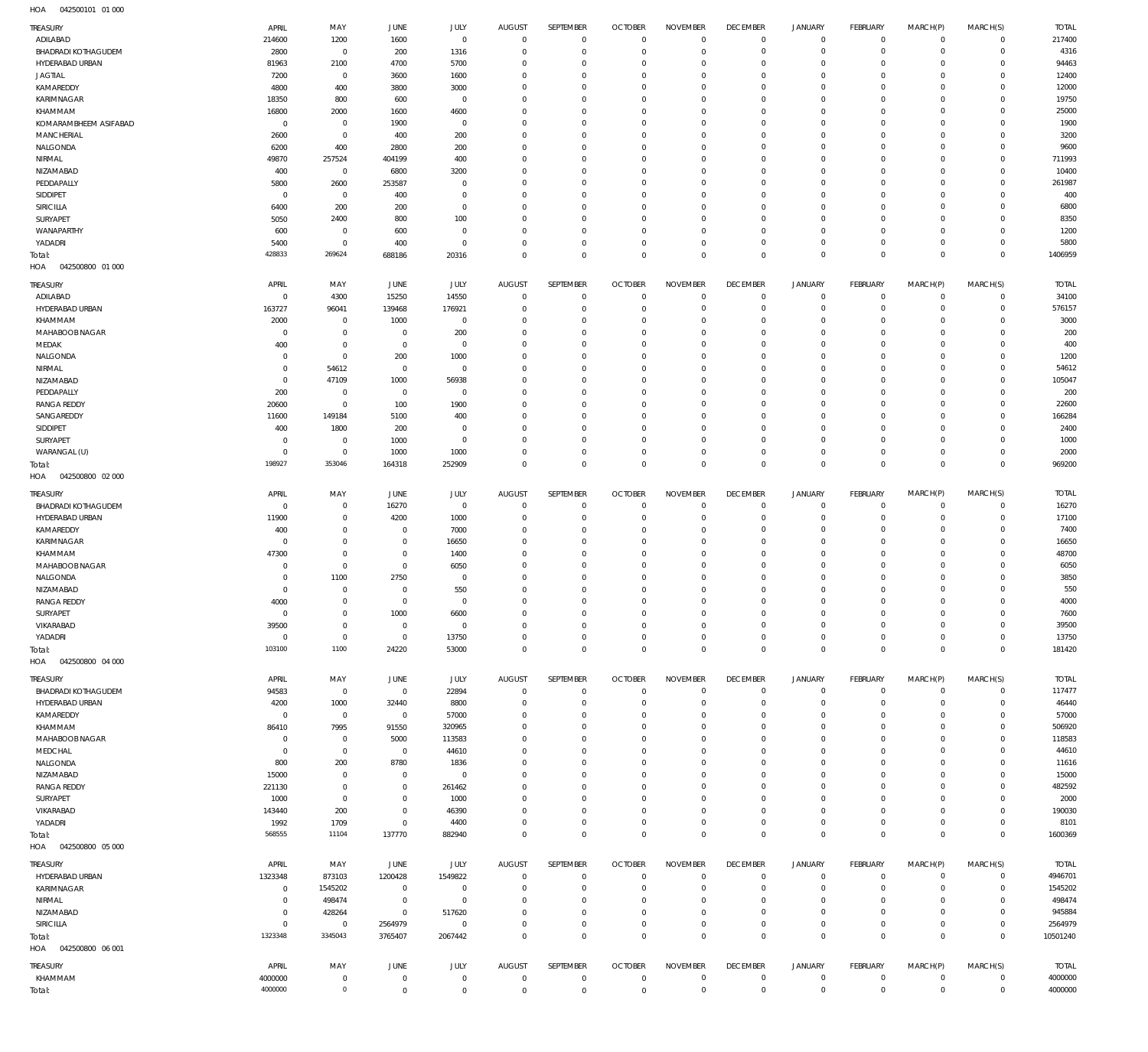HOA 042500101 01 000

| TREASURY | APRIL | MAY | JUNE | JULY | AUGUST | SEPTEMBER | OCTOBER | NOVEMBER | DECEMBER | JANUARY | FEBRUARY | MARCH(P) | MARCH(S) | TOTAL |
|---|---|---|---|---|---|---|---|---|---|---|---|---|---|---|
| ADILABAD | 214600 | 1200 | 1600 | 0 | 0 | 0 | 0 | 0 | 0 | 0 | 0 | 0 | 0 | 217400 |
| BHADRADI KOTHAGUDEM | 2800 | 0 | 200 | 1316 | 0 | 0 | 0 | 0 | 0 | 0 | 0 | 0 | 0 | 4316 |
| HYDERABAD URBAN | 81963 | 2100 | 4700 | 5700 | 0 | 0 | 0 | 0 | 0 | 0 | 0 | 0 | 0 | 94463 |
| JAGTIAL | 7200 | 0 | 3600 | 1600 | 0 | 0 | 0 | 0 | 0 | 0 | 0 | 0 | 0 | 12400 |
| KAMAREDDY | 4800 | 400 | 3800 | 3000 | 0 | 0 | 0 | 0 | 0 | 0 | 0 | 0 | 0 | 12000 |
| KARIMNAGAR | 18350 | 800 | 600 | 0 | 0 | 0 | 0 | 0 | 0 | 0 | 0 | 0 | 0 | 19750 |
| KHAMMAM | 16800 | 2000 | 1600 | 4600 | 0 | 0 | 0 | 0 | 0 | 0 | 0 | 0 | 0 | 25000 |
| KOMARAMBHEEM ASIFABAD | 0 | 0 | 1900 | 0 | 0 | 0 | 0 | 0 | 0 | 0 | 0 | 0 | 0 | 1900 |
| MANCHERIAL | 2600 | 0 | 400 | 200 | 0 | 0 | 0 | 0 | 0 | 0 | 0 | 0 | 0 | 3200 |
| NALGONDA | 6200 | 400 | 2800 | 200 | 0 | 0 | 0 | 0 | 0 | 0 | 0 | 0 | 0 | 9600 |
| NIRMAL | 49870 | 257524 | 404199 | 400 | 0 | 0 | 0 | 0 | 0 | 0 | 0 | 0 | 0 | 711993 |
| NIZAMABAD | 400 | 0 | 6800 | 3200 | 0 | 0 | 0 | 0 | 0 | 0 | 0 | 0 | 0 | 10400 |
| PEDDAPALLY | 5800 | 2600 | 253587 | 0 | 0 | 0 | 0 | 0 | 0 | 0 | 0 | 0 | 0 | 261987 |
| SIDDIPET | 0 | 0 | 400 | 0 | 0 | 0 | 0 | 0 | 0 | 0 | 0 | 0 | 0 | 400 |
| SIRICILLA | 6400 | 200 | 200 | 0 | 0 | 0 | 0 | 0 | 0 | 0 | 0 | 0 | 0 | 6800 |
| SURYAPET | 5050 | 2400 | 800 | 100 | 0 | 0 | 0 | 0 | 0 | 0 | 0 | 0 | 0 | 8350 |
| WANAPARTHY | 600 | 0 | 600 | 0 | 0 | 0 | 0 | 0 | 0 | 0 | 0 | 0 | 0 | 1200 |
| YADADRI | 5400 | 0 | 400 | 0 | 0 | 0 | 0 | 0 | 0 | 0 | 0 | 0 | 0 | 5800 |
| Total: | 428833 | 269624 | 688186 | 20316 | 0 | 0 | 0 | 0 | 0 | 0 | 0 | 0 | 0 | 1406959 |

HOA 042500800 01 000

| TREASURY | APRIL | MAY | JUNE | JULY | AUGUST | SEPTEMBER | OCTOBER | NOVEMBER | DECEMBER | JANUARY | FEBRUARY | MARCH(P) | MARCH(S) | TOTAL |
|---|---|---|---|---|---|---|---|---|---|---|---|---|---|---|
| ADILABAD | 0 | 4300 | 15250 | 14550 | 0 | 0 | 0 | 0 | 0 | 0 | 0 | 0 | 0 | 34100 |
| HYDERABAD URBAN | 163727 | 96041 | 139468 | 176921 | 0 | 0 | 0 | 0 | 0 | 0 | 0 | 0 | 0 | 576157 |
| KHAMMAM | 2000 | 0 | 1000 | 0 | 0 | 0 | 0 | 0 | 0 | 0 | 0 | 0 | 0 | 3000 |
| MAHABOOBNAGAR | 0 | 0 | 0 | 200 | 0 | 0 | 0 | 0 | 0 | 0 | 0 | 0 | 0 | 200 |
| MEDAK | 400 | 0 | 0 | 0 | 0 | 0 | 0 | 0 | 0 | 0 | 0 | 0 | 0 | 400 |
| NALGONDA | 0 | 0 | 200 | 1000 | 0 | 0 | 0 | 0 | 0 | 0 | 0 | 0 | 0 | 1200 |
| NIRMAL | 0 | 54612 | 0 | 0 | 0 | 0 | 0 | 0 | 0 | 0 | 0 | 0 | 0 | 54612 |
| NIZAMABAD | 0 | 47109 | 1000 | 56938 | 0 | 0 | 0 | 0 | 0 | 0 | 0 | 0 | 0 | 105047 |
| PEDDAPALLY | 200 | 0 | 0 | 0 | 0 | 0 | 0 | 0 | 0 | 0 | 0 | 0 | 0 | 200 |
| RANGA REDDY | 20600 | 0 | 100 | 1900 | 0 | 0 | 0 | 0 | 0 | 0 | 0 | 0 | 0 | 22600 |
| SANGAREDDY | 11600 | 149184 | 5100 | 400 | 0 | 0 | 0 | 0 | 0 | 0 | 0 | 0 | 0 | 166284 |
| SIDDIPET | 400 | 1800 | 200 | 0 | 0 | 0 | 0 | 0 | 0 | 0 | 0 | 0 | 0 | 2400 |
| SURYAPET | 0 | 0 | 1000 | 0 | 0 | 0 | 0 | 0 | 0 | 0 | 0 | 0 | 0 | 1000 |
| WARANGAL (U) | 0 | 0 | 1000 | 1000 | 0 | 0 | 0 | 0 | 0 | 0 | 0 | 0 | 0 | 2000 |
| Total: | 198927 | 353046 | 164318 | 252909 | 0 | 0 | 0 | 0 | 0 | 0 | 0 | 0 | 0 | 969200 |

HOA 042500800 02 000

| TREASURY | APRIL | MAY | JUNE | JULY | AUGUST | SEPTEMBER | OCTOBER | NOVEMBER | DECEMBER | JANUARY | FEBRUARY | MARCH(P) | MARCH(S) | TOTAL |
|---|---|---|---|---|---|---|---|---|---|---|---|---|---|---|
| BHADRADI KOTHAGUDEM | 0 | 0 | 16270 | 0 | 0 | 0 | 0 | 0 | 0 | 0 | 0 | 0 | 0 | 16270 |
| HYDERABAD URBAN | 11900 | 0 | 4200 | 1000 | 0 | 0 | 0 | 0 | 0 | 0 | 0 | 0 | 0 | 17100 |
| KAMAREDDY | 400 | 0 | 0 | 7000 | 0 | 0 | 0 | 0 | 0 | 0 | 0 | 0 | 0 | 7400 |
| KARIMNAGAR | 0 | 0 | 0 | 16650 | 0 | 0 | 0 | 0 | 0 | 0 | 0 | 0 | 0 | 16650 |
| KHAMMAM | 47300 | 0 | 0 | 1400 | 0 | 0 | 0 | 0 | 0 | 0 | 0 | 0 | 0 | 48700 |
| MAHABOOBNAGAR | 0 | 0 | 0 | 6050 | 0 | 0 | 0 | 0 | 0 | 0 | 0 | 0 | 0 | 6050 |
| NALGONDA | 0 | 1100 | 2750 | 0 | 0 | 0 | 0 | 0 | 0 | 0 | 0 | 0 | 0 | 3850 |
| NIZAMABAD | 0 | 0 | 0 | 550 | 0 | 0 | 0 | 0 | 0 | 0 | 0 | 0 | 0 | 550 |
| RANGA REDDY | 4000 | 0 | 0 | 0 | 0 | 0 | 0 | 0 | 0 | 0 | 0 | 0 | 0 | 4000 |
| SURYAPET | 0 | 0 | 1000 | 6600 | 0 | 0 | 0 | 0 | 0 | 0 | 0 | 0 | 0 | 7600 |
| VIKARABAD | 39500 | 0 | 0 | 0 | 0 | 0 | 0 | 0 | 0 | 0 | 0 | 0 | 0 | 39500 |
| YADADRI | 0 | 0 | 0 | 13750 | 0 | 0 | 0 | 0 | 0 | 0 | 0 | 0 | 0 | 13750 |
| Total: | 103100 | 1100 | 24220 | 53000 | 0 | 0 | 0 | 0 | 0 | 0 | 0 | 0 | 0 | 181420 |

HOA 042500800 04 000

| TREASURY | APRIL | MAY | JUNE | JULY | AUGUST | SEPTEMBER | OCTOBER | NOVEMBER | DECEMBER | JANUARY | FEBRUARY | MARCH(P) | MARCH(S) | TOTAL |
|---|---|---|---|---|---|---|---|---|---|---|---|---|---|---|
| BHADRADI KOTHAGUDEM | 94583 | 0 | 0 | 22894 | 0 | 0 | 0 | 0 | 0 | 0 | 0 | 0 | 0 | 117477 |
| HYDERABAD URBAN | 4200 | 1000 | 32440 | 8800 | 0 | 0 | 0 | 0 | 0 | 0 | 0 | 0 | 0 | 46440 |
| KAMAREDDY | 0 | 0 | 0 | 57000 | 0 | 0 | 0 | 0 | 0 | 0 | 0 | 0 | 0 | 57000 |
| KHAMMAM | 86410 | 7995 | 91550 | 320965 | 0 | 0 | 0 | 0 | 0 | 0 | 0 | 0 | 0 | 506920 |
| MAHABOOBNAGAR | 0 | 0 | 5000 | 113583 | 0 | 0 | 0 | 0 | 0 | 0 | 0 | 0 | 0 | 118583 |
| MEDCHAL | 0 | 0 | 0 | 44610 | 0 | 0 | 0 | 0 | 0 | 0 | 0 | 0 | 0 | 44610 |
| NALGONDA | 800 | 200 | 8780 | 1836 | 0 | 0 | 0 | 0 | 0 | 0 | 0 | 0 | 0 | 11616 |
| NIZAMABAD | 15000 | 0 | 0 | 0 | 0 | 0 | 0 | 0 | 0 | 0 | 0 | 0 | 0 | 15000 |
| RANGA REDDY | 221130 | 0 | 0 | 261462 | 0 | 0 | 0 | 0 | 0 | 0 | 0 | 0 | 0 | 482592 |
| SURYAPET | 1000 | 0 | 0 | 1000 | 0 | 0 | 0 | 0 | 0 | 0 | 0 | 0 | 0 | 2000 |
| VIKARABAD | 143440 | 200 | 0 | 46390 | 0 | 0 | 0 | 0 | 0 | 0 | 0 | 0 | 0 | 190030 |
| YADADRI | 1992 | 1709 | 0 | 4400 | 0 | 0 | 0 | 0 | 0 | 0 | 0 | 0 | 0 | 8101 |
| Total: | 568555 | 11104 | 137770 | 882940 | 0 | 0 | 0 | 0 | 0 | 0 | 0 | 0 | 0 | 1600369 |

HOA 042500800 05 000

| TREASURY | APRIL | MAY | JUNE | JULY | AUGUST | SEPTEMBER | OCTOBER | NOVEMBER | DECEMBER | JANUARY | FEBRUARY | MARCH(P) | MARCH(S) | TOTAL |
|---|---|---|---|---|---|---|---|---|---|---|---|---|---|---|
| HYDERABAD URBAN | 1323348 | 873103 | 1200428 | 1549822 | 0 | 0 | 0 | 0 | 0 | 0 | 0 | 0 | 0 | 4946701 |
| KARIMNAGAR | 0 | 1545202 | 0 | 0 | 0 | 0 | 0 | 0 | 0 | 0 | 0 | 0 | 0 | 1545202 |
| NIRMAL | 0 | 498474 | 0 | 0 | 0 | 0 | 0 | 0 | 0 | 0 | 0 | 0 | 0 | 498474 |
| NIZAMABAD | 0 | 428264 | 0 | 517620 | 0 | 0 | 0 | 0 | 0 | 0 | 0 | 0 | 0 | 945884 |
| SIRICILLA | 0 | 0 | 2564979 | 0 | 0 | 0 | 0 | 0 | 0 | 0 | 0 | 0 | 0 | 2564979 |
| Total: | 1323348 | 3345043 | 3765407 | 2067442 | 0 | 0 | 0 | 0 | 0 | 0 | 0 | 0 | 0 | 10501240 |

HOA 042500800 06 001

| TREASURY | APRIL | MAY | JUNE | JULY | AUGUST | SEPTEMBER | OCTOBER | NOVEMBER | DECEMBER | JANUARY | FEBRUARY | MARCH(P) | MARCH(S) | TOTAL |
|---|---|---|---|---|---|---|---|---|---|---|---|---|---|---|
| KHAMMAM | 4000000 | 0 | 0 | 0 | 0 | 0 | 0 | 0 | 0 | 0 | 0 | 0 | 0 | 4000000 |
| Total: | 4000000 | 0 | 0 | 0 | 0 | 0 | 0 | 0 | 0 | 0 | 0 | 0 | 0 | 4000000 |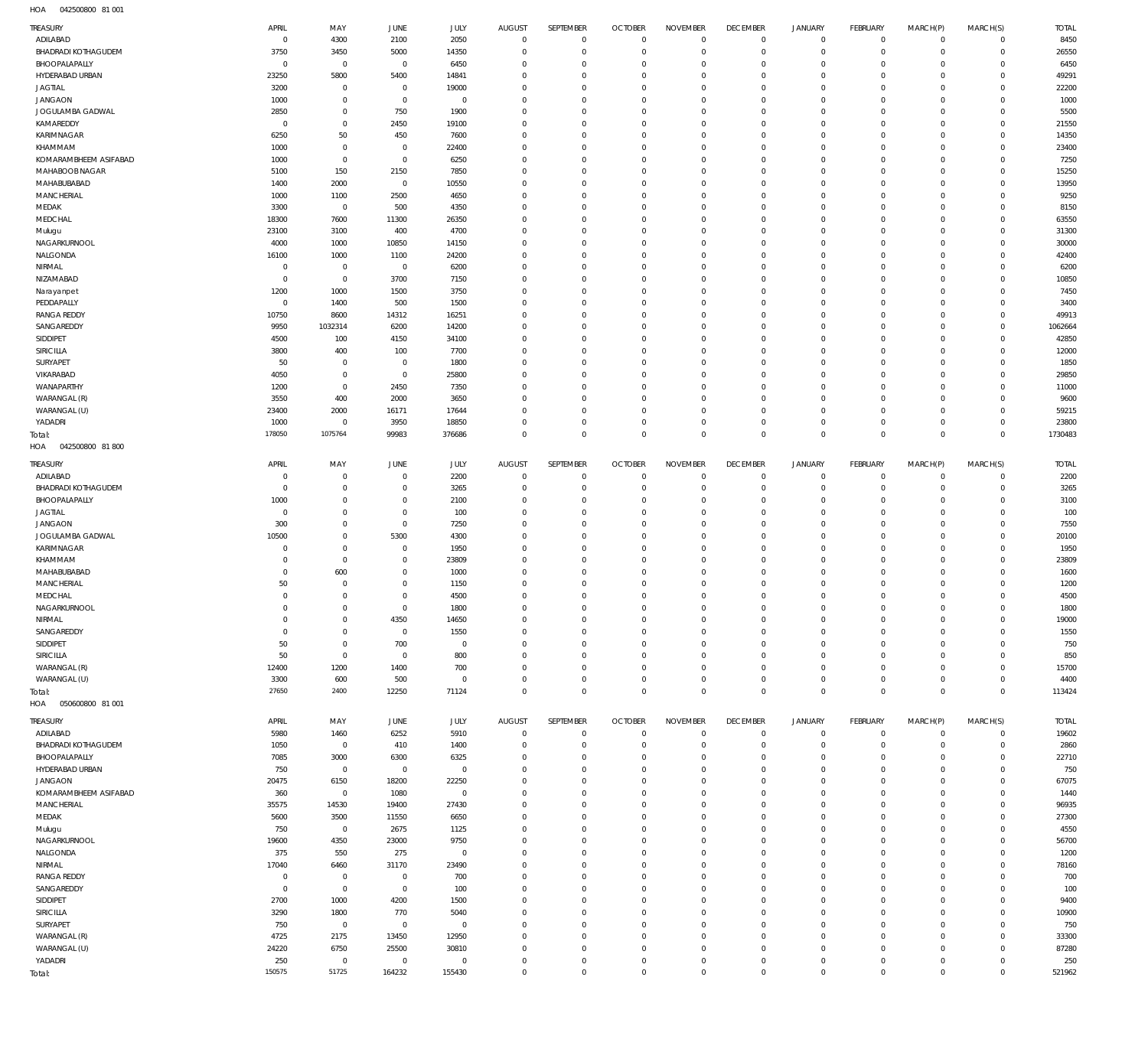HOA 042500800 81 001

| TREASURY | APRIL | MAY | JUNE | JULY | AUGUST | SEPTEMBER | OCTOBER | NOVEMBER | DECEMBER | JANUARY | FEBRUARY | MARCH(P) | MARCH(S) | TOTAL |
|---|---|---|---|---|---|---|---|---|---|---|---|---|---|---|
| ADILABAD | 0 | 4300 | 2100 | 2050 | 0 | 0 | 0 | 0 | 0 | 0 | 0 | 0 | 0 | 8450 |
| BHADRADI KOTHAGUDEM | 3750 | 3450 | 5000 | 14350 | 0 | 0 | 0 | 0 | 0 | 0 | 0 | 0 | 0 | 26550 |
| BHOOPALAPALLY | 0 | 0 | 0 | 6450 | 0 | 0 | 0 | 0 | 0 | 0 | 0 | 0 | 0 | 6450 |
| HYDERABAD URBAN | 23250 | 5800 | 5400 | 14841 | 0 | 0 | 0 | 0 | 0 | 0 | 0 | 0 | 0 | 49291 |
| JAGTIAL | 3200 | 0 | 0 | 19000 | 0 | 0 | 0 | 0 | 0 | 0 | 0 | 0 | 0 | 22200 |
| JANGAON | 1000 | 0 | 0 | 0 | 0 | 0 | 0 | 0 | 0 | 0 | 0 | 0 | 0 | 1000 |
| JOGULAMBA GADWAL | 2850 | 0 | 750 | 1900 | 0 | 0 | 0 | 0 | 0 | 0 | 0 | 0 | 0 | 5500 |
| KAMAREDDY | 0 | 0 | 2450 | 19100 | 0 | 0 | 0 | 0 | 0 | 0 | 0 | 0 | 0 | 21550 |
| KARIMNAGAR | 6250 | 50 | 450 | 7600 | 0 | 0 | 0 | 0 | 0 | 0 | 0 | 0 | 0 | 14350 |
| KHAMMAM | 1000 | 0 | 0 | 22400 | 0 | 0 | 0 | 0 | 0 | 0 | 0 | 0 | 0 | 23400 |
| KOMARAMBHEEM ASIFABAD | 1000 | 0 | 0 | 6250 | 0 | 0 | 0 | 0 | 0 | 0 | 0 | 0 | 0 | 7250 |
| MAHABOOBNAGAR | 5100 | 150 | 2150 | 7850 | 0 | 0 | 0 | 0 | 0 | 0 | 0 | 0 | 0 | 15250 |
| MAHABUBABAD | 1400 | 2000 | 0 | 10550 | 0 | 0 | 0 | 0 | 0 | 0 | 0 | 0 | 0 | 13950 |
| MANCHERIAL | 1000 | 1100 | 2500 | 4650 | 0 | 0 | 0 | 0 | 0 | 0 | 0 | 0 | 0 | 9250 |
| MEDAK | 3300 | 0 | 500 | 4350 | 0 | 0 | 0 | 0 | 0 | 0 | 0 | 0 | 0 | 8150 |
| MEDCHAL | 18300 | 7600 | 11300 | 26350 | 0 | 0 | 0 | 0 | 0 | 0 | 0 | 0 | 0 | 63550 |
| Mulugu | 23100 | 3100 | 400 | 4700 | 0 | 0 | 0 | 0 | 0 | 0 | 0 | 0 | 0 | 31300 |
| NAGARKURNOOL | 4000 | 1000 | 10850 | 14150 | 0 | 0 | 0 | 0 | 0 | 0 | 0 | 0 | 0 | 30000 |
| NALGONDA | 16100 | 1000 | 1100 | 24200 | 0 | 0 | 0 | 0 | 0 | 0 | 0 | 0 | 0 | 42400 |
| NIRMAL | 0 | 0 | 0 | 6200 | 0 | 0 | 0 | 0 | 0 | 0 | 0 | 0 | 0 | 6200 |
| NIZAMABAD | 0 | 0 | 3700 | 7150 | 0 | 0 | 0 | 0 | 0 | 0 | 0 | 0 | 0 | 10850 |
| Narayanpet | 1200 | 1000 | 1500 | 3750 | 0 | 0 | 0 | 0 | 0 | 0 | 0 | 0 | 0 | 7450 |
| PEDDAPALLY | 0 | 1400 | 500 | 1500 | 0 | 0 | 0 | 0 | 0 | 0 | 0 | 0 | 0 | 3400 |
| RANGA REDDY | 10750 | 8600 | 14312 | 16251 | 0 | 0 | 0 | 0 | 0 | 0 | 0 | 0 | 0 | 49913 |
| SANGAREDDY | 9950 | 1032314 | 6200 | 14200 | 0 | 0 | 0 | 0 | 0 | 0 | 0 | 0 | 0 | 1062664 |
| SIDDIPET | 4500 | 100 | 4150 | 34100 | 0 | 0 | 0 | 0 | 0 | 0 | 0 | 0 | 0 | 42850 |
| SIRICILLA | 3800 | 400 | 100 | 7700 | 0 | 0 | 0 | 0 | 0 | 0 | 0 | 0 | 0 | 12000 |
| SURYAPET | 50 | 0 | 0 | 1800 | 0 | 0 | 0 | 0 | 0 | 0 | 0 | 0 | 0 | 1850 |
| VIKARABAD | 4050 | 0 | 0 | 25800 | 0 | 0 | 0 | 0 | 0 | 0 | 0 | 0 | 0 | 29850 |
| WANAPARTHY | 1200 | 0 | 2450 | 7350 | 0 | 0 | 0 | 0 | 0 | 0 | 0 | 0 | 0 | 11000 |
| WARANGAL (R) | 3550 | 400 | 2000 | 3650 | 0 | 0 | 0 | 0 | 0 | 0 | 0 | 0 | 0 | 9600 |
| WARANGAL (U) | 23400 | 2000 | 16171 | 17644 | 0 | 0 | 0 | 0 | 0 | 0 | 0 | 0 | 0 | 59215 |
| YADADRI | 1000 | 0 | 3950 | 18850 | 0 | 0 | 0 | 0 | 0 | 0 | 0 | 0 | 0 | 23800 |
| Total: | 178050 | 1075764 | 99983 | 376686 | 0 | 0 | 0 | 0 | 0 | 0 | 0 | 0 | 0 | 1730483 |

HOA 042500800 81 800

| TREASURY | APRIL | MAY | JUNE | JULY | AUGUST | SEPTEMBER | OCTOBER | NOVEMBER | DECEMBER | JANUARY | FEBRUARY | MARCH(P) | MARCH(S) | TOTAL |
|---|---|---|---|---|---|---|---|---|---|---|---|---|---|---|
| ADILABAD | 0 | 0 | 0 | 2200 | 0 | 0 | 0 | 0 | 0 | 0 | 0 | 0 | 0 | 2200 |
| BHADRADI KOTHAGUDEM | 0 | 0 | 0 | 3265 | 0 | 0 | 0 | 0 | 0 | 0 | 0 | 0 | 0 | 3265 |
| BHOOPALAPALLY | 1000 | 0 | 0 | 2100 | 0 | 0 | 0 | 0 | 0 | 0 | 0 | 0 | 0 | 3100 |
| JAGTIAL | 0 | 0 | 0 | 100 | 0 | 0 | 0 | 0 | 0 | 0 | 0 | 0 | 0 | 100 |
| JANGAON | 300 | 0 | 0 | 7250 | 0 | 0 | 0 | 0 | 0 | 0 | 0 | 0 | 0 | 7550 |
| JOGULAMBA GADWAL | 10500 | 0 | 5300 | 4300 | 0 | 0 | 0 | 0 | 0 | 0 | 0 | 0 | 0 | 20100 |
| KARIMNAGAR | 0 | 0 | 0 | 1950 | 0 | 0 | 0 | 0 | 0 | 0 | 0 | 0 | 0 | 1950 |
| KHAMMAM | 0 | 0 | 0 | 23809 | 0 | 0 | 0 | 0 | 0 | 0 | 0 | 0 | 0 | 23809 |
| MAHABUBABAD | 0 | 600 | 0 | 1000 | 0 | 0 | 0 | 0 | 0 | 0 | 0 | 0 | 0 | 1600 |
| MANCHERIAL | 50 | 0 | 0 | 1150 | 0 | 0 | 0 | 0 | 0 | 0 | 0 | 0 | 0 | 1200 |
| MEDCHAL | 0 | 0 | 0 | 4500 | 0 | 0 | 0 | 0 | 0 | 0 | 0 | 0 | 0 | 4500 |
| NAGARKURNOOL | 0 | 0 | 0 | 1800 | 0 | 0 | 0 | 0 | 0 | 0 | 0 | 0 | 0 | 1800 |
| NIRMAL | 0 | 0 | 4350 | 14650 | 0 | 0 | 0 | 0 | 0 | 0 | 0 | 0 | 0 | 19000 |
| SANGAREDDY | 0 | 0 | 0 | 1550 | 0 | 0 | 0 | 0 | 0 | 0 | 0 | 0 | 0 | 1550 |
| SIDDIPET | 50 | 0 | 700 | 0 | 0 | 0 | 0 | 0 | 0 | 0 | 0 | 0 | 0 | 750 |
| SIRICILLA | 50 | 0 | 0 | 800 | 0 | 0 | 0 | 0 | 0 | 0 | 0 | 0 | 0 | 850 |
| WARANGAL (R) | 12400 | 1200 | 1400 | 700 | 0 | 0 | 0 | 0 | 0 | 0 | 0 | 0 | 0 | 15700 |
| WARANGAL (U) | 3300 | 600 | 500 | 0 | 0 | 0 | 0 | 0 | 0 | 0 | 0 | 0 | 0 | 4400 |
| Total: | 27650 | 2400 | 12250 | 71124 | 0 | 0 | 0 | 0 | 0 | 0 | 0 | 0 | 0 | 113424 |

HOA 050600800 81 001

| TREASURY | APRIL | MAY | JUNE | JULY | AUGUST | SEPTEMBER | OCTOBER | NOVEMBER | DECEMBER | JANUARY | FEBRUARY | MARCH(P) | MARCH(S) | TOTAL |
|---|---|---|---|---|---|---|---|---|---|---|---|---|---|---|
| ADILABAD | 5980 | 1460 | 6252 | 5910 | 0 | 0 | 0 | 0 | 0 | 0 | 0 | 0 | 0 | 19602 |
| BHADRADI KOTHAGUDEM | 1050 | 0 | 410 | 1400 | 0 | 0 | 0 | 0 | 0 | 0 | 0 | 0 | 0 | 2860 |
| BHOOPALAPALLY | 7085 | 3000 | 6300 | 6325 | 0 | 0 | 0 | 0 | 0 | 0 | 0 | 0 | 0 | 22710 |
| HYDERABAD URBAN | 750 | 0 | 0 | 0 | 0 | 0 | 0 | 0 | 0 | 0 | 0 | 0 | 0 | 750 |
| JANGAON | 20475 | 6150 | 18200 | 22250 | 0 | 0 | 0 | 0 | 0 | 0 | 0 | 0 | 0 | 67075 |
| KOMARAMBHEEM ASIFABAD | 360 | 0 | 1080 | 0 | 0 | 0 | 0 | 0 | 0 | 0 | 0 | 0 | 0 | 1440 |
| MANCHERIAL | 35575 | 14530 | 19400 | 27430 | 0 | 0 | 0 | 0 | 0 | 0 | 0 | 0 | 0 | 96935 |
| MEDAK | 5600 | 3500 | 11550 | 6650 | 0 | 0 | 0 | 0 | 0 | 0 | 0 | 0 | 0 | 27300 |
| Mulugu | 750 | 0 | 2675 | 1125 | 0 | 0 | 0 | 0 | 0 | 0 | 0 | 0 | 0 | 4550 |
| NAGARKURNOOL | 19600 | 4350 | 23000 | 9750 | 0 | 0 | 0 | 0 | 0 | 0 | 0 | 0 | 0 | 56700 |
| NALGONDA | 375 | 550 | 275 | 0 | 0 | 0 | 0 | 0 | 0 | 0 | 0 | 0 | 0 | 1200 |
| NIRMAL | 17040 | 6460 | 31170 | 23490 | 0 | 0 | 0 | 0 | 0 | 0 | 0 | 0 | 0 | 78160 |
| RANGA REDDY | 0 | 0 | 0 | 700 | 0 | 0 | 0 | 0 | 0 | 0 | 0 | 0 | 0 | 700 |
| SANGAREDDY | 0 | 0 | 0 | 100 | 0 | 0 | 0 | 0 | 0 | 0 | 0 | 0 | 0 | 100 |
| SIDDIPET | 2700 | 1000 | 4200 | 1500 | 0 | 0 | 0 | 0 | 0 | 0 | 0 | 0 | 0 | 9400 |
| SIRICILLA | 3290 | 1800 | 770 | 5040 | 0 | 0 | 0 | 0 | 0 | 0 | 0 | 0 | 0 | 10900 |
| SURYAPET | 750 | 0 | 0 | 0 | 0 | 0 | 0 | 0 | 0 | 0 | 0 | 0 | 0 | 750 |
| WARANGAL (R) | 4725 | 2175 | 13450 | 12950 | 0 | 0 | 0 | 0 | 0 | 0 | 0 | 0 | 0 | 33300 |
| WARANGAL (U) | 24220 | 6750 | 25500 | 30810 | 0 | 0 | 0 | 0 | 0 | 0 | 0 | 0 | 0 | 87280 |
| YADADRI | 250 | 0 | 0 | 0 | 0 | 0 | 0 | 0 | 0 | 0 | 0 | 0 | 0 | 250 |
| Total: | 150575 | 51725 | 164232 | 155430 | 0 | 0 | 0 | 0 | 0 | 0 | 0 | 0 | 0 | 521962 |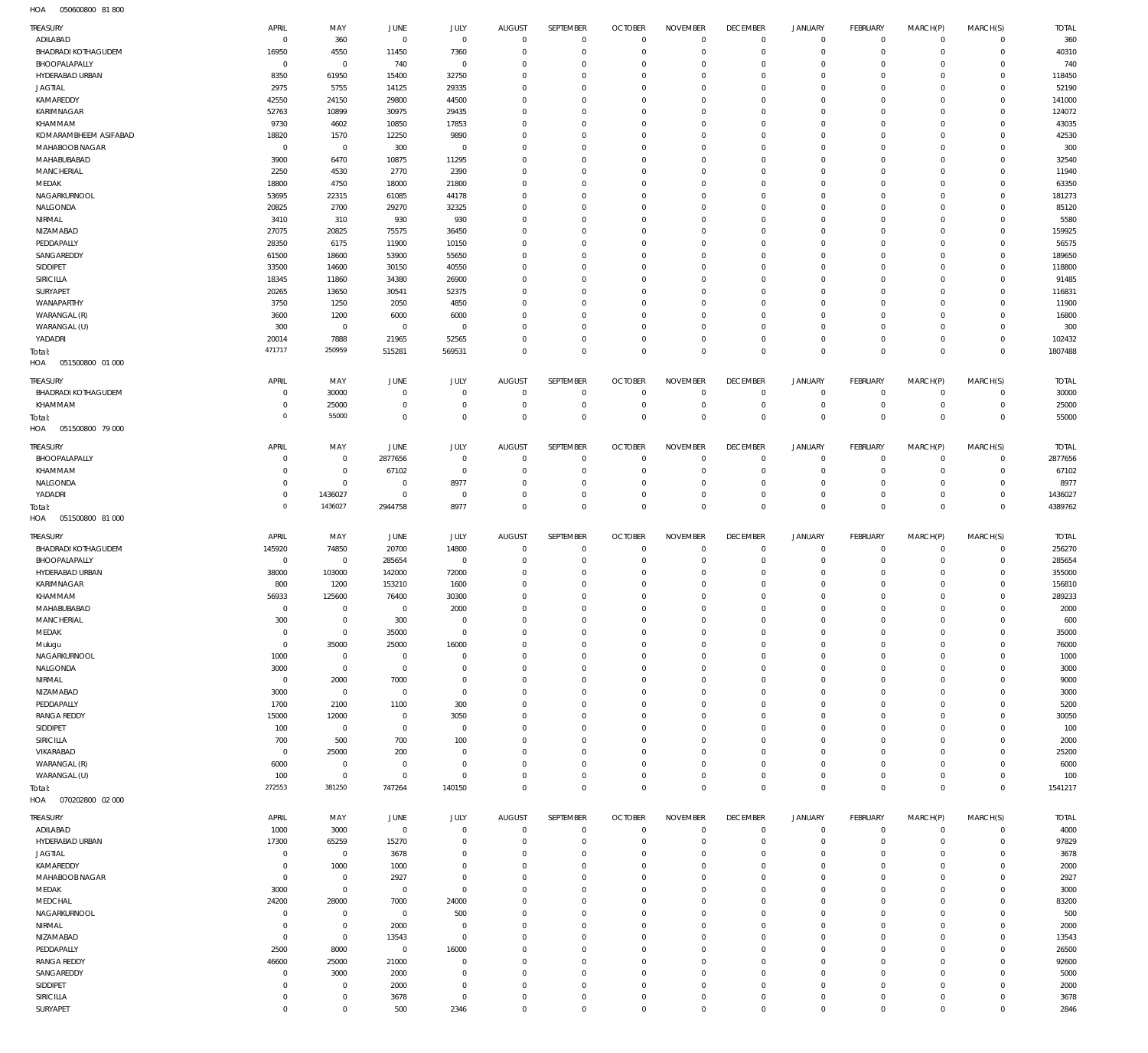HOA 050600800 81 800

| TREASURY | APRIL | MAY | JUNE | JULY | AUGUST | SEPTEMBER | OCTOBER | NOVEMBER | DECEMBER | JANUARY | FEBRUARY | MARCH(P) | MARCH(S) | TOTAL |
|---|---|---|---|---|---|---|---|---|---|---|---|---|---|---|
| ADILABAD | 0 | 360 | 0 | 0 | 0 | 0 | 0 | 0 | 0 | 0 | 0 | 0 | 0 | 360 |
| BHADRADI KOTHAGUDEM | 16950 | 4550 | 11450 | 7360 | 0 | 0 | 0 | 0 | 0 | 0 | 0 | 0 | 0 | 40310 |
| BHOOPALAPALLY | 0 | 0 | 740 | 0 | 0 | 0 | 0 | 0 | 0 | 0 | 0 | 0 | 0 | 740 |
| HYDERABAD URBAN | 8350 | 61950 | 15400 | 32750 | 0 | 0 | 0 | 0 | 0 | 0 | 0 | 0 | 0 | 118450 |
| JAGTIAL | 2975 | 5755 | 14125 | 29335 | 0 | 0 | 0 | 0 | 0 | 0 | 0 | 0 | 0 | 52190 |
| KAMAREDDY | 42550 | 24150 | 29800 | 44500 | 0 | 0 | 0 | 0 | 0 | 0 | 0 | 0 | 0 | 141000 |
| KARIMNAGAR | 52763 | 10899 | 30975 | 29435 | 0 | 0 | 0 | 0 | 0 | 0 | 0 | 0 | 0 | 124072 |
| KHAMMAM | 9730 | 4602 | 10850 | 17853 | 0 | 0 | 0 | 0 | 0 | 0 | 0 | 0 | 0 | 43035 |
| KOMARAMBHEEM ASIFABAD | 18820 | 1570 | 12250 | 9890 | 0 | 0 | 0 | 0 | 0 | 0 | 0 | 0 | 0 | 42530 |
| MAHABOOBNAGAR | 0 | 0 | 300 | 0 | 0 | 0 | 0 | 0 | 0 | 0 | 0 | 0 | 0 | 300 |
| MAHABUBABAD | 3900 | 6470 | 10875 | 11295 | 0 | 0 | 0 | 0 | 0 | 0 | 0 | 0 | 0 | 32540 |
| MANCHERIAL | 2250 | 4530 | 2770 | 2390 | 0 | 0 | 0 | 0 | 0 | 0 | 0 | 0 | 0 | 11940 |
| MEDAK | 18800 | 4750 | 18000 | 21800 | 0 | 0 | 0 | 0 | 0 | 0 | 0 | 0 | 0 | 63350 |
| NAGARKURNOOL | 53695 | 22315 | 61085 | 44178 | 0 | 0 | 0 | 0 | 0 | 0 | 0 | 0 | 0 | 181273 |
| NALGONDA | 20825 | 2700 | 29270 | 32325 | 0 | 0 | 0 | 0 | 0 | 0 | 0 | 0 | 0 | 85120 |
| NIRMAL | 3410 | 310 | 930 | 930 | 0 | 0 | 0 | 0 | 0 | 0 | 0 | 0 | 0 | 5580 |
| NIZAMABAD | 27075 | 20825 | 75575 | 36450 | 0 | 0 | 0 | 0 | 0 | 0 | 0 | 0 | 0 | 159925 |
| PEDDAPALLY | 28350 | 6175 | 11900 | 10150 | 0 | 0 | 0 | 0 | 0 | 0 | 0 | 0 | 0 | 56575 |
| SANGAREDDY | 61500 | 18600 | 53900 | 55650 | 0 | 0 | 0 | 0 | 0 | 0 | 0 | 0 | 0 | 189650 |
| SIDDIPET | 33500 | 14600 | 30150 | 40550 | 0 | 0 | 0 | 0 | 0 | 0 | 0 | 0 | 0 | 118800 |
| SIRICILLA | 18345 | 11860 | 34380 | 26900 | 0 | 0 | 0 | 0 | 0 | 0 | 0 | 0 | 0 | 91485 |
| SURYAPET | 20265 | 13650 | 30541 | 52375 | 0 | 0 | 0 | 0 | 0 | 0 | 0 | 0 | 0 | 116831 |
| WANAPARTHY | 3750 | 1250 | 2050 | 4850 | 0 | 0 | 0 | 0 | 0 | 0 | 0 | 0 | 0 | 11900 |
| WARANGAL (R) | 3600 | 1200 | 6000 | 6000 | 0 | 0 | 0 | 0 | 0 | 0 | 0 | 0 | 0 | 16800 |
| WARANGAL (U) | 300 | 0 | 0 | 0 | 0 | 0 | 0 | 0 | 0 | 0 | 0 | 0 | 0 | 300 |
| YADADRI | 20014 | 7888 | 21965 | 52565 | 0 | 0 | 0 | 0 | 0 | 0 | 0 | 0 | 0 | 102432 |
| Total: | 471717 | 250959 | 515281 | 569531 | 0 | 0 | 0 | 0 | 0 | 0 | 0 | 0 | 0 | 1807488 |

HOA 051500800 01 000

| TREASURY | APRIL | MAY | JUNE | JULY | AUGUST | SEPTEMBER | OCTOBER | NOVEMBER | DECEMBER | JANUARY | FEBRUARY | MARCH(P) | MARCH(S) | TOTAL |
|---|---|---|---|---|---|---|---|---|---|---|---|---|---|---|
| BHADRADI KOTHAGUDEM | 0 | 30000 | 0 | 0 | 0 | 0 | 0 | 0 | 0 | 0 | 0 | 0 | 0 | 30000 |
| KHAMMAM | 0 | 25000 | 0 | 0 | 0 | 0 | 0 | 0 | 0 | 0 | 0 | 0 | 0 | 25000 |
| Total: | 0 | 55000 | 0 | 0 | 0 | 0 | 0 | 0 | 0 | 0 | 0 | 0 | 0 | 55000 |

HOA 051500800 79 000

| TREASURY | APRIL | MAY | JUNE | JULY | AUGUST | SEPTEMBER | OCTOBER | NOVEMBER | DECEMBER | JANUARY | FEBRUARY | MARCH(P) | MARCH(S) | TOTAL |
|---|---|---|---|---|---|---|---|---|---|---|---|---|---|---|
| BHOOPALAPALLY | 0 | 0 | 2877656 | 0 | 0 | 0 | 0 | 0 | 0 | 0 | 0 | 0 | 0 | 2877656 |
| KHAMMAM | 0 | 0 | 67102 | 0 | 0 | 0 | 0 | 0 | 0 | 0 | 0 | 0 | 0 | 67102 |
| NALGONDA | 0 | 0 | 0 | 8977 | 0 | 0 | 0 | 0 | 0 | 0 | 0 | 0 | 0 | 8977 |
| YADADRI | 0 | 1436027 | 0 | 0 | 0 | 0 | 0 | 0 | 0 | 0 | 0 | 0 | 0 | 1436027 |
| Total: | 0 | 1436027 | 2944758 | 8977 | 0 | 0 | 0 | 0 | 0 | 0 | 0 | 0 | 0 | 4389762 |

HOA 051500800 81 000

| TREASURY | APRIL | MAY | JUNE | JULY | AUGUST | SEPTEMBER | OCTOBER | NOVEMBER | DECEMBER | JANUARY | FEBRUARY | MARCH(P) | MARCH(S) | TOTAL |
|---|---|---|---|---|---|---|---|---|---|---|---|---|---|---|
| BHADRADI KOTHAGUDEM | 145920 | 74850 | 20700 | 14800 | 0 | 0 | 0 | 0 | 0 | 0 | 0 | 0 | 0 | 256270 |
| BHOOPALAPALLY | 0 | 0 | 285654 | 0 | 0 | 0 | 0 | 0 | 0 | 0 | 0 | 0 | 0 | 285654 |
| HYDERABAD URBAN | 38000 | 103000 | 142000 | 72000 | 0 | 0 | 0 | 0 | 0 | 0 | 0 | 0 | 0 | 355000 |
| KARIMNAGAR | 800 | 1200 | 153210 | 1600 | 0 | 0 | 0 | 0 | 0 | 0 | 0 | 0 | 0 | 156810 |
| KHAMMAM | 56933 | 125600 | 76400 | 30300 | 0 | 0 | 0 | 0 | 0 | 0 | 0 | 0 | 0 | 289233 |
| MAHABUBABAD | 0 | 0 | 0 | 2000 | 0 | 0 | 0 | 0 | 0 | 0 | 0 | 0 | 0 | 2000 |
| MANCHERIAL | 300 | 0 | 300 | 0 | 0 | 0 | 0 | 0 | 0 | 0 | 0 | 0 | 0 | 600 |
| MEDAK | 0 | 0 | 35000 | 0 | 0 | 0 | 0 | 0 | 0 | 0 | 0 | 0 | 0 | 35000 |
| Mulugu | 0 | 35000 | 25000 | 16000 | 0 | 0 | 0 | 0 | 0 | 0 | 0 | 0 | 0 | 76000 |
| NAGARKURNOOL | 1000 | 0 | 0 | 0 | 0 | 0 | 0 | 0 | 0 | 0 | 0 | 0 | 0 | 1000 |
| NALGONDA | 3000 | 0 | 0 | 0 | 0 | 0 | 0 | 0 | 0 | 0 | 0 | 0 | 0 | 3000 |
| NIRMAL | 0 | 2000 | 7000 | 0 | 0 | 0 | 0 | 0 | 0 | 0 | 0 | 0 | 0 | 9000 |
| NIZAMABAD | 3000 | 0 | 0 | 0 | 0 | 0 | 0 | 0 | 0 | 0 | 0 | 0 | 0 | 3000 |
| PEDDAPALLY | 1700 | 2100 | 1100 | 300 | 0 | 0 | 0 | 0 | 0 | 0 | 0 | 0 | 0 | 5200 |
| RANGA REDDY | 15000 | 12000 | 0 | 3050 | 0 | 0 | 0 | 0 | 0 | 0 | 0 | 0 | 0 | 30050 |
| SIDDIPET | 100 | 0 | 0 | 0 | 0 | 0 | 0 | 0 | 0 | 0 | 0 | 0 | 0 | 100 |
| SIRICILLA | 700 | 500 | 700 | 100 | 0 | 0 | 0 | 0 | 0 | 0 | 0 | 0 | 0 | 2000 |
| VIKARABAD | 0 | 25000 | 200 | 0 | 0 | 0 | 0 | 0 | 0 | 0 | 0 | 0 | 0 | 25200 |
| WARANGAL (R) | 6000 | 0 | 0 | 0 | 0 | 0 | 0 | 0 | 0 | 0 | 0 | 0 | 0 | 6000 |
| WARANGAL (U) | 100 | 0 | 0 | 0 | 0 | 0 | 0 | 0 | 0 | 0 | 0 | 0 | 0 | 100 |
| Total: | 272553 | 381250 | 747264 | 140150 | 0 | 0 | 0 | 0 | 0 | 0 | 0 | 0 | 0 | 1541217 |

HOA 070202800 02 000

| TREASURY | APRIL | MAY | JUNE | JULY | AUGUST | SEPTEMBER | OCTOBER | NOVEMBER | DECEMBER | JANUARY | FEBRUARY | MARCH(P) | MARCH(S) | TOTAL |
|---|---|---|---|---|---|---|---|---|---|---|---|---|---|---|
| ADILABAD | 1000 | 3000 | 0 | 0 | 0 | 0 | 0 | 0 | 0 | 0 | 0 | 0 | 0 | 4000 |
| HYDERABAD URBAN | 17300 | 65259 | 15270 | 0 | 0 | 0 | 0 | 0 | 0 | 0 | 0 | 0 | 0 | 97829 |
| JAGTIAL | 0 | 0 | 3678 | 0 | 0 | 0 | 0 | 0 | 0 | 0 | 0 | 0 | 0 | 3678 |
| KAMAREDDY | 0 | 1000 | 1000 | 0 | 0 | 0 | 0 | 0 | 0 | 0 | 0 | 0 | 0 | 2000 |
| MAHABOOBNAGAR | 0 | 0 | 2927 | 0 | 0 | 0 | 0 | 0 | 0 | 0 | 0 | 0 | 0 | 2927 |
| MEDAK | 3000 | 0 | 0 | 0 | 0 | 0 | 0 | 0 | 0 | 0 | 0 | 0 | 0 | 3000 |
| MEDCHAL | 24200 | 28000 | 7000 | 24000 | 0 | 0 | 0 | 0 | 0 | 0 | 0 | 0 | 0 | 83200 |
| NAGARKURNOOL | 0 | 0 | 0 | 500 | 0 | 0 | 0 | 0 | 0 | 0 | 0 | 0 | 0 | 500 |
| NIRMAL | 0 | 0 | 2000 | 0 | 0 | 0 | 0 | 0 | 0 | 0 | 0 | 0 | 0 | 2000 |
| NIZAMABAD | 0 | 0 | 13543 | 0 | 0 | 0 | 0 | 0 | 0 | 0 | 0 | 0 | 0 | 13543 |
| PEDDAPALLY | 2500 | 8000 | 0 | 16000 | 0 | 0 | 0 | 0 | 0 | 0 | 0 | 0 | 0 | 26500 |
| RANGA REDDY | 46600 | 25000 | 21000 | 0 | 0 | 0 | 0 | 0 | 0 | 0 | 0 | 0 | 0 | 92600 |
| SANGAREDDY | 0 | 3000 | 2000 | 0 | 0 | 0 | 0 | 0 | 0 | 0 | 0 | 0 | 0 | 5000 |
| SIDDIPET | 0 | 0 | 2000 | 0 | 0 | 0 | 0 | 0 | 0 | 0 | 0 | 0 | 0 | 2000 |
| SIRICILLA | 0 | 0 | 3678 | 0 | 0 | 0 | 0 | 0 | 0 | 0 | 0 | 0 | 0 | 3678 |
| SURYAPET | 0 | 0 | 500 | 2346 | 0 | 0 | 0 | 0 | 0 | 0 | 0 | 0 | 0 | 2846 |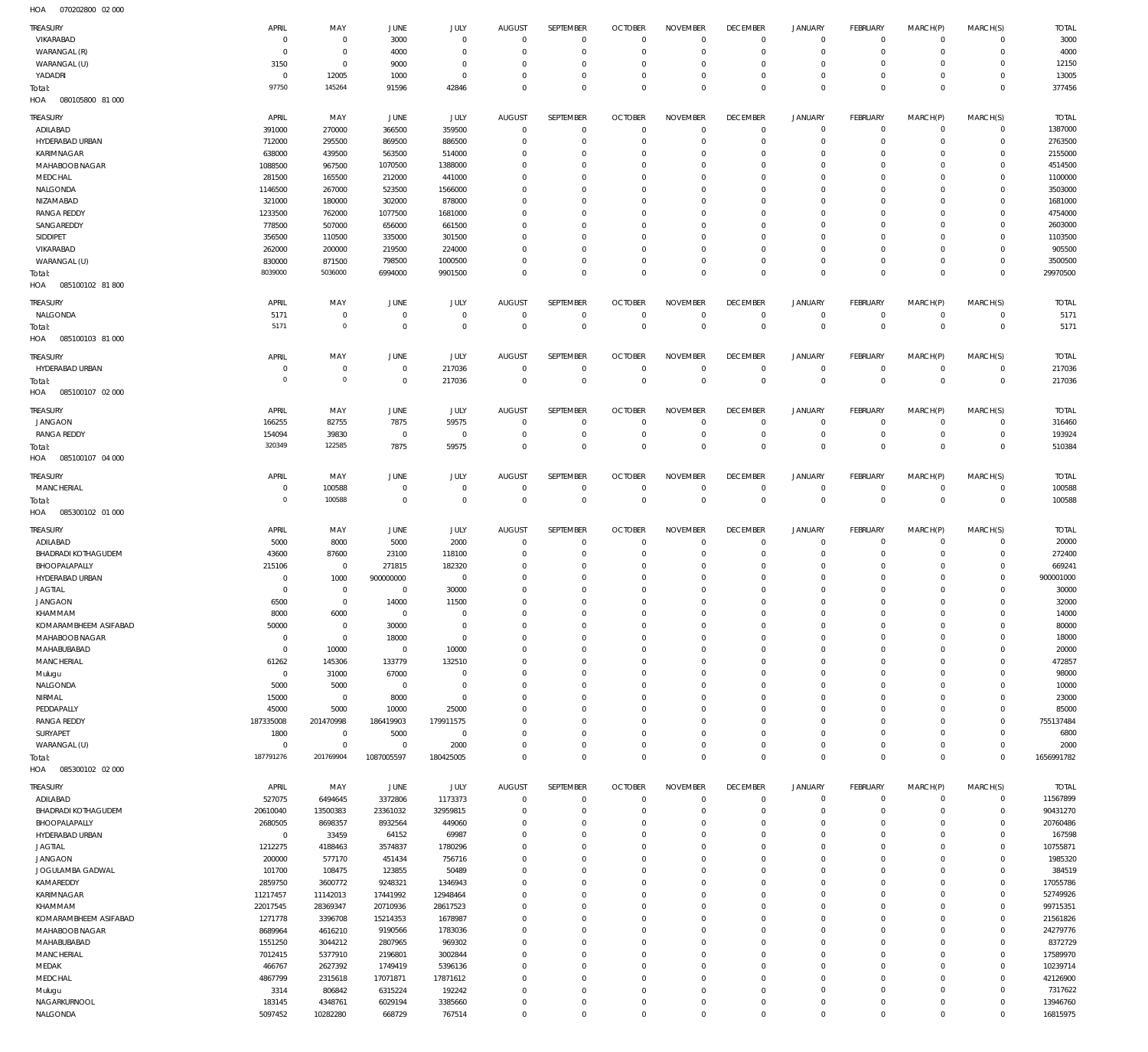HOA 070202800 02 000

| TREASURY | APRIL | MAY | JUNE | JULY | AUGUST | SEPTEMBER | OCTOBER | NOVEMBER | DECEMBER | JANUARY | FEBRUARY | MARCH(P) | MARCH(S) | TOTAL |
|---|---|---|---|---|---|---|---|---|---|---|---|---|---|---|
| VIKARABAD | 0 | 0 | 3000 | 0 | 0 | 0 | 0 | 0 | 0 | 0 | 0 | 0 | 0 | 3000 |
| WARANGAL (R) | 0 | 0 | 4000 | 0 | 0 | 0 | 0 | 0 | 0 | 0 | 0 | 0 | 0 | 4000 |
| WARANGAL (U) | 3150 | 0 | 9000 | 0 | 0 | 0 | 0 | 0 | 0 | 0 | 0 | 0 | 0 | 12150 |
| YADADRI | 0 | 12005 | 1000 | 0 | 0 | 0 | 0 | 0 | 0 | 0 | 0 | 0 | 0 | 13005 |
| Total: | 97750 | 145264 | 91596 | 42846 | 0 | 0 | 0 | 0 | 0 | 0 | 0 | 0 | 0 | 377456 |

HOA 080105800 81 000

| TREASURY | APRIL | MAY | JUNE | JULY | AUGUST | SEPTEMBER | OCTOBER | NOVEMBER | DECEMBER | JANUARY | FEBRUARY | MARCH(P) | MARCH(S) | TOTAL |
|---|---|---|---|---|---|---|---|---|---|---|---|---|---|---|
| ADILABAD | 391000 | 270000 | 366500 | 359500 | 0 | 0 | 0 | 0 | 0 | 0 | 0 | 0 | 0 | 1387000 |
| HYDERABAD URBAN | 712000 | 295500 | 869500 | 886500 | 0 | 0 | 0 | 0 | 0 | 0 | 0 | 0 | 0 | 2763500 |
| KARIMNAGAR | 638000 | 439500 | 563500 | 514000 | 0 | 0 | 0 | 0 | 0 | 0 | 0 | 0 | 0 | 2155000 |
| MAHABOOB NAGAR | 1088500 | 967500 | 1070500 | 1388000 | 0 | 0 | 0 | 0 | 0 | 0 | 0 | 0 | 0 | 4514500 |
| MEDCHAL | 281500 | 165500 | 212000 | 441000 | 0 | 0 | 0 | 0 | 0 | 0 | 0 | 0 | 0 | 1100000 |
| NALGONDA | 1146500 | 267000 | 523500 | 1566000 | 0 | 0 | 0 | 0 | 0 | 0 | 0 | 0 | 0 | 3503000 |
| NIZAMABAD | 321000 | 180000 | 302000 | 878000 | 0 | 0 | 0 | 0 | 0 | 0 | 0 | 0 | 0 | 1681000 |
| RANGA REDDY | 1233500 | 762000 | 1077500 | 1681000 | 0 | 0 | 0 | 0 | 0 | 0 | 0 | 0 | 0 | 4754000 |
| SANGAREDDY | 778500 | 507000 | 656000 | 661500 | 0 | 0 | 0 | 0 | 0 | 0 | 0 | 0 | 0 | 2603000 |
| SIDDIPET | 356500 | 110500 | 335000 | 301500 | 0 | 0 | 0 | 0 | 0 | 0 | 0 | 0 | 0 | 1103500 |
| VIKARABAD | 262000 | 200000 | 219500 | 224000 | 0 | 0 | 0 | 0 | 0 | 0 | 0 | 0 | 0 | 905500 |
| WARANGAL (U) | 830000 | 871500 | 798500 | 1000500 | 0 | 0 | 0 | 0 | 0 | 0 | 0 | 0 | 0 | 3500500 |
| Total: | 8039000 | 5036000 | 6994000 | 9901500 | 0 | 0 | 0 | 0 | 0 | 0 | 0 | 0 | 0 | 29970500 |

HOA 085100102 81 800

| TREASURY | APRIL | MAY | JUNE | JULY | AUGUST | SEPTEMBER | OCTOBER | NOVEMBER | DECEMBER | JANUARY | FEBRUARY | MARCH(P) | MARCH(S) | TOTAL |
|---|---|---|---|---|---|---|---|---|---|---|---|---|---|---|
| NALGONDA | 5171 | 0 | 0 | 0 | 0 | 0 | 0 | 0 | 0 | 0 | 0 | 0 | 0 | 5171 |
| Total: | 5171 | 0 | 0 | 0 | 0 | 0 | 0 | 0 | 0 | 0 | 0 | 0 | 0 | 5171 |

HOA 085100103 81 000

| TREASURY | APRIL | MAY | JUNE | JULY | AUGUST | SEPTEMBER | OCTOBER | NOVEMBER | DECEMBER | JANUARY | FEBRUARY | MARCH(P) | MARCH(S) | TOTAL |
|---|---|---|---|---|---|---|---|---|---|---|---|---|---|---|
| HYDERABAD URBAN | 0 | 0 | 0 | 217036 | 0 | 0 | 0 | 0 | 0 | 0 | 0 | 0 | 0 | 217036 |
| Total: | 0 | 0 | 0 | 217036 | 0 | 0 | 0 | 0 | 0 | 0 | 0 | 0 | 0 | 217036 |

HOA 085100107 02 000

| TREASURY | APRIL | MAY | JUNE | JULY | AUGUST | SEPTEMBER | OCTOBER | NOVEMBER | DECEMBER | JANUARY | FEBRUARY | MARCH(P) | MARCH(S) | TOTAL |
|---|---|---|---|---|---|---|---|---|---|---|---|---|---|---|
| JANGAON | 166255 | 82755 | 7875 | 59575 | 0 | 0 | 0 | 0 | 0 | 0 | 0 | 0 | 0 | 316460 |
| RANGA REDDY | 154094 | 39830 | 0 | 0 | 0 | 0 | 0 | 0 | 0 | 0 | 0 | 0 | 0 | 193924 |
| Total: | 320349 | 122585 | 7875 | 59575 | 0 | 0 | 0 | 0 | 0 | 0 | 0 | 0 | 0 | 510384 |

HOA 085100107 04 000

| TREASURY | APRIL | MAY | JUNE | JULY | AUGUST | SEPTEMBER | OCTOBER | NOVEMBER | DECEMBER | JANUARY | FEBRUARY | MARCH(P) | MARCH(S) | TOTAL |
|---|---|---|---|---|---|---|---|---|---|---|---|---|---|---|
| MANCHERIAL | 0 | 100588 | 0 | 0 | 0 | 0 | 0 | 0 | 0 | 0 | 0 | 0 | 0 | 100588 |
| Total: | 0 | 100588 | 0 | 0 | 0 | 0 | 0 | 0 | 0 | 0 | 0 | 0 | 0 | 100588 |

HOA 085300102 01 000

| TREASURY | APRIL | MAY | JUNE | JULY | AUGUST | SEPTEMBER | OCTOBER | NOVEMBER | DECEMBER | JANUARY | FEBRUARY | MARCH(P) | MARCH(S) | TOTAL |
|---|---|---|---|---|---|---|---|---|---|---|---|---|---|---|
| ADILABAD | 5000 | 8000 | 5000 | 2000 | 0 | 0 | 0 | 0 | 0 | 0 | 0 | 0 | 0 | 20000 |
| BHADRADI KOTHAGUDEM | 43600 | 87600 | 23100 | 118100 | 0 | 0 | 0 | 0 | 0 | 0 | 0 | 0 | 0 | 272400 |
| BHOOPALAPALLY | 215106 | 0 | 271815 | 182320 | 0 | 0 | 0 | 0 | 0 | 0 | 0 | 0 | 0 | 669241 |
| HYDERABAD URBAN | 0 | 1000 | 900000000 | 0 | 0 | 0 | 0 | 0 | 0 | 0 | 0 | 0 | 0 | 900001000 |
| JAGTIAL | 0 | 0 | 0 | 30000 | 0 | 0 | 0 | 0 | 0 | 0 | 0 | 0 | 0 | 30000 |
| JANGAON | 6500 | 0 | 14000 | 11500 | 0 | 0 | 0 | 0 | 0 | 0 | 0 | 0 | 0 | 32000 |
| KHAMMAM | 8000 | 6000 | 0 | 0 | 0 | 0 | 0 | 0 | 0 | 0 | 0 | 0 | 0 | 14000 |
| KOMARAMBHEEM ASIFABAD | 50000 | 0 | 30000 | 0 | 0 | 0 | 0 | 0 | 0 | 0 | 0 | 0 | 0 | 80000 |
| MAHABOOB NAGAR | 0 | 0 | 18000 | 0 | 0 | 0 | 0 | 0 | 0 | 0 | 0 | 0 | 0 | 18000 |
| MAHABUBABAD | 0 | 10000 | 0 | 10000 | 0 | 0 | 0 | 0 | 0 | 0 | 0 | 0 | 0 | 20000 |
| MANCHERIAL | 61262 | 145306 | 133779 | 132510 | 0 | 0 | 0 | 0 | 0 | 0 | 0 | 0 | 0 | 472857 |
| Mulugu | 0 | 31000 | 67000 | 0 | 0 | 0 | 0 | 0 | 0 | 0 | 0 | 0 | 0 | 98000 |
| NALGONDA | 5000 | 5000 | 0 | 0 | 0 | 0 | 0 | 0 | 0 | 0 | 0 | 0 | 0 | 10000 |
| NIRMAL | 15000 | 0 | 8000 | 0 | 0 | 0 | 0 | 0 | 0 | 0 | 0 | 0 | 0 | 23000 |
| PEDDAPALLY | 45000 | 5000 | 10000 | 25000 | 0 | 0 | 0 | 0 | 0 | 0 | 0 | 0 | 0 | 85000 |
| RANGA REDDY | 187335008 | 201470998 | 186419903 | 179911575 | 0 | 0 | 0 | 0 | 0 | 0 | 0 | 0 | 0 | 755137484 |
| SURYAPET | 1800 | 0 | 5000 | 0 | 0 | 0 | 0 | 0 | 0 | 0 | 0 | 0 | 0 | 6800 |
| WARANGAL (U) | 0 | 0 | 0 | 2000 | 0 | 0 | 0 | 0 | 0 | 0 | 0 | 0 | 0 | 2000 |
| Total: | 187791276 | 201769904 | 1087005597 | 180425005 | 0 | 0 | 0 | 0 | 0 | 0 | 0 | 0 | 0 | 1656991782 |

HOA 085300102 02 000

| TREASURY | APRIL | MAY | JUNE | JULY | AUGUST | SEPTEMBER | OCTOBER | NOVEMBER | DECEMBER | JANUARY | FEBRUARY | MARCH(P) | MARCH(S) | TOTAL |
|---|---|---|---|---|---|---|---|---|---|---|---|---|---|---|
| ADILABAD | 527075 | 6494645 | 3372806 | 1173373 | 0 | 0 | 0 | 0 | 0 | 0 | 0 | 0 | 0 | 11567899 |
| BHADRADI KOTHAGUDEM | 20610040 | 13500383 | 23361032 | 32959815 | 0 | 0 | 0 | 0 | 0 | 0 | 0 | 0 | 0 | 90431270 |
| BHOOPALAPALLY | 2680505 | 8698357 | 8932564 | 449060 | 0 | 0 | 0 | 0 | 0 | 0 | 0 | 0 | 0 | 20760486 |
| HYDERABAD URBAN | 0 | 33459 | 64152 | 69987 | 0 | 0 | 0 | 0 | 0 | 0 | 0 | 0 | 0 | 167598 |
| JAGTIAL | 1212275 | 4188463 | 3574837 | 1780296 | 0 | 0 | 0 | 0 | 0 | 0 | 0 | 0 | 0 | 10755871 |
| JANGAON | 200000 | 577170 | 451434 | 756716 | 0 | 0 | 0 | 0 | 0 | 0 | 0 | 0 | 0 | 1985320 |
| JOGULAMBA GADWAL | 101700 | 108475 | 123855 | 50489 | 0 | 0 | 0 | 0 | 0 | 0 | 0 | 0 | 0 | 384519 |
| KAMAREDDY | 2859750 | 3600772 | 9248321 | 1346943 | 0 | 0 | 0 | 0 | 0 | 0 | 0 | 0 | 0 | 17055786 |
| KARIMNAGAR | 11217457 | 11142013 | 17441992 | 12948464 | 0 | 0 | 0 | 0 | 0 | 0 | 0 | 0 | 0 | 52749926 |
| KHAMMAM | 22017545 | 28369347 | 20710936 | 28617523 | 0 | 0 | 0 | 0 | 0 | 0 | 0 | 0 | 0 | 99715351 |
| KOMARAMBHEEM ASIFABAD | 1271778 | 3396708 | 15214353 | 1678987 | 0 | 0 | 0 | 0 | 0 | 0 | 0 | 0 | 0 | 21561826 |
| MAHABOOB NAGAR | 8689964 | 4616210 | 9190566 | 1783036 | 0 | 0 | 0 | 0 | 0 | 0 | 0 | 0 | 0 | 24279776 |
| MAHABUBABAD | 1551250 | 3044212 | 2807965 | 969302 | 0 | 0 | 0 | 0 | 0 | 0 | 0 | 0 | 0 | 8372729 |
| MANCHERIAL | 7012415 | 5377910 | 2196801 | 3002844 | 0 | 0 | 0 | 0 | 0 | 0 | 0 | 0 | 0 | 17589970 |
| MEDAK | 466767 | 2627392 | 1749419 | 5396136 | 0 | 0 | 0 | 0 | 0 | 0 | 0 | 0 | 0 | 10239714 |
| MEDCHAL | 4867799 | 2315618 | 17071871 | 17871612 | 0 | 0 | 0 | 0 | 0 | 0 | 0 | 0 | 0 | 42126900 |
| Mulugu | 3314 | 806842 | 6315224 | 192242 | 0 | 0 | 0 | 0 | 0 | 0 | 0 | 0 | 0 | 7317622 |
| NAGARKURNOOL | 183145 | 4348761 | 6029194 | 3385660 | 0 | 0 | 0 | 0 | 0 | 0 | 0 | 0 | 0 | 13946760 |
| NALGONDA | 5097452 | 10282280 | 668729 | 767514 | 0 | 0 | 0 | 0 | 0 | 0 | 0 | 0 | 0 | 16815975 |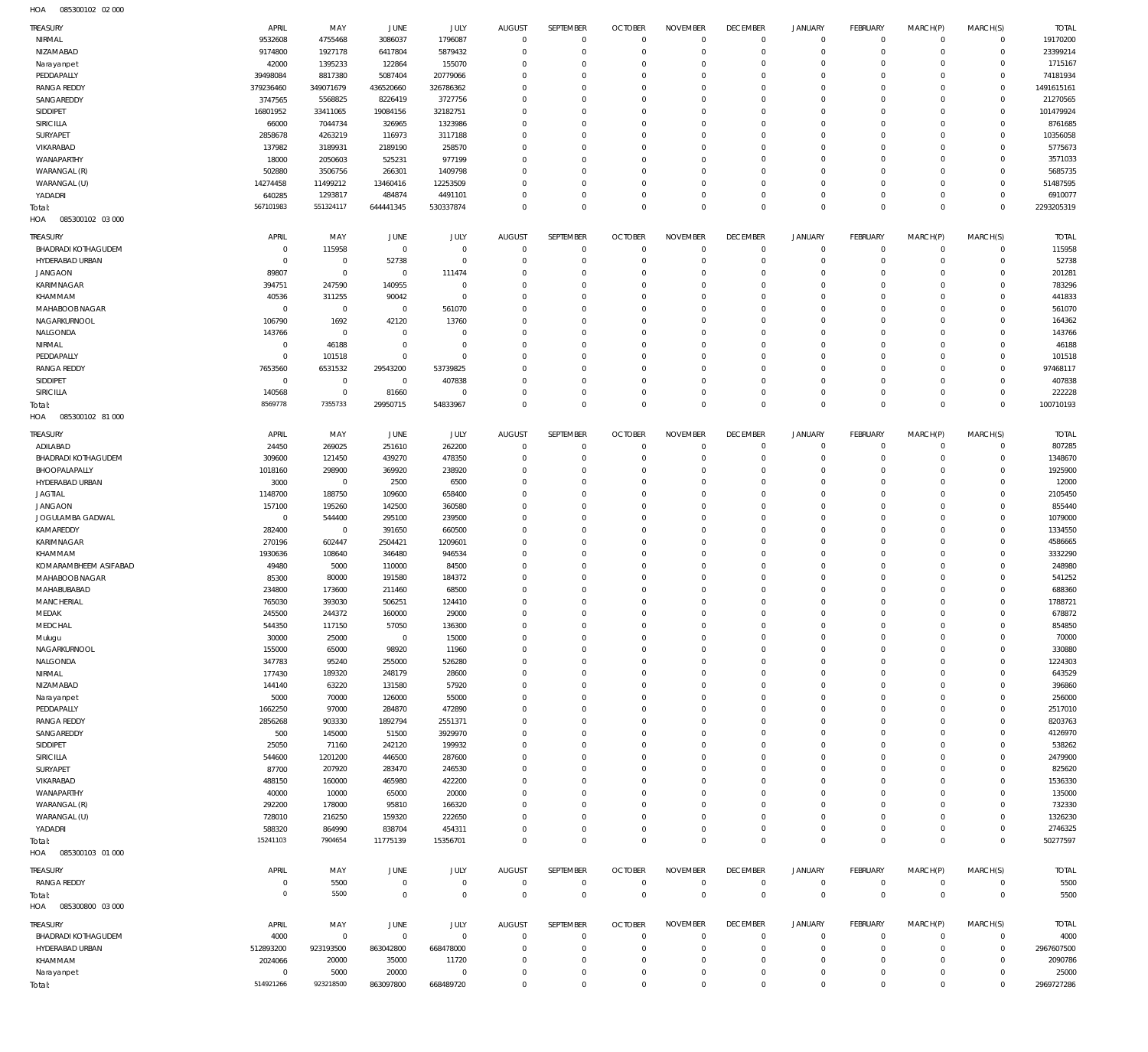HOA 085300102 02 000

| TREASURY | APRIL | MAY | JUNE | JULY | AUGUST | SEPTEMBER | OCTOBER | NOVEMBER | DECEMBER | JANUARY | FEBRUARY | MARCH(P) | MARCH(S) | TOTAL |
|---|---|---|---|---|---|---|---|---|---|---|---|---|---|---|
| NIRMAL | 9532608 | 4755468 | 3086037 | 1796087 | 0 | 0 | 0 | 0 | 0 | 0 | 0 | 0 | 0 | 19170200 |
| NIZAMABAD | 9174800 | 1927178 | 6417804 | 5879432 | 0 | 0 | 0 | 0 | 0 | 0 | 0 | 0 | 0 | 23399214 |
| Narayanpet | 42000 | 1395233 | 122864 | 155070 | 0 | 0 | 0 | 0 | 0 | 0 | 0 | 0 | 0 | 1715167 |
| PEDDAPALLY | 39498084 | 8817380 | 5087404 | 20779066 | 0 | 0 | 0 | 0 | 0 | 0 | 0 | 0 | 0 | 74181934 |
| RANGA REDDY | 379236460 | 349071679 | 436520660 | 326786362 | 0 | 0 | 0 | 0 | 0 | 0 | 0 | 0 | 0 | 1491615161 |
| SANGAREDDY | 3747565 | 5568825 | 8226419 | 3727756 | 0 | 0 | 0 | 0 | 0 | 0 | 0 | 0 | 0 | 21270565 |
| SIDDIPET | 16801952 | 33411065 | 19084156 | 32182751 | 0 | 0 | 0 | 0 | 0 | 0 | 0 | 0 | 0 | 101479924 |
| SIRICILLA | 66000 | 7044734 | 326965 | 1323986 | 0 | 0 | 0 | 0 | 0 | 0 | 0 | 0 | 0 | 8761685 |
| SURYAPET | 2858678 | 4263219 | 116973 | 3117188 | 0 | 0 | 0 | 0 | 0 | 0 | 0 | 0 | 0 | 10356058 |
| VIKARABAD | 137982 | 3189931 | 2189190 | 258570 | 0 | 0 | 0 | 0 | 0 | 0 | 0 | 0 | 0 | 5775673 |
| WANAPARTHY | 18000 | 2050603 | 525231 | 977199 | 0 | 0 | 0 | 0 | 0 | 0 | 0 | 0 | 0 | 3571033 |
| WARANGAL (R) | 502880 | 3506756 | 266301 | 1409798 | 0 | 0 | 0 | 0 | 0 | 0 | 0 | 0 | 0 | 5685735 |
| WARANGAL (U) | 14274458 | 11499212 | 13460416 | 12253509 | 0 | 0 | 0 | 0 | 0 | 0 | 0 | 0 | 0 | 51487595 |
| YADADRI | 640285 | 1293817 | 484874 | 4491101 | 0 | 0 | 0 | 0 | 0 | 0 | 0 | 0 | 0 | 6910077 |
| Total: | 567101983 | 551324117 | 644441345 | 530337874 | 0 | 0 | 0 | 0 | 0 | 0 | 0 | 0 | 0 | 2293205319 |

HOA 085300102 03 000

| TREASURY | APRIL | MAY | JUNE | JULY | AUGUST | SEPTEMBER | OCTOBER | NOVEMBER | DECEMBER | JANUARY | FEBRUARY | MARCH(P) | MARCH(S) | TOTAL |
|---|---|---|---|---|---|---|---|---|---|---|---|---|---|---|
| BHADRADI KOTHAGUDEM | 0 | 115958 | 0 | 0 | 0 | 0 | 0 | 0 | 0 | 0 | 0 | 0 | 0 | 115958 |
| HYDERABAD URBAN | 0 | 0 | 52738 | 0 | 0 | 0 | 0 | 0 | 0 | 0 | 0 | 0 | 0 | 52738 |
| JANGAON | 89807 | 0 | 0 | 111474 | 0 | 0 | 0 | 0 | 0 | 0 | 0 | 0 | 0 | 201281 |
| KARIMNAGAR | 394751 | 247590 | 140955 | 0 | 0 | 0 | 0 | 0 | 0 | 0 | 0 | 0 | 0 | 783296 |
| KHAMMAM | 40536 | 311255 | 90042 | 0 | 0 | 0 | 0 | 0 | 0 | 0 | 0 | 0 | 0 | 441833 |
| MAHABOOBNAGAR | 0 | 0 | 0 | 561070 | 0 | 0 | 0 | 0 | 0 | 0 | 0 | 0 | 0 | 561070 |
| NAGARKURNOOL | 106790 | 1692 | 42120 | 13760 | 0 | 0 | 0 | 0 | 0 | 0 | 0 | 0 | 0 | 164362 |
| NALGONDA | 143766 | 0 | 0 | 0 | 0 | 0 | 0 | 0 | 0 | 0 | 0 | 0 | 0 | 143766 |
| NIRMAL | 0 | 46188 | 0 | 0 | 0 | 0 | 0 | 0 | 0 | 0 | 0 | 0 | 0 | 46188 |
| PEDDAPALLY | 0 | 101518 | 0 | 0 | 0 | 0 | 0 | 0 | 0 | 0 | 0 | 0 | 0 | 101518 |
| RANGA REDDY | 7653560 | 6531532 | 29543200 | 53739825 | 0 | 0 | 0 | 0 | 0 | 0 | 0 | 0 | 0 | 97468117 |
| SIDDIPET | 0 | 0 | 0 | 407838 | 0 | 0 | 0 | 0 | 0 | 0 | 0 | 0 | 0 | 407838 |
| SIRICILLA | 140568 | 0 | 81660 | 0 | 0 | 0 | 0 | 0 | 0 | 0 | 0 | 0 | 0 | 222228 |
| Total: | 8569778 | 7355733 | 29950715 | 54833967 | 0 | 0 | 0 | 0 | 0 | 0 | 0 | 0 | 0 | 100710193 |

HOA 085300102 81 000

| TREASURY | APRIL | MAY | JUNE | JULY | AUGUST | SEPTEMBER | OCTOBER | NOVEMBER | DECEMBER | JANUARY | FEBRUARY | MARCH(P) | MARCH(S) | TOTAL |
|---|---|---|---|---|---|---|---|---|---|---|---|---|---|---|
| ADILABAD | 24450 | 269025 | 251610 | 262200 | 0 | 0 | 0 | 0 | 0 | 0 | 0 | 0 | 0 | 807285 |
| BHADRADI KOTHAGUDEM | 309600 | 121450 | 439270 | 478350 | 0 | 0 | 0 | 0 | 0 | 0 | 0 | 0 | 0 | 1348670 |
| BHOOPALAPALLY | 1018160 | 298900 | 369920 | 238920 | 0 | 0 | 0 | 0 | 0 | 0 | 0 | 0 | 0 | 1925900 |
| HYDERABAD URBAN | 3000 | 0 | 2500 | 6500 | 0 | 0 | 0 | 0 | 0 | 0 | 0 | 0 | 0 | 12000 |
| JAGTIAL | 1148700 | 188750 | 109600 | 658400 | 0 | 0 | 0 | 0 | 0 | 0 | 0 | 0 | 0 | 2105450 |
| JANGAON | 157100 | 195260 | 142500 | 360580 | 0 | 0 | 0 | 0 | 0 | 0 | 0 | 0 | 0 | 855440 |
| JOGULAMBA GADWAL | 0 | 544400 | 295100 | 239500 | 0 | 0 | 0 | 0 | 0 | 0 | 0 | 0 | 0 | 1079000 |
| KAMAREDDY | 282400 | 0 | 391650 | 660500 | 0 | 0 | 0 | 0 | 0 | 0 | 0 | 0 | 0 | 1334550 |
| KARIMNAGAR | 270196 | 602447 | 2504421 | 1209601 | 0 | 0 | 0 | 0 | 0 | 0 | 0 | 0 | 0 | 4586665 |
| KHAMMAM | 1930636 | 108640 | 346480 | 946534 | 0 | 0 | 0 | 0 | 0 | 0 | 0 | 0 | 0 | 3332290 |
| KOMARAMBHEEM ASIFABAD | 49480 | 5000 | 110000 | 84500 | 0 | 0 | 0 | 0 | 0 | 0 | 0 | 0 | 0 | 248980 |
| MAHABOOBNAGAR | 85300 | 80000 | 191580 | 184372 | 0 | 0 | 0 | 0 | 0 | 0 | 0 | 0 | 0 | 541252 |
| MAHABUBABAD | 234800 | 173600 | 211460 | 68500 | 0 | 0 | 0 | 0 | 0 | 0 | 0 | 0 | 0 | 688360 |
| MANCHERIAL | 765030 | 393030 | 506251 | 124410 | 0 | 0 | 0 | 0 | 0 | 0 | 0 | 0 | 0 | 1788721 |
| MEDAK | 245500 | 244372 | 160000 | 29000 | 0 | 0 | 0 | 0 | 0 | 0 | 0 | 0 | 0 | 678872 |
| MEDCHAL | 544350 | 117150 | 57050 | 136300 | 0 | 0 | 0 | 0 | 0 | 0 | 0 | 0 | 0 | 854850 |
| Mulugu | 30000 | 25000 | 0 | 15000 | 0 | 0 | 0 | 0 | 0 | 0 | 0 | 0 | 0 | 70000 |
| NAGARKURNOOL | 155000 | 65000 | 98920 | 11960 | 0 | 0 | 0 | 0 | 0 | 0 | 0 | 0 | 0 | 330880 |
| NALGONDA | 347783 | 95240 | 255000 | 526280 | 0 | 0 | 0 | 0 | 0 | 0 | 0 | 0 | 0 | 1224303 |
| NIRMAL | 177430 | 189320 | 248179 | 28600 | 0 | 0 | 0 | 0 | 0 | 0 | 0 | 0 | 0 | 643529 |
| NIZAMABAD | 144140 | 63220 | 131580 | 57920 | 0 | 0 | 0 | 0 | 0 | 0 | 0 | 0 | 0 | 396860 |
| Narayanpet | 5000 | 70000 | 126000 | 55000 | 0 | 0 | 0 | 0 | 0 | 0 | 0 | 0 | 0 | 256000 |
| PEDDAPALLY | 1662250 | 97000 | 284870 | 472890 | 0 | 0 | 0 | 0 | 0 | 0 | 0 | 0 | 0 | 2517010 |
| RANGA REDDY | 2856268 | 903330 | 1892794 | 2551371 | 0 | 0 | 0 | 0 | 0 | 0 | 0 | 0 | 0 | 8203763 |
| SANGAREDDY | 500 | 145000 | 51500 | 3929970 | 0 | 0 | 0 | 0 | 0 | 0 | 0 | 0 | 0 | 4126970 |
| SIDDIPET | 25050 | 71160 | 242120 | 199932 | 0 | 0 | 0 | 0 | 0 | 0 | 0 | 0 | 0 | 538262 |
| SIRICILLA | 544600 | 1201200 | 446500 | 287600 | 0 | 0 | 0 | 0 | 0 | 0 | 0 | 0 | 0 | 2479900 |
| SURYAPET | 87700 | 207920 | 283470 | 246530 | 0 | 0 | 0 | 0 | 0 | 0 | 0 | 0 | 0 | 825620 |
| VIKARABAD | 488150 | 160000 | 465980 | 422200 | 0 | 0 | 0 | 0 | 0 | 0 | 0 | 0 | 0 | 1536330 |
| WANAPARTHY | 40000 | 10000 | 65000 | 20000 | 0 | 0 | 0 | 0 | 0 | 0 | 0 | 0 | 0 | 135000 |
| WARANGAL (R) | 292200 | 178000 | 95810 | 166320 | 0 | 0 | 0 | 0 | 0 | 0 | 0 | 0 | 0 | 732330 |
| WARANGAL (U) | 728010 | 216250 | 159320 | 222650 | 0 | 0 | 0 | 0 | 0 | 0 | 0 | 0 | 0 | 1326230 |
| YADADRI | 588320 | 864990 | 838704 | 454311 | 0 | 0 | 0 | 0 | 0 | 0 | 0 | 0 | 0 | 2746325 |
| Total: | 15241103 | 7904654 | 11775139 | 15356701 | 0 | 0 | 0 | 0 | 0 | 0 | 0 | 0 | 0 | 50277597 |

HOA 085300103 01 000

| TREASURY | APRIL | MAY | JUNE | JULY | AUGUST | SEPTEMBER | OCTOBER | NOVEMBER | DECEMBER | JANUARY | FEBRUARY | MARCH(P) | MARCH(S) | TOTAL |
|---|---|---|---|---|---|---|---|---|---|---|---|---|---|---|
| RANGA REDDY | 0 | 5500 | 0 | 0 | 0 | 0 | 0 | 0 | 0 | 0 | 0 | 0 | 0 | 5500 |
| Total: | 0 | 5500 | 0 | 0 | 0 | 0 | 0 | 0 | 0 | 0 | 0 | 0 | 0 | 5500 |

HOA 085300800 03 000

| TREASURY | APRIL | MAY | JUNE | JULY | AUGUST | SEPTEMBER | OCTOBER | NOVEMBER | DECEMBER | JANUARY | FEBRUARY | MARCH(P) | MARCH(S) | TOTAL |
|---|---|---|---|---|---|---|---|---|---|---|---|---|---|---|
| BHADRADI KOTHAGUDEM | 4000 | 0 | 0 | 0 | 0 | 0 | 0 | 0 | 0 | 0 | 0 | 0 | 0 | 4000 |
| HYDERABAD URBAN | 512893200 | 923193500 | 863042800 | 668478000 | 0 | 0 | 0 | 0 | 0 | 0 | 0 | 0 | 0 | 2967607500 |
| KHAMMAM | 2024066 | 20000 | 35000 | 11720 | 0 | 0 | 0 | 0 | 0 | 0 | 0 | 0 | 0 | 2090786 |
| Narayanpet | 0 | 5000 | 20000 | 0 | 0 | 0 | 0 | 0 | 0 | 0 | 0 | 0 | 0 | 25000 |
| Total: | 514921266 | 923218500 | 863097800 | 668489720 | 0 | 0 | 0 | 0 | 0 | 0 | 0 | 0 | 0 | 2969727286 |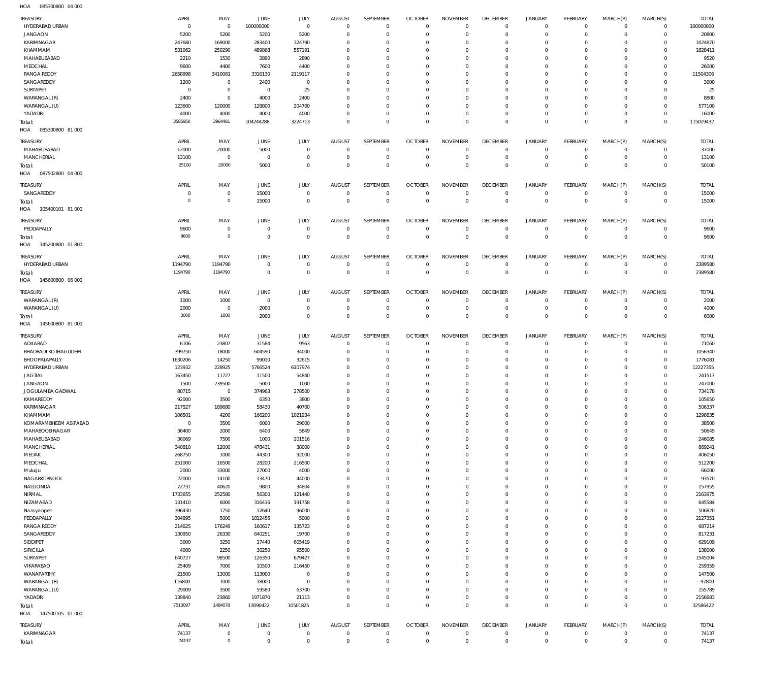HOA 085300800 04 000

| TREASURY | APRIL | MAY | JUNE | JULY | AUGUST | SEPTEMBER | OCTOBER | NOVEMBER | DECEMBER | JANUARY | FEBRUARY | MARCH(P) | MARCH(S) | TOTAL |
|---|---|---|---|---|---|---|---|---|---|---|---|---|---|---|
| HYDERABAD URBAN | 0 | 0 | 100000000 | 0 | 0 | 0 | 0 | 0 | 0 | 0 | 0 | 0 | 0 | 100000000 |
| JANGAON | 5200 | 5200 | 5200 | 5200 | 0 | 0 | 0 | 0 | 0 | 0 | 0 | 0 | 0 | 20800 |
| KARIMNAGAR | 247680 | 169000 | 283400 | 324790 | 0 | 0 | 0 | 0 | 0 | 0 | 0 | 0 | 0 | 1024870 |
| KHAMMAM | 531062 | 250290 | 489868 | 557191 | 0 | 0 | 0 | 0 | 0 | 0 | 0 | 0 | 0 | 1828411 |
| MAHABUBABAD | 2210 | 1530 | 2890 | 2890 | 0 | 0 | 0 | 0 | 0 | 0 | 0 | 0 | 0 | 9520 |
| MEDCHAL | 9600 | 4400 | 7600 | 4400 | 0 | 0 | 0 | 0 | 0 | 0 | 0 | 0 | 0 | 26000 |
| RANGA REDDY | 2658998 | 3410061 | 3316130 | 2119117 | 0 | 0 | 0 | 0 | 0 | 0 | 0 | 0 | 0 | 11504306 |
| SANGAREDDY | 1200 | 0 | 2400 | 0 | 0 | 0 | 0 | 0 | 0 | 0 | 0 | 0 | 0 | 3600 |
| SURYAPET | 0 | 0 | 0 | 25 | 0 | 0 | 0 | 0 | 0 | 0 | 0 | 0 | 0 | 25 |
| WARANGAL (R) | 2400 | 0 | 4000 | 2400 | 0 | 0 | 0 | 0 | 0 | 0 | 0 | 0 | 0 | 8800 |
| WARANGAL (U) | 123600 | 120000 | 128800 | 204700 | 0 | 0 | 0 | 0 | 0 | 0 | 0 | 0 | 0 | 577100 |
| YADADRI | 4000 | 4000 | 4000 | 4000 | 0 | 0 | 0 | 0 | 0 | 0 | 0 | 0 | 0 | 16000 |
| Total: | 3585950 | 3964481 | 104244288 | 3224713 | 0 | 0 | 0 | 0 | 0 | 0 | 0 | 0 | 0 | 115019432 |

HOA 085300800 81 000

| TREASURY | APRIL | MAY | JUNE | JULY | AUGUST | SEPTEMBER | OCTOBER | NOVEMBER | DECEMBER | JANUARY | FEBRUARY | MARCH(P) | MARCH(S) | TOTAL |
|---|---|---|---|---|---|---|---|---|---|---|---|---|---|---|
| MAHABUBABAD | 12000 | 20000 | 5000 | 0 | 0 | 0 | 0 | 0 | 0 | 0 | 0 | 0 | 0 | 37000 |
| MANCHERIAL | 13100 | 0 | 0 | 0 | 0 | 0 | 0 | 0 | 0 | 0 | 0 | 0 | 0 | 13100 |
| Total: | 25100 | 20000 | 5000 | 0 | 0 | 0 | 0 | 0 | 0 | 0 | 0 | 0 | 0 | 50100 |

HOA 087502800 04 000

| TREASURY | APRIL | MAY | JUNE | JULY | AUGUST | SEPTEMBER | OCTOBER | NOVEMBER | DECEMBER | JANUARY | FEBRUARY | MARCH(P) | MARCH(S) | TOTAL |
|---|---|---|---|---|---|---|---|---|---|---|---|---|---|---|
| SANGAREDDY | 0 | 0 | 15000 | 0 | 0 | 0 | 0 | 0 | 0 | 0 | 0 | 0 | 0 | 15000 |
| Total: | 0 | 0 | 15000 | 0 | 0 | 0 | 0 | 0 | 0 | 0 | 0 | 0 | 0 | 15000 |

HOA 105400101 81 000

| TREASURY | APRIL | MAY | JUNE | JULY | AUGUST | SEPTEMBER | OCTOBER | NOVEMBER | DECEMBER | JANUARY | FEBRUARY | MARCH(P) | MARCH(S) | TOTAL |
|---|---|---|---|---|---|---|---|---|---|---|---|---|---|---|
| PEDDAPALLY | 9600 | 0 | 0 | 0 | 0 | 0 | 0 | 0 | 0 | 0 | 0 | 0 | 0 | 9600 |
| Total: | 9600 | 0 | 0 | 0 | 0 | 0 | 0 | 0 | 0 | 0 | 0 | 0 | 0 | 9600 |

HOA 145200800 01 800

| TREASURY | APRIL | MAY | JUNE | JULY | AUGUST | SEPTEMBER | OCTOBER | NOVEMBER | DECEMBER | JANUARY | FEBRUARY | MARCH(P) | MARCH(S) | TOTAL |
|---|---|---|---|---|---|---|---|---|---|---|---|---|---|---|
| HYDERABAD URBAN | 1194790 | 1194790 | 0 | 0 | 0 | 0 | 0 | 0 | 0 | 0 | 0 | 0 | 0 | 2389580 |
| Total: | 1194790 | 1194790 | 0 | 0 | 0 | 0 | 0 | 0 | 0 | 0 | 0 | 0 | 0 | 2389580 |

HOA 145600800 06 000

| TREASURY | APRIL | MAY | JUNE | JULY | AUGUST | SEPTEMBER | OCTOBER | NOVEMBER | DECEMBER | JANUARY | FEBRUARY | MARCH(P) | MARCH(S) | TOTAL |
|---|---|---|---|---|---|---|---|---|---|---|---|---|---|---|
| WARANGAL (R) | 1000 | 1000 | 0 | 0 | 0 | 0 | 0 | 0 | 0 | 0 | 0 | 0 | 0 | 2000 |
| WARANGAL (U) | 2000 | 0 | 2000 | 0 | 0 | 0 | 0 | 0 | 0 | 0 | 0 | 0 | 0 | 4000 |
| Total: | 3000 | 1000 | 2000 | 0 | 0 | 0 | 0 | 0 | 0 | 0 | 0 | 0 | 0 | 6000 |

HOA 145600800 81 000

| TREASURY | APRIL | MAY | JUNE | JULY | AUGUST | SEPTEMBER | OCTOBER | NOVEMBER | DECEMBER | JANUARY | FEBRUARY | MARCH(P) | MARCH(S) | TOTAL |
|---|---|---|---|---|---|---|---|---|---|---|---|---|---|---|
| ADILABAD | 6106 | 23807 | 31584 | 9563 | 0 | 0 | 0 | 0 | 0 | 0 | 0 | 0 | 0 | 71060 |
| BHADRADI KOTHAGUDEM | 399750 | 18000 | 604590 | 34000 | 0 | 0 | 0 | 0 | 0 | 0 | 0 | 0 | 0 | 1056340 |
| BHOOPALAPALLY | 1630206 | 14250 | 99010 | 32615 | 0 | 0 | 0 | 0 | 0 | 0 | 0 | 0 | 0 | 1776081 |
| HYDERABAD URBAN | 123932 | 228925 | 5766524 | 6107974 | 0 | 0 | 0 | 0 | 0 | 0 | 0 | 0 | 0 | 12227355 |
| JAGTIAL | 163450 | 11727 | 11500 | 54840 | 0 | 0 | 0 | 0 | 0 | 0 | 0 | 0 | 0 | 241517 |
| JANGAON | 1500 | 239500 | 5000 | 1000 | 0 | 0 | 0 | 0 | 0 | 0 | 0 | 0 | 0 | 247000 |
| JOGULAMBA GADWAL | 80715 | 0 | 374963 | 278500 | 0 | 0 | 0 | 0 | 0 | 0 | 0 | 0 | 0 | 734178 |
| KAMAREDDY | 92000 | 3500 | 6350 | 3800 | 0 | 0 | 0 | 0 | 0 | 0 | 0 | 0 | 0 | 105650 |
| KARIMNAGAR | 217527 | 189680 | 58430 | 40700 | 0 | 0 | 0 | 0 | 0 | 0 | 0 | 0 | 0 | 506337 |
| KHAMMAM | 106501 | 4200 | 166200 | 1021934 | 0 | 0 | 0 | 0 | 0 | 0 | 0 | 0 | 0 | 1298835 |
| KOMARAMBHEEM ASIFABAD | 0 | 3500 | 6000 | 29000 | 0 | 0 | 0 | 0 | 0 | 0 | 0 | 0 | 0 | 38500 |
| MAHABOOB NAGAR | 36400 | 2000 | 6400 | 5849 | 0 | 0 | 0 | 0 | 0 | 0 | 0 | 0 | 0 | 50649 |
| MAHABUBABAD | 36069 | 7500 | 1000 | 201516 | 0 | 0 | 0 | 0 | 0 | 0 | 0 | 0 | 0 | 246085 |
| MANCHERIAL | 340810 | 12000 | 478431 | 38000 | 0 | 0 | 0 | 0 | 0 | 0 | 0 | 0 | 0 | 869241 |
| MEDAK | 268750 | 1000 | 44300 | 92000 | 0 | 0 | 0 | 0 | 0 | 0 | 0 | 0 | 0 | 406050 |
| MEDCHAL | 251000 | 16500 | 28200 | 216500 | 0 | 0 | 0 | 0 | 0 | 0 | 0 | 0 | 0 | 512200 |
| Mulugu | 2000 | 33000 | 27000 | 4000 | 0 | 0 | 0 | 0 | 0 | 0 | 0 | 0 | 0 | 66000 |
| NAGARKURNOOL | 22000 | 14100 | 13470 | 44000 | 0 | 0 | 0 | 0 | 0 | 0 | 0 | 0 | 0 | 93570 |
| NALGONDA | 72731 | 40620 | 9800 | 34804 | 0 | 0 | 0 | 0 | 0 | 0 | 0 | 0 | 0 | 157955 |
| NIRMAL | 1733655 | 252580 | 56300 | 121440 | 0 | 0 | 0 | 0 | 0 | 0 | 0 | 0 | 0 | 2163975 |
| NIZAMABAD | 131410 | 6000 | 316416 | 191758 | 0 | 0 | 0 | 0 | 0 | 0 | 0 | 0 | 0 | 645584 |
| Narayanpet | 396430 | 1750 | 12640 | 96000 | 0 | 0 | 0 | 0 | 0 | 0 | 0 | 0 | 0 | 506820 |
| PEDDAPALLY | 304895 | 5000 | 1812456 | 5000 | 0 | 0 | 0 | 0 | 0 | 0 | 0 | 0 | 0 | 2127351 |
| RANGA REDDY | 214625 | 176249 | 160617 | 135723 | 0 | 0 | 0 | 0 | 0 | 0 | 0 | 0 | 0 | 687214 |
| SANGAREDDY | 130950 | 26330 | 640251 | 19700 | 0 | 0 | 0 | 0 | 0 | 0 | 0 | 0 | 0 | 817231 |
| SIDDIPET | 3000 | 3250 | 17440 | 605419 | 0 | 0 | 0 | 0 | 0 | 0 | 0 | 0 | 0 | 629109 |
| SIRICILLA | 4000 | 2250 | 36250 | 95500 | 0 | 0 | 0 | 0 | 0 | 0 | 0 | 0 | 0 | 138000 |
| SURYAPET | 640727 | 98500 | 126350 | 679427 | 0 | 0 | 0 | 0 | 0 | 0 | 0 | 0 | 0 | 1545004 |
| VIKARABAD | 25409 | 7000 | 10500 | 216450 | 0 | 0 | 0 | 0 | 0 | 0 | 0 | 0 | 0 | 259359 |
| WANAPARTHY | 21500 | 13000 | 113000 | 0 | 0 | 0 | 0 | 0 | 0 | 0 | 0 | 0 | 0 | 147500 |
| WARANGAL (R) | -116800 | 1000 | 18000 | 0 | 0 | 0 | 0 | 0 | 0 | 0 | 0 | 0 | 0 | -97800 |
| WARANGAL (U) | 29009 | 3500 | 59580 | 63700 | 0 | 0 | 0 | 0 | 0 | 0 | 0 | 0 | 0 | 155789 |
| YADADRI | 139840 | 23860 | 1971870 | 21113 | 0 | 0 | 0 | 0 | 0 | 0 | 0 | 0 | 0 | 2156683 |
| Total: | 7510097 | 1484078 | 13090422 | 10501825 | 0 | 0 | 0 | 0 | 0 | 0 | 0 | 0 | 0 | 32586422 |

HOA 147500105 01 000

| TREASURY | APRIL | MAY | JUNE | JULY | AUGUST | SEPTEMBER | OCTOBER | NOVEMBER | DECEMBER | JANUARY | FEBRUARY | MARCH(P) | MARCH(S) | TOTAL |
|---|---|---|---|---|---|---|---|---|---|---|---|---|---|---|
| KARIMNAGAR | 74137 | 0 | 0 | 0 | 0 | 0 | 0 | 0 | 0 | 0 | 0 | 0 | 0 | 74137 |
| Total: | 74137 | 0 | 0 | 0 | 0 | 0 | 0 | 0 | 0 | 0 | 0 | 0 | 0 | 74137 |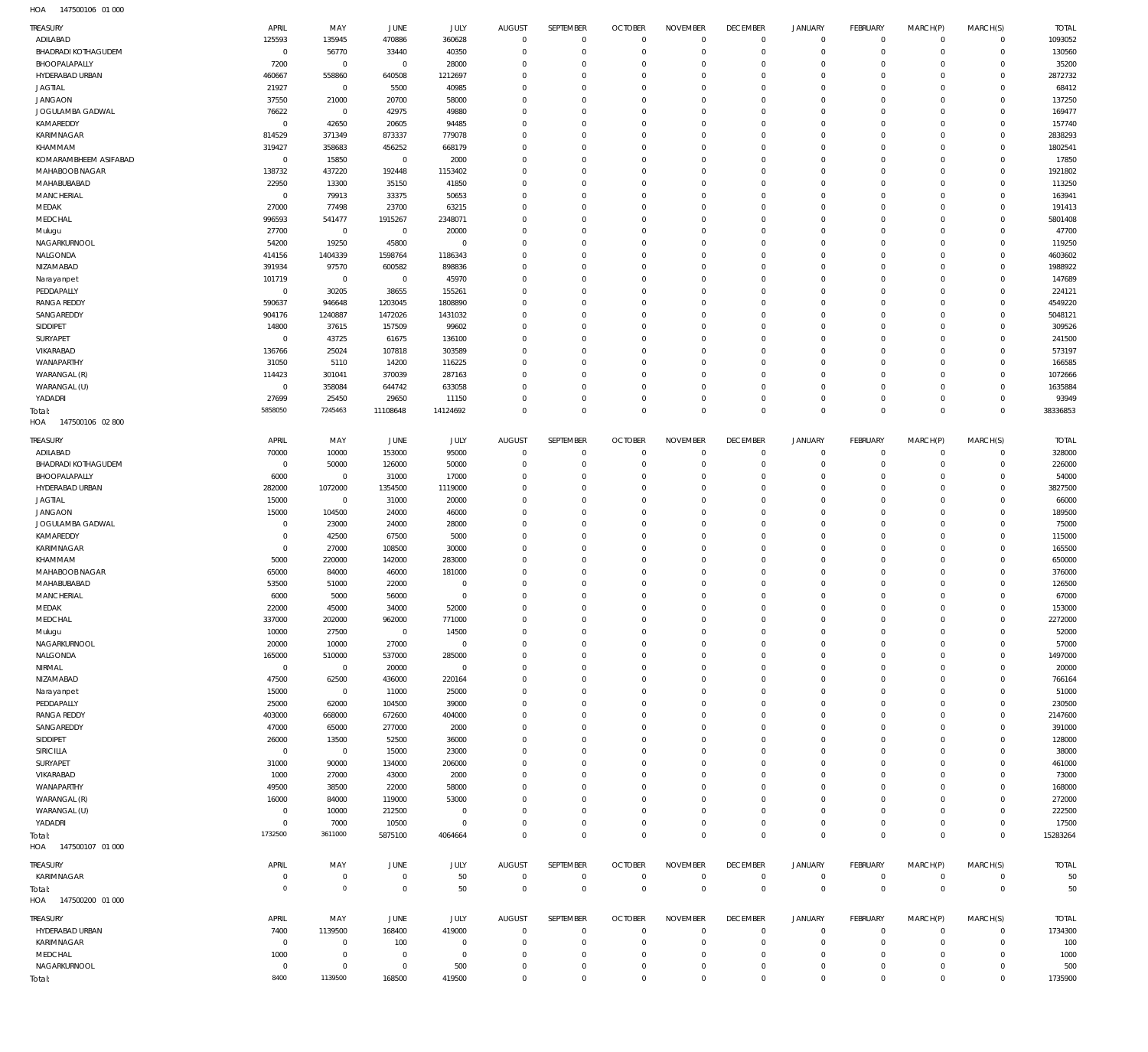HOA 147500106 01 000

| TREASURY | APRIL | MAY | JUNE | JULY | AUGUST | SEPTEMBER | OCTOBER | NOVEMBER | DECEMBER | JANUARY | FEBRUARY | MARCH(P) | MARCH(S) | TOTAL |
|---|---|---|---|---|---|---|---|---|---|---|---|---|---|---|
| ADILABAD | 125593 | 135945 | 470886 | 360628 | 0 | 0 | 0 | 0 | 0 | 0 | 0 | 0 | 0 | 1093052 |
| BHADRADI KOTHAGUDEM | 0 | 56770 | 33440 | 40350 | 0 | 0 | 0 | 0 | 0 | 0 | 0 | 0 | 0 | 130560 |
| BHOOPALAPALLY | 7200 | 0 | 0 | 28000 | 0 | 0 | 0 | 0 | 0 | 0 | 0 | 0 | 0 | 35200 |
| HYDERABAD URBAN | 460667 | 558860 | 640508 | 1212697 | 0 | 0 | 0 | 0 | 0 | 0 | 0 | 0 | 0 | 2872732 |
| JAGTIAL | 21927 | 0 | 5500 | 40985 | 0 | 0 | 0 | 0 | 0 | 0 | 0 | 0 | 0 | 68412 |
| JANGAON | 37550 | 21000 | 20700 | 58000 | 0 | 0 | 0 | 0 | 0 | 0 | 0 | 0 | 0 | 137250 |
| JOGULAMBA GADWAL | 76622 | 0 | 42975 | 49880 | 0 | 0 | 0 | 0 | 0 | 0 | 0 | 0 | 0 | 169477 |
| KAMAREDDY | 0 | 42650 | 20605 | 94485 | 0 | 0 | 0 | 0 | 0 | 0 | 0 | 0 | 0 | 157740 |
| KARIMNAGAR | 814529 | 371349 | 873337 | 779078 | 0 | 0 | 0 | 0 | 0 | 0 | 0 | 0 | 0 | 2838293 |
| KHAMMAM | 319427 | 358683 | 456252 | 668179 | 0 | 0 | 0 | 0 | 0 | 0 | 0 | 0 | 0 | 1802541 |
| KOMARAMBHEEM ASIFABAD | 0 | 15850 | 0 | 2000 | 0 | 0 | 0 | 0 | 0 | 0 | 0 | 0 | 0 | 17850 |
| MAHABOOBNAGAR | 138732 | 437220 | 192448 | 1153402 | 0 | 0 | 0 | 0 | 0 | 0 | 0 | 0 | 0 | 1921802 |
| MAHABUBABAD | 22950 | 13300 | 35150 | 41850 | 0 | 0 | 0 | 0 | 0 | 0 | 0 | 0 | 0 | 113250 |
| MANCHERIAL | 0 | 79913 | 33375 | 50653 | 0 | 0 | 0 | 0 | 0 | 0 | 0 | 0 | 0 | 163941 |
| MEDAK | 27000 | 77498 | 23700 | 63215 | 0 | 0 | 0 | 0 | 0 | 0 | 0 | 0 | 0 | 191413 |
| MEDCHAL | 996593 | 541477 | 1915267 | 2348071 | 0 | 0 | 0 | 0 | 0 | 0 | 0 | 0 | 0 | 5801408 |
| Mulugu | 27700 | 0 | 0 | 20000 | 0 | 0 | 0 | 0 | 0 | 0 | 0 | 0 | 0 | 47700 |
| NAGARKURNOOL | 54200 | 19250 | 45800 | 0 | 0 | 0 | 0 | 0 | 0 | 0 | 0 | 0 | 0 | 119250 |
| NALGONDA | 414156 | 1404339 | 1598764 | 1186343 | 0 | 0 | 0 | 0 | 0 | 0 | 0 | 0 | 0 | 4603602 |
| NIZAMABAD | 391934 | 97570 | 600582 | 898836 | 0 | 0 | 0 | 0 | 0 | 0 | 0 | 0 | 0 | 1988922 |
| Narayanpet | 101719 | 0 | 0 | 45970 | 0 | 0 | 0 | 0 | 0 | 0 | 0 | 0 | 0 | 147689 |
| PEDDAPALLY | 0 | 30205 | 38655 | 155261 | 0 | 0 | 0 | 0 | 0 | 0 | 0 | 0 | 0 | 224121 |
| RANGA REDDY | 590637 | 946648 | 1203045 | 1808890 | 0 | 0 | 0 | 0 | 0 | 0 | 0 | 0 | 0 | 4549220 |
| SANGAREDDY | 904176 | 1240887 | 1472026 | 1431032 | 0 | 0 | 0 | 0 | 0 | 0 | 0 | 0 | 0 | 5048121 |
| SIDDIPET | 14800 | 37615 | 157509 | 99602 | 0 | 0 | 0 | 0 | 0 | 0 | 0 | 0 | 0 | 309526 |
| SURYAPET | 0 | 43725 | 61675 | 136100 | 0 | 0 | 0 | 0 | 0 | 0 | 0 | 0 | 0 | 241500 |
| VIKARABAD | 136766 | 25024 | 107818 | 303589 | 0 | 0 | 0 | 0 | 0 | 0 | 0 | 0 | 0 | 573197 |
| WANAPARTHY | 31050 | 5110 | 14200 | 116225 | 0 | 0 | 0 | 0 | 0 | 0 | 0 | 0 | 0 | 166585 |
| WARANGAL (R) | 114423 | 301041 | 370039 | 287163 | 0 | 0 | 0 | 0 | 0 | 0 | 0 | 0 | 0 | 1072666 |
| WARANGAL (U) | 0 | 358084 | 644742 | 633058 | 0 | 0 | 0 | 0 | 0 | 0 | 0 | 0 | 0 | 1635884 |
| YADADRI | 27699 | 25450 | 29650 | 11150 | 0 | 0 | 0 | 0 | 0 | 0 | 0 | 0 | 0 | 93949 |
| Total: | 5858050 | 7245463 | 11108648 | 14124692 | 0 | 0 | 0 | 0 | 0 | 0 | 0 | 0 | 0 | 38336853 |

HOA 147500106 02 800

| TREASURY | APRIL | MAY | JUNE | JULY | AUGUST | SEPTEMBER | OCTOBER | NOVEMBER | DECEMBER | JANUARY | FEBRUARY | MARCH(P) | MARCH(S) | TOTAL |
|---|---|---|---|---|---|---|---|---|---|---|---|---|---|---|
| ADILABAD | 70000 | 10000 | 153000 | 95000 | 0 | 0 | 0 | 0 | 0 | 0 | 0 | 0 | 0 | 328000 |
| BHADRADI KOTHAGUDEM | 0 | 50000 | 126000 | 50000 | 0 | 0 | 0 | 0 | 0 | 0 | 0 | 0 | 0 | 226000 |
| BHOOPALAPALLY | 6000 | 0 | 31000 | 17000 | 0 | 0 | 0 | 0 | 0 | 0 | 0 | 0 | 0 | 54000 |
| HYDERABAD URBAN | 282000 | 1072000 | 1354500 | 1119000 | 0 | 0 | 0 | 0 | 0 | 0 | 0 | 0 | 0 | 3827500 |
| JAGTIAL | 15000 | 0 | 31000 | 20000 | 0 | 0 | 0 | 0 | 0 | 0 | 0 | 0 | 0 | 66000 |
| JANGAON | 15000 | 104500 | 24000 | 46000 | 0 | 0 | 0 | 0 | 0 | 0 | 0 | 0 | 0 | 189500 |
| JOGULAMBA GADWAL | 0 | 23000 | 24000 | 28000 | 0 | 0 | 0 | 0 | 0 | 0 | 0 | 0 | 0 | 75000 |
| KAMAREDDY | 0 | 42500 | 67500 | 5000 | 0 | 0 | 0 | 0 | 0 | 0 | 0 | 0 | 0 | 115000 |
| KARIMNAGAR | 0 | 27000 | 108500 | 30000 | 0 | 0 | 0 | 0 | 0 | 0 | 0 | 0 | 0 | 165500 |
| KHAMMAM | 5000 | 220000 | 142000 | 283000 | 0 | 0 | 0 | 0 | 0 | 0 | 0 | 0 | 0 | 650000 |
| MAHABOOBNAGAR | 65000 | 84000 | 46000 | 181000 | 0 | 0 | 0 | 0 | 0 | 0 | 0 | 0 | 0 | 376000 |
| MAHABUBABAD | 53500 | 51000 | 22000 | 0 | 0 | 0 | 0 | 0 | 0 | 0 | 0 | 0 | 0 | 126500 |
| MANCHERIAL | 6000 | 5000 | 56000 | 0 | 0 | 0 | 0 | 0 | 0 | 0 | 0 | 0 | 0 | 67000 |
| MEDAK | 22000 | 45000 | 34000 | 52000 | 0 | 0 | 0 | 0 | 0 | 0 | 0 | 0 | 0 | 153000 |
| MEDCHAL | 337000 | 202000 | 962000 | 771000 | 0 | 0 | 0 | 0 | 0 | 0 | 0 | 0 | 0 | 2272000 |
| Mulugu | 10000 | 27500 | 0 | 14500 | 0 | 0 | 0 | 0 | 0 | 0 | 0 | 0 | 0 | 52000 |
| NAGARKURNOOL | 20000 | 10000 | 27000 | 0 | 0 | 0 | 0 | 0 | 0 | 0 | 0 | 0 | 0 | 57000 |
| NALGONDA | 165000 | 510000 | 537000 | 285000 | 0 | 0 | 0 | 0 | 0 | 0 | 0 | 0 | 0 | 1497000 |
| NIRMAL | 0 | 0 | 20000 | 0 | 0 | 0 | 0 | 0 | 0 | 0 | 0 | 0 | 0 | 20000 |
| NIZAMABAD | 47500 | 62500 | 436000 | 220164 | 0 | 0 | 0 | 0 | 0 | 0 | 0 | 0 | 0 | 766164 |
| Narayanpet | 15000 | 0 | 11000 | 25000 | 0 | 0 | 0 | 0 | 0 | 0 | 0 | 0 | 0 | 51000 |
| PEDDAPALLY | 25000 | 62000 | 104500 | 39000 | 0 | 0 | 0 | 0 | 0 | 0 | 0 | 0 | 0 | 230500 |
| RANGA REDDY | 403000 | 668000 | 672600 | 404000 | 0 | 0 | 0 | 0 | 0 | 0 | 0 | 0 | 0 | 2147600 |
| SANGAREDDY | 47000 | 65000 | 277000 | 2000 | 0 | 0 | 0 | 0 | 0 | 0 | 0 | 0 | 0 | 391000 |
| SIDDIPET | 26000 | 13500 | 52500 | 36000 | 0 | 0 | 0 | 0 | 0 | 0 | 0 | 0 | 0 | 128000 |
| SIRICILLA | 0 | 0 | 15000 | 23000 | 0 | 0 | 0 | 0 | 0 | 0 | 0 | 0 | 0 | 38000 |
| SURYAPET | 31000 | 90000 | 134000 | 206000 | 0 | 0 | 0 | 0 | 0 | 0 | 0 | 0 | 0 | 461000 |
| VIKARABAD | 1000 | 27000 | 43000 | 2000 | 0 | 0 | 0 | 0 | 0 | 0 | 0 | 0 | 0 | 73000 |
| WANAPARTHY | 49500 | 38500 | 22000 | 58000 | 0 | 0 | 0 | 0 | 0 | 0 | 0 | 0 | 0 | 168000 |
| WARANGAL (R) | 16000 | 84000 | 119000 | 53000 | 0 | 0 | 0 | 0 | 0 | 0 | 0 | 0 | 0 | 272000 |
| WARANGAL (U) | 0 | 10000 | 212500 | 0 | 0 | 0 | 0 | 0 | 0 | 0 | 0 | 0 | 0 | 222500 |
| YADADRI | 0 | 7000 | 10500 | 0 | 0 | 0 | 0 | 0 | 0 | 0 | 0 | 0 | 0 | 17500 |
| Total: | 1732500 | 3611000 | 5875100 | 4064664 | 0 | 0 | 0 | 0 | 0 | 0 | 0 | 0 | 0 | 15283264 |

HOA 147500107 01 000

| TREASURY | APRIL | MAY | JUNE | JULY | AUGUST | SEPTEMBER | OCTOBER | NOVEMBER | DECEMBER | JANUARY | FEBRUARY | MARCH(P) | MARCH(S) | TOTAL |
|---|---|---|---|---|---|---|---|---|---|---|---|---|---|---|
| KARIMNAGAR | 0 | 0 | 0 | 50 | 0 | 0 | 0 | 0 | 0 | 0 | 0 | 0 | 0 | 50 |
| Total: | 0 | 0 | 0 | 50 | 0 | 0 | 0 | 0 | 0 | 0 | 0 | 0 | 0 | 50 |

HOA 147500200 01 000

| TREASURY | APRIL | MAY | JUNE | JULY | AUGUST | SEPTEMBER | OCTOBER | NOVEMBER | DECEMBER | JANUARY | FEBRUARY | MARCH(P) | MARCH(S) | TOTAL |
|---|---|---|---|---|---|---|---|---|---|---|---|---|---|---|
| HYDERABAD URBAN | 7400 | 1139500 | 168400 | 419000 | 0 | 0 | 0 | 0 | 0 | 0 | 0 | 0 | 0 | 1734300 |
| KARIMNAGAR | 0 | 0 | 100 | 0 | 0 | 0 | 0 | 0 | 0 | 0 | 0 | 0 | 0 | 100 |
| MEDCHAL | 1000 | 0 | 0 | 0 | 0 | 0 | 0 | 0 | 0 | 0 | 0 | 0 | 0 | 1000 |
| NAGARKURNOOL | 0 | 0 | 0 | 500 | 0 | 0 | 0 | 0 | 0 | 0 | 0 | 0 | 0 | 500 |
| Total: | 8400 | 1139500 | 168500 | 419500 | 0 | 0 | 0 | 0 | 0 | 0 | 0 | 0 | 0 | 1735900 |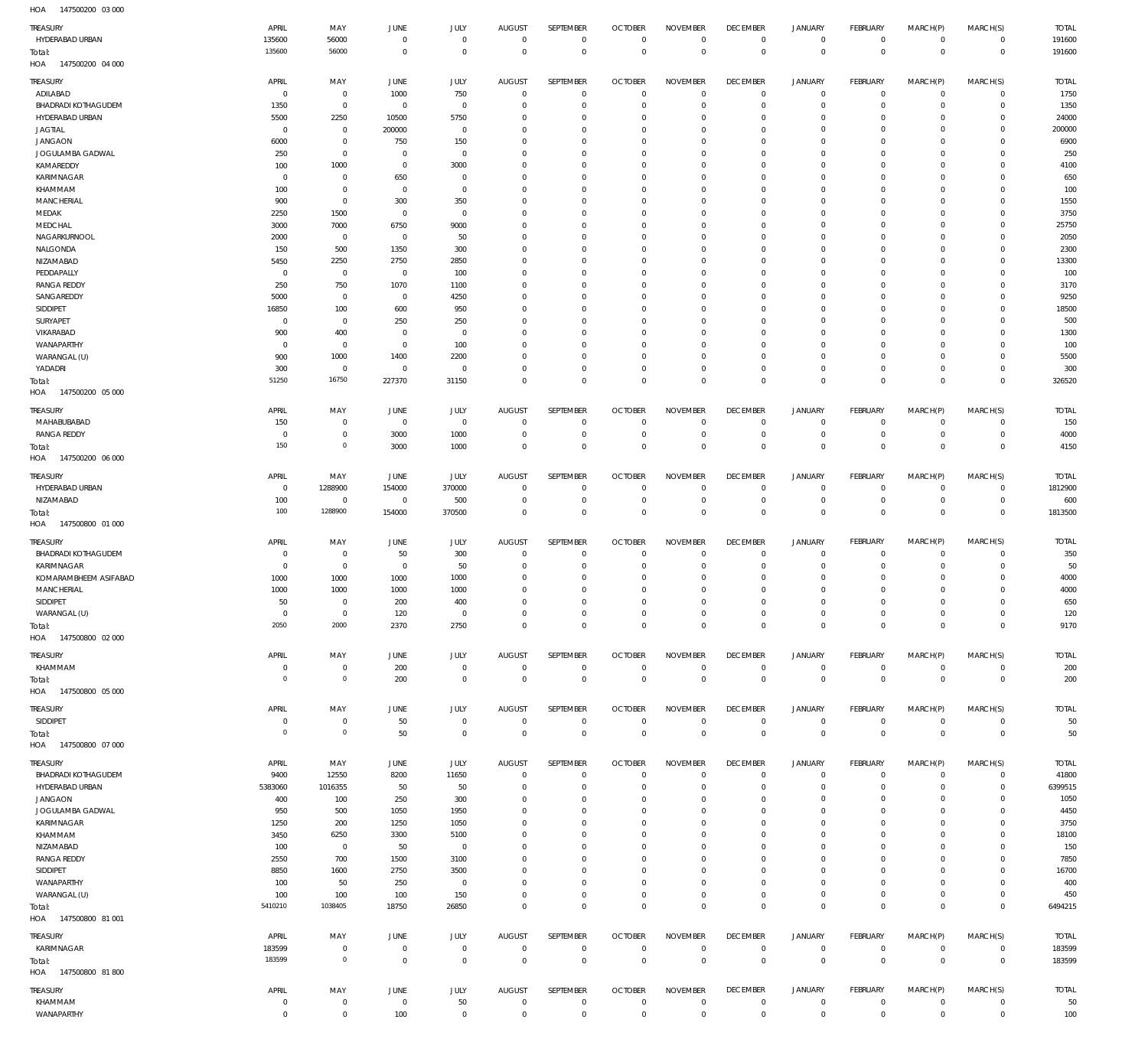HOA 147500200 03 000

| TREASURY | APRIL | MAY | JUNE | JULY | AUGUST | SEPTEMBER | OCTOBER | NOVEMBER | DECEMBER | JANUARY | FEBRUARY | MARCH(P) | MARCH(S) | TOTAL |
|---|---|---|---|---|---|---|---|---|---|---|---|---|---|---|
| HYDERABAD URBAN | 135600 | 56000 | 0 | 0 | 0 | 0 | 0 | 0 | 0 | 0 | 0 | 0 | 0 | 191600 |
| Total: | 135600 | 56000 | 0 | 0 | 0 | 0 | 0 | 0 | 0 | 0 | 0 | 0 | 0 | 191600 |

HOA 147500200 04 000

| TREASURY | APRIL | MAY | JUNE | JULY | AUGUST | SEPTEMBER | OCTOBER | NOVEMBER | DECEMBER | JANUARY | FEBRUARY | MARCH(P) | MARCH(S) | TOTAL |
|---|---|---|---|---|---|---|---|---|---|---|---|---|---|---|
| ADILABAD | 0 | 0 | 1000 | 750 | 0 | 0 | 0 | 0 | 0 | 0 | 0 | 0 | 0 | 1750 |
| BHADRADI KOTHAGUDEM | 1350 | 0 | 0 | 0 | 0 | 0 | 0 | 0 | 0 | 0 | 0 | 0 | 0 | 1350 |
| HYDERABAD URBAN | 5500 | 2250 | 10500 | 5750 | 0 | 0 | 0 | 0 | 0 | 0 | 0 | 0 | 0 | 24000 |
| JAGTIAL | 0 | 0 | 200000 | 0 | 0 | 0 | 0 | 0 | 0 | 0 | 0 | 0 | 0 | 200000 |
| JANGAON | 6000 | 0 | 750 | 150 | 0 | 0 | 0 | 0 | 0 | 0 | 0 | 0 | 0 | 6900 |
| JOGULAMBA GADWAL | 250 | 0 | 0 | 0 | 0 | 0 | 0 | 0 | 0 | 0 | 0 | 0 | 0 | 250 |
| KAMAREDDY | 100 | 1000 | 0 | 3000 | 0 | 0 | 0 | 0 | 0 | 0 | 0 | 0 | 0 | 4100 |
| KARIMNAGAR | 0 | 0 | 650 | 0 | 0 | 0 | 0 | 0 | 0 | 0 | 0 | 0 | 0 | 650 |
| KHAMMAM | 100 | 0 | 0 | 0 | 0 | 0 | 0 | 0 | 0 | 0 | 0 | 0 | 0 | 100 |
| MANCHERIAL | 900 | 0 | 300 | 350 | 0 | 0 | 0 | 0 | 0 | 0 | 0 | 0 | 0 | 1550 |
| MEDAK | 2250 | 1500 | 0 | 0 | 0 | 0 | 0 | 0 | 0 | 0 | 0 | 0 | 0 | 3750 |
| MEDCHAL | 3000 | 7000 | 6750 | 9000 | 0 | 0 | 0 | 0 | 0 | 0 | 0 | 0 | 0 | 25750 |
| NAGARKURNOOL | 2000 | 0 | 0 | 50 | 0 | 0 | 0 | 0 | 0 | 0 | 0 | 0 | 0 | 2050 |
| NALGONDA | 150 | 500 | 1350 | 300 | 0 | 0 | 0 | 0 | 0 | 0 | 0 | 0 | 0 | 2300 |
| NIZAMABAD | 5450 | 2250 | 2750 | 2850 | 0 | 0 | 0 | 0 | 0 | 0 | 0 | 0 | 0 | 13300 |
| PEDDAPALLY | 0 | 0 | 0 | 100 | 0 | 0 | 0 | 0 | 0 | 0 | 0 | 0 | 0 | 100 |
| RANGA REDDY | 250 | 750 | 1070 | 1100 | 0 | 0 | 0 | 0 | 0 | 0 | 0 | 0 | 0 | 3170 |
| SANGAREDDY | 5000 | 0 | 0 | 4250 | 0 | 0 | 0 | 0 | 0 | 0 | 0 | 0 | 0 | 9250 |
| SIDDIPET | 16850 | 100 | 600 | 950 | 0 | 0 | 0 | 0 | 0 | 0 | 0 | 0 | 0 | 18500 |
| SURYAPET | 0 | 0 | 250 | 250 | 0 | 0 | 0 | 0 | 0 | 0 | 0 | 0 | 0 | 500 |
| VIKARABAD | 900 | 400 | 0 | 0 | 0 | 0 | 0 | 0 | 0 | 0 | 0 | 0 | 0 | 1300 |
| WANAPARTHY | 0 | 0 | 0 | 100 | 0 | 0 | 0 | 0 | 0 | 0 | 0 | 0 | 0 | 100 |
| WARANGAL (U) | 900 | 1000 | 1400 | 2200 | 0 | 0 | 0 | 0 | 0 | 0 | 0 | 0 | 0 | 5500 |
| YADADRI | 300 | 0 | 0 | 0 | 0 | 0 | 0 | 0 | 0 | 0 | 0 | 0 | 0 | 300 |
| Total: | 51250 | 16750 | 227370 | 31150 | 0 | 0 | 0 | 0 | 0 | 0 | 0 | 0 | 0 | 326520 |

HOA 147500200 05 000

| TREASURY | APRIL | MAY | JUNE | JULY | AUGUST | SEPTEMBER | OCTOBER | NOVEMBER | DECEMBER | JANUARY | FEBRUARY | MARCH(P) | MARCH(S) | TOTAL |
|---|---|---|---|---|---|---|---|---|---|---|---|---|---|---|
| MAHABUBABAD | 150 | 0 | 0 | 0 | 0 | 0 | 0 | 0 | 0 | 0 | 0 | 0 | 0 | 150 |
| RANGA REDDY | 0 | 0 | 3000 | 1000 | 0 | 0 | 0 | 0 | 0 | 0 | 0 | 0 | 0 | 4000 |
| Total: | 150 | 0 | 3000 | 1000 | 0 | 0 | 0 | 0 | 0 | 0 | 0 | 0 | 0 | 4150 |

HOA 147500200 06 000

| TREASURY | APRIL | MAY | JUNE | JULY | AUGUST | SEPTEMBER | OCTOBER | NOVEMBER | DECEMBER | JANUARY | FEBRUARY | MARCH(P) | MARCH(S) | TOTAL |
|---|---|---|---|---|---|---|---|---|---|---|---|---|---|---|
| HYDERABAD URBAN | 0 | 1288900 | 154000 | 370000 | 0 | 0 | 0 | 0 | 0 | 0 | 0 | 0 | 0 | 1812900 |
| NIZAMABAD | 100 | 0 | 0 | 500 | 0 | 0 | 0 | 0 | 0 | 0 | 0 | 0 | 0 | 600 |
| Total: | 100 | 1288900 | 154000 | 370500 | 0 | 0 | 0 | 0 | 0 | 0 | 0 | 0 | 0 | 1813500 |

HOA 147500800 01 000

| TREASURY | APRIL | MAY | JUNE | JULY | AUGUST | SEPTEMBER | OCTOBER | NOVEMBER | DECEMBER | JANUARY | FEBRUARY | MARCH(P) | MARCH(S) | TOTAL |
|---|---|---|---|---|---|---|---|---|---|---|---|---|---|---|
| BHADRADI KOTHAGUDEM | 0 | 0 | 50 | 300 | 0 | 0 | 0 | 0 | 0 | 0 | 0 | 0 | 0 | 350 |
| KARIMNAGAR | 0 | 0 | 0 | 50 | 0 | 0 | 0 | 0 | 0 | 0 | 0 | 0 | 0 | 50 |
| KOMARAMBHEEM ASIFABAD | 1000 | 1000 | 1000 | 1000 | 0 | 0 | 0 | 0 | 0 | 0 | 0 | 0 | 0 | 4000 |
| MANCHERIAL | 1000 | 1000 | 1000 | 1000 | 0 | 0 | 0 | 0 | 0 | 0 | 0 | 0 | 0 | 4000 |
| SIDDIPET | 50 | 0 | 200 | 400 | 0 | 0 | 0 | 0 | 0 | 0 | 0 | 0 | 0 | 650 |
| WARANGAL (U) | 0 | 0 | 120 | 0 | 0 | 0 | 0 | 0 | 0 | 0 | 0 | 0 | 0 | 120 |
| Total: | 2050 | 2000 | 2370 | 2750 | 0 | 0 | 0 | 0 | 0 | 0 | 0 | 0 | 0 | 9170 |

HOA 147500800 02 000

| TREASURY | APRIL | MAY | JUNE | JULY | AUGUST | SEPTEMBER | OCTOBER | NOVEMBER | DECEMBER | JANUARY | FEBRUARY | MARCH(P) | MARCH(S) | TOTAL |
|---|---|---|---|---|---|---|---|---|---|---|---|---|---|---|
| KHAMMAM | 0 | 0 | 200 | 0 | 0 | 0 | 0 | 0 | 0 | 0 | 0 | 0 | 0 | 200 |
| Total: | 0 | 0 | 200 | 0 | 0 | 0 | 0 | 0 | 0 | 0 | 0 | 0 | 0 | 200 |

HOA 147500800 05 000

| TREASURY | APRIL | MAY | JUNE | JULY | AUGUST | SEPTEMBER | OCTOBER | NOVEMBER | DECEMBER | JANUARY | FEBRUARY | MARCH(P) | MARCH(S) | TOTAL |
|---|---|---|---|---|---|---|---|---|---|---|---|---|---|---|
| SIDDIPET | 0 | 0 | 50 | 0 | 0 | 0 | 0 | 0 | 0 | 0 | 0 | 0 | 0 | 50 |
| Total: | 0 | 0 | 50 | 0 | 0 | 0 | 0 | 0 | 0 | 0 | 0 | 0 | 0 | 50 |

HOA 147500800 07 000

| TREASURY | APRIL | MAY | JUNE | JULY | AUGUST | SEPTEMBER | OCTOBER | NOVEMBER | DECEMBER | JANUARY | FEBRUARY | MARCH(P) | MARCH(S) | TOTAL |
|---|---|---|---|---|---|---|---|---|---|---|---|---|---|---|
| BHADRADI KOTHAGUDEM | 9400 | 12550 | 8200 | 11650 | 0 | 0 | 0 | 0 | 0 | 0 | 0 | 0 | 0 | 41800 |
| HYDERABAD URBAN | 5383060 | 1016355 | 50 | 50 | 0 | 0 | 0 | 0 | 0 | 0 | 0 | 0 | 0 | 6399515 |
| JANGAON | 400 | 100 | 250 | 300 | 0 | 0 | 0 | 0 | 0 | 0 | 0 | 0 | 0 | 1050 |
| JOGULAMBA GADWAL | 950 | 500 | 1050 | 1950 | 0 | 0 | 0 | 0 | 0 | 0 | 0 | 0 | 0 | 4450 |
| KARIMNAGAR | 1250 | 200 | 1250 | 1050 | 0 | 0 | 0 | 0 | 0 | 0 | 0 | 0 | 0 | 3750 |
| KHAMMAM | 3450 | 6250 | 3300 | 5100 | 0 | 0 | 0 | 0 | 0 | 0 | 0 | 0 | 0 | 18100 |
| NIZAMABAD | 100 | 0 | 50 | 0 | 0 | 0 | 0 | 0 | 0 | 0 | 0 | 0 | 0 | 150 |
| RANGA REDDY | 2550 | 700 | 1500 | 3100 | 0 | 0 | 0 | 0 | 0 | 0 | 0 | 0 | 0 | 7850 |
| SIDDIPET | 8850 | 1600 | 2750 | 3500 | 0 | 0 | 0 | 0 | 0 | 0 | 0 | 0 | 0 | 16700 |
| WANAPARTHY | 100 | 50 | 250 | 0 | 0 | 0 | 0 | 0 | 0 | 0 | 0 | 0 | 0 | 400 |
| WARANGAL (U) | 100 | 100 | 100 | 150 | 0 | 0 | 0 | 0 | 0 | 0 | 0 | 0 | 0 | 450 |
| Total: | 5410210 | 1038405 | 18750 | 26850 | 0 | 0 | 0 | 0 | 0 | 0 | 0 | 0 | 0 | 6494215 |

HOA 147500800 81 001

| TREASURY | APRIL | MAY | JUNE | JULY | AUGUST | SEPTEMBER | OCTOBER | NOVEMBER | DECEMBER | JANUARY | FEBRUARY | MARCH(P) | MARCH(S) | TOTAL |
|---|---|---|---|---|---|---|---|---|---|---|---|---|---|---|
| KARIMNAGAR | 183599 | 0 | 0 | 0 | 0 | 0 | 0 | 0 | 0 | 0 | 0 | 0 | 0 | 183599 |
| Total: | 183599 | 0 | 0 | 0 | 0 | 0 | 0 | 0 | 0 | 0 | 0 | 0 | 0 | 183599 |

HOA 147500800 81 800

| TREASURY | APRIL | MAY | JUNE | JULY | AUGUST | SEPTEMBER | OCTOBER | NOVEMBER | DECEMBER | JANUARY | FEBRUARY | MARCH(P) | MARCH(S) | TOTAL |
|---|---|---|---|---|---|---|---|---|---|---|---|---|---|---|
| KHAMMAM | 0 | 0 | 0 | 50 | 0 | 0 | 0 | 0 | 0 | 0 | 0 | 0 | 0 | 50 |
| WANAPARTHY | 0 | 0 | 100 | 0 | 0 | 0 | 0 | 0 | 0 | 0 | 0 | 0 | 0 | 100 |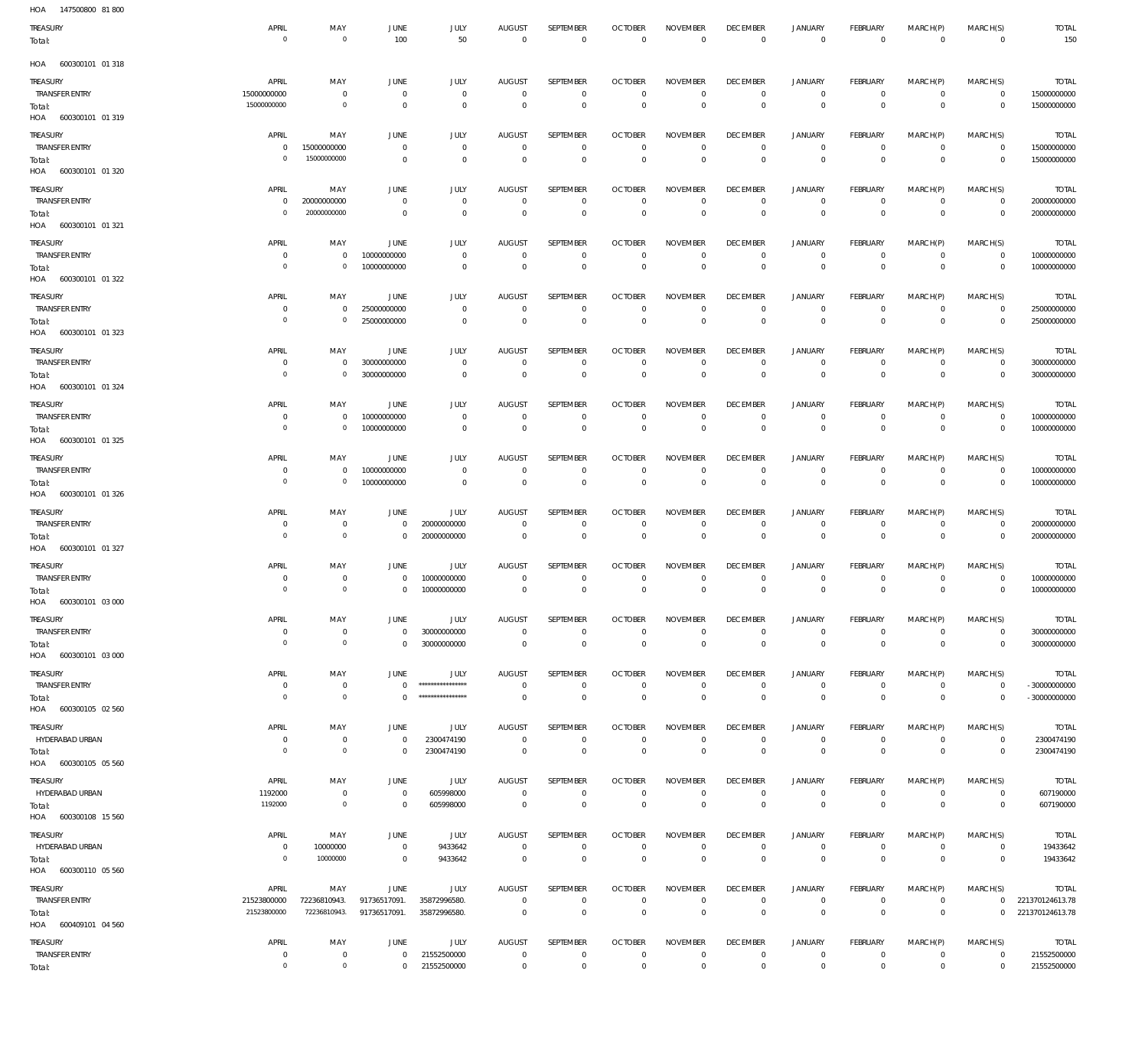HOA 147500800 81 800

| TREASURY | APRIL | MAY | JUNE | JULY | AUGUST | SEPTEMBER | OCTOBER | NOVEMBER | DECEMBER | JANUARY | FEBRUARY | MARCH(P) | MARCH(S) | TOTAL |
|---|---|---|---|---|---|---|---|---|---|---|---|---|---|---|
| Total: | 0 | 0 | 100 | 50 | 0 | 0 | 0 | 0 | 0 | 0 | 0 | 0 | 0 | 150 |

HOA 600300101 01 318

| TREASURY | APRIL | MAY | JUNE | JULY | AUGUST | SEPTEMBER | OCTOBER | NOVEMBER | DECEMBER | JANUARY | FEBRUARY | MARCH(P) | MARCH(S) | TOTAL |
|---|---|---|---|---|---|---|---|---|---|---|---|---|---|---|
| TRANSFER ENTRY | 15000000000 | 0 | 0 | 0 | 0 | 0 | 0 | 0 | 0 | 0 | 0 | 0 | 0 | 15000000000 |
| Total: | 15000000000 | 0 | 0 | 0 | 0 | 0 | 0 | 0 | 0 | 0 | 0 | 0 | 0 | 15000000000 |

HOA 600300101 01 319

| TREASURY | APRIL | MAY | JUNE | JULY | AUGUST | SEPTEMBER | OCTOBER | NOVEMBER | DECEMBER | JANUARY | FEBRUARY | MARCH(P) | MARCH(S) | TOTAL |
|---|---|---|---|---|---|---|---|---|---|---|---|---|---|---|
| TRANSFER ENTRY | 0 | 15000000000 | 0 | 0 | 0 | 0 | 0 | 0 | 0 | 0 | 0 | 0 | 0 | 15000000000 |
| Total: | 0 | 15000000000 | 0 | 0 | 0 | 0 | 0 | 0 | 0 | 0 | 0 | 0 | 0 | 15000000000 |

HOA 600300101 01 320

| TREASURY | APRIL | MAY | JUNE | JULY | AUGUST | SEPTEMBER | OCTOBER | NOVEMBER | DECEMBER | JANUARY | FEBRUARY | MARCH(P) | MARCH(S) | TOTAL |
|---|---|---|---|---|---|---|---|---|---|---|---|---|---|---|
| TRANSFER ENTRY | 0 | 20000000000 | 0 | 0 | 0 | 0 | 0 | 0 | 0 | 0 | 0 | 0 | 0 | 20000000000 |
| Total: | 0 | 20000000000 | 0 | 0 | 0 | 0 | 0 | 0 | 0 | 0 | 0 | 0 | 0 | 20000000000 |

HOA 600300101 01 321

| TREASURY | APRIL | MAY | JUNE | JULY | AUGUST | SEPTEMBER | OCTOBER | NOVEMBER | DECEMBER | JANUARY | FEBRUARY | MARCH(P) | MARCH(S) | TOTAL |
|---|---|---|---|---|---|---|---|---|---|---|---|---|---|---|
| TRANSFER ENTRY | 0 | 0 | 10000000000 | 0 | 0 | 0 | 0 | 0 | 0 | 0 | 0 | 0 | 0 | 10000000000 |
| Total: | 0 | 0 | 10000000000 | 0 | 0 | 0 | 0 | 0 | 0 | 0 | 0 | 0 | 0 | 10000000000 |

HOA 600300101 01 322

| TREASURY | APRIL | MAY | JUNE | JULY | AUGUST | SEPTEMBER | OCTOBER | NOVEMBER | DECEMBER | JANUARY | FEBRUARY | MARCH(P) | MARCH(S) | TOTAL |
|---|---|---|---|---|---|---|---|---|---|---|---|---|---|---|
| TRANSFER ENTRY | 0 | 0 | 25000000000 | 0 | 0 | 0 | 0 | 0 | 0 | 0 | 0 | 0 | 0 | 25000000000 |
| Total: | 0 | 0 | 25000000000 | 0 | 0 | 0 | 0 | 0 | 0 | 0 | 0 | 0 | 0 | 25000000000 |

HOA 600300101 01 323

| TREASURY | APRIL | MAY | JUNE | JULY | AUGUST | SEPTEMBER | OCTOBER | NOVEMBER | DECEMBER | JANUARY | FEBRUARY | MARCH(P) | MARCH(S) | TOTAL |
|---|---|---|---|---|---|---|---|---|---|---|---|---|---|---|
| TRANSFER ENTRY | 0 | 0 | 30000000000 | 0 | 0 | 0 | 0 | 0 | 0 | 0 | 0 | 0 | 0 | 30000000000 |
| Total: | 0 | 0 | 30000000000 | 0 | 0 | 0 | 0 | 0 | 0 | 0 | 0 | 0 | 0 | 30000000000 |

HOA 600300101 01 324

| TREASURY | APRIL | MAY | JUNE | JULY | AUGUST | SEPTEMBER | OCTOBER | NOVEMBER | DECEMBER | JANUARY | FEBRUARY | MARCH(P) | MARCH(S) | TOTAL |
|---|---|---|---|---|---|---|---|---|---|---|---|---|---|---|
| TRANSFER ENTRY | 0 | 0 | 10000000000 | 0 | 0 | 0 | 0 | 0 | 0 | 0 | 0 | 0 | 0 | 10000000000 |
| Total: | 0 | 0 | 10000000000 | 0 | 0 | 0 | 0 | 0 | 0 | 0 | 0 | 0 | 0 | 10000000000 |

HOA 600300101 01 325

| TREASURY | APRIL | MAY | JUNE | JULY | AUGUST | SEPTEMBER | OCTOBER | NOVEMBER | DECEMBER | JANUARY | FEBRUARY | MARCH(P) | MARCH(S) | TOTAL |
|---|---|---|---|---|---|---|---|---|---|---|---|---|---|---|
| TRANSFER ENTRY | 0 | 0 | 10000000000 | 0 | 0 | 0 | 0 | 0 | 0 | 0 | 0 | 0 | 0 | 10000000000 |
| Total: | 0 | 0 | 10000000000 | 0 | 0 | 0 | 0 | 0 | 0 | 0 | 0 | 0 | 0 | 10000000000 |

HOA 600300101 01 326

| TREASURY | APRIL | MAY | JUNE | JULY | AUGUST | SEPTEMBER | OCTOBER | NOVEMBER | DECEMBER | JANUARY | FEBRUARY | MARCH(P) | MARCH(S) | TOTAL |
|---|---|---|---|---|---|---|---|---|---|---|---|---|---|---|
| TRANSFER ENTRY | 0 | 0 | 0 | 20000000000 | 0 | 0 | 0 | 0 | 0 | 0 | 0 | 0 | 0 | 20000000000 |
| Total: | 0 | 0 | 0 | 20000000000 | 0 | 0 | 0 | 0 | 0 | 0 | 0 | 0 | 0 | 20000000000 |

HOA 600300101 01 327

| TREASURY | APRIL | MAY | JUNE | JULY | AUGUST | SEPTEMBER | OCTOBER | NOVEMBER | DECEMBER | JANUARY | FEBRUARY | MARCH(P) | MARCH(S) | TOTAL |
|---|---|---|---|---|---|---|---|---|---|---|---|---|---|---|
| TRANSFER ENTRY | 0 | 0 | 0 | 10000000000 | 0 | 0 | 0 | 0 | 0 | 0 | 0 | 0 | 0 | 10000000000 |
| Total: | 0 | 0 | 0 | 10000000000 | 0 | 0 | 0 | 0 | 0 | 0 | 0 | 0 | 0 | 10000000000 |

HOA 600300101 03 000

| TREASURY | APRIL | MAY | JUNE | JULY | AUGUST | SEPTEMBER | OCTOBER | NOVEMBER | DECEMBER | JANUARY | FEBRUARY | MARCH(P) | MARCH(S) | TOTAL |
|---|---|---|---|---|---|---|---|---|---|---|---|---|---|---|
| TRANSFER ENTRY | 0 | 0 | 0 | 30000000000 | 0 | 0 | 0 | 0 | 0 | 0 | 0 | 0 | 0 | 30000000000 |
| Total: | 0 | 0 | 0 | 30000000000 | 0 | 0 | 0 | 0 | 0 | 0 | 0 | 0 | 0 | 30000000000 |

HOA 600300101 03 000

| TREASURY | APRIL | MAY | JUNE | JULY | AUGUST | SEPTEMBER | OCTOBER | NOVEMBER | DECEMBER | JANUARY | FEBRUARY | MARCH(P) | MARCH(S) | TOTAL |
|---|---|---|---|---|---|---|---|---|---|---|---|---|---|---|
| TRANSFER ENTRY | 0 | 0 | 0 | **************** | 0 | 0 | 0 | 0 | 0 | 0 | 0 | 0 | 0 | - 30000000000 |
| Total: | 0 | 0 | 0 | **************** | 0 | 0 | 0 | 0 | 0 | 0 | 0 | 0 | 0 | - 30000000000 |

HOA 600300105 02 560

| TREASURY | APRIL | MAY | JUNE | JULY | AUGUST | SEPTEMBER | OCTOBER | NOVEMBER | DECEMBER | JANUARY | FEBRUARY | MARCH(P) | MARCH(S) | TOTAL |
|---|---|---|---|---|---|---|---|---|---|---|---|---|---|---|
| HYDERABAD URBAN | 0 | 0 | 0 | 2300474190 | 0 | 0 | 0 | 0 | 0 | 0 | 0 | 0 | 0 | 2300474190 |
| Total: | 0 | 0 | 0 | 2300474190 | 0 | 0 | 0 | 0 | 0 | 0 | 0 | 0 | 0 | 2300474190 |

HOA 600300105 05 560

| TREASURY | APRIL | MAY | JUNE | JULY | AUGUST | SEPTEMBER | OCTOBER | NOVEMBER | DECEMBER | JANUARY | FEBRUARY | MARCH(P) | MARCH(S) | TOTAL |
|---|---|---|---|---|---|---|---|---|---|---|---|---|---|---|
| HYDERABAD URBAN | 1192000 | 0 | 0 | 605998000 | 0 | 0 | 0 | 0 | 0 | 0 | 0 | 0 | 0 | 607190000 |
| Total: | 1192000 | 0 | 0 | 605998000 | 0 | 0 | 0 | 0 | 0 | 0 | 0 | 0 | 0 | 607190000 |

HOA 600300108 15 560

| TREASURY | APRIL | MAY | JUNE | JULY | AUGUST | SEPTEMBER | OCTOBER | NOVEMBER | DECEMBER | JANUARY | FEBRUARY | MARCH(P) | MARCH(S) | TOTAL |
|---|---|---|---|---|---|---|---|---|---|---|---|---|---|---|
| HYDERABAD URBAN | 0 | 10000000 | 0 | 9433642 | 0 | 0 | 0 | 0 | 0 | 0 | 0 | 0 | 0 | 19433642 |
| Total: | 0 | 10000000 | 0 | 9433642 | 0 | 0 | 0 | 0 | 0 | 0 | 0 | 0 | 0 | 19433642 |

HOA 600300110 05 560

| TREASURY | APRIL | MAY | JUNE | JULY | AUGUST | SEPTEMBER | OCTOBER | NOVEMBER | DECEMBER | JANUARY | FEBRUARY | MARCH(P) | MARCH(S) | TOTAL |
|---|---|---|---|---|---|---|---|---|---|---|---|---|---|---|
| TRANSFER ENTRY | 21523800000 | 72236810943. | 91736517091. | 35872996580. | 0 | 0 | 0 | 0 | 0 | 0 | 0 | 0 | 0 | 221370124613.78 |
| Total: | 21523800000 | 72236810943. | 91736517091. | 35872996580. | 0 | 0 | 0 | 0 | 0 | 0 | 0 | 0 | 0 | 221370124613.78 |

HOA 600409101 04 560

| TREASURY | APRIL | MAY | JUNE | JULY | AUGUST | SEPTEMBER | OCTOBER | NOVEMBER | DECEMBER | JANUARY | FEBRUARY | MARCH(P) | MARCH(S) | TOTAL |
|---|---|---|---|---|---|---|---|---|---|---|---|---|---|---|
| TRANSFER ENTRY | 0 | 0 | 0 | 21552500000 | 0 | 0 | 0 | 0 | 0 | 0 | 0 | 0 | 0 | 21552500000 |
| Total: | 0 | 0 | 0 | 21552500000 | 0 | 0 | 0 | 0 | 0 | 0 | 0 | 0 | 0 | 21552500000 |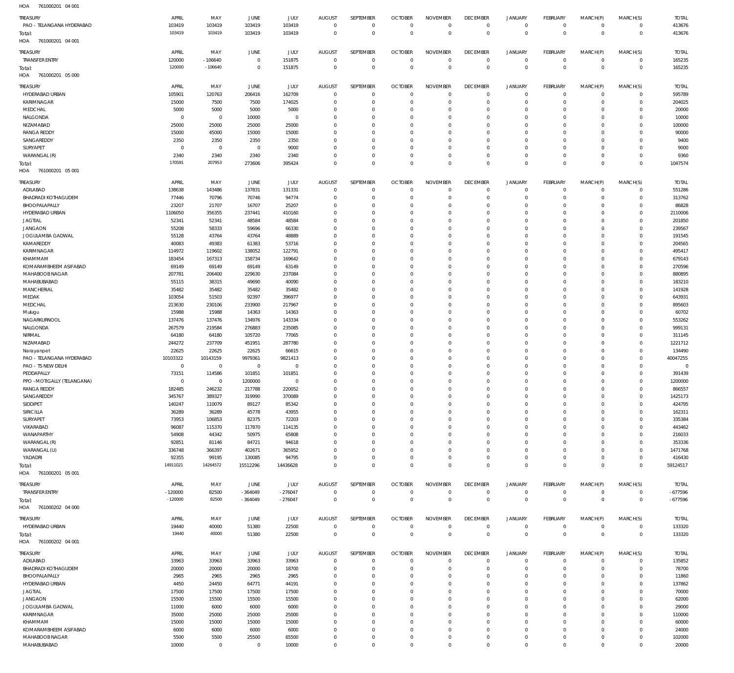HOA 761000201 04 001

| TREASURY | APRIL | MAY | JUNE | JULY | AUGUST | SEPTEMBER | OCTOBER | NOVEMBER | DECEMBER | JANUARY | FEBRUARY | MARCH(P) | MARCH(S) | TOTAL |
|---|---|---|---|---|---|---|---|---|---|---|---|---|---|---|
| PAO - TELANGANA HYDERABAD | 103419 | 103419 | 103419 | 103419 | 0 | 0 | 0 | 0 | 0 | 0 | 0 | 0 | 0 | 413676 |
| Total: | 103419 | 103419 | 103419 | 103419 | 0 | 0 | 0 | 0 | 0 | 0 | 0 | 0 | 0 | 413676 |

HOA 761000201 04 001

| TREASURY | APRIL | MAY | JUNE | JULY | AUGUST | SEPTEMBER | OCTOBER | NOVEMBER | DECEMBER | JANUARY | FEBRUARY | MARCH(P) | MARCH(S) | TOTAL |
|---|---|---|---|---|---|---|---|---|---|---|---|---|---|---|
| TRANSFER ENTRY | 120000 | -106640 | 0 | 151875 | 0 | 0 | 0 | 0 | 0 | 0 | 0 | 0 | 0 | 165235 |
| Total: | 120000 | -106640 | 0 | 151875 | 0 | 0 | 0 | 0 | 0 | 0 | 0 | 0 | 0 | 165235 |

HOA 761000201 05 000

| TREASURY | APRIL | MAY | JUNE | JULY | AUGUST | SEPTEMBER | OCTOBER | NOVEMBER | DECEMBER | JANUARY | FEBRUARY | MARCH(P) | MARCH(S) | TOTAL |
|---|---|---|---|---|---|---|---|---|---|---|---|---|---|---|
| HYDERABAD URBAN | 105901 | 120763 | 206416 | 162709 | 0 | 0 | 0 | 0 | 0 | 0 | 0 | 0 | 0 | 595789 |
| KARIMNAGAR | 15000 | 7500 | 7500 | 174025 | 0 | 0 | 0 | 0 | 0 | 0 | 0 | 0 | 0 | 204025 |
| MEDCHAL | 5000 | 5000 | 5000 | 5000 | 0 | 0 | 0 | 0 | 0 | 0 | 0 | 0 | 0 | 20000 |
| NALGONDA | 0 | 0 | 10000 | 0 | 0 | 0 | 0 | 0 | 0 | 0 | 0 | 0 | 0 | 10000 |
| NIZAMABAD | 25000 | 25000 | 25000 | 25000 | 0 | 0 | 0 | 0 | 0 | 0 | 0 | 0 | 0 | 100000 |
| RANGA REDDY | 15000 | 45000 | 15000 | 15000 | 0 | 0 | 0 | 0 | 0 | 0 | 0 | 0 | 0 | 90000 |
| SANGAREDDY | 2350 | 2350 | 2350 | 2350 | 0 | 0 | 0 | 0 | 0 | 0 | 0 | 0 | 0 | 9400 |
| SURYAPET | 0 | 0 | 0 | 9000 | 0 | 0 | 0 | 0 | 0 | 0 | 0 | 0 | 0 | 9000 |
| WARANGAL (R) | 2340 | 2340 | 2340 | 2340 | 0 | 0 | 0 | 0 | 0 | 0 | 0 | 0 | 0 | 9360 |
| Total: | 170591 | 207953 | 273606 | 395424 | 0 | 0 | 0 | 0 | 0 | 0 | 0 | 0 | 0 | 1047574 |

HOA 761000201 05 001

| TREASURY | APRIL | MAY | JUNE | JULY | AUGUST | SEPTEMBER | OCTOBER | NOVEMBER | DECEMBER | JANUARY | FEBRUARY | MARCH(P) | MARCH(S) | TOTAL |
|---|---|---|---|---|---|---|---|---|---|---|---|---|---|---|
| ADILABAD | 138638 | 143486 | 137831 | 131331 | 0 | 0 | 0 | 0 | 0 | 0 | 0 | 0 | 0 | 551286 |
| BHADRADI KOTHAGUDEM | 77446 | 70796 | 70746 | 94774 | 0 | 0 | 0 | 0 | 0 | 0 | 0 | 0 | 0 | 313762 |
| BHOOPALAPALLY | 23207 | 21707 | 16707 | 25207 | 0 | 0 | 0 | 0 | 0 | 0 | 0 | 0 | 0 | 86828 |
| HYDERABAD URBAN | 1106050 | 356355 | 237441 | 410160 | 0 | 0 | 0 | 0 | 0 | 0 | 0 | 0 | 0 | 2110006 |
| JAGTIAL | 52341 | 52341 | 48584 | 48584 | 0 | 0 | 0 | 0 | 0 | 0 | 0 | 0 | 0 | 201850 |
| JANGAON | 55208 | 58333 | 59696 | 66330 | 0 | 0 | 0 | 0 | 0 | 0 | 0 | 0 | 0 | 239567 |
| JOGULAMBA GADWAL | 55128 | 43764 | 43764 | 48889 | 0 | 0 | 0 | 0 | 0 | 0 | 0 | 0 | 0 | 191545 |
| KAMAREDDY | 40083 | 49383 | 61383 | 53716 | 0 | 0 | 0 | 0 | 0 | 0 | 0 | 0 | 0 | 204565 |
| KARIMNAGAR | 114972 | 119602 | 138052 | 122791 | 0 | 0 | 0 | 0 | 0 | 0 | 0 | 0 | 0 | 495417 |
| KHAMMAM | 183454 | 167313 | 158734 | 169642 | 0 | 0 | 0 | 0 | 0 | 0 | 0 | 0 | 0 | 679143 |
| KOMARAMBHEEM ASIFABAD | 69149 | 69149 | 69149 | 63149 | 0 | 0 | 0 | 0 | 0 | 0 | 0 | 0 | 0 | 270596 |
| MAHABOOB NAGAR | 207781 | 206400 | 229630 | 237084 | 0 | 0 | 0 | 0 | 0 | 0 | 0 | 0 | 0 | 880895 |
| MAHABUBABAD | 55115 | 38315 | 49690 | 40090 | 0 | 0 | 0 | 0 | 0 | 0 | 0 | 0 | 0 | 183210 |
| MANCHERIAL | 35482 | 35482 | 35482 | 35482 | 0 | 0 | 0 | 0 | 0 | 0 | 0 | 0 | 0 | 141928 |
| MEDAK | 103054 | 51503 | 92397 | 396977 | 0 | 0 | 0 | 0 | 0 | 0 | 0 | 0 | 0 | 643931 |
| MEDCHAL | 213630 | 230106 | 233900 | 217967 | 0 | 0 | 0 | 0 | 0 | 0 | 0 | 0 | 0 | 895603 |
| Mulugu | 15988 | 15988 | 14363 | 14363 | 0 | 0 | 0 | 0 | 0 | 0 | 0 | 0 | 0 | 60702 |
| NAGARKURNOOL | 137476 | 137476 | 134976 | 143334 | 0 | 0 | 0 | 0 | 0 | 0 | 0 | 0 | 0 | 553262 |
| NALGONDA | 267579 | 219584 | 276883 | 235085 | 0 | 0 | 0 | 0 | 0 | 0 | 0 | 0 | 0 | 999131 |
| NIRMAL | 64180 | 64180 | 105720 | 77065 | 0 | 0 | 0 | 0 | 0 | 0 | 0 | 0 | 0 | 311145 |
| NIZAMABAD | 244272 | 237709 | 451951 | 287780 | 0 | 0 | 0 | 0 | 0 | 0 | 0 | 0 | 0 | 1221712 |
| Narayanpet | 22625 | 22625 | 22625 | 66615 | 0 | 0 | 0 | 0 | 0 | 0 | 0 | 0 | 0 | 134490 |
| PAO - TELANGANA HYDERABAD | 10103322 | 10143159 | 9979361 | 9821413 | 0 | 0 | 0 | 0 | 0 | 0 | 0 | 0 | 0 | 40047255 |
| PAO - TS NEW DELHI | 0 | 0 | 0 | 0 | 0 | 0 | 0 | 0 | 0 | 0 | 0 | 0 | 0 | 0 |
| PEDDAPALLY | 73151 | 114586 | 101851 | 101851 | 0 | 0 | 0 | 0 | 0 | 0 | 0 | 0 | 0 | 391439 |
| PPO - MOTIGALLY (TELANGANA) | 0 | 0 | 1200000 | 0 | 0 | 0 | 0 | 0 | 0 | 0 | 0 | 0 | 0 | 1200000 |
| RANGA REDDY | 182485 | 246232 | 217788 | 220052 | 0 | 0 | 0 | 0 | 0 | 0 | 0 | 0 | 0 | 866557 |
| SANGAREDDY | 345767 | 389327 | 319990 | 370089 | 0 | 0 | 0 | 0 | 0 | 0 | 0 | 0 | 0 | 1425173 |
| SIDDIPET | 140247 | 110079 | 89127 | 85342 | 0 | 0 | 0 | 0 | 0 | 0 | 0 | 0 | 0 | 424795 |
| SIRICILLA | 36289 | 36289 | 45778 | 43955 | 0 | 0 | 0 | 0 | 0 | 0 | 0 | 0 | 0 | 162311 |
| SURYAPET | 73953 | 106853 | 82375 | 72203 | 0 | 0 | 0 | 0 | 0 | 0 | 0 | 0 | 0 | 335384 |
| VIKARABAD | 96087 | 115370 | 117870 | 114135 | 0 | 0 | 0 | 0 | 0 | 0 | 0 | 0 | 0 | 443462 |
| WANAPARTHY | 54908 | 44342 | 50975 | 65808 | 0 | 0 | 0 | 0 | 0 | 0 | 0 | 0 | 0 | 216033 |
| WARANGAL (R) | 92851 | 81146 | 84721 | 94618 | 0 | 0 | 0 | 0 | 0 | 0 | 0 | 0 | 0 | 353336 |
| WARANGAL (U) | 336748 | 366397 | 402671 | 365952 | 0 | 0 | 0 | 0 | 0 | 0 | 0 | 0 | 0 | 1471768 |
| YADADRI | 92355 | 99195 | 130085 | 94795 | 0 | 0 | 0 | 0 | 0 | 0 | 0 | 0 | 0 | 416430 |
| Total: | 14911021 | 14264572 | 15512296 | 14436628 | 0 | 0 | 0 | 0 | 0 | 0 | 0 | 0 | 0 | 59124517 |

HOA 761000201 05 001

| TREASURY | APRIL | MAY | JUNE | JULY | AUGUST | SEPTEMBER | OCTOBER | NOVEMBER | DECEMBER | JANUARY | FEBRUARY | MARCH(P) | MARCH(S) | TOTAL |
|---|---|---|---|---|---|---|---|---|---|---|---|---|---|---|
| TRANSFER ENTRY | -120000 | 82500 | -364049 | -276047 | 0 | 0 | 0 | 0 | 0 | 0 | 0 | 0 | 0 | -677596 |
| Total: | -120000 | 82500 | -364049 | -276047 | 0 | 0 | 0 | 0 | 0 | 0 | 0 | 0 | 0 | -677596 |

HOA 761000202 04 000

| TREASURY | APRIL | MAY | JUNE | JULY | AUGUST | SEPTEMBER | OCTOBER | NOVEMBER | DECEMBER | JANUARY | FEBRUARY | MARCH(P) | MARCH(S) | TOTAL |
|---|---|---|---|---|---|---|---|---|---|---|---|---|---|---|
| HYDERABAD URBAN | 19440 | 40000 | 51380 | 22500 | 0 | 0 | 0 | 0 | 0 | 0 | 0 | 0 | 0 | 133320 |
| Total: | 19440 | 40000 | 51380 | 22500 | 0 | 0 | 0 | 0 | 0 | 0 | 0 | 0 | 0 | 133320 |

HOA 761000202 04 001

| TREASURY | APRIL | MAY | JUNE | JULY | AUGUST | SEPTEMBER | OCTOBER | NOVEMBER | DECEMBER | JANUARY | FEBRUARY | MARCH(P) | MARCH(S) | TOTAL |
|---|---|---|---|---|---|---|---|---|---|---|---|---|---|---|
| ADILABAD | 33963 | 33963 | 33963 | 33963 | 0 | 0 | 0 | 0 | 0 | 0 | 0 | 0 | 0 | 135852 |
| BHADRADI KOTHAGUDEM | 20000 | 20000 | 20000 | 18700 | 0 | 0 | 0 | 0 | 0 | 0 | 0 | 0 | 0 | 78700 |
| BHOOPALAPALLY | 2965 | 2965 | 2965 | 2965 | 0 | 0 | 0 | 0 | 0 | 0 | 0 | 0 | 0 | 11860 |
| HYDERABAD URBAN | 4450 | 24450 | 64771 | 44191 | 0 | 0 | 0 | 0 | 0 | 0 | 0 | 0 | 0 | 137862 |
| JAGTIAL | 17500 | 17500 | 17500 | 17500 | 0 | 0 | 0 | 0 | 0 | 0 | 0 | 0 | 0 | 70000 |
| JANGAON | 15500 | 15500 | 15500 | 15500 | 0 | 0 | 0 | 0 | 0 | 0 | 0 | 0 | 0 | 62000 |
| JOGULAMBA GADWAL | 11000 | 6000 | 6000 | 6000 | 0 | 0 | 0 | 0 | 0 | 0 | 0 | 0 | 0 | 29000 |
| KARIMNAGAR | 35000 | 25000 | 25000 | 25000 | 0 | 0 | 0 | 0 | 0 | 0 | 0 | 0 | 0 | 110000 |
| KHAMMAM | 15000 | 15000 | 15000 | 15000 | 0 | 0 | 0 | 0 | 0 | 0 | 0 | 0 | 0 | 60000 |
| KOMARAMBHEEM ASIFABAD | 6000 | 6000 | 6000 | 6000 | 0 | 0 | 0 | 0 | 0 | 0 | 0 | 0 | 0 | 24000 |
| MAHABOOB NAGAR | 5500 | 5500 | 25500 | 65500 | 0 | 0 | 0 | 0 | 0 | 0 | 0 | 0 | 0 | 102000 |
| MAHABUBABAD | 10000 | 0 | 0 | 10000 | 0 | 0 | 0 | 0 | 0 | 0 | 0 | 0 | 0 | 20000 |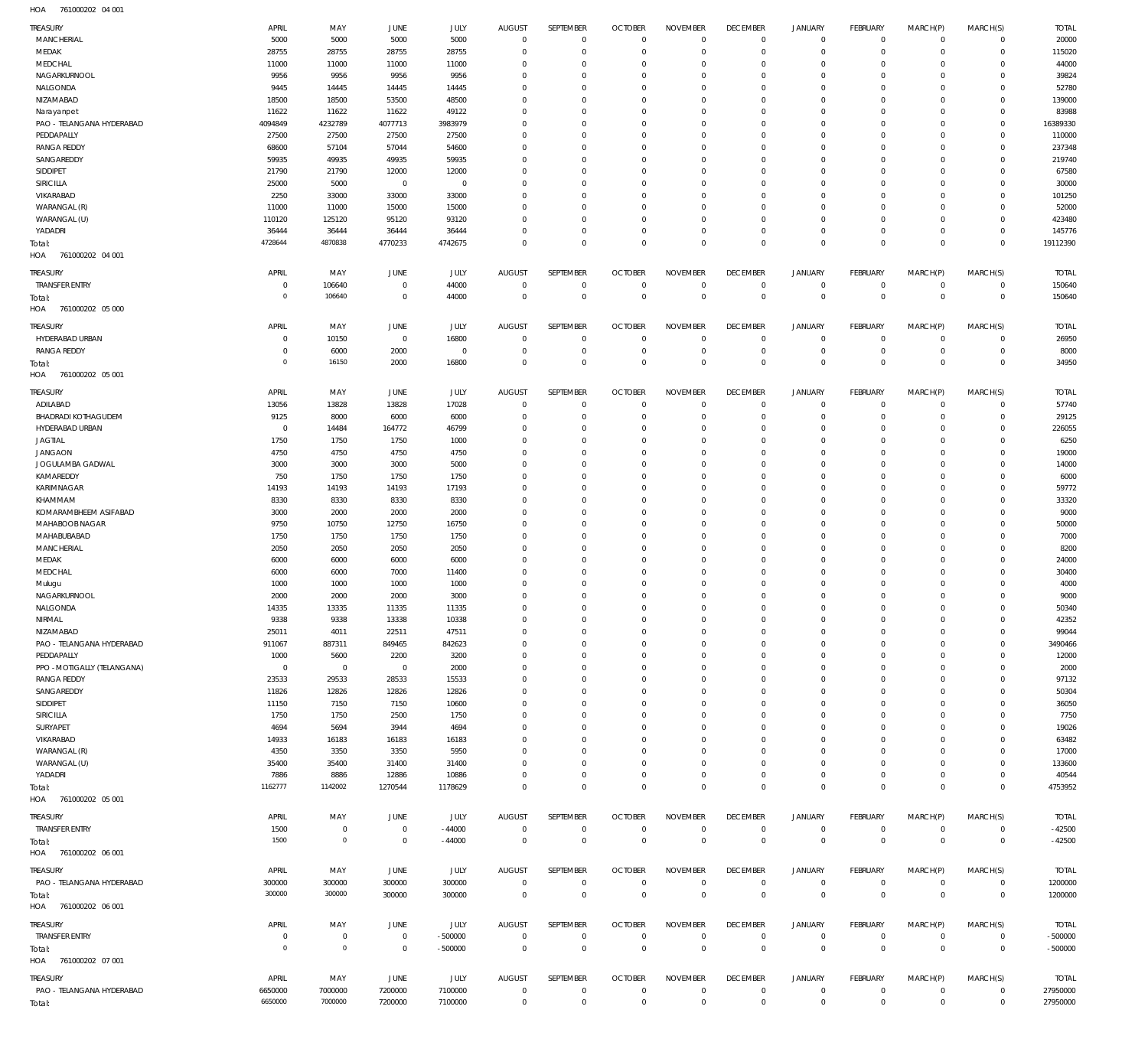HOA 761000202 04 001

| TREASURY | APRIL | MAY | JUNE | JULY | AUGUST | SEPTEMBER | OCTOBER | NOVEMBER | DECEMBER | JANUARY | FEBRUARY | MARCH(P) | MARCH(S) | TOTAL |
|---|---|---|---|---|---|---|---|---|---|---|---|---|---|---|
| MANCHERIAL | 5000 | 5000 | 5000 | 5000 | 0 | 0 | 0 | 0 | 0 | 0 | 0 | 0 | 0 | 20000 |
| MEDAK | 28755 | 28755 | 28755 | 28755 | 0 | 0 | 0 | 0 | 0 | 0 | 0 | 0 | 0 | 115020 |
| MEDCHAL | 11000 | 11000 | 11000 | 11000 | 0 | 0 | 0 | 0 | 0 | 0 | 0 | 0 | 0 | 44000 |
| NAGARKURNOOL | 9956 | 9956 | 9956 | 9956 | 0 | 0 | 0 | 0 | 0 | 0 | 0 | 0 | 0 | 39824 |
| NALGONDA | 9445 | 14445 | 14445 | 14445 | 0 | 0 | 0 | 0 | 0 | 0 | 0 | 0 | 0 | 52780 |
| NIZAMABAD | 18500 | 18500 | 53500 | 48500 | 0 | 0 | 0 | 0 | 0 | 0 | 0 | 0 | 0 | 139000 |
| Narayanpet | 11622 | 11622 | 11622 | 49122 | 0 | 0 | 0 | 0 | 0 | 0 | 0 | 0 | 0 | 83988 |
| PAO - TELANGANA HYDERABAD | 4094849 | 4232789 | 4077713 | 3983979 | 0 | 0 | 0 | 0 | 0 | 0 | 0 | 0 | 0 | 16389330 |
| PEDDAPALLY | 27500 | 27500 | 27500 | 27500 | 0 | 0 | 0 | 0 | 0 | 0 | 0 | 0 | 0 | 110000 |
| RANGA REDDY | 68600 | 57104 | 57044 | 54600 | 0 | 0 | 0 | 0 | 0 | 0 | 0 | 0 | 0 | 237348 |
| SANGAREDDY | 59935 | 49935 | 49935 | 59935 | 0 | 0 | 0 | 0 | 0 | 0 | 0 | 0 | 0 | 219740 |
| SIDDIPET | 21790 | 21790 | 12000 | 12000 | 0 | 0 | 0 | 0 | 0 | 0 | 0 | 0 | 0 | 67580 |
| SIRICILLA | 25000 | 5000 | 0 | 0 | 0 | 0 | 0 | 0 | 0 | 0 | 0 | 0 | 0 | 30000 |
| VIKARABAD | 2250 | 33000 | 33000 | 33000 | 0 | 0 | 0 | 0 | 0 | 0 | 0 | 0 | 0 | 101250 |
| WARANGAL (R) | 11000 | 11000 | 15000 | 15000 | 0 | 0 | 0 | 0 | 0 | 0 | 0 | 0 | 0 | 52000 |
| WARANGAL (U) | 110120 | 125120 | 95120 | 93120 | 0 | 0 | 0 | 0 | 0 | 0 | 0 | 0 | 0 | 423480 |
| YADADRI | 36444 | 36444 | 36444 | 36444 | 0 | 0 | 0 | 0 | 0 | 0 | 0 | 0 | 0 | 145776 |
| Total: | 4728644 | 4870838 | 4770233 | 4742675 | 0 | 0 | 0 | 0 | 0 | 0 | 0 | 0 | 0 | 19112390 |

HOA 761000202 04 001

| TREASURY | APRIL | MAY | JUNE | JULY | AUGUST | SEPTEMBER | OCTOBER | NOVEMBER | DECEMBER | JANUARY | FEBRUARY | MARCH(P) | MARCH(S) | TOTAL |
|---|---|---|---|---|---|---|---|---|---|---|---|---|---|---|
| TRANSFER ENTRY | 0 | 106640 | 0 | 44000 | 0 | 0 | 0 | 0 | 0 | 0 | 0 | 0 | 0 | 150640 |
| Total: | 0 | 106640 | 0 | 44000 | 0 | 0 | 0 | 0 | 0 | 0 | 0 | 0 | 0 | 150640 |

HOA 761000202 05 000

| TREASURY | APRIL | MAY | JUNE | JULY | AUGUST | SEPTEMBER | OCTOBER | NOVEMBER | DECEMBER | JANUARY | FEBRUARY | MARCH(P) | MARCH(S) | TOTAL |
|---|---|---|---|---|---|---|---|---|---|---|---|---|---|---|
| HYDERABAD URBAN | 0 | 10150 | 0 | 16800 | 0 | 0 | 0 | 0 | 0 | 0 | 0 | 0 | 0 | 26950 |
| RANGA REDDY | 0 | 6000 | 2000 | 0 | 0 | 0 | 0 | 0 | 0 | 0 | 0 | 0 | 0 | 8000 |
| Total: | 0 | 16150 | 2000 | 16800 | 0 | 0 | 0 | 0 | 0 | 0 | 0 | 0 | 0 | 34950 |

HOA 761000202 05 001

| TREASURY | APRIL | MAY | JUNE | JULY | AUGUST | SEPTEMBER | OCTOBER | NOVEMBER | DECEMBER | JANUARY | FEBRUARY | MARCH(P) | MARCH(S) | TOTAL |
|---|---|---|---|---|---|---|---|---|---|---|---|---|---|---|
| ADILABAD | 13056 | 13828 | 13828 | 17028 | 0 | 0 | 0 | 0 | 0 | 0 | 0 | 0 | 0 | 57740 |
| BHADRADI KOTHAGUDEM | 9125 | 8000 | 6000 | 6000 | 0 | 0 | 0 | 0 | 0 | 0 | 0 | 0 | 0 | 29125 |
| HYDERABAD URBAN | 0 | 14484 | 164772 | 46799 | 0 | 0 | 0 | 0 | 0 | 0 | 0 | 0 | 0 | 226055 |
| JAGTIAL | 1750 | 1750 | 1750 | 1000 | 0 | 0 | 0 | 0 | 0 | 0 | 0 | 0 | 0 | 6250 |
| JANGAON | 4750 | 4750 | 4750 | 4750 | 0 | 0 | 0 | 0 | 0 | 0 | 0 | 0 | 0 | 19000 |
| JOGULAMBA GADWAL | 3000 | 3000 | 3000 | 5000 | 0 | 0 | 0 | 0 | 0 | 0 | 0 | 0 | 0 | 14000 |
| KAMAREDDY | 750 | 1750 | 1750 | 1750 | 0 | 0 | 0 | 0 | 0 | 0 | 0 | 0 | 0 | 6000 |
| KARIMNAGAR | 14193 | 14193 | 14193 | 17193 | 0 | 0 | 0 | 0 | 0 | 0 | 0 | 0 | 0 | 59772 |
| KHAMMAM | 8330 | 8330 | 8330 | 8330 | 0 | 0 | 0 | 0 | 0 | 0 | 0 | 0 | 0 | 33320 |
| KOMARAMBHEEM ASIFABAD | 3000 | 2000 | 2000 | 2000 | 0 | 0 | 0 | 0 | 0 | 0 | 0 | 0 | 0 | 9000 |
| MAHABOOB NAGAR | 9750 | 10750 | 12750 | 16750 | 0 | 0 | 0 | 0 | 0 | 0 | 0 | 0 | 0 | 50000 |
| MAHABUBABAD | 1750 | 1750 | 1750 | 1750 | 0 | 0 | 0 | 0 | 0 | 0 | 0 | 0 | 0 | 7000 |
| MANCHERIAL | 2050 | 2050 | 2050 | 2050 | 0 | 0 | 0 | 0 | 0 | 0 | 0 | 0 | 0 | 8200 |
| MEDAK | 6000 | 6000 | 6000 | 6000 | 0 | 0 | 0 | 0 | 0 | 0 | 0 | 0 | 0 | 24000 |
| MEDCHAL | 6000 | 6000 | 7000 | 11400 | 0 | 0 | 0 | 0 | 0 | 0 | 0 | 0 | 0 | 30400 |
| Mulugu | 1000 | 1000 | 1000 | 1000 | 0 | 0 | 0 | 0 | 0 | 0 | 0 | 0 | 0 | 4000 |
| NAGARKURNOOL | 2000 | 2000 | 2000 | 3000 | 0 | 0 | 0 | 0 | 0 | 0 | 0 | 0 | 0 | 9000 |
| NALGONDA | 14335 | 13335 | 11335 | 11335 | 0 | 0 | 0 | 0 | 0 | 0 | 0 | 0 | 0 | 50340 |
| NIRMAL | 9338 | 9338 | 13338 | 10338 | 0 | 0 | 0 | 0 | 0 | 0 | 0 | 0 | 0 | 42352 |
| NIZAMABAD | 25011 | 4011 | 22511 | 47511 | 0 | 0 | 0 | 0 | 0 | 0 | 0 | 0 | 0 | 99044 |
| PAO - TELANGANA HYDERABAD | 911067 | 887311 | 849465 | 842623 | 0 | 0 | 0 | 0 | 0 | 0 | 0 | 0 | 0 | 3490466 |
| PEDDAPALLY | 1000 | 5600 | 2200 | 3200 | 0 | 0 | 0 | 0 | 0 | 0 | 0 | 0 | 0 | 12000 |
| PPO - MOTIGALLY (TELANGANA) | 0 | 0 | 0 | 2000 | 0 | 0 | 0 | 0 | 0 | 0 | 0 | 0 | 0 | 2000 |
| RANGA REDDY | 23533 | 29533 | 28533 | 15533 | 0 | 0 | 0 | 0 | 0 | 0 | 0 | 0 | 0 | 97132 |
| SANGAREDDY | 11826 | 12826 | 12826 | 12826 | 0 | 0 | 0 | 0 | 0 | 0 | 0 | 0 | 0 | 50304 |
| SIDDIPET | 11150 | 7150 | 7150 | 10600 | 0 | 0 | 0 | 0 | 0 | 0 | 0 | 0 | 0 | 36050 |
| SIRICILLA | 1750 | 1750 | 2500 | 1750 | 0 | 0 | 0 | 0 | 0 | 0 | 0 | 0 | 0 | 7750 |
| SURYAPET | 4694 | 5694 | 3944 | 4694 | 0 | 0 | 0 | 0 | 0 | 0 | 0 | 0 | 0 | 19026 |
| VIKARABAD | 14933 | 16183 | 16183 | 16183 | 0 | 0 | 0 | 0 | 0 | 0 | 0 | 0 | 0 | 63482 |
| WARANGAL (R) | 4350 | 3350 | 3350 | 5950 | 0 | 0 | 0 | 0 | 0 | 0 | 0 | 0 | 0 | 17000 |
| WARANGAL (U) | 35400 | 35400 | 31400 | 31400 | 0 | 0 | 0 | 0 | 0 | 0 | 0 | 0 | 0 | 133600 |
| YADADRI | 7886 | 8886 | 12886 | 10886 | 0 | 0 | 0 | 0 | 0 | 0 | 0 | 0 | 0 | 40544 |
| Total: | 1162777 | 1142002 | 1270544 | 1178629 | 0 | 0 | 0 | 0 | 0 | 0 | 0 | 0 | 0 | 4753952 |

HOA 761000202 05 001

| TREASURY | APRIL | MAY | JUNE | JULY | AUGUST | SEPTEMBER | OCTOBER | NOVEMBER | DECEMBER | JANUARY | FEBRUARY | MARCH(P) | MARCH(S) | TOTAL |
|---|---|---|---|---|---|---|---|---|---|---|---|---|---|---|
| TRANSFER ENTRY | 1500 | 0 | 0 | -44000 | 0 | 0 | 0 | 0 | 0 | 0 | 0 | 0 | 0 | -42500 |
| Total: | 1500 | 0 | 0 | -44000 | 0 | 0 | 0 | 0 | 0 | 0 | 0 | 0 | 0 | -42500 |

HOA 761000202 06 001

| TREASURY | APRIL | MAY | JUNE | JULY | AUGUST | SEPTEMBER | OCTOBER | NOVEMBER | DECEMBER | JANUARY | FEBRUARY | MARCH(P) | MARCH(S) | TOTAL |
|---|---|---|---|---|---|---|---|---|---|---|---|---|---|---|
| PAO - TELANGANA HYDERABAD | 300000 | 300000 | 300000 | 300000 | 0 | 0 | 0 | 0 | 0 | 0 | 0 | 0 | 0 | 1200000 |
| Total: | 300000 | 300000 | 300000 | 300000 | 0 | 0 | 0 | 0 | 0 | 0 | 0 | 0 | 0 | 1200000 |

HOA 761000202 06 001

| TREASURY | APRIL | MAY | JUNE | JULY | AUGUST | SEPTEMBER | OCTOBER | NOVEMBER | DECEMBER | JANUARY | FEBRUARY | MARCH(P) | MARCH(S) | TOTAL |
|---|---|---|---|---|---|---|---|---|---|---|---|---|---|---|
| TRANSFER ENTRY | 0 | 0 | 0 | -500000 | 0 | 0 | 0 | 0 | 0 | 0 | 0 | 0 | 0 | -500000 |
| Total: | 0 | 0 | 0 | -500000 | 0 | 0 | 0 | 0 | 0 | 0 | 0 | 0 | 0 | -500000 |

HOA 761000202 07 001

| TREASURY | APRIL | MAY | JUNE | JULY | AUGUST | SEPTEMBER | OCTOBER | NOVEMBER | DECEMBER | JANUARY | FEBRUARY | MARCH(P) | MARCH(S) | TOTAL |
|---|---|---|---|---|---|---|---|---|---|---|---|---|---|---|
| PAO - TELANGANA HYDERABAD | 6650000 | 7000000 | 7200000 | 7100000 | 0 | 0 | 0 | 0 | 0 | 0 | 0 | 0 | 0 | 27950000 |
| Total: | 6650000 | 7000000 | 7200000 | 7100000 | 0 | 0 | 0 | 0 | 0 | 0 | 0 | 0 | 0 | 27950000 |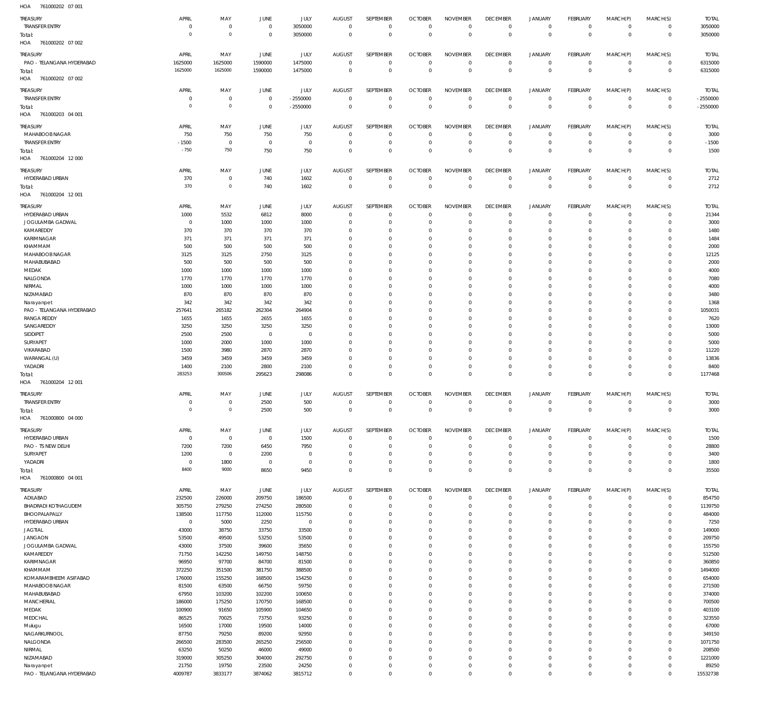HOA 761000202 07 001

| TREASURY | APRIL | MAY | JUNE | JULY | AUGUST | SEPTEMBER | OCTOBER | NOVEMBER | DECEMBER | JANUARY | FEBRUARY | MARCH(P) | MARCH(S) | TOTAL |
|---|---|---|---|---|---|---|---|---|---|---|---|---|---|---|
| TRANSFER ENTRY | 0 | 0 | 0 | 3050000 | 0 | 0 | 0 | 0 | 0 | 0 | 0 | 0 | 0 | 3050000 |
| Total: | 0 | 0 | 0 | 3050000 | 0 | 0 | 0 | 0 | 0 | 0 | 0 | 0 | 0 | 3050000 |

HOA 761000202 07 002

| TREASURY | APRIL | MAY | JUNE | JULY | AUGUST | SEPTEMBER | OCTOBER | NOVEMBER | DECEMBER | JANUARY | FEBRUARY | MARCH(P) | MARCH(S) | TOTAL |
|---|---|---|---|---|---|---|---|---|---|---|---|---|---|---|
| PAO - TELANGANA HYDERABAD | 1625000 | 1625000 | 1590000 | 1475000 | 0 | 0 | 0 | 0 | 0 | 0 | 0 | 0 | 0 | 6315000 |
| Total: | 1625000 | 1625000 | 1590000 | 1475000 | 0 | 0 | 0 | 0 | 0 | 0 | 0 | 0 | 0 | 6315000 |

HOA 761000202 07 002

| TREASURY | APRIL | MAY | JUNE | JULY | AUGUST | SEPTEMBER | OCTOBER | NOVEMBER | DECEMBER | JANUARY | FEBRUARY | MARCH(P) | MARCH(S) | TOTAL |
|---|---|---|---|---|---|---|---|---|---|---|---|---|---|---|
| TRANSFER ENTRY | 0 | 0 | 0 | -2550000 | 0 | 0 | 0 | 0 | 0 | 0 | 0 | 0 | 0 | -2550000 |
| Total: | 0 | 0 | 0 | -2550000 | 0 | 0 | 0 | 0 | 0 | 0 | 0 | 0 | 0 | -2550000 |

HOA 761000203 04 001

| TREASURY | APRIL | MAY | JUNE | JULY | AUGUST | SEPTEMBER | OCTOBER | NOVEMBER | DECEMBER | JANUARY | FEBRUARY | MARCH(P) | MARCH(S) | TOTAL |
|---|---|---|---|---|---|---|---|---|---|---|---|---|---|---|
| MAHABOOBNAGAR | 750 | 750 | 750 | 750 | 0 | 0 | 0 | 0 | 0 | 0 | 0 | 0 | 0 | 3000 |
| TRANSFER ENTRY | -1500 | 0 | 0 | 0 | 0 | 0 | 0 | 0 | 0 | 0 | 0 | 0 | 0 | -1500 |
| Total: | -750 | 750 | 750 | 750 | 0 | 0 | 0 | 0 | 0 | 0 | 0 | 0 | 0 | 1500 |

HOA 761000204 12 000

| TREASURY | APRIL | MAY | JUNE | JULY | AUGUST | SEPTEMBER | OCTOBER | NOVEMBER | DECEMBER | JANUARY | FEBRUARY | MARCH(P) | MARCH(S) | TOTAL |
|---|---|---|---|---|---|---|---|---|---|---|---|---|---|---|
| HYDERABAD URBAN | 370 | 0 | 740 | 1602 | 0 | 0 | 0 | 0 | 0 | 0 | 0 | 0 | 0 | 2712 |
| Total: | 370 | 0 | 740 | 1602 | 0 | 0 | 0 | 0 | 0 | 0 | 0 | 0 | 0 | 2712 |

HOA 761000204 12 001

| TREASURY | APRIL | MAY | JUNE | JULY | AUGUST | SEPTEMBER | OCTOBER | NOVEMBER | DECEMBER | JANUARY | FEBRUARY | MARCH(P) | MARCH(S) | TOTAL |
|---|---|---|---|---|---|---|---|---|---|---|---|---|---|---|
| HYDERABAD URBAN | 1000 | 5532 | 6812 | 8000 | 0 | 0 | 0 | 0 | 0 | 0 | 0 | 0 | 0 | 21344 |
| JOGULAMBA GADWAL | 0 | 1000 | 1000 | 1000 | 0 | 0 | 0 | 0 | 0 | 0 | 0 | 0 | 0 | 3000 |
| KAMAREDDY | 370 | 370 | 370 | 370 | 0 | 0 | 0 | 0 | 0 | 0 | 0 | 0 | 0 | 1480 |
| KARIMNAGAR | 371 | 371 | 371 | 371 | 0 | 0 | 0 | 0 | 0 | 0 | 0 | 0 | 0 | 1484 |
| KHAMMAM | 500 | 500 | 500 | 500 | 0 | 0 | 0 | 0 | 0 | 0 | 0 | 0 | 0 | 2000 |
| MAHABOOBNAGAR | 3125 | 3125 | 2750 | 3125 | 0 | 0 | 0 | 0 | 0 | 0 | 0 | 0 | 0 | 12125 |
| MAHABUBABAD | 500 | 500 | 500 | 500 | 0 | 0 | 0 | 0 | 0 | 0 | 0 | 0 | 0 | 2000 |
| MEDAK | 1000 | 1000 | 1000 | 1000 | 0 | 0 | 0 | 0 | 0 | 0 | 0 | 0 | 0 | 4000 |
| NALGONDA | 1770 | 1770 | 1770 | 1770 | 0 | 0 | 0 | 0 | 0 | 0 | 0 | 0 | 0 | 7080 |
| NIRMAL | 1000 | 1000 | 1000 | 1000 | 0 | 0 | 0 | 0 | 0 | 0 | 0 | 0 | 0 | 4000 |
| NIZAMABAD | 870 | 870 | 870 | 870 | 0 | 0 | 0 | 0 | 0 | 0 | 0 | 0 | 0 | 3480 |
| Narayanpet | 342 | 342 | 342 | 342 | 0 | 0 | 0 | 0 | 0 | 0 | 0 | 0 | 0 | 1368 |
| PAO - TELANGANA HYDERABAD | 257641 | 265182 | 262304 | 264904 | 0 | 0 | 0 | 0 | 0 | 0 | 0 | 0 | 0 | 1050031 |
| RANGA REDDY | 1655 | 1655 | 2655 | 1655 | 0 | 0 | 0 | 0 | 0 | 0 | 0 | 0 | 0 | 7620 |
| SANGAREDDY | 3250 | 3250 | 3250 | 3250 | 0 | 0 | 0 | 0 | 0 | 0 | 0 | 0 | 0 | 13000 |
| SIDDIPET | 2500 | 2500 | 0 | 0 | 0 | 0 | 0 | 0 | 0 | 0 | 0 | 0 | 0 | 5000 |
| SURYAPET | 1000 | 2000 | 1000 | 1000 | 0 | 0 | 0 | 0 | 0 | 0 | 0 | 0 | 0 | 5000 |
| VIKARABAD | 1500 | 3980 | 2870 | 2870 | 0 | 0 | 0 | 0 | 0 | 0 | 0 | 0 | 0 | 11220 |
| WARANGAL (U) | 3459 | 3459 | 3459 | 3459 | 0 | 0 | 0 | 0 | 0 | 0 | 0 | 0 | 0 | 13836 |
| YADADRI | 1400 | 2100 | 2800 | 2100 | 0 | 0 | 0 | 0 | 0 | 0 | 0 | 0 | 0 | 8400 |
| Total: | 283253 | 300506 | 295623 | 298086 | 0 | 0 | 0 | 0 | 0 | 0 | 0 | 0 | 0 | 1177468 |

HOA 761000204 12 001

| TREASURY | APRIL | MAY | JUNE | JULY | AUGUST | SEPTEMBER | OCTOBER | NOVEMBER | DECEMBER | JANUARY | FEBRUARY | MARCH(P) | MARCH(S) | TOTAL |
|---|---|---|---|---|---|---|---|---|---|---|---|---|---|---|
| TRANSFER ENTRY | 0 | 0 | 2500 | 500 | 0 | 0 | 0 | 0 | 0 | 0 | 0 | 0 | 0 | 3000 |
| Total: | 0 | 0 | 2500 | 500 | 0 | 0 | 0 | 0 | 0 | 0 | 0 | 0 | 0 | 3000 |

HOA 761000800 04 000

| TREASURY | APRIL | MAY | JUNE | JULY | AUGUST | SEPTEMBER | OCTOBER | NOVEMBER | DECEMBER | JANUARY | FEBRUARY | MARCH(P) | MARCH(S) | TOTAL |
|---|---|---|---|---|---|---|---|---|---|---|---|---|---|---|
| HYDERABAD URBAN | 0 | 0 | 0 | 1500 | 0 | 0 | 0 | 0 | 0 | 0 | 0 | 0 | 0 | 1500 |
| PAO - TS NEW DELHI | 7200 | 7200 | 6450 | 7950 | 0 | 0 | 0 | 0 | 0 | 0 | 0 | 0 | 0 | 28800 |
| SURYAPET | 1200 | 0 | 2200 | 0 | 0 | 0 | 0 | 0 | 0 | 0 | 0 | 0 | 0 | 3400 |
| YADADRI | 0 | 1800 | 0 | 0 | 0 | 0 | 0 | 0 | 0 | 0 | 0 | 0 | 0 | 1800 |
| Total: | 8400 | 9000 | 8650 | 9450 | 0 | 0 | 0 | 0 | 0 | 0 | 0 | 0 | 0 | 35500 |

HOA 761000800 04 001

| TREASURY | APRIL | MAY | JUNE | JULY | AUGUST | SEPTEMBER | OCTOBER | NOVEMBER | DECEMBER | JANUARY | FEBRUARY | MARCH(P) | MARCH(S) | TOTAL |
|---|---|---|---|---|---|---|---|---|---|---|---|---|---|---|
| ADILABAD | 232500 | 226000 | 209750 | 186500 | 0 | 0 | 0 | 0 | 0 | 0 | 0 | 0 | 0 | 854750 |
| BHADRADI KOTHAGUDEM | 305750 | 279250 | 274250 | 280500 | 0 | 0 | 0 | 0 | 0 | 0 | 0 | 0 | 0 | 1139750 |
| BHOOPALAPALLY | 138500 | 117750 | 112000 | 115750 | 0 | 0 | 0 | 0 | 0 | 0 | 0 | 0 | 0 | 484000 |
| HYDERABAD URBAN | 0 | 5000 | 2250 | 0 | 0 | 0 | 0 | 0 | 0 | 0 | 0 | 0 | 0 | 7250 |
| JAGTIAL | 43000 | 38750 | 33750 | 33500 | 0 | 0 | 0 | 0 | 0 | 0 | 0 | 0 | 0 | 149000 |
| JANGAON | 53500 | 49500 | 53250 | 53500 | 0 | 0 | 0 | 0 | 0 | 0 | 0 | 0 | 0 | 209750 |
| JOGULAMBA GADWAL | 43000 | 37500 | 39600 | 35650 | 0 | 0 | 0 | 0 | 0 | 0 | 0 | 0 | 0 | 155750 |
| KAMAREDDY | 71750 | 142250 | 149750 | 148750 | 0 | 0 | 0 | 0 | 0 | 0 | 0 | 0 | 0 | 512500 |
| KARIMNAGAR | 96950 | 97700 | 84700 | 81500 | 0 | 0 | 0 | 0 | 0 | 0 | 0 | 0 | 0 | 360850 |
| KHAMMAM | 372250 | 351500 | 381750 | 388500 | 0 | 0 | 0 | 0 | 0 | 0 | 0 | 0 | 0 | 1494000 |
| KOMARAMBHEEM ASIFABAD | 176000 | 155250 | 168500 | 154250 | 0 | 0 | 0 | 0 | 0 | 0 | 0 | 0 | 0 | 654000 |
| MAHABOOBNAGAR | 81500 | 63500 | 66750 | 59750 | 0 | 0 | 0 | 0 | 0 | 0 | 0 | 0 | 0 | 271500 |
| MAHABUBABAD | 67950 | 103200 | 102200 | 100650 | 0 | 0 | 0 | 0 | 0 | 0 | 0 | 0 | 0 | 374000 |
| MANCHERIAL | 186000 | 175250 | 170750 | 168500 | 0 | 0 | 0 | 0 | 0 | 0 | 0 | 0 | 0 | 700500 |
| MEDAK | 100900 | 91650 | 105900 | 104650 | 0 | 0 | 0 | 0 | 0 | 0 | 0 | 0 | 0 | 403100 |
| MEDCHAL | 86525 | 70025 | 73750 | 93250 | 0 | 0 | 0 | 0 | 0 | 0 | 0 | 0 | 0 | 323550 |
| Mulugu | 16500 | 17000 | 19500 | 14000 | 0 | 0 | 0 | 0 | 0 | 0 | 0 | 0 | 0 | 67000 |
| NAGARKURNOOL | 87750 | 79250 | 89200 | 92950 | 0 | 0 | 0 | 0 | 0 | 0 | 0 | 0 | 0 | 349150 |
| NALGONDA | 266500 | 283500 | 265250 | 256500 | 0 | 0 | 0 | 0 | 0 | 0 | 0 | 0 | 0 | 1071750 |
| NIRMAL | 63250 | 50250 | 46000 | 49000 | 0 | 0 | 0 | 0 | 0 | 0 | 0 | 0 | 0 | 208500 |
| NIZAMABAD | 319000 | 305250 | 304000 | 292750 | 0 | 0 | 0 | 0 | 0 | 0 | 0 | 0 | 0 | 1221000 |
| Narayanpet | 21750 | 19750 | 23500 | 24250 | 0 | 0 | 0 | 0 | 0 | 0 | 0 | 0 | 0 | 89250 |
| PAO - TELANGANA HYDERABAD | 4009787 | 3833177 | 3874062 | 3815712 | 0 | 0 | 0 | 0 | 0 | 0 | 0 | 0 | 0 | 15532738 |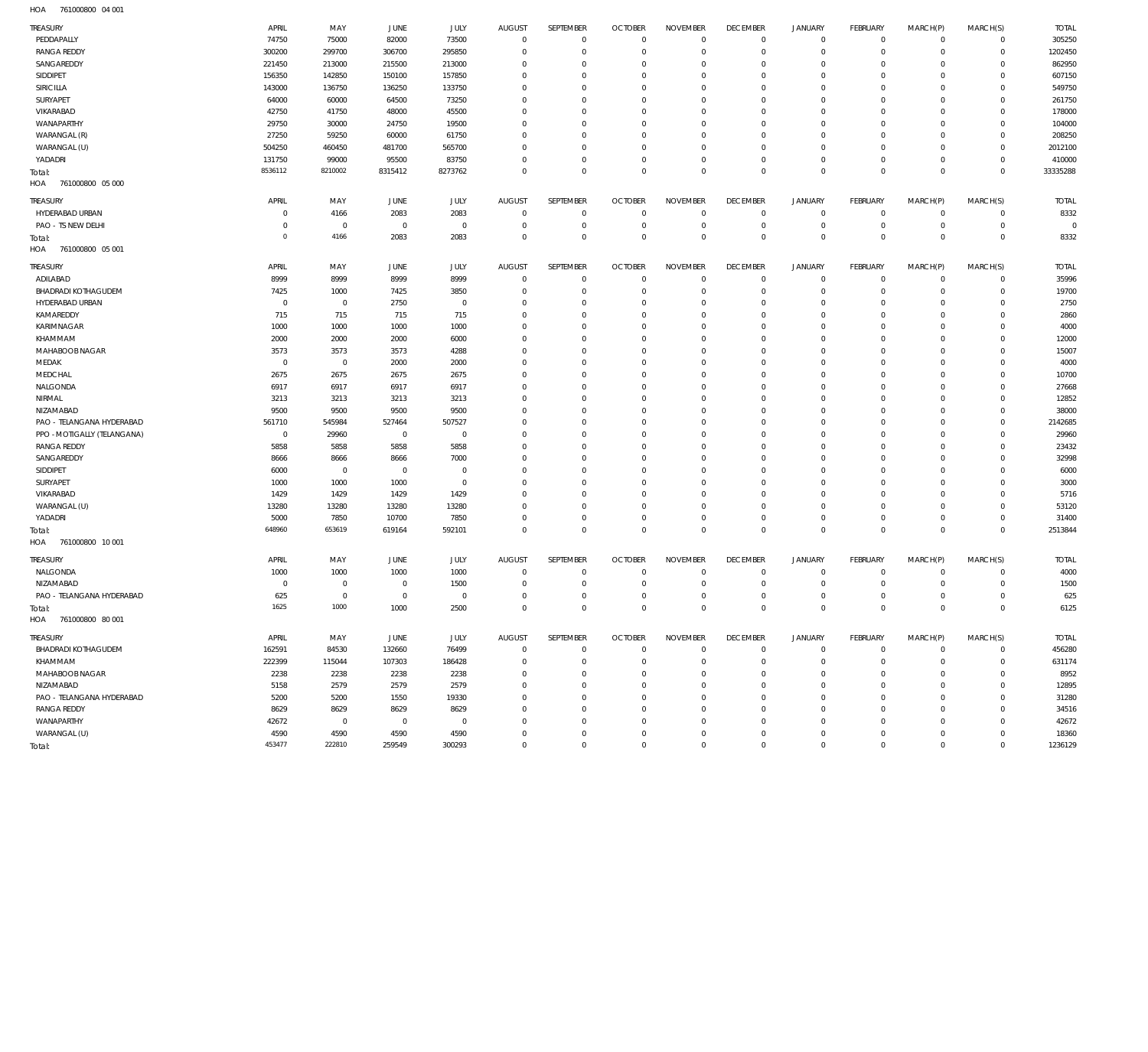HOA 761000800 04 001

| TREASURY | APRIL | MAY | JUNE | JULY | AUGUST | SEPTEMBER | OCTOBER | NOVEMBER | DECEMBER | JANUARY | FEBRUARY | MARCH(P) | MARCH(S) | TOTAL |
|---|---|---|---|---|---|---|---|---|---|---|---|---|---|---|
| PEDDAPALLY | 74750 | 75000 | 82000 | 73500 | 0 | 0 | 0 | 0 | 0 | 0 | 0 | 0 | 0 | 305250 |
| RANGA REDDY | 300200 | 299700 | 306700 | 295850 | 0 | 0 | 0 | 0 | 0 | 0 | 0 | 0 | 0 | 1202450 |
| SANGAREDDY | 221450 | 213000 | 215500 | 213000 | 0 | 0 | 0 | 0 | 0 | 0 | 0 | 0 | 0 | 862950 |
| SIDDIPET | 156350 | 142850 | 150100 | 157850 | 0 | 0 | 0 | 0 | 0 | 0 | 0 | 0 | 0 | 607150 |
| SIRICILLA | 143000 | 136750 | 136250 | 133750 | 0 | 0 | 0 | 0 | 0 | 0 | 0 | 0 | 0 | 549750 |
| SURYAPET | 64000 | 60000 | 64500 | 73250 | 0 | 0 | 0 | 0 | 0 | 0 | 0 | 0 | 0 | 261750 |
| VIKARABAD | 42750 | 41750 | 48000 | 45500 | 0 | 0 | 0 | 0 | 0 | 0 | 0 | 0 | 0 | 178000 |
| WANAPARTHY | 29750 | 30000 | 24750 | 19500 | 0 | 0 | 0 | 0 | 0 | 0 | 0 | 0 | 0 | 104000 |
| WARANGAL (R) | 27250 | 59250 | 60000 | 61750 | 0 | 0 | 0 | 0 | 0 | 0 | 0 | 0 | 0 | 208250 |
| WARANGAL (U) | 504250 | 460450 | 481700 | 565700 | 0 | 0 | 0 | 0 | 0 | 0 | 0 | 0 | 0 | 2012100 |
| YADADRI | 131750 | 99000 | 95500 | 83750 | 0 | 0 | 0 | 0 | 0 | 0 | 0 | 0 | 0 | 410000 |
| Total: | 8536112 | 8210002 | 8315412 | 8273762 | 0 | 0 | 0 | 0 | 0 | 0 | 0 | 0 | 0 | 33335288 |

HOA 761000800 05 000

| TREASURY | APRIL | MAY | JUNE | JULY | AUGUST | SEPTEMBER | OCTOBER | NOVEMBER | DECEMBER | JANUARY | FEBRUARY | MARCH(P) | MARCH(S) | TOTAL |
|---|---|---|---|---|---|---|---|---|---|---|---|---|---|---|
| HYDERABAD URBAN | 0 | 4166 | 2083 | 2083 | 0 | 0 | 0 | 0 | 0 | 0 | 0 | 0 | 0 | 8332 |
| PAO - TS NEW DELHI | 0 | 0 | 0 | 0 | 0 | 0 | 0 | 0 | 0 | 0 | 0 | 0 | 0 | 0 |
| Total: | 0 | 4166 | 2083 | 2083 | 0 | 0 | 0 | 0 | 0 | 0 | 0 | 0 | 0 | 8332 |

HOA 761000800 05 001

| TREASURY | APRIL | MAY | JUNE | JULY | AUGUST | SEPTEMBER | OCTOBER | NOVEMBER | DECEMBER | JANUARY | FEBRUARY | MARCH(P) | MARCH(S) | TOTAL |
|---|---|---|---|---|---|---|---|---|---|---|---|---|---|---|
| ADILABAD | 8999 | 8999 | 8999 | 8999 | 0 | 0 | 0 | 0 | 0 | 0 | 0 | 0 | 0 | 35996 |
| BHADRADI KOTHAGUDEM | 7425 | 1000 | 7425 | 3850 | 0 | 0 | 0 | 0 | 0 | 0 | 0 | 0 | 0 | 19700 |
| HYDERABAD URBAN | 0 | 0 | 2750 | 0 | 0 | 0 | 0 | 0 | 0 | 0 | 0 | 0 | 0 | 2750 |
| KAMAREDDY | 715 | 715 | 715 | 715 | 0 | 0 | 0 | 0 | 0 | 0 | 0 | 0 | 0 | 2860 |
| KARIMNAGAR | 1000 | 1000 | 1000 | 1000 | 0 | 0 | 0 | 0 | 0 | 0 | 0 | 0 | 0 | 4000 |
| KHAMMAM | 2000 | 2000 | 2000 | 6000 | 0 | 0 | 0 | 0 | 0 | 0 | 0 | 0 | 0 | 12000 |
| MAHABOOB NAGAR | 3573 | 3573 | 3573 | 4288 | 0 | 0 | 0 | 0 | 0 | 0 | 0 | 0 | 0 | 15007 |
| MEDAK | 0 | 0 | 2000 | 2000 | 0 | 0 | 0 | 0 | 0 | 0 | 0 | 0 | 0 | 4000 |
| MEDCHAL | 2675 | 2675 | 2675 | 2675 | 0 | 0 | 0 | 0 | 0 | 0 | 0 | 0 | 0 | 10700 |
| NALGONDA | 6917 | 6917 | 6917 | 6917 | 0 | 0 | 0 | 0 | 0 | 0 | 0 | 0 | 0 | 27668 |
| NIRMAL | 3213 | 3213 | 3213 | 3213 | 0 | 0 | 0 | 0 | 0 | 0 | 0 | 0 | 0 | 12852 |
| NIZAMABAD | 9500 | 9500 | 9500 | 9500 | 0 | 0 | 0 | 0 | 0 | 0 | 0 | 0 | 0 | 38000 |
| PAO - TELANGANA HYDERABAD | 561710 | 545984 | 527464 | 507527 | 0 | 0 | 0 | 0 | 0 | 0 | 0 | 0 | 0 | 2142685 |
| PPO - MOTIGALLY (TELANGANA) | 0 | 29960 | 0 | 0 | 0 | 0 | 0 | 0 | 0 | 0 | 0 | 0 | 0 | 29960 |
| RANGA REDDY | 5858 | 5858 | 5858 | 5858 | 0 | 0 | 0 | 0 | 0 | 0 | 0 | 0 | 0 | 23432 |
| SANGAREDDY | 8666 | 8666 | 8666 | 7000 | 0 | 0 | 0 | 0 | 0 | 0 | 0 | 0 | 0 | 32998 |
| SIDDIPET | 6000 | 0 | 0 | 0 | 0 | 0 | 0 | 0 | 0 | 0 | 0 | 0 | 0 | 6000 |
| SURYAPET | 1000 | 1000 | 1000 | 0 | 0 | 0 | 0 | 0 | 0 | 0 | 0 | 0 | 0 | 3000 |
| VIKARABAD | 1429 | 1429 | 1429 | 1429 | 0 | 0 | 0 | 0 | 0 | 0 | 0 | 0 | 0 | 5716 |
| WARANGAL (U) | 13280 | 13280 | 13280 | 13280 | 0 | 0 | 0 | 0 | 0 | 0 | 0 | 0 | 0 | 53120 |
| YADADRI | 5000 | 7850 | 10700 | 7850 | 0 | 0 | 0 | 0 | 0 | 0 | 0 | 0 | 0 | 31400 |
| Total: | 648960 | 653619 | 619164 | 592101 | 0 | 0 | 0 | 0 | 0 | 0 | 0 | 0 | 0 | 2513844 |

HOA 761000800 10 001

| TREASURY | APRIL | MAY | JUNE | JULY | AUGUST | SEPTEMBER | OCTOBER | NOVEMBER | DECEMBER | JANUARY | FEBRUARY | MARCH(P) | MARCH(S) | TOTAL |
|---|---|---|---|---|---|---|---|---|---|---|---|---|---|---|
| NALGONDA | 1000 | 1000 | 1000 | 1000 | 0 | 0 | 0 | 0 | 0 | 0 | 0 | 0 | 0 | 4000 |
| NIZAMABAD | 0 | 0 | 0 | 1500 | 0 | 0 | 0 | 0 | 0 | 0 | 0 | 0 | 0 | 1500 |
| PAO - TELANGANA HYDERABAD | 625 | 0 | 0 | 0 | 0 | 0 | 0 | 0 | 0 | 0 | 0 | 0 | 0 | 625 |
| Total: | 1625 | 1000 | 1000 | 2500 | 0 | 0 | 0 | 0 | 0 | 0 | 0 | 0 | 0 | 6125 |

HOA 761000800 80 001

| TREASURY | APRIL | MAY | JUNE | JULY | AUGUST | SEPTEMBER | OCTOBER | NOVEMBER | DECEMBER | JANUARY | FEBRUARY | MARCH(P) | MARCH(S) | TOTAL |
|---|---|---|---|---|---|---|---|---|---|---|---|---|---|---|
| BHADRADI KOTHAGUDEM | 162591 | 84530 | 132660 | 76499 | 0 | 0 | 0 | 0 | 0 | 0 | 0 | 0 | 0 | 456280 |
| KHAMMAM | 222399 | 115044 | 107303 | 186428 | 0 | 0 | 0 | 0 | 0 | 0 | 0 | 0 | 0 | 631174 |
| MAHABOOB NAGAR | 2238 | 2238 | 2238 | 2238 | 0 | 0 | 0 | 0 | 0 | 0 | 0 | 0 | 0 | 8952 |
| NIZAMABAD | 5158 | 2579 | 2579 | 2579 | 0 | 0 | 0 | 0 | 0 | 0 | 0 | 0 | 0 | 12895 |
| PAO - TELANGANA HYDERABAD | 5200 | 5200 | 1550 | 19330 | 0 | 0 | 0 | 0 | 0 | 0 | 0 | 0 | 0 | 31280 |
| RANGA REDDY | 8629 | 8629 | 8629 | 8629 | 0 | 0 | 0 | 0 | 0 | 0 | 0 | 0 | 0 | 34516 |
| WANAPARTHY | 42672 | 0 | 0 | 0 | 0 | 0 | 0 | 0 | 0 | 0 | 0 | 0 | 0 | 42672 |
| WARANGAL (U) | 4590 | 4590 | 4590 | 4590 | 0 | 0 | 0 | 0 | 0 | 0 | 0 | 0 | 0 | 18360 |
| Total: | 453477 | 222810 | 259549 | 300293 | 0 | 0 | 0 | 0 | 0 | 0 | 0 | 0 | 0 | 1236129 |